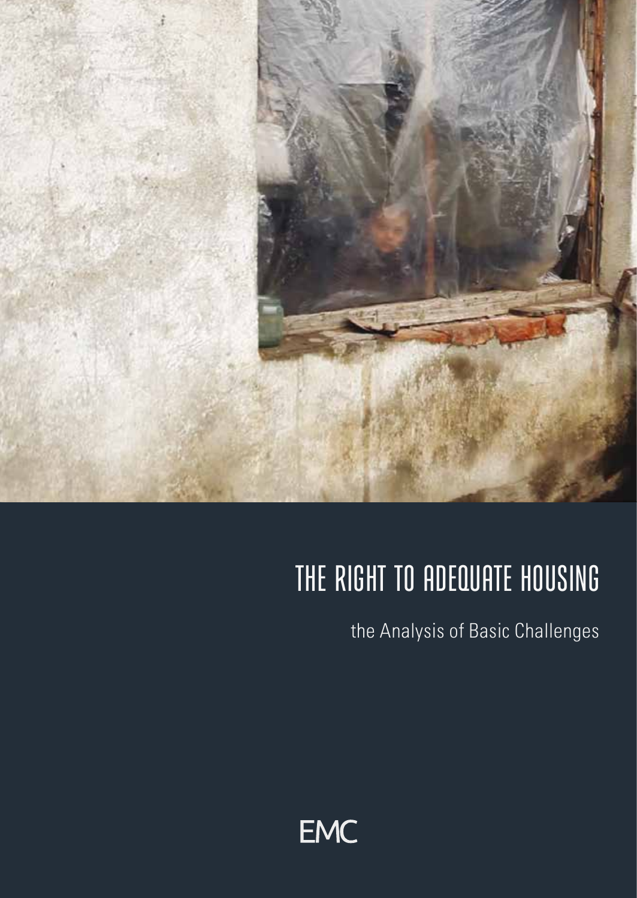# THE RIGHT TO ADEQUATE HOUSING

the Analysis of Basic Challenges

EMC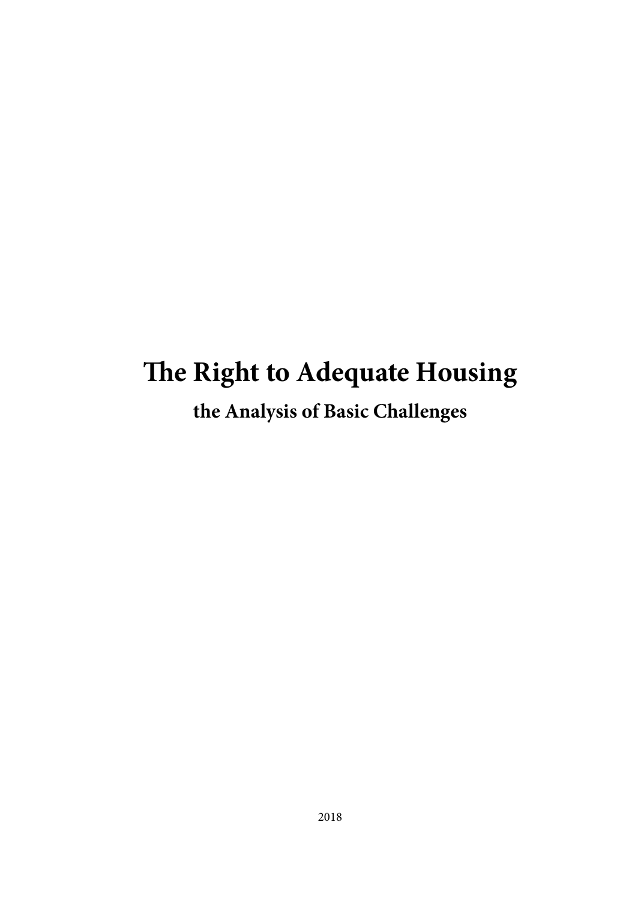# The Right to Adequate Housing

## the Analysis of Basic Challenges

2018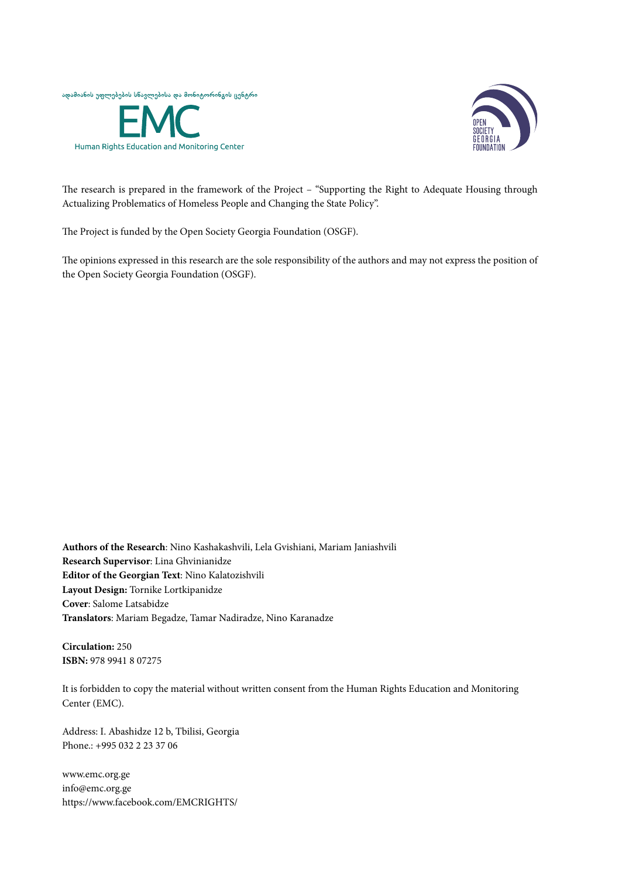ადამიანის უფლებების სწავლებისა და მონიტორინგის ცენტრი

EMC

Human Rights Education and Monitoring Center

OPEN SOCIETY GEORGIA FOUNDATION

The research is prepared in the framework of the Project – "Supporting the Right to Adequate Housing through Actualizing Problematics of Homeless People and Changing the State Policy".

The Project is funded by the Open Society Georgia Foundation (OSGF).

The opinions expressed in this research are the sole responsibility of the authors and may not express the position of the Open Society Georgia Foundation (OSGF).

**Authors of the Research**: Nino Kashakashvili, Lela Gvishiani, Mariam Janiashvili
**Research Supervisor**: Lina Ghvinianidze
**Editor of the Georgian Text**: Nino Kalatozishvili
**Layout Design:** Tornike Lortkipanidze
**Cover**: Salome Latsabidze
**Translators**: Mariam Begadze, Tamar Nadiradze, Nino Karanadze

**Circulation:** 250
**ISBN:** 978 9941 8 07275

It is forbidden to copy the material without written consent from the Human Rights Education and Monitoring Center (EMC).

Address: I. Abashidze 12 b, Tbilisi, Georgia
Phone.: +995 032 2 23 37 06

www.emc.org.ge
info@emc.org.ge
https://www.facebook.com/EMCRIGHTS/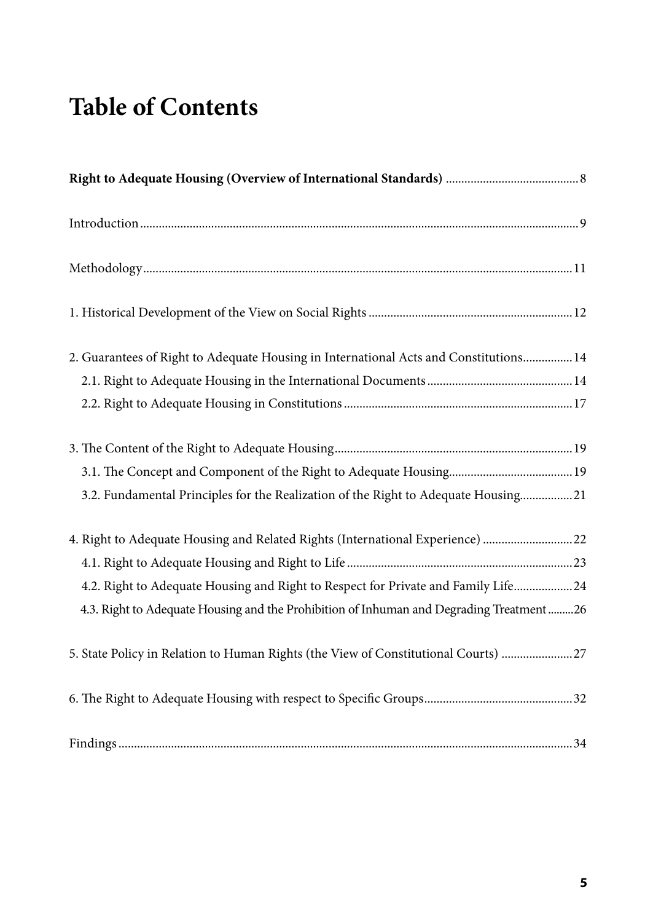# Table of Contents

**Right to Adequate Housing (Overview of International Standards)** ........................................... 8

Introduction ........................................................................................................................................ 9

Methodology ...................................................................................................................................... 11

1. Historical Development of the View on Social Rights ................................................................. 12

2. Guarantees of Right to Adequate Housing in International Acts and Constitutions ................ 14
   - 2.1. Right to Adequate Housing in the International Documents .............................................. 14
   - 2.2. Right to Adequate Housing in Constitutions ......................................................................... 17

3. The Content of the Right to Adequate Housing ............................................................................ 19
   - 3.1. The Concept and Component of the Right to Adequate Housing ....................................... 19
   - 3.2. Fundamental Principles for the Realization of the Right to Adequate Housing ................. 21

4. Right to Adequate Housing and Related Rights (International Experience) ............................. 22
   - 4.1. Right to Adequate Housing and Right to Life ......................................................................... 23
   - 4.2. Right to Adequate Housing and Right to Respect for Private and Family Life ................... 24
   - 4.3. Right to Adequate Housing and the Prohibition of Inhuman and Degrading Treatment ......... 26

5. State Policy in Relation to Human Rights (the View of Constitutional Courts) ....................... 27

6. The Right to Adequate Housing with respect to Specific Groups ................................................ 32

Findings .............................................................................................................................................. 34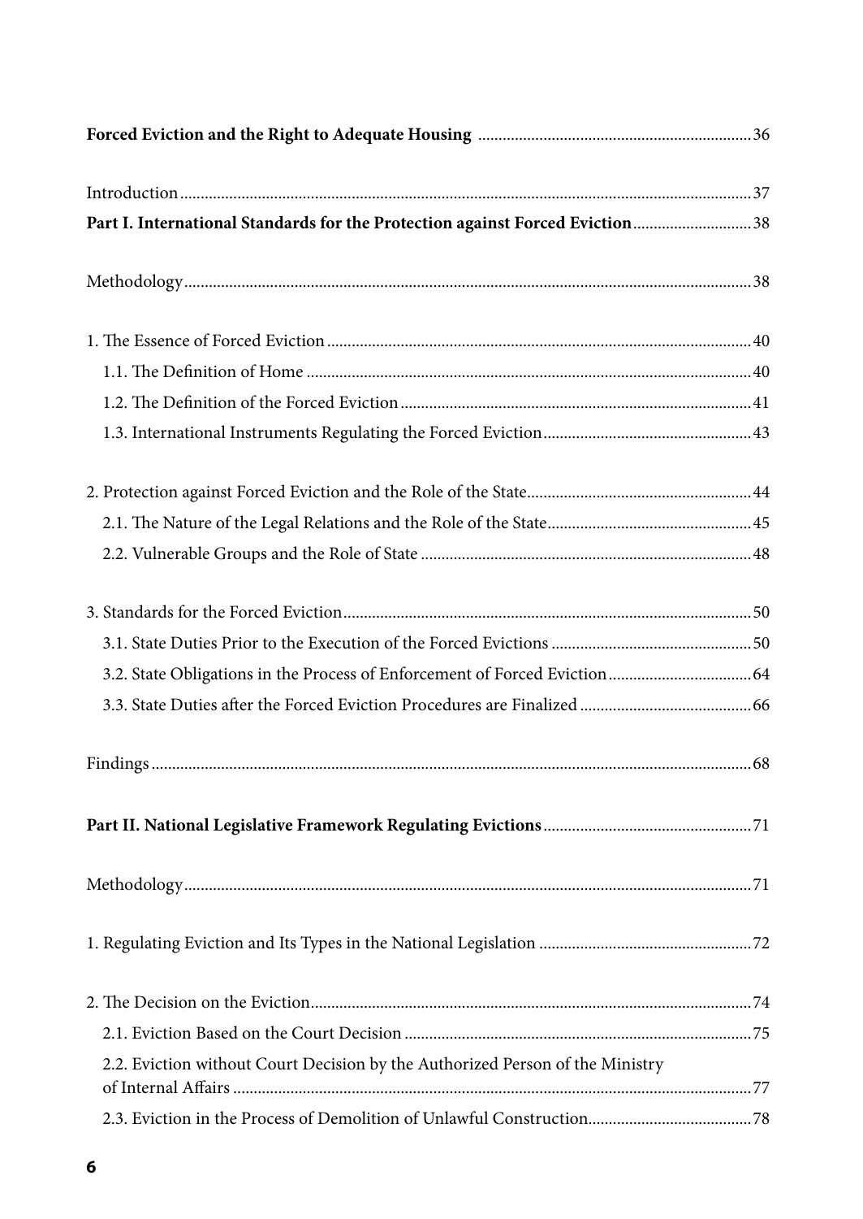**Forced Eviction and the Right to Adequate Housing** ..... 36

Introduction ..... 37

**Part I. International Standards for the Protection against Forced Eviction** ..... 38

Methodology ..... 38

1. The Essence of Forced Eviction ..... 40
    - 1.1. The Definition of Home ..... 40
    - 1.2. The Definition of the Forced Eviction ..... 41
    - 1.3. International Instruments Regulating the Forced Eviction ..... 43

2. Protection against Forced Eviction and the Role of the State ..... 44
    - 2.1. The Nature of the Legal Relations and the Role of the State ..... 45
    - 2.2. Vulnerable Groups and the Role of State ..... 48

3. Standards for the Forced Eviction ..... 50
    - 3.1. State Duties Prior to the Execution of the Forced Evictions ..... 50
    - 3.2. State Obligations in the Process of Enforcement of Forced Eviction ..... 64
    - 3.3. State Duties after the Forced Eviction Procedures are Finalized ..... 66

Findings ..... 68

**Part II. National Legislative Framework Regulating Evictions** ..... 71

Methodology ..... 71

1. Regulating Eviction and Its Types in the National Legislation ..... 72

2. The Decision on the Eviction ..... 74
    - 2.1. Eviction Based on the Court Decision ..... 75
    - 2.2. Eviction without Court Decision by the Authorized Person of the Ministry of Internal Affairs ..... 77
    - 2.3. Eviction in the Process of Demolition of Unlawful Construction ..... 78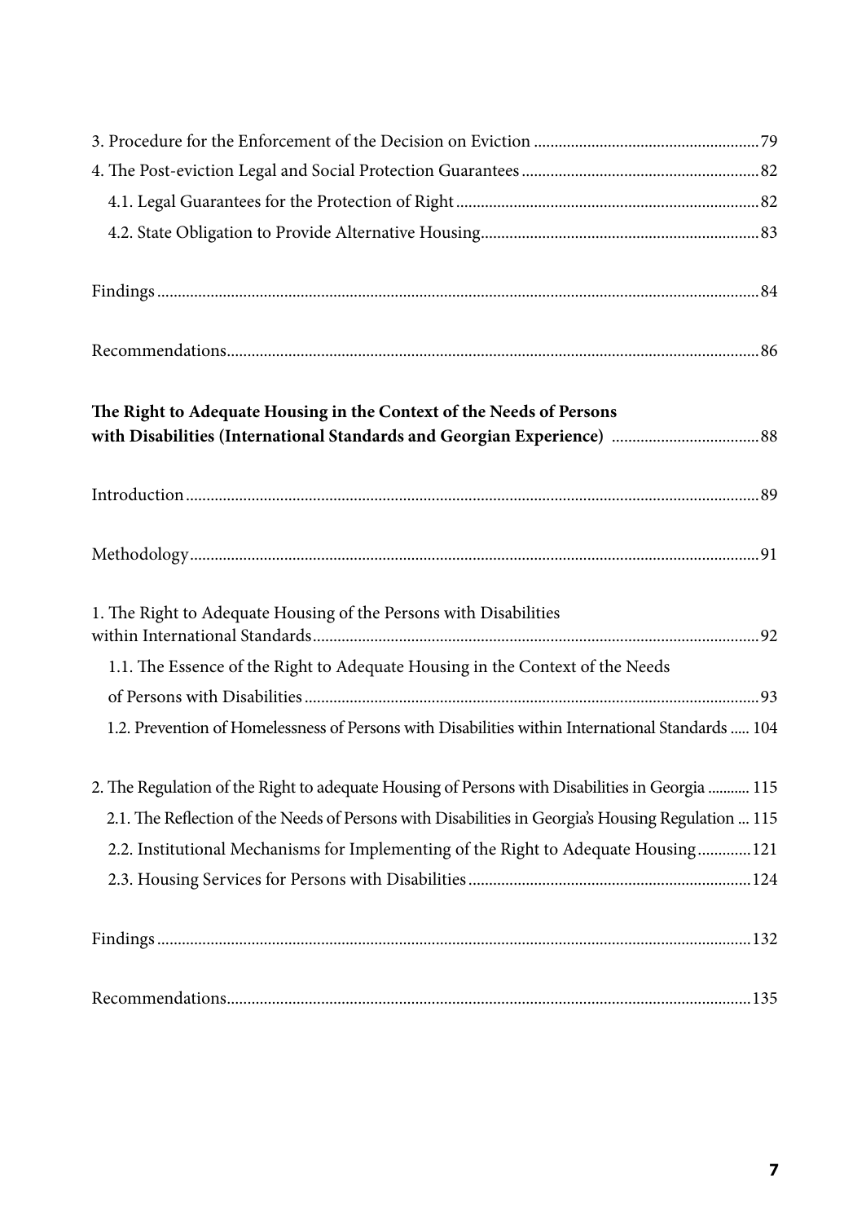3. Procedure for the Enforcement of the Decision on Eviction ....................................................... 79

4. The Post-eviction Legal and Social Protection Guarantees .......................................................... 82

  4.1. Legal Guarantees for the Protection of Right .......................................................................... 82

  4.2. State Obligation to Provide Alternative Housing.................................................................... 83

Findings ................................................................................................................................................. 84

Recommendations................................................................................................................................ 86

**The Right to Adequate Housing in the Context of the Needs of Persons with Disabilities (International Standards and Georgian Experience)** .................................... 88

Introduction .......................................................................................................................................... 89

Methodology ......................................................................................................................................... 91

1. The Right to Adequate Housing of the Persons with Disabilities within International Standards ............................................................................................................. 92

  1.1. The Essence of the Right to Adequate Housing in the Context of the Needs of Persons with Disabilities ............................................................................................................... 93

  1.2. Prevention of Homelessness of Persons with Disabilities within International Standards ..... 104

2. The Regulation of the Right to adequate Housing of Persons with Disabilities in Georgia ........... 115

  2.1. The Reflection of the Needs of Persons with Disabilities in Georgia's Housing Regulation ... 115

  2.2. Institutional Mechanisms for Implementing of the Right to Adequate Housing .............121

  2.3. Housing Services for Persons with Disabilities .....................................................................124

Findings ...............................................................................................................................................132

Recommendations...............................................................................................................................135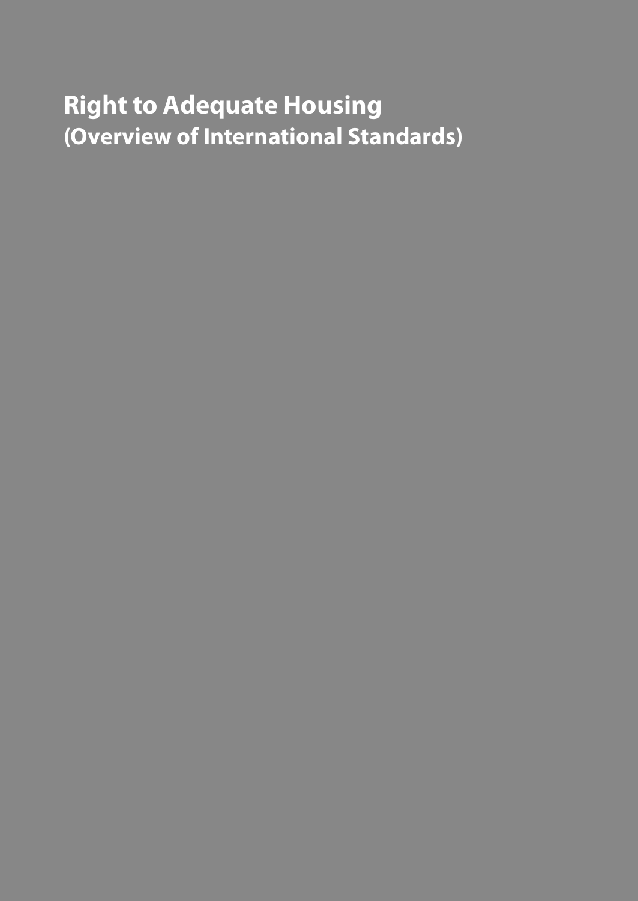# Right to Adequate Housing
## (Overview of International Standards)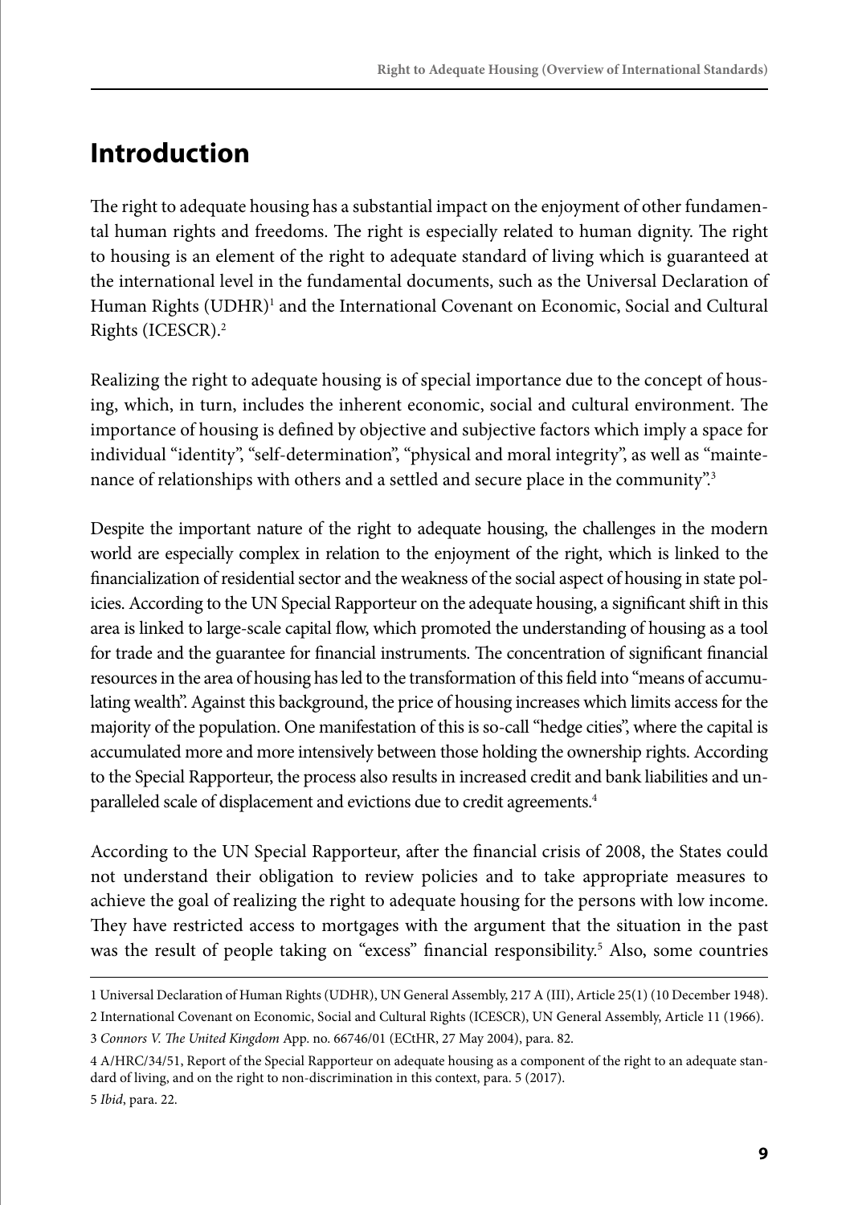# Introduction

The right to adequate housing has a substantial impact on the enjoyment of other fundamental human rights and freedoms. The right is especially related to human dignity. The right to housing is an element of the right to adequate standard of living which is guaranteed at the international level in the fundamental documents, such as the Universal Declaration of Human Rights (UDHR)[1] and the International Covenant on Economic, Social and Cultural Rights (ICESCR).[2]

Realizing the right to adequate housing is of special importance due to the concept of housing, which, in turn, includes the inherent economic, social and cultural environment. The importance of housing is defined by objective and subjective factors which imply a space for individual "identity", "self-determination", "physical and moral integrity", as well as "maintenance of relationships with others and a settled and secure place in the community".[3]

Despite the important nature of the right to adequate housing, the challenges in the modern world are especially complex in relation to the enjoyment of the right, which is linked to the financialization of residential sector and the weakness of the social aspect of housing in state policies. According to the UN Special Rapporteur on the adequate housing, a significant shift in this area is linked to large-scale capital flow, which promoted the understanding of housing as a tool for trade and the guarantee for financial instruments. The concentration of significant financial resources in the area of housing has led to the transformation of this field into "means of accumulating wealth". Against this background, the price of housing increases which limits access for the majority of the population. One manifestation of this is so-call "hedge cities", where the capital is accumulated more and more intensively between those holding the ownership rights. According to the Special Rapporteur, the process also results in increased credit and bank liabilities and unparalleled scale of displacement and evictions due to credit agreements.[4]

According to the UN Special Rapporteur, after the financial crisis of 2008, the States could not understand their obligation to review policies and to take appropriate measures to achieve the goal of realizing the right to adequate housing for the persons with low income. They have restricted access to mortgages with the argument that the situation in the past was the result of people taking on "excess" financial responsibility.[5] Also, some countries

---

1 Universal Declaration of Human Rights (UDHR), UN General Assembly, 217 A (III), Article 25(1) (10 December 1948).

2 International Covenant on Economic, Social and Cultural Rights (ICESCR), UN General Assembly, Article 11 (1966).

3 *Connors V. The United Kingdom* App. no. 66746/01 (ECtHR, 27 May 2004), para. 82.

4 A/HRC/34/51, Report of the Special Rapporteur on adequate housing as a component of the right to an adequate standard of living, and on the right to non-discrimination in this context, para. 5 (2017).

5 *Ibid*, para. 22.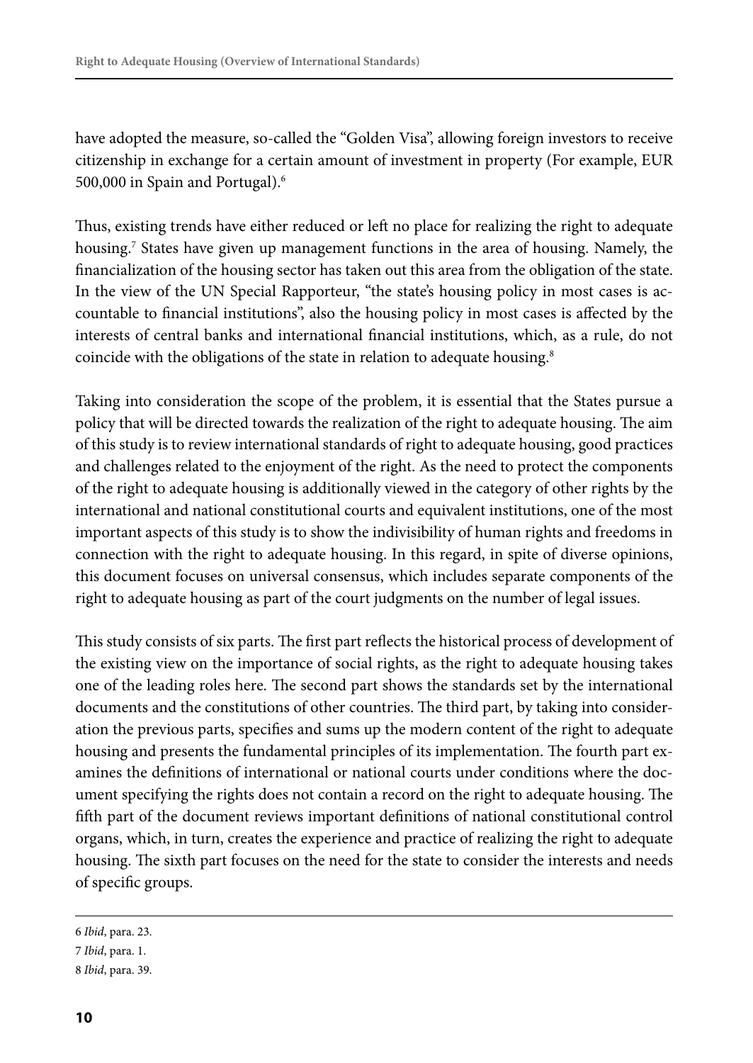have adopted the measure, so-called the "Golden Visa", allowing foreign investors to receive citizenship in exchange for a certain amount of investment in property (For example, EUR 500,000 in Spain and Portugal).[6]

Thus, existing trends have either reduced or left no place for realizing the right to adequate housing.[7] States have given up management functions in the area of housing. Namely, the financialization of the housing sector has taken out this area from the obligation of the state. In the view of the UN Special Rapporteur, "the state's housing policy in most cases is accountable to financial institutions", also the housing policy in most cases is affected by the interests of central banks and international financial institutions, which, as a rule, do not coincide with the obligations of the state in relation to adequate housing.[8]

Taking into consideration the scope of the problem, it is essential that the States pursue a policy that will be directed towards the realization of the right to adequate housing. The aim of this study is to review international standards of right to adequate housing, good practices and challenges related to the enjoyment of the right. As the need to protect the components of the right to adequate housing is additionally viewed in the category of other rights by the international and national constitutional courts and equivalent institutions, one of the most important aspects of this study is to show the indivisibility of human rights and freedoms in connection with the right to adequate housing. In this regard, in spite of diverse opinions, this document focuses on universal consensus, which includes separate components of the right to adequate housing as part of the court judgments on the number of legal issues.

This study consists of six parts. The first part reflects the historical process of development of the existing view on the importance of social rights, as the right to adequate housing takes one of the leading roles here. The second part shows the standards set by the international documents and the constitutions of other countries. The third part, by taking into consideration the previous parts, specifies and sums up the modern content of the right to adequate housing and presents the fundamental principles of its implementation. The fourth part examines the definitions of international or national courts under conditions where the document specifying the rights does not contain a record on the right to adequate housing. The fifth part of the document reviews important definitions of national constitutional control organs, which, in turn, creates the experience and practice of realizing the right to adequate housing. The sixth part focuses on the need for the state to consider the interests and needs of specific groups.

---

6 *Ibid*, para. 23.

7 *Ibid*, para. 1.

8 *Ibid*, para. 39.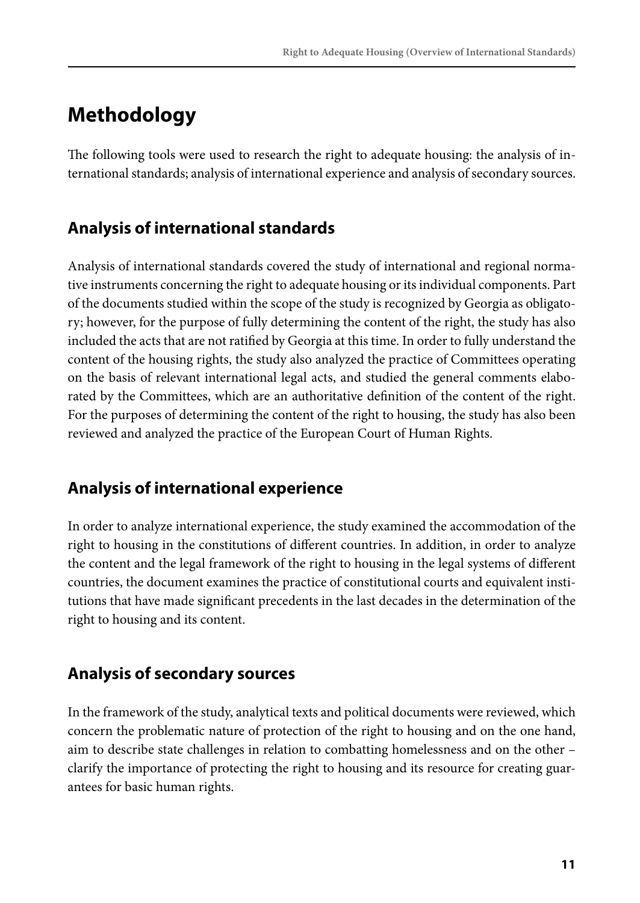# Methodology

The following tools were used to research the right to adequate housing: the analysis of international standards; analysis of international experience and analysis of secondary sources.

## Analysis of international standards

Analysis of international standards covered the study of international and regional normative instruments concerning the right to adequate housing or its individual components. Part of the documents studied within the scope of the study is recognized by Georgia as obligatory; however, for the purpose of fully determining the content of the right, the study has also included the acts that are not ratified by Georgia at this time. In order to fully understand the content of the housing rights, the study also analyzed the practice of Committees operating on the basis of relevant international legal acts, and studied the general comments elaborated by the Committees, which are an authoritative definition of the content of the right. For the purposes of determining the content of the right to housing, the study has also been reviewed and analyzed the practice of the European Court of Human Rights.

## Analysis of international experience

In order to analyze international experience, the study examined the accommodation of the right to housing in the constitutions of different countries. In addition, in order to analyze the content and the legal framework of the right to housing in the legal systems of different countries, the document examines the practice of constitutional courts and equivalent institutions that have made significant precedents in the last decades in the determination of the right to housing and its content.

## Analysis of secondary sources

In the framework of the study, analytical texts and political documents were reviewed, which concern the problematic nature of protection of the right to housing and on the one hand, aim to describe state challenges in relation to combatting homelessness and on the other – clarify the importance of protecting the right to housing and its resource for creating guarantees for basic human rights.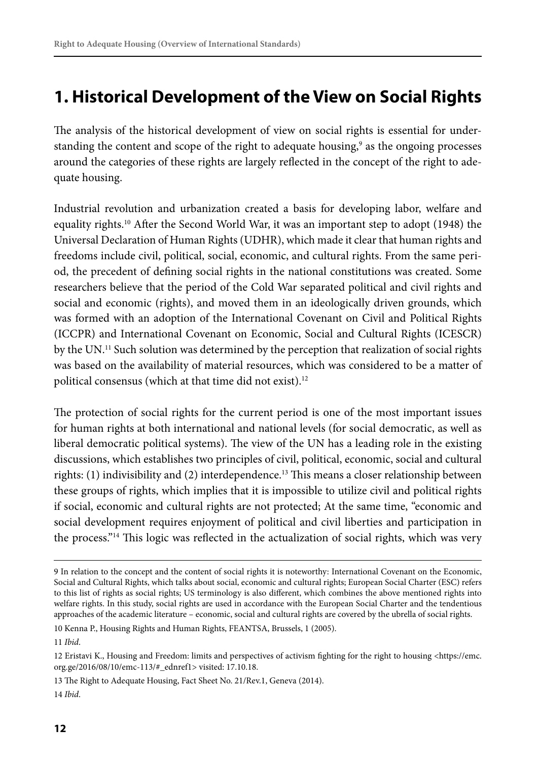# 1. Historical Development of the View on Social Rights

The analysis of the historical development of view on social rights is essential for understanding the content and scope of the right to adequate housing,[9] as the ongoing processes around the categories of these rights are largely reflected in the concept of the right to adequate housing.

Industrial revolution and urbanization created a basis for developing labor, welfare and equality rights.[10] After the Second World War, it was an important step to adopt (1948) the Universal Declaration of Human Rights (UDHR), which made it clear that human rights and freedoms include civil, political, social, economic, and cultural rights. From the same period, the precedent of defining social rights in the national constitutions was created. Some researchers believe that the period of the Cold War separated political and civil rights and social and economic (rights), and moved them in an ideologically driven grounds, which was formed with an adoption of the International Covenant on Civil and Political Rights (ICCPR) and International Covenant on Economic, Social and Cultural Rights (ICESCR) by the UN.[11] Such solution was determined by the perception that realization of social rights was based on the availability of material resources, which was considered to be a matter of political consensus (which at that time did not exist).[12]

The protection of social rights for the current period is one of the most important issues for human rights at both international and national levels (for social democratic, as well as liberal democratic political systems). The view of the UN has a leading role in the existing discussions, which establishes two principles of civil, political, economic, social and cultural rights: (1) indivisibility and (2) interdependence.[13] This means a closer relationship between these groups of rights, which implies that it is impossible to utilize civil and political rights if social, economic and cultural rights are not protected; At the same time, "economic and social development requires enjoyment of political and civil liberties and participation in the process."[14] This logic was reflected in the actualization of social rights, which was very

---

9 In relation to the concept and the content of social rights it is noteworthy: International Covenant on the Economic, Social and Cultural Rights, which talks about social, economic and cultural rights; European Social Charter (ESC) refers to this list of rights as social rights; US terminology is also different, which combines the above mentioned rights into welfare rights. In this study, social rights are used in accordance with the European Social Charter and the tendentious approaches of the academic literature – economic, social and cultural rights are covered by the ubrella of social rights.

10 Kenna P., Housing Rights and Human Rights, FEANTSA, Brussels, 1 (2005).

11 *Ibid*.

12 Eristavi K., Housing and Freedom: limits and perspectives of activism fighting for the right to housing <https://emc.org.ge/2016/08/10/emc-113/#_ednref1> visited: 17.10.18.

13 The Right to Adequate Housing, Fact Sheet No. 21/Rev.1, Geneva (2014).

14 *Ibid*.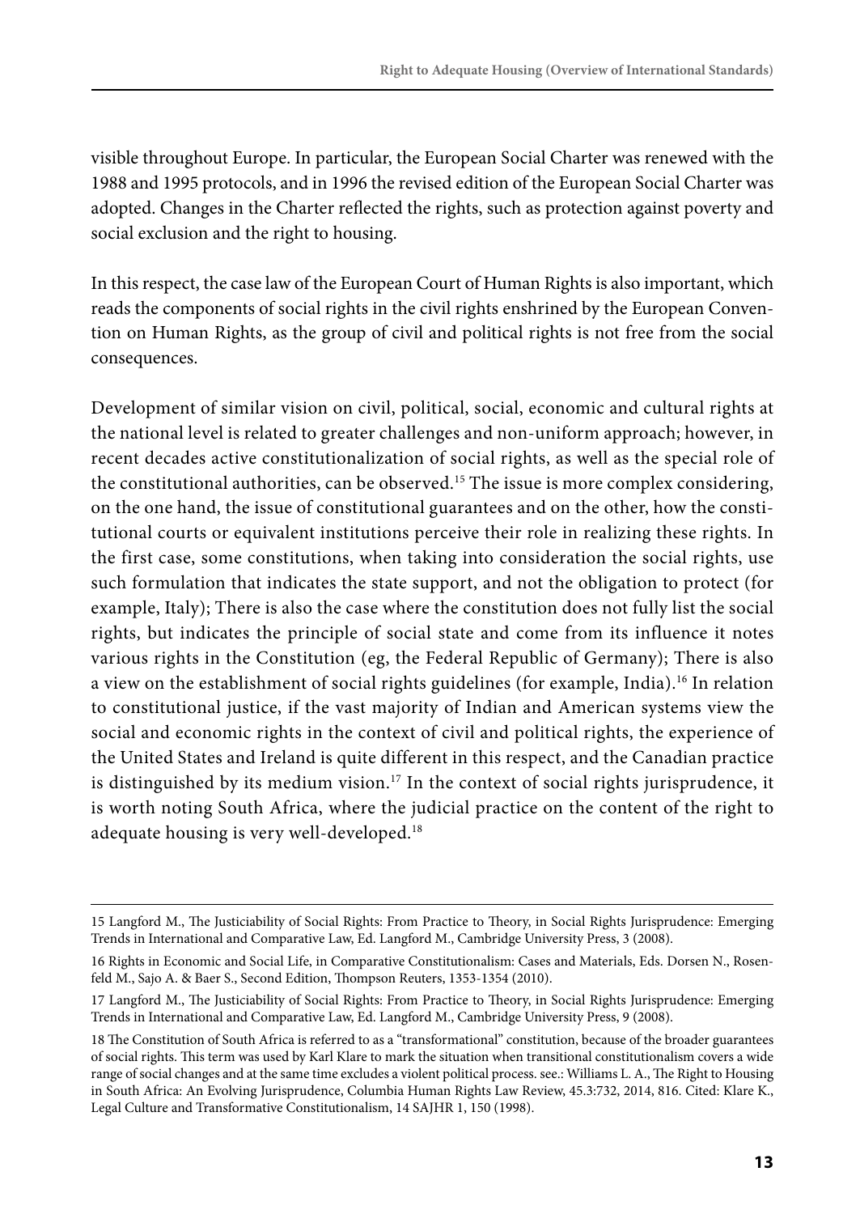visible throughout Europe. In particular, the European Social Charter was renewed with the 1988 and 1995 protocols, and in 1996 the revised edition of the European Social Charter was adopted. Changes in the Charter reflected the rights, such as protection against poverty and social exclusion and the right to housing.

In this respect, the case law of the European Court of Human Rights is also important, which reads the components of social rights in the civil rights enshrined by the European Convention on Human Rights, as the group of civil and political rights is not free from the social consequences.

Development of similar vision on civil, political, social, economic and cultural rights at the national level is related to greater challenges and non-uniform approach; however, in recent decades active constitutionalization of social rights, as well as the special role of the constitutional authorities, can be observed.[15] The issue is more complex considering, on the one hand, the issue of constitutional guarantees and on the other, how the constitutional courts or equivalent institutions perceive their role in realizing these rights. In the first case, some constitutions, when taking into consideration the social rights, use such formulation that indicates the state support, and not the obligation to protect (for example, Italy); There is also the case where the constitution does not fully list the social rights, but indicates the principle of social state and come from its influence it notes various rights in the Constitution (eg, the Federal Republic of Germany); There is also a view on the establishment of social rights guidelines (for example, India).[16] In relation to constitutional justice, if the vast majority of Indian and American systems view the social and economic rights in the context of civil and political rights, the experience of the United States and Ireland is quite different in this respect, and the Canadian practice is distinguished by its medium vision.[17] In the context of social rights jurisprudence, it is worth noting South Africa, where the judicial practice on the content of the right to adequate housing is very well-developed.[18]

---

15 Langford M., The Justiciability of Social Rights: From Practice to Theory, in Social Rights Jurisprudence: Emerging Trends in International and Comparative Law, Ed. Langford M., Cambridge University Press, 3 (2008).

16 Rights in Economic and Social Life, in Comparative Constitutionalism: Cases and Materials, Eds. Dorsen N., Rosenfeld M., Sajo A. & Baer S., Second Edition, Thompson Reuters, 1353-1354 (2010).

17 Langford M., The Justiciability of Social Rights: From Practice to Theory, in Social Rights Jurisprudence: Emerging Trends in International and Comparative Law, Ed. Langford M., Cambridge University Press, 9 (2008).

18 The Constitution of South Africa is referred to as a "transformational" constitution, because of the broader guarantees of social rights. This term was used by Karl Klare to mark the situation when transitional constitutionalism covers a wide range of social changes and at the same time excludes a violent political process. see.: Williams L. A., The Right to Housing in South Africa: An Evolving Jurisprudence, Columbia Human Rights Law Review, 45.3:732, 2014, 816. Cited: Klare K., Legal Culture and Transformative Constitutionalism, 14 SAJHR 1, 150 (1998).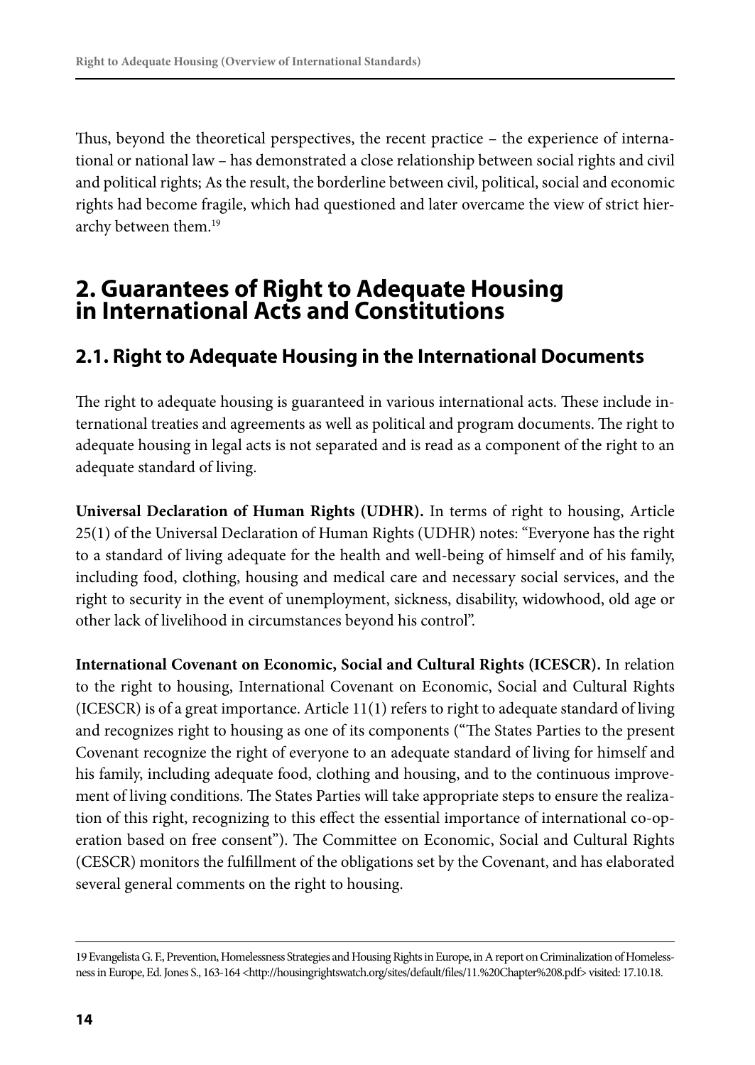Thus, beyond the theoretical perspectives, the recent practice – the experience of international or national law – has demonstrated a close relationship between social rights and civil and political rights; As the result, the borderline between civil, political, social and economic rights had become fragile, which had questioned and later overcame the view of strict hierarchy between them.[19]

# 2. Guarantees of Right to Adequate Housing in International Acts and Constitutions

## 2.1. Right to Adequate Housing in the International Documents

The right to adequate housing is guaranteed in various international acts. These include international treaties and agreements as well as political and program documents. The right to adequate housing in legal acts is not separated and is read as a component of the right to an adequate standard of living.

**Universal Declaration of Human Rights (UDHR).** In terms of right to housing, Article 25(1) of the Universal Declaration of Human Rights (UDHR) notes: "Everyone has the right to a standard of living adequate for the health and well-being of himself and of his family, including food, clothing, housing and medical care and necessary social services, and the right to security in the event of unemployment, sickness, disability, widowhood, old age or other lack of livelihood in circumstances beyond his control".

**International Covenant on Economic, Social and Cultural Rights (ICESCR).** In relation to the right to housing, International Covenant on Economic, Social and Cultural Rights (ICESCR) is of a great importance. Article 11(1) refers to right to adequate standard of living and recognizes right to housing as one of its components ("The States Parties to the present Covenant recognize the right of everyone to an adequate standard of living for himself and his family, including adequate food, clothing and housing, and to the continuous improvement of living conditions. The States Parties will take appropriate steps to ensure the realization of this right, recognizing to this effect the essential importance of international co-operation based on free consent"). The Committee on Economic, Social and Cultural Rights (CESCR) monitors the fulfillment of the obligations set by the Covenant, and has elaborated several general comments on the right to housing.

---

19 Evangelista G. F., Prevention, Homelessness Strategies and Housing Rights in Europe, in A report on Criminalization of Homelessness in Europe, Ed. Jones S., 163-164 <http://housingrightswatch.org/sites/default/files/11.%20Chapter%208.pdf> visited: 17.10.18.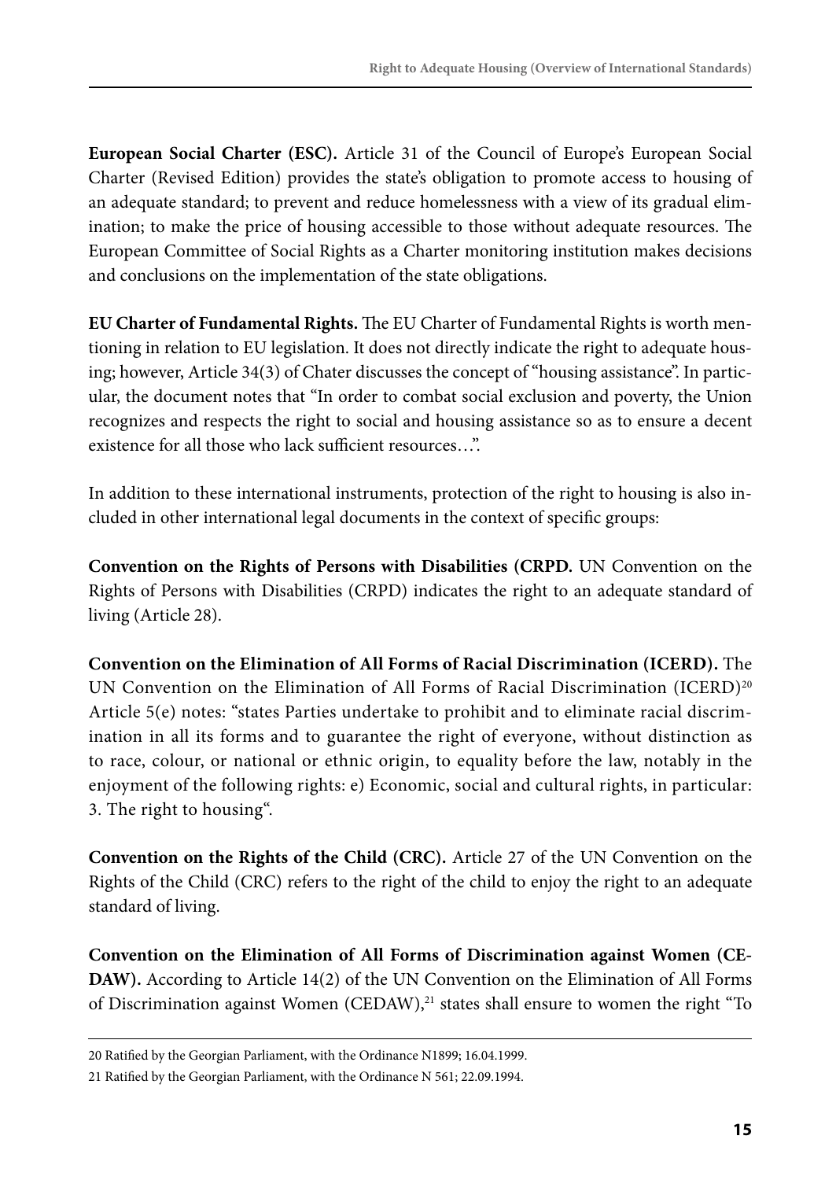**European Social Charter (ESC).** Article 31 of the Council of Europe's European Social Charter (Revised Edition) provides the state's obligation to promote access to housing of an adequate standard; to prevent and reduce homelessness with a view of its gradual elimination; to make the price of housing accessible to those without adequate resources. The European Committee of Social Rights as a Charter monitoring institution makes decisions and conclusions on the implementation of the state obligations.

**EU Charter of Fundamental Rights.** The EU Charter of Fundamental Rights is worth mentioning in relation to EU legislation. It does not directly indicate the right to adequate housing; however, Article 34(3) of Chater discusses the concept of "housing assistance". In particular, the document notes that "In order to combat social exclusion and poverty, the Union recognizes and respects the right to social and housing assistance so as to ensure a decent existence for all those who lack sufficient resources…".

In addition to these international instruments, protection of the right to housing is also included in other international legal documents in the context of specific groups:

**Convention on the Rights of Persons with Disabilities (CRPD.** UN Convention on the Rights of Persons with Disabilities (CRPD) indicates the right to an adequate standard of living (Article 28).

**Convention on the Elimination of All Forms of Racial Discrimination (ICERD).** The UN Convention on the Elimination of All Forms of Racial Discrimination (ICERD)[20] Article 5(e) notes: "states Parties undertake to prohibit and to eliminate racial discrimination in all its forms and to guarantee the right of everyone, without distinction as to race, colour, or national or ethnic origin, to equality before the law, notably in the enjoyment of the following rights: e) Economic, social and cultural rights, in particular: 3. The right to housing".

**Convention on the Rights of the Child (CRC).** Article 27 of the UN Convention on the Rights of the Child (CRC) refers to the right of the child to enjoy the right to an adequate standard of living.

**Convention on the Elimination of All Forms of Discrimination against Women (CEDAW).** According to Article 14(2) of the UN Convention on the Elimination of All Forms of Discrimination against Women (CEDAW),[21] states shall ensure to women the right "To

---

20 Ratified by the Georgian Parliament, with the Ordinance N1899; 16.04.1999.

21 Ratified by the Georgian Parliament, with the Ordinance N 561; 22.09.1994.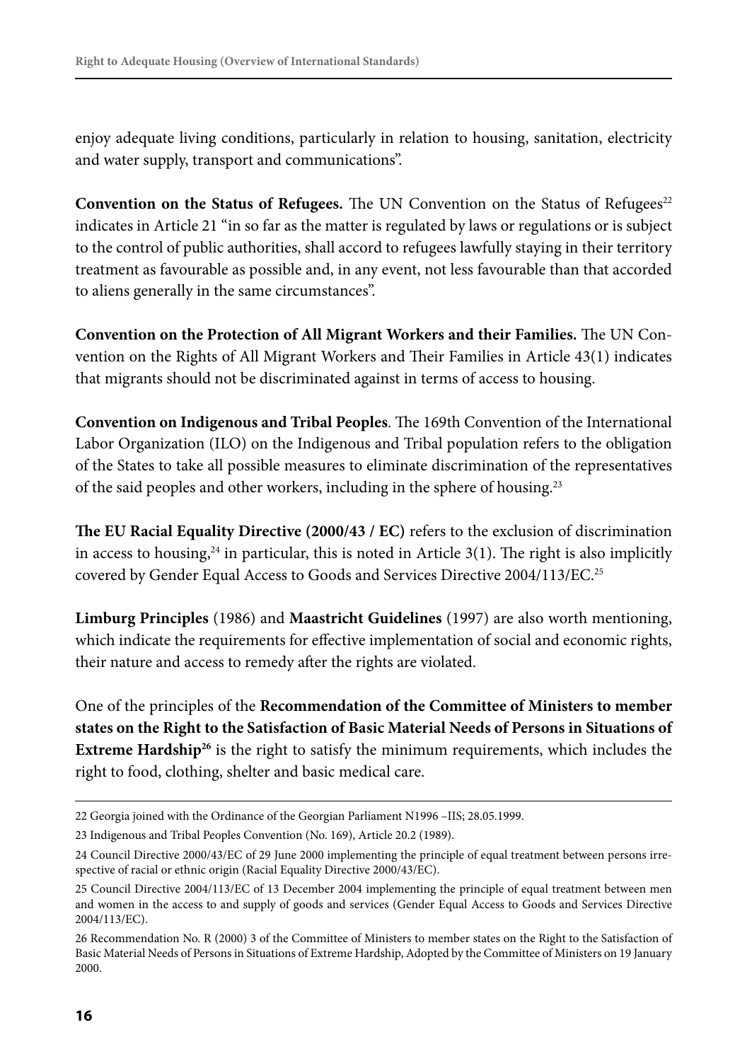enjoy adequate living conditions, particularly in relation to housing, sanitation, electricity and water supply, transport and communications".

**Convention on the Status of Refugees.** The UN Convention on the Status of Refugees[22] indicates in Article 21 "in so far as the matter is regulated by laws or regulations or is subject to the control of public authorities, shall accord to refugees lawfully staying in their territory treatment as favourable as possible and, in any event, not less favourable than that accorded to aliens generally in the same circumstances".

**Convention on the Protection of All Migrant Workers and their Families.** The UN Convention on the Rights of All Migrant Workers and Their Families in Article 43(1) indicates that migrants should not be discriminated against in terms of access to housing.

**Convention on Indigenous and Tribal Peoples**. The 169th Convention of the International Labor Organization (ILO) on the Indigenous and Tribal population refers to the obligation of the States to take all possible measures to eliminate discrimination of the representatives of the said peoples and other workers, including in the sphere of housing.[23]

**The EU Racial Equality Directive (2000/43 / EC)** refers to the exclusion of discrimination in access to housing,[24] in particular, this is noted in Article 3(1). The right is also implicitly covered by Gender Equal Access to Goods and Services Directive 2004/113/EC.[25]

**Limburg Principles** (1986) and **Maastricht Guidelines** (1997) are also worth mentioning, which indicate the requirements for effective implementation of social and economic rights, their nature and access to remedy after the rights are violated.

One of the principles of the **Recommendation of the Committee of Ministers to member states on the Right to the Satisfaction of Basic Material Needs of Persons in Situations of Extreme Hardship**[26] is the right to satisfy the minimum requirements, which includes the right to food, clothing, shelter and basic medical care.

---

22 Georgia joined with the Ordinance of the Georgian Parliament N1996 –IIS; 28.05.1999.

23 Indigenous and Tribal Peoples Convention (No. 169), Article 20.2 (1989).

24 Council Directive 2000/43/EC of 29 June 2000 implementing the principle of equal treatment between persons irrespective of racial or ethnic origin (Racial Equality Directive 2000/43/EC).

25 Council Directive 2004/113/EC of 13 December 2004 implementing the principle of equal treatment between men and women in the access to and supply of goods and services (Gender Equal Access to Goods and Services Directive 2004/113/EC).

26 Recommendation No. R (2000) 3 of the Committee of Ministers to member states on the Right to the Satisfaction of Basic Material Needs of Persons in Situations of Extreme Hardship, Adopted by the Committee of Ministers on 19 January 2000.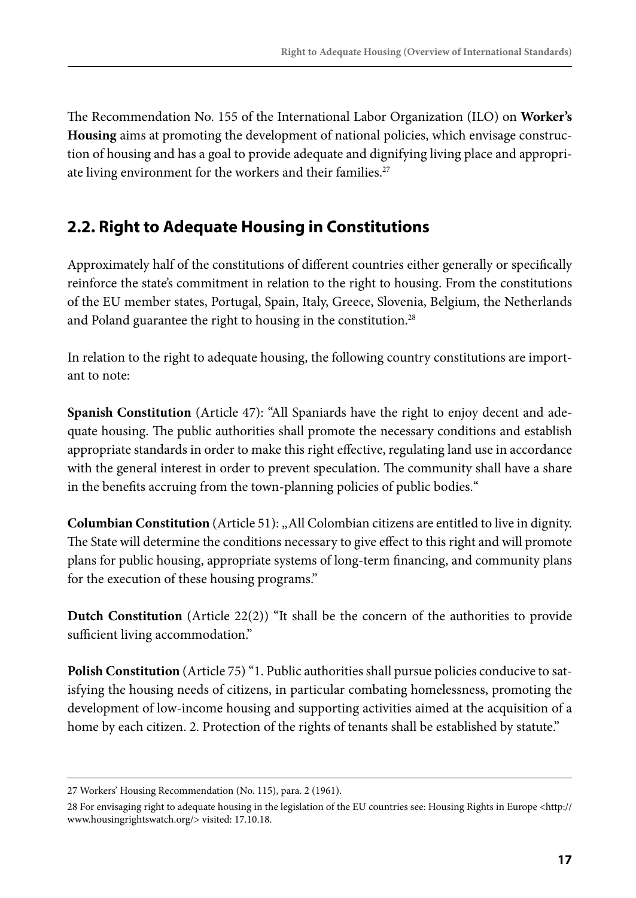The Recommendation No. 155 of the International Labor Organization (ILO) on **Worker's Housing** aims at promoting the development of national policies, which envisage construction of housing and has a goal to provide adequate and dignifying living place and appropriate living environment for the workers and their families.[27]

## 2.2. Right to Adequate Housing in Constitutions

Approximately half of the constitutions of different countries either generally or specifically reinforce the state's commitment in relation to the right to housing. From the constitutions of the EU member states, Portugal, Spain, Italy, Greece, Slovenia, Belgium, the Netherlands and Poland guarantee the right to housing in the constitution.[28]

In relation to the right to adequate housing, the following country constitutions are important to note:

**Spanish Constitution** (Article 47): "All Spaniards have the right to enjoy decent and adequate housing. The public authorities shall promote the necessary conditions and establish appropriate standards in order to make this right effective, regulating land use in accordance with the general interest in order to prevent speculation. The community shall have a share in the benefits accruing from the town-planning policies of public bodies."

**Columbian Constitution** (Article 51): „All Colombian citizens are entitled to live in dignity. The State will determine the conditions necessary to give effect to this right and will promote plans for public housing, appropriate systems of long-term financing, and community plans for the execution of these housing programs."

**Dutch Constitution** (Article 22(2)) "It shall be the concern of the authorities to provide sufficient living accommodation."

**Polish Constitution** (Article 75) "1. Public authorities shall pursue policies conducive to satisfying the housing needs of citizens, in particular combating homelessness, promoting the development of low-income housing and supporting activities aimed at the acquisition of a home by each citizen. 2. Protection of the rights of tenants shall be established by statute."

---

27 Workers' Housing Recommendation (No. 115), para. 2 (1961).

28 For envisaging right to adequate housing in the legislation of the EU countries see: Housing Rights in Europe <http://www.housingrightswatch.org/> visited: 17.10.18.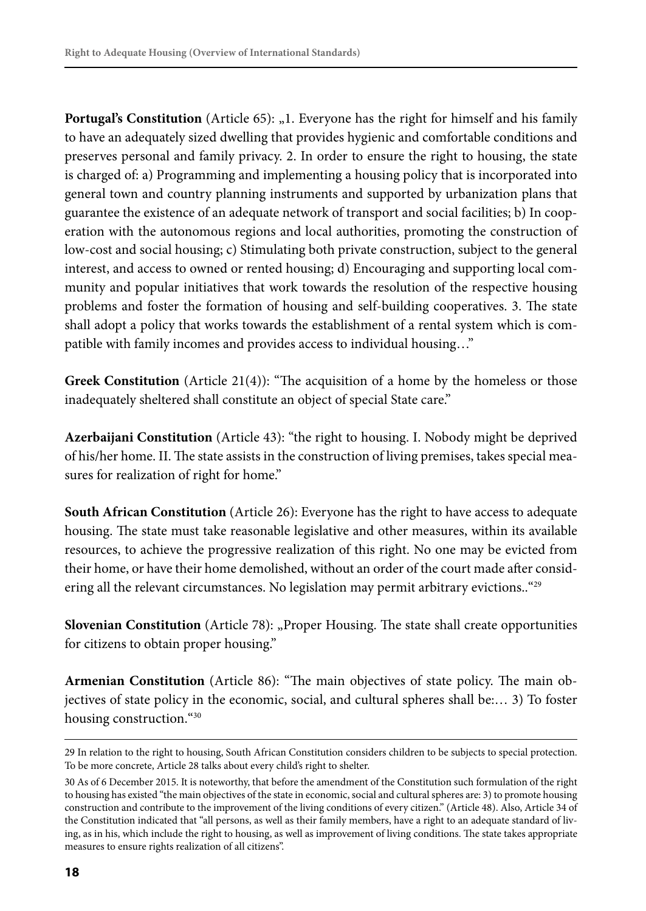**Portugal's Constitution** (Article 65): „1. Everyone has the right for himself and his family to have an adequately sized dwelling that provides hygienic and comfortable conditions and preserves personal and family privacy. 2. In order to ensure the right to housing, the state is charged of: a) Programming and implementing a housing policy that is incorporated into general town and country planning instruments and supported by urbanization plans that guarantee the existence of an adequate network of transport and social facilities; b) In cooperation with the autonomous regions and local authorities, promoting the construction of low-cost and social housing; c) Stimulating both private construction, subject to the general interest, and access to owned or rented housing; d) Encouraging and supporting local community and popular initiatives that work towards the resolution of the respective housing problems and foster the formation of housing and self-building cooperatives. 3. The state shall adopt a policy that works towards the establishment of a rental system which is compatible with family incomes and provides access to individual housing…"

**Greek Constitution** (Article 21(4)): "The acquisition of a home by the homeless or those inadequately sheltered shall constitute an object of special State care."

**Azerbaijani Constitution** (Article 43): "the right to housing. I. Nobody might be deprived of his/her home. II. The state assists in the construction of living premises, takes special measures for realization of right for home."

**South African Constitution** (Article 26): Everyone has the right to have access to adequate housing. The state must take reasonable legislative and other measures, within its available resources, to achieve the progressive realization of this right. No one may be evicted from their home, or have their home demolished, without an order of the court made after considering all the relevant circumstances. No legislation may permit arbitrary evictions.."[29]

**Slovenian Constitution** (Article 78): „Proper Housing. The state shall create opportunities for citizens to obtain proper housing."

**Armenian Constitution** (Article 86): "The main objectives of state policy. The main objectives of state policy in the economic, social, and cultural spheres shall be:… 3) To foster housing construction."[30]

---

29 In relation to the right to housing, South African Constitution considers children to be subjects to special protection. To be more concrete, Article 28 talks about every child's right to shelter.

30 As of 6 December 2015. It is noteworthy, that before the amendment of the Constitution such formulation of the right to housing has existed "the main objectives of the state in economic, social and cultural spheres are: 3) to promote housing construction and contribute to the improvement of the living conditions of every citizen." (Article 48). Also, Article 34 of the Constitution indicated that "all persons, as well as their family members, have a right to an adequate standard of living, as in his, which include the right to housing, as well as improvement of living conditions. The state takes appropriate measures to ensure rights realization of all citizens".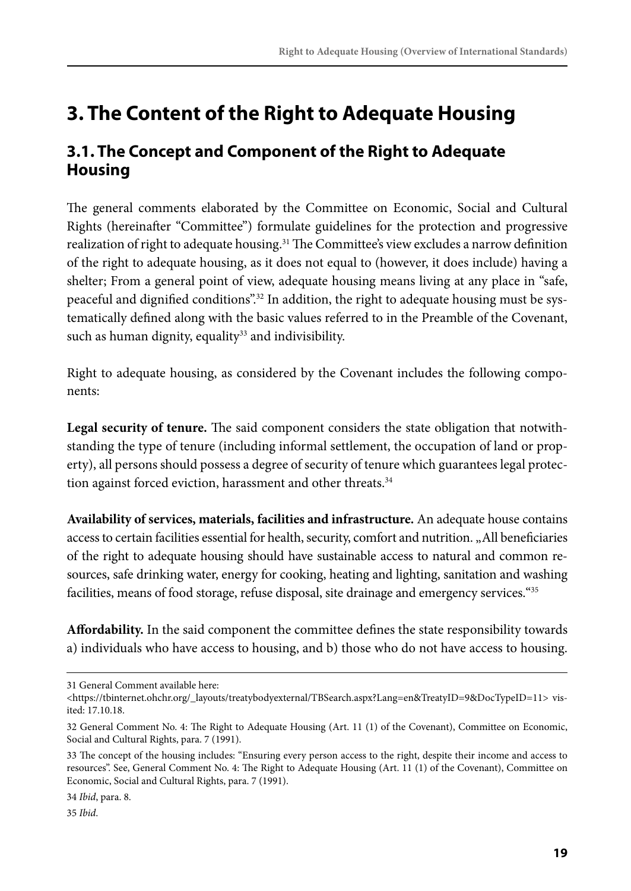# 3. The Content of the Right to Adequate Housing

## 3.1. The Concept and Component of the Right to Adequate Housing

The general comments elaborated by the Committee on Economic, Social and Cultural Rights (hereinafter "Committee") formulate guidelines for the protection and progressive realization of right to adequate housing.[31] The Committee's view excludes a narrow definition of the right to adequate housing, as it does not equal to (however, it does include) having a shelter; From a general point of view, adequate housing means living at any place in "safe, peaceful and dignified conditions".[32] In addition, the right to adequate housing must be systematically defined along with the basic values referred to in the Preamble of the Covenant, such as human dignity, equality[33] and indivisibility.

Right to adequate housing, as considered by the Covenant includes the following components:

**Legal security of tenure.** The said component considers the state obligation that notwithstanding the type of tenure (including informal settlement, the occupation of land or property), all persons should possess a degree of security of tenure which guarantees legal protection against forced eviction, harassment and other threats.[34]

**Availability of services, materials, facilities and infrastructure.** An adequate house contains access to certain facilities essential for health, security, comfort and nutrition. „All beneficiaries of the right to adequate housing should have sustainable access to natural and common resources, safe drinking water, energy for cooking, heating and lighting, sanitation and washing facilities, means of food storage, refuse disposal, site drainage and emergency services."[35]

**Affordability.** In the said component the committee defines the state responsibility towards a) individuals who have access to housing, and b) those who do not have access to housing.

---

31 General Comment available here: <https://tbinternet.ohchr.org/_layouts/treatybodyexternal/TBSearch.aspx?Lang=en&TreatyID=9&DocTypeID=11> visited: 17.10.18.

32 General Comment No. 4: The Right to Adequate Housing (Art. 11 (1) of the Covenant), Committee on Economic, Social and Cultural Rights, para. 7 (1991).

33 The concept of the housing includes: "Ensuring every person access to the right, despite their income and access to resources". See, General Comment No. 4: The Right to Adequate Housing (Art. 11 (1) of the Covenant), Committee on Economic, Social and Cultural Rights, para. 7 (1991).

34 *Ibid*, para. 8.

35 *Ibid*.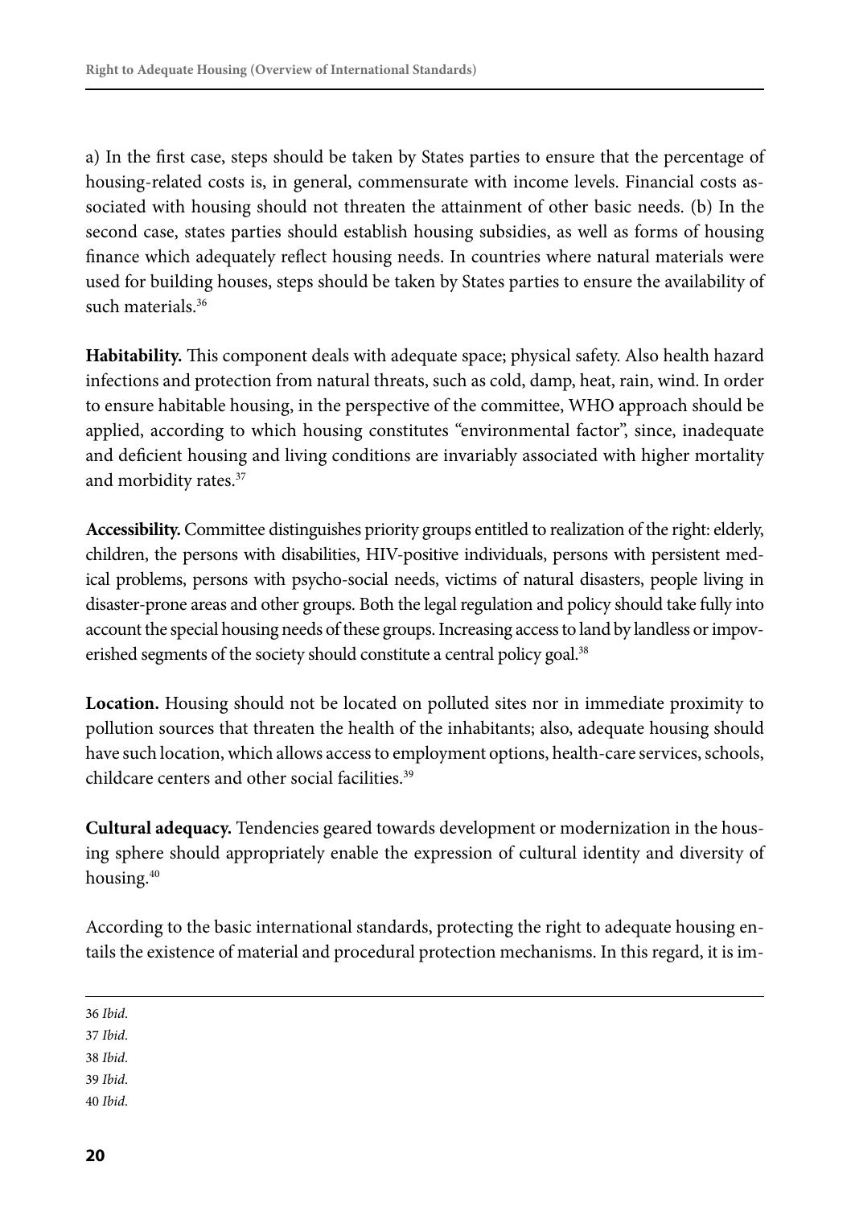a) In the first case, steps should be taken by States parties to ensure that the percentage of housing-related costs is, in general, commensurate with income levels. Financial costs associated with housing should not threaten the attainment of other basic needs. (b) In the second case, states parties should establish housing subsidies, as well as forms of housing finance which adequately reflect housing needs. In countries where natural materials were used for building houses, steps should be taken by States parties to ensure the availability of such materials.[36]

**Habitability.** This component deals with adequate space; physical safety. Also health hazard infections and protection from natural threats, such as cold, damp, heat, rain, wind. In order to ensure habitable housing, in the perspective of the committee, WHO approach should be applied, according to which housing constitutes "environmental factor", since, inadequate and deficient housing and living conditions are invariably associated with higher mortality and morbidity rates.[37]

**Accessibility.** Committee distinguishes priority groups entitled to realization of the right: elderly, children, the persons with disabilities, HIV-positive individuals, persons with persistent medical problems, persons with psycho-social needs, victims of natural disasters, people living in disaster-prone areas and other groups. Both the legal regulation and policy should take fully into account the special housing needs of these groups. Increasing access to land by landless or impoverished segments of the society should constitute a central policy goal.[38]

**Location.** Housing should not be located on polluted sites nor in immediate proximity to pollution sources that threaten the health of the inhabitants; also, adequate housing should have such location, which allows access to employment options, health-care services, schools, childcare centers and other social facilities.[39]

**Cultural adequacy.** Tendencies geared towards development or modernization in the housing sphere should appropriately enable the expression of cultural identity and diversity of housing.[40]

According to the basic international standards, protecting the right to adequate housing entails the existence of material and procedural protection mechanisms. In this regard, it is im-

---

36 *Ibid*.

37 *Ibid*.

38 *Ibid*.

39 *Ibid*.

40 *Ibid*.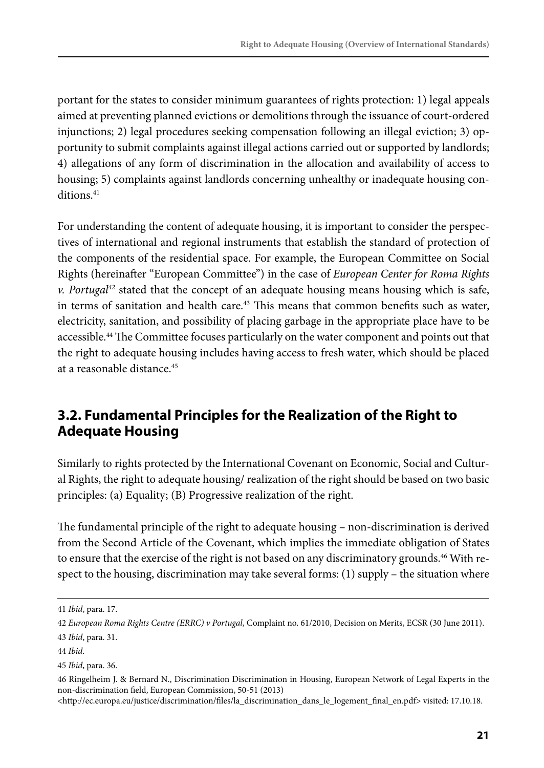portant for the states to consider minimum guarantees of rights protection: 1) legal appeals aimed at preventing planned evictions or demolitions through the issuance of court-ordered injunctions; 2) legal procedures seeking compensation following an illegal eviction; 3) opportunity to submit complaints against illegal actions carried out or supported by landlords; 4) allegations of any form of discrimination in the allocation and availability of access to housing; 5) complaints against landlords concerning unhealthy or inadequate housing conditions.[41]

For understanding the content of adequate housing, it is important to consider the perspectives of international and regional instruments that establish the standard of protection of the components of the residential space. For example, the European Committee on Social Rights (hereinafter "European Committee") in the case of *European Center for Roma Rights v. Portugal*[42] stated that the concept of an adequate housing means housing which is safe, in terms of sanitation and health care.[43] This means that common benefits such as water, electricity, sanitation, and possibility of placing garbage in the appropriate place have to be accessible.[44] The Committee focuses particularly on the water component and points out that the right to adequate housing includes having access to fresh water, which should be placed at a reasonable distance.[45]

## 3.2. Fundamental Principles for the Realization of the Right to Adequate Housing

Similarly to rights protected by the International Covenant on Economic, Social and Cultural Rights, the right to adequate housing/ realization of the right should be based on two basic principles: (a) Equality; (B) Progressive realization of the right.

The fundamental principle of the right to adequate housing – non-discrimination is derived from the Second Article of the Covenant, which implies the immediate obligation of States to ensure that the exercise of the right is not based on any discriminatory grounds.[46] With respect to the housing, discrimination may take several forms: (1) supply – the situation where

---

41 *Ibid*, para. 17.

42 *European Roma Rights Centre (ERRC) v Portugal*, Complaint no. 61/2010, Decision on Merits, ECSR (30 June 2011).

43 *Ibid*, para. 31.

44 *Ibid*.

45 *Ibid*, para. 36.

46 Ringelheim J. & Bernard N., Discrimination Discrimination in Housing, European Network of Legal Experts in the non-discrimination field, European Commission, 50-51 (2013) <http://ec.europa.eu/justice/discrimination/files/la_discrimination_dans_le_logement_final_en.pdf> visited: 17.10.18.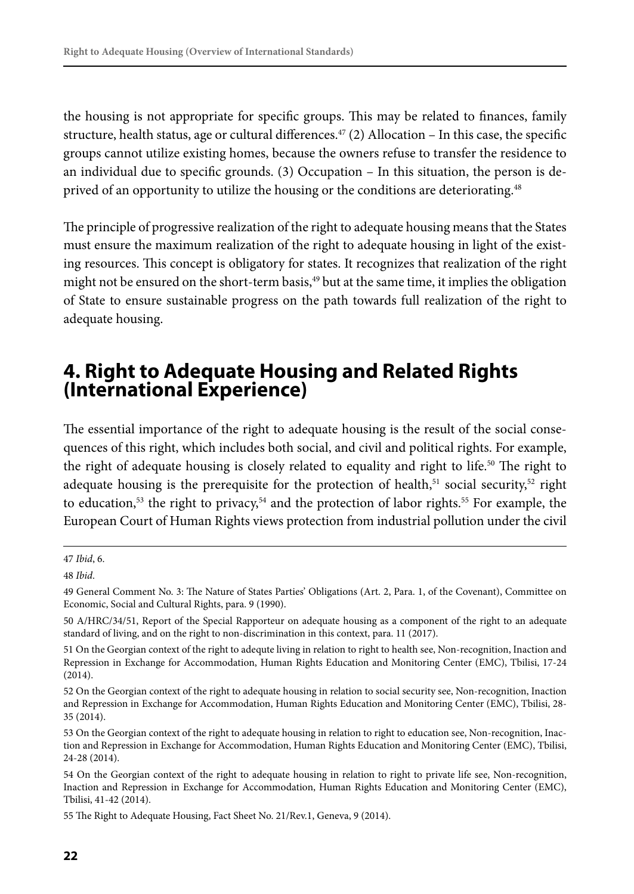the housing is not appropriate for specific groups. This may be related to finances, family structure, health status, age or cultural differences.[47] (2) Allocation – In this case, the specific groups cannot utilize existing homes, because the owners refuse to transfer the residence to an individual due to specific grounds. (3) Occupation – In this situation, the person is deprived of an opportunity to utilize the housing or the conditions are deteriorating.[48]

The principle of progressive realization of the right to adequate housing means that the States must ensure the maximum realization of the right to adequate housing in light of the existing resources. This concept is obligatory for states. It recognizes that realization of the right might not be ensured on the short-term basis,[49] but at the same time, it implies the obligation of State to ensure sustainable progress on the path towards full realization of the right to adequate housing.

## 4. Right to Adequate Housing and Related Rights (International Experience)

The essential importance of the right to adequate housing is the result of the social consequences of this right, which includes both social, and civil and political rights. For example, the right of adequate housing is closely related to equality and right to life.[50] The right to adequate housing is the prerequisite for the protection of health,[51] social security,[52] right to education,[53] the right to privacy,[54] and the protection of labor rights.[55] For example, the European Court of Human Rights views protection from industrial pollution under the civil

---

47 *Ibid*, 6.

48 *Ibid*.

49 General Comment No. 3: The Nature of States Parties' Obligations (Art. 2, Para. 1, of the Covenant), Committee on Economic, Social and Cultural Rights, para. 9 (1990).

50 A/HRC/34/51, Report of the Special Rapporteur on adequate housing as a component of the right to an adequate standard of living, and on the right to non-discrimination in this context, para. 11 (2017).

51 On the Georgian context of the right to adequte living in relation to right to health see, Non-recognition, Inaction and Repression in Exchange for Accommodation, Human Rights Education and Monitoring Center (EMC), Tbilisi, 17-24 (2014).

52 On the Georgian context of the right to adequate housing in relation to social security see, Non-recognition, Inaction and Repression in Exchange for Accommodation, Human Rights Education and Monitoring Center (EMC), Tbilisi, 28-35 (2014).

53 On the Georgian context of the right to adequate housing in relation to right to education see, Non-recognition, Inaction and Repression in Exchange for Accommodation, Human Rights Education and Monitoring Center (EMC), Tbilisi, 24-28 (2014).

54 On the Georgian context of the right to adequate housing in relation to right to private life see, Non-recognition, Inaction and Repression in Exchange for Accommodation, Human Rights Education and Monitoring Center (EMC), Tbilisi, 41-42 (2014).

55 The Right to Adequate Housing, Fact Sheet No. 21/Rev.1, Geneva, 9 (2014).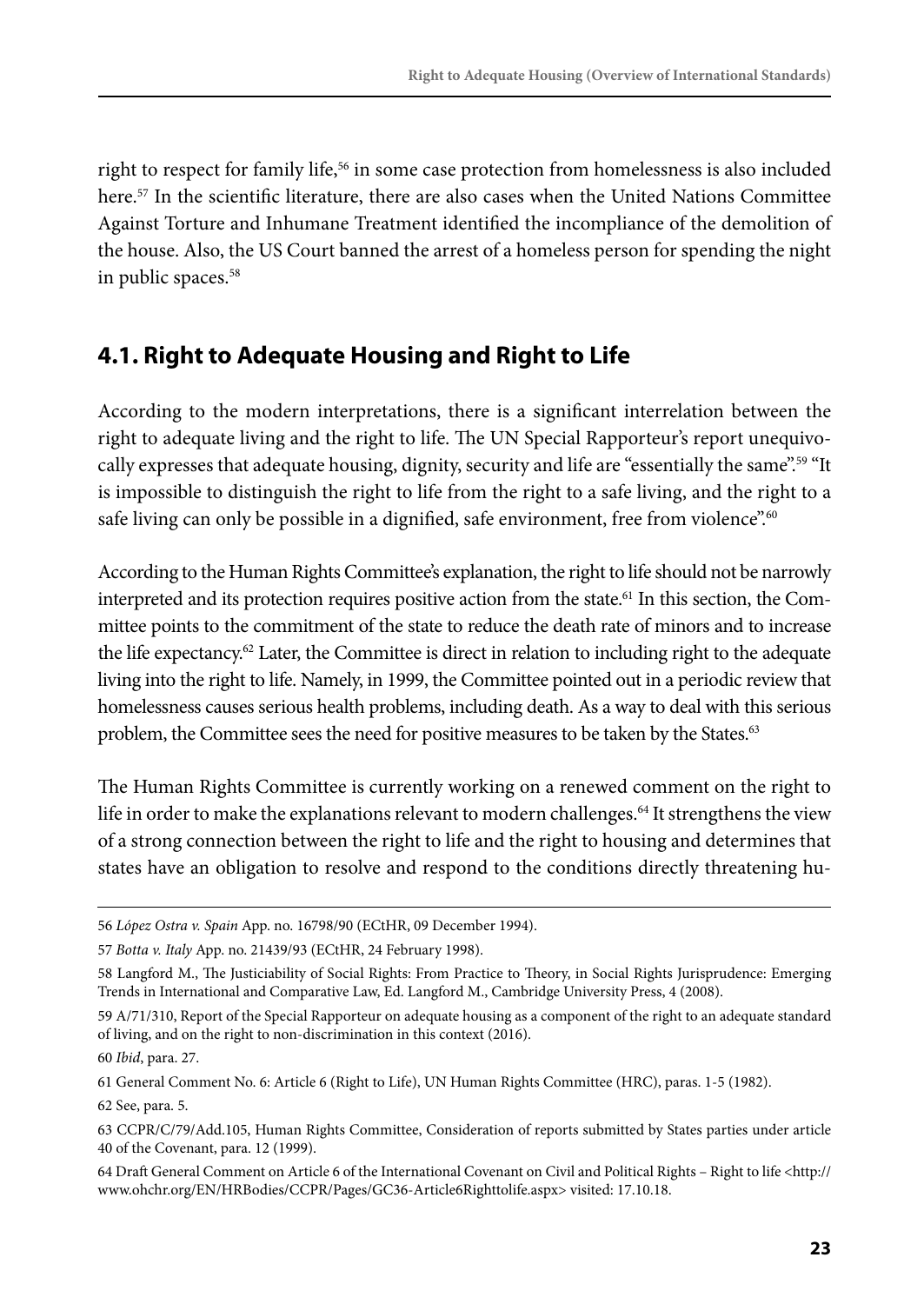right to respect for family life,[56] in some case protection from homelessness is also included here.[57] In the scientific literature, there are also cases when the United Nations Committee Against Torture and Inhumane Treatment identified the incompliance of the demolition of the house. Also, the US Court banned the arrest of a homeless person for spending the night in public spaces.[58]

## 4.1. Right to Adequate Housing and Right to Life

According to the modern interpretations, there is a significant interrelation between the right to adequate living and the right to life. The UN Special Rapporteur's report unequivocally expresses that adequate housing, dignity, security and life are "essentially the same".[59] "It is impossible to distinguish the right to life from the right to a safe living, and the right to a safe living can only be possible in a dignified, safe environment, free from violence".[60]

According to the Human Rights Committee's explanation, the right to life should not be narrowly interpreted and its protection requires positive action from the state.[61] In this section, the Committee points to the commitment of the state to reduce the death rate of minors and to increase the life expectancy.[62] Later, the Committee is direct in relation to including right to the adequate living into the right to life. Namely, in 1999, the Committee pointed out in a periodic review that homelessness causes serious health problems, including death. As a way to deal with this serious problem, the Committee sees the need for positive measures to be taken by the States.[63]

The Human Rights Committee is currently working on a renewed comment on the right to life in order to make the explanations relevant to modern challenges.[64] It strengthens the view of a strong connection between the right to life and the right to housing and determines that states have an obligation to resolve and respond to the conditions directly threatening hu-

---

56 *López Ostra v. Spain* App. no. 16798/90 (ECtHR, 09 December 1994).

57 *Botta v. Italy* App. no. 21439/93 (ECtHR, 24 February 1998).

58 Langford M., The Justiciability of Social Rights: From Practice to Theory, in Social Rights Jurisprudence: Emerging Trends in International and Comparative Law, Ed. Langford M., Cambridge University Press, 4 (2008).

59 A/71/310, Report of the Special Rapporteur on adequate housing as a component of the right to an adequate standard of living, and on the right to non-discrimination in this context (2016).

60 *Ibid*, para. 27.

61 General Comment No. 6: Article 6 (Right to Life), UN Human Rights Committee (HRC), paras. 1-5 (1982).

62 See, para. 5.

63 CCPR/C/79/Add.105, Human Rights Committee, Consideration of reports submitted by States parties under article 40 of the Covenant, para. 12 (1999).

64 Draft General Comment on Article 6 of the International Covenant on Civil and Political Rights – Right to life <http://www.ohchr.org/EN/HRBodies/CCPR/Pages/GC36-Article6Righttolife.aspx> visited: 17.10.18.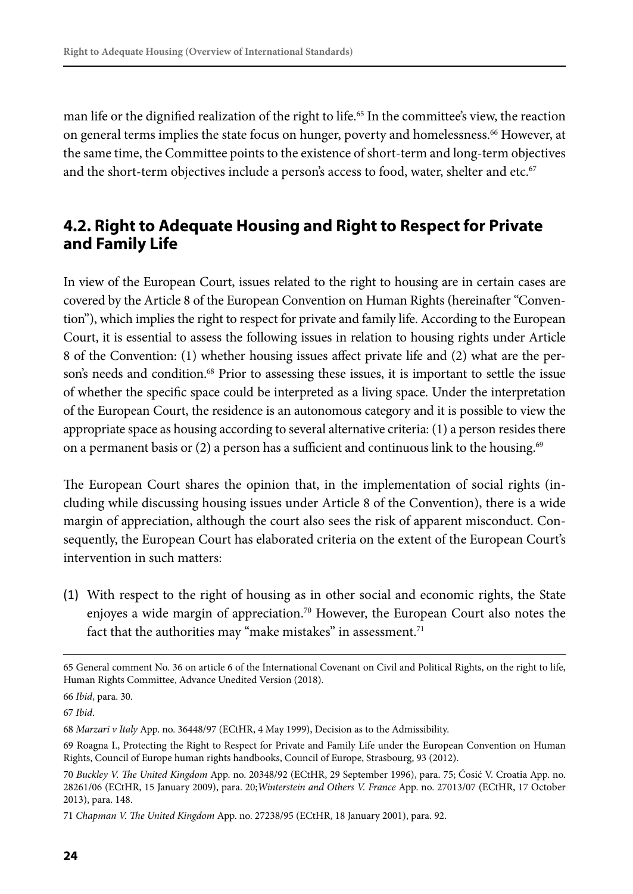man life or the dignified realization of the right to life.[65] In the committee's view, the reaction on general terms implies the state focus on hunger, poverty and homelessness.[66] However, at the same time, the Committee points to the existence of short-term and long-term objectives and the short-term objectives include a person's access to food, water, shelter and etc.[67]

## 4.2. Right to Adequate Housing and Right to Respect for Private and Family Life

In view of the European Court, issues related to the right to housing are in certain cases are covered by the Article 8 of the European Convention on Human Rights (hereinafter "Convention"), which implies the right to respect for private and family life. According to the European Court, it is essential to assess the following issues in relation to housing rights under Article 8 of the Convention: (1) whether housing issues affect private life and (2) what are the person's needs and condition.[68] Prior to assessing these issues, it is important to settle the issue of whether the specific space could be interpreted as a living space. Under the interpretation of the European Court, the residence is an autonomous category and it is possible to view the appropriate space as housing according to several alternative criteria: (1) a person resides there on a permanent basis or (2) a person has a sufficient and continuous link to the housing.[69]

The European Court shares the opinion that, in the implementation of social rights (including while discussing housing issues under Article 8 of the Convention), there is a wide margin of appreciation, although the court also sees the risk of apparent misconduct. Consequently, the European Court has elaborated criteria on the extent of the European Court's intervention in such matters:

(1) With respect to the right of housing as in other social and economic rights, the State enjoyes a wide margin of appreciation.[70] However, the European Court also notes the fact that the authorities may "make mistakes" in assessment.[71]

---

65 General comment No. 36 on article 6 of the International Covenant on Civil and Political Rights, on the right to life, Human Rights Committee, Advance Unedited Version (2018).

66 *Ibid*, para. 30.

67 *Ibid*.

68 *Marzari v Italy* App. no. 36448/97 (ECtHR, 4 May 1999), Decision as to the Admissibility.

69 Roagna I., Protecting the Right to Respect for Private and Family Life under the European Convention on Human Rights, Council of Europe human rights handbooks, Council of Europe, Strasbourg, 93 (2012).

70 *Buckley V. The United Kingdom* App. no. 20348/92 (ECtHR, 29 September 1996), para. 75; Ćosić V. Croatia App. no. 28261/06 (ECtHR, 15 January 2009), para. 20;*Winterstein and Others V. France* App. no. 27013/07 (ECtHR, 17 October 2013), para. 148.

71 *Chapman V. The United Kingdom* App. no. 27238/95 (ECtHR, 18 January 2001), para. 92.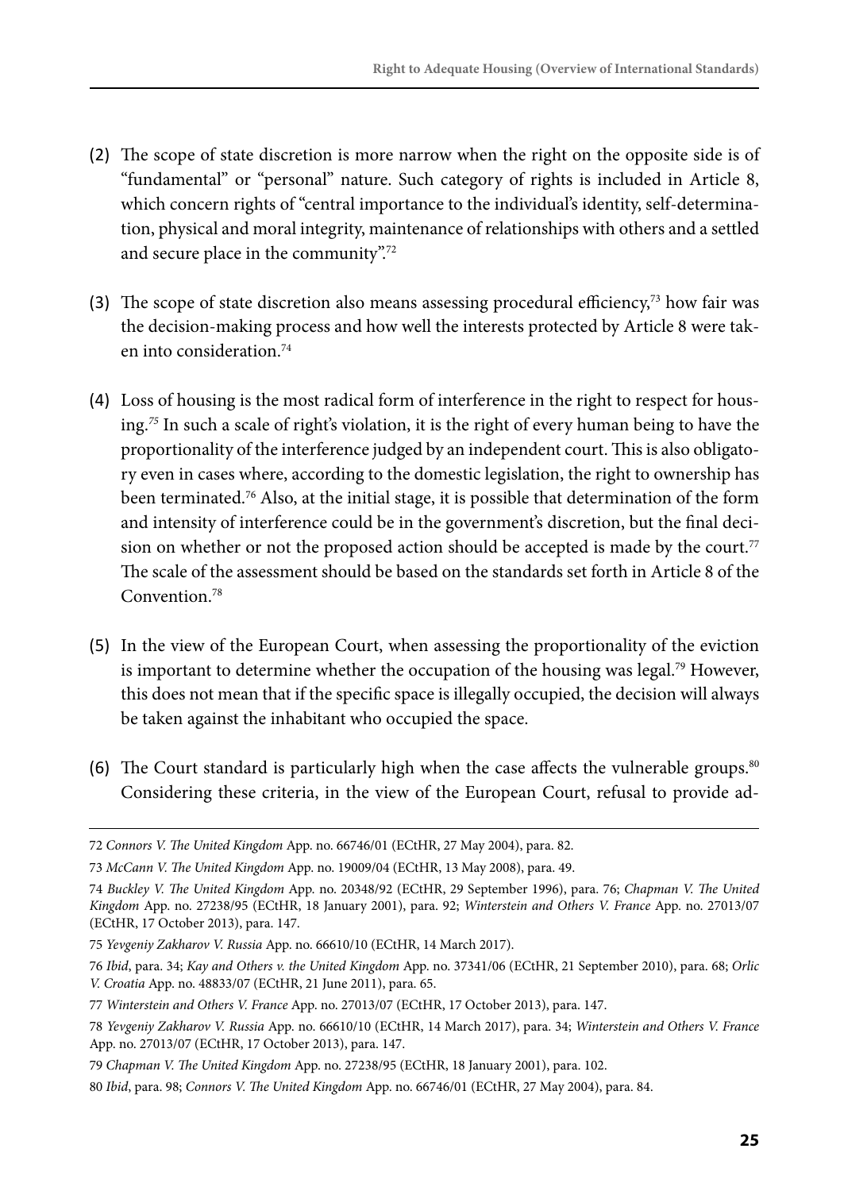(2) The scope of state discretion is more narrow when the right on the opposite side is of "fundamental" or "personal" nature. Such category of rights is included in Article 8, which concern rights of "central importance to the individual's identity, self-determination, physical and moral integrity, maintenance of relationships with others and a settled and secure place in the community".[72]

(3) The scope of state discretion also means assessing procedural efficiency,[73] how fair was the decision-making process and how well the interests protected by Article 8 were taken into consideration.[74]

(4) Loss of housing is the most radical form of interference in the right to respect for housing.[75] In such a scale of right's violation, it is the right of every human being to have the proportionality of the interference judged by an independent court. This is also obligatory even in cases where, according to the domestic legislation, the right to ownership has been terminated.[76] Also, at the initial stage, it is possible that determination of the form and intensity of interference could be in the government's discretion, but the final decision on whether or not the proposed action should be accepted is made by the court.[77] The scale of the assessment should be based on the standards set forth in Article 8 of the Convention.[78]

(5) In the view of the European Court, when assessing the proportionality of the eviction is important to determine whether the occupation of the housing was legal.[79] However, this does not mean that if the specific space is illegally occupied, the decision will always be taken against the inhabitant who occupied the space.

(6) The Court standard is particularly high when the case affects the vulnerable groups.[80] Considering these criteria, in the view of the European Court, refusal to provide ad-

---

72 *Connors V. The United Kingdom* App. no. 66746/01 (ECtHR, 27 May 2004), para. 82.

73 *McCann V. The United Kingdom* App. no. 19009/04 (ECtHR, 13 May 2008), para. 49.

74 *Buckley V. The United Kingdom* App. no. 20348/92 (ECtHR, 29 September 1996), para. 76; *Chapman V. The United Kingdom* App. no. 27238/95 (ECtHR, 18 January 2001), para. 92; *Winterstein and Others V. France* App. no. 27013/07 (ECtHR, 17 October 2013), para. 147.

75 *Yevgeniy Zakharov V. Russia* App. no. 66610/10 (ECtHR, 14 March 2017).

76 *Ibid*, para. 34; *Kay and Others v. the United Kingdom* App. no. 37341/06 (ECtHR, 21 September 2010), para. 68; *Orlic V. Croatia* App. no. 48833/07 (ECtHR, 21 June 2011), para. 65.

77 *Winterstein and Others V. France* App. no. 27013/07 (ECtHR, 17 October 2013), para. 147.

78 *Yevgeniy Zakharov V. Russia* App. no. 66610/10 (ECtHR, 14 March 2017), para. 34; *Winterstein and Others V. France* App. no. 27013/07 (ECtHR, 17 October 2013), para. 147.

79 *Chapman V. The United Kingdom* App. no. 27238/95 (ECtHR, 18 January 2001), para. 102.

80 *Ibid*, para. 98; *Connors V. The United Kingdom* App. no. 66746/01 (ECtHR, 27 May 2004), para. 84.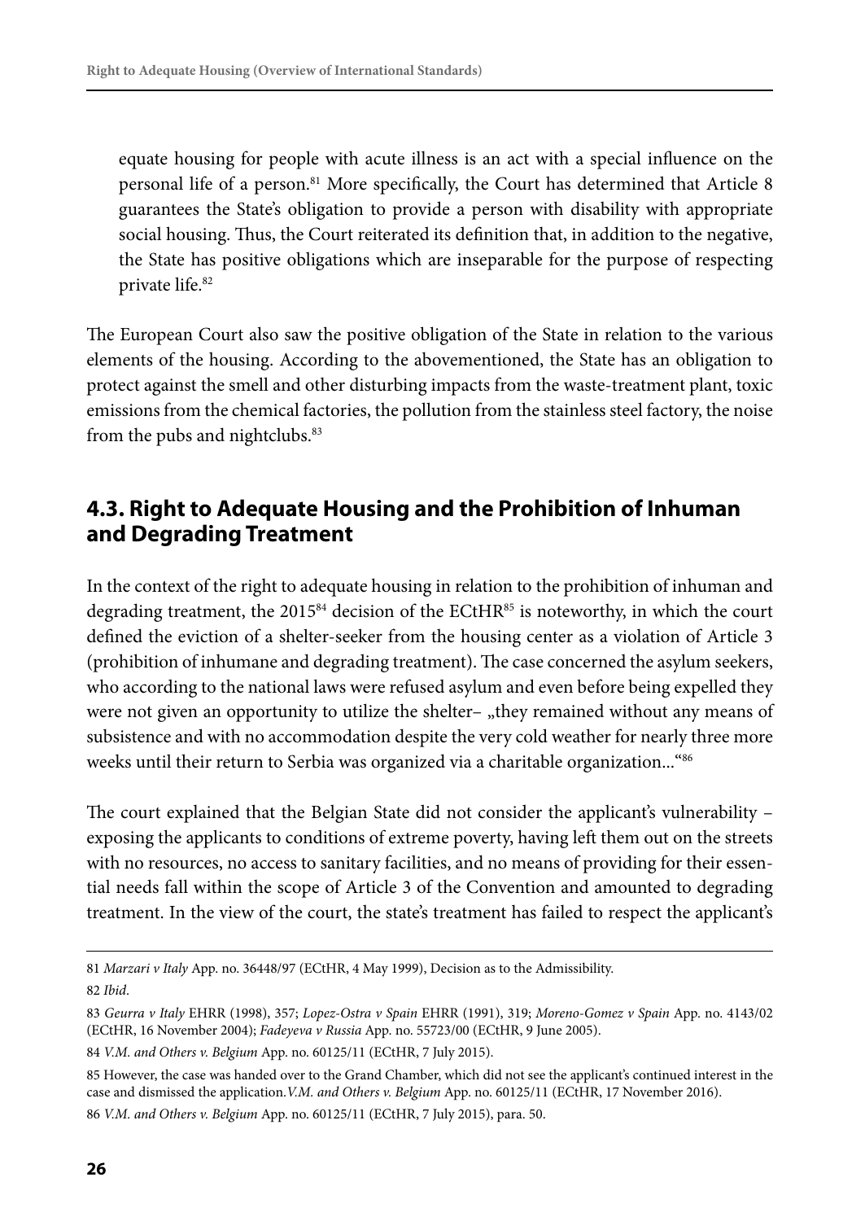equate housing for people with acute illness is an act with a special influence on the personal life of a person.[81] More specifically, the Court has determined that Article 8 guarantees the State's obligation to provide a person with disability with appropriate social housing. Thus, the Court reiterated its definition that, in addition to the negative, the State has positive obligations which are inseparable for the purpose of respecting private life.[82]

The European Court also saw the positive obligation of the State in relation to the various elements of the housing. According to the abovementioned, the State has an obligation to protect against the smell and other disturbing impacts from the waste-treatment plant, toxic emissions from the chemical factories, the pollution from the stainless steel factory, the noise from the pubs and nightclubs.[83]

## 4.3. Right to Adequate Housing and the Prohibition of Inhuman and Degrading Treatment

In the context of the right to adequate housing in relation to the prohibition of inhuman and degrading treatment, the 2015[84] decision of the ECtHR[85] is noteworthy, in which the court defined the eviction of a shelter-seeker from the housing center as a violation of Article 3 (prohibition of inhumane and degrading treatment). The case concerned the asylum seekers, who according to the national laws were refused asylum and even before being expelled they were not given an opportunity to utilize the shelter– „they remained without any means of subsistence and with no accommodation despite the very cold weather for nearly three more weeks until their return to Serbia was organized via a charitable organization..."[86]

The court explained that the Belgian State did not consider the applicant's vulnerability – exposing the applicants to conditions of extreme poverty, having left them out on the streets with no resources, no access to sanitary facilities, and no means of providing for their essential needs fall within the scope of Article 3 of the Convention and amounted to degrading treatment. In the view of the court, the state's treatment has failed to respect the applicant's

81 *Marzari v Italy* App. no. 36448/97 (ECtHR, 4 May 1999), Decision as to the Admissibility.

82 *Ibid*.

83 *Geurra v Italy* EHRR (1998), 357; *Lopez-Ostra v Spain* EHRR (1991), 319; *Moreno-Gomez v Spain* App. no. 4143/02 (ECtHR, 16 November 2004); *Fadeyeva v Russia* App. no. 55723/00 (ECtHR, 9 June 2005).

84 *V.M. and Others v. Belgium* App. no. 60125/11 (ECtHR, 7 July 2015).

85 However, the case was handed over to the Grand Chamber, which did not see the applicant's continued interest in the case and dismissed the application.*V.M. and Others v. Belgium* App. no. 60125/11 (ECtHR, 17 November 2016).

86 *V.M. and Others v. Belgium* App. no. 60125/11 (ECtHR, 7 July 2015), para. 50.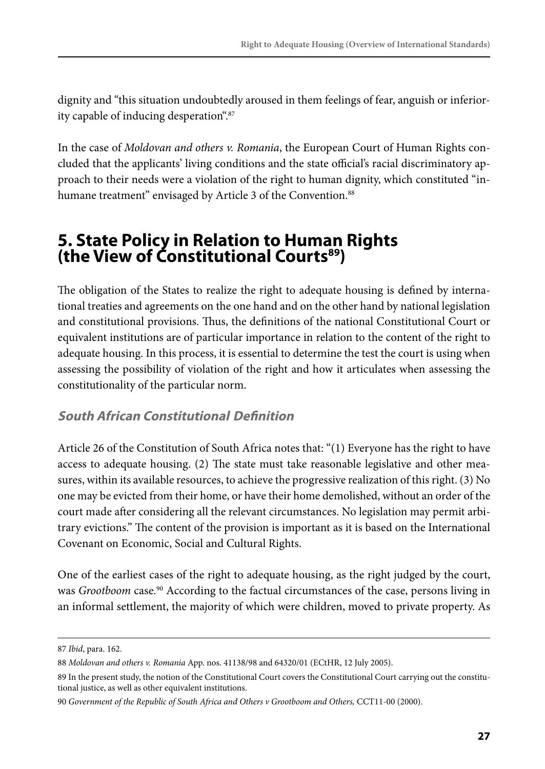dignity and "this situation undoubtedly aroused in them feelings of fear, anguish or inferiority capable of inducing desperation".[87]

In the case of *Moldovan and others v. Romania*, the European Court of Human Rights concluded that the applicants' living conditions and the state official's racial discriminatory approach to their needs were a violation of the right to human dignity, which constituted "inhumane treatment" envisaged by Article 3 of the Convention.[88]

## 5. State Policy in Relation to Human Rights (the View of Constitutional Courts[89])

The obligation of the States to realize the right to adequate housing is defined by international treaties and agreements on the one hand and on the other hand by national legislation and constitutional provisions. Thus, the definitions of the national Constitutional Court or equivalent institutions are of particular importance in relation to the content of the right to adequate housing. In this process, it is essential to determine the test the court is using when assessing the possibility of violation of the right and how it articulates when assessing the constitutionality of the particular norm.

### *South African Constitutional Definition*

Article 26 of the Constitution of South Africa notes that: "(1) Everyone has the right to have access to adequate housing. (2) The state must take reasonable legislative and other measures, within its available resources, to achieve the progressive realization of this right. (3) No one may be evicted from their home, or have their home demolished, without an order of the court made after considering all the relevant circumstances. No legislation may permit arbitrary evictions." The content of the provision is important as it is based on the International Covenant on Economic, Social and Cultural Rights.

One of the earliest cases of the right to adequate housing, as the right judged by the court, was *Grootboom* case.[90] According to the factual circumstances of the case, persons living in an informal settlement, the majority of which were children, moved to private property. As

---

87 *Ibid*, para. 162.

88 *Moldovan and others v. Romania* App. nos. 41138/98 and 64320/01 (ECtHR, 12 July 2005).

89 In the present study, the notion of the Constitutional Court covers the Constitutional Court carrying out the constitutional justice, as well as other equivalent institutions.

90 *Government of the Republic of South Africa and Others v Grootboom and Others,* CCT11-00 (2000).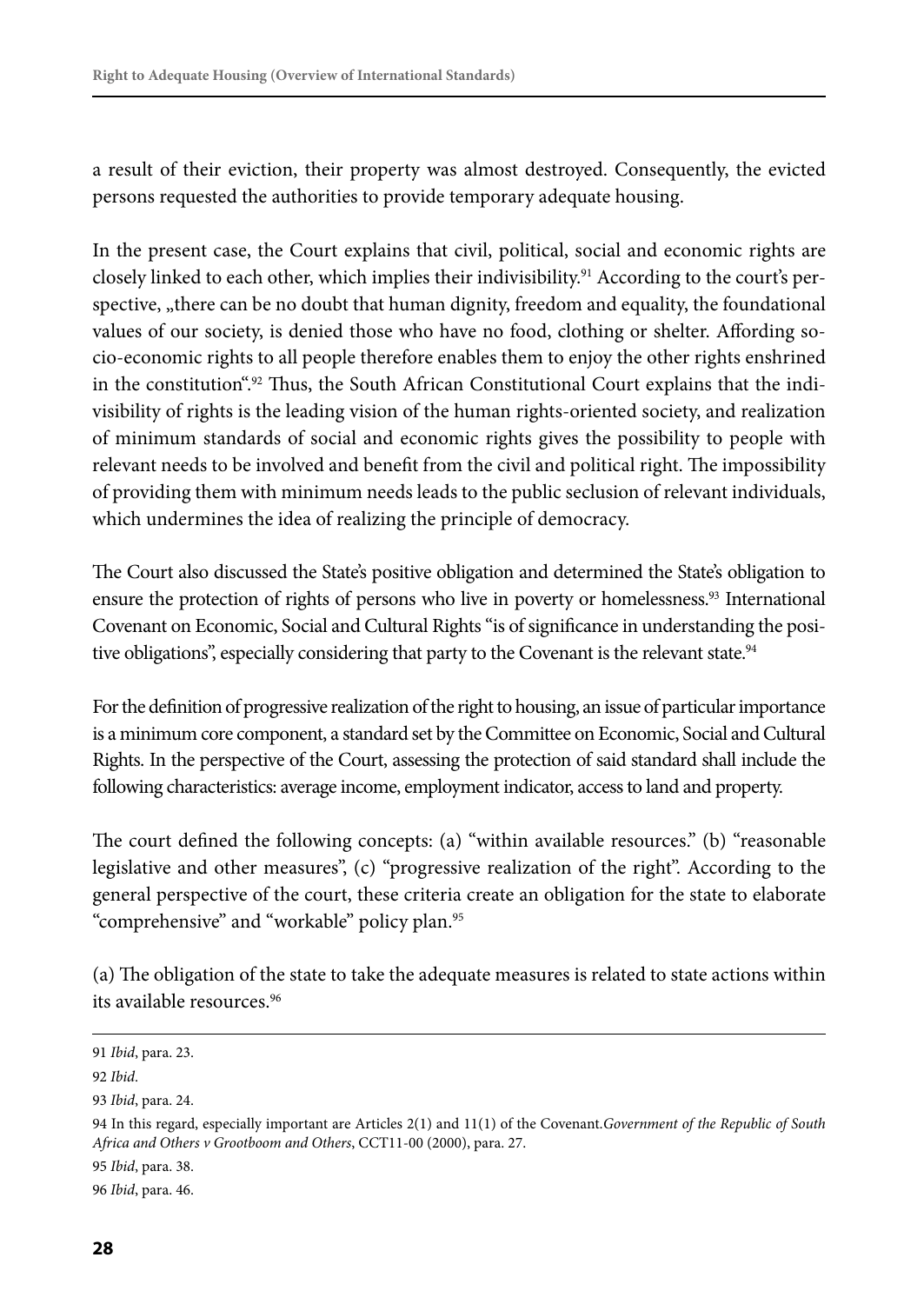a result of their eviction, their property was almost destroyed. Consequently, the evicted persons requested the authorities to provide temporary adequate housing.

In the present case, the Court explains that civil, political, social and economic rights are closely linked to each other, which implies their indivisibility.[91] According to the court's perspective, „there can be no doubt that human dignity, freedom and equality, the foundational values of our society, is denied those who have no food, clothing or shelter. Affording socio-economic rights to all people therefore enables them to enjoy the other rights enshrined in the constitution".[92] Thus, the South African Constitutional Court explains that the indivisibility of rights is the leading vision of the human rights-oriented society, and realization of minimum standards of social and economic rights gives the possibility to people with relevant needs to be involved and benefit from the civil and political right. The impossibility of providing them with minimum needs leads to the public seclusion of relevant individuals, which undermines the idea of realizing the principle of democracy.

The Court also discussed the State's positive obligation and determined the State's obligation to ensure the protection of rights of persons who live in poverty or homelessness.[93] International Covenant on Economic, Social and Cultural Rights "is of significance in understanding the positive obligations", especially considering that party to the Covenant is the relevant state.[94]

For the definition of progressive realization of the right to housing, an issue of particular importance is a minimum core component, a standard set by the Committee on Economic, Social and Cultural Rights. In the perspective of the Court, assessing the protection of said standard shall include the following characteristics: average income, employment indicator, access to land and property.

The court defined the following concepts: (a) "within available resources." (b) "reasonable legislative and other measures", (c) "progressive realization of the right". According to the general perspective of the court, these criteria create an obligation for the state to elaborate "comprehensive" and "workable" policy plan.[95]

(a) The obligation of the state to take the adequate measures is related to state actions within its available resources.[96]

---

91 *Ibid*, para. 23.

92 *Ibid*.

93 *Ibid*, para. 24.

94 In this regard, especially important are Articles 2(1) and 11(1) of the Covenant.*Government of the Republic of South Africa and Others v Grootboom and Others*, CCT11-00 (2000), para. 27.

95 *Ibid*, para. 38.

96 *Ibid*, para. 46.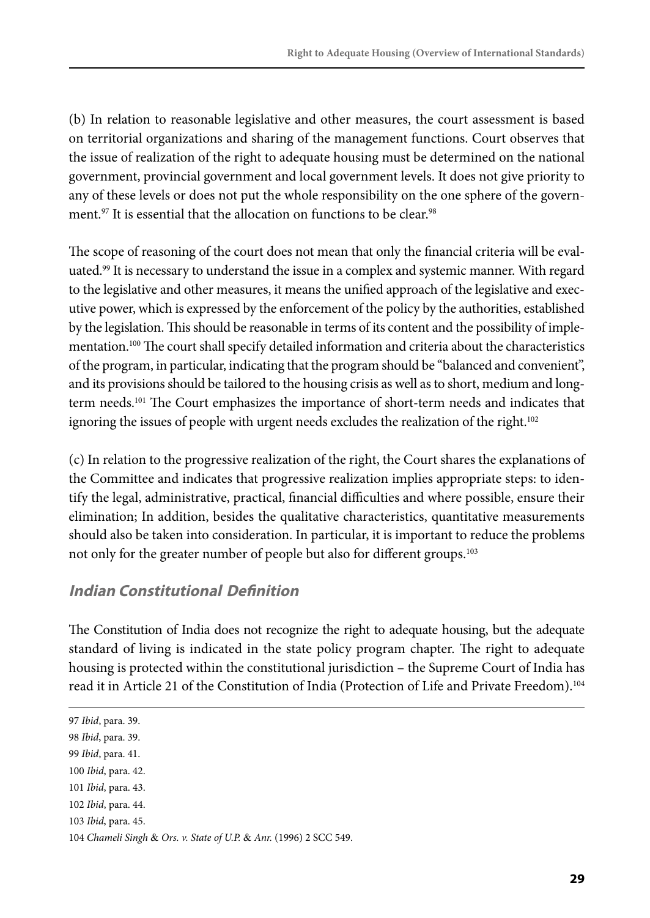(b) In relation to reasonable legislative and other measures, the court assessment is based on territorial organizations and sharing of the management functions. Court observes that the issue of realization of the right to adequate housing must be determined on the national government, provincial government and local government levels. It does not give priority to any of these levels or does not put the whole responsibility on the one sphere of the government.[97] It is essential that the allocation on functions to be clear.[98]

The scope of reasoning of the court does not mean that only the financial criteria will be evaluated.[99] It is necessary to understand the issue in a complex and systemic manner. With regard to the legislative and other measures, it means the unified approach of the legislative and executive power, which is expressed by the enforcement of the policy by the authorities, established by the legislation. This should be reasonable in terms of its content and the possibility of implementation.[100] The court shall specify detailed information and criteria about the characteristics of the program, in particular, indicating that the program should be "balanced and convenient", and its provisions should be tailored to the housing crisis as well as to short, medium and long-term needs.[101] The Court emphasizes the importance of short-term needs and indicates that ignoring the issues of people with urgent needs excludes the realization of the right.[102]

(c) In relation to the progressive realization of the right, the Court shares the explanations of the Committee and indicates that progressive realization implies appropriate steps: to identify the legal, administrative, practical, financial difficulties and where possible, ensure their elimination; In addition, besides the qualitative characteristics, quantitative measurements should also be taken into consideration. In particular, it is important to reduce the problems not only for the greater number of people but also for different groups.[103]

### *Indian Constitutional Definition*

The Constitution of India does not recognize the right to adequate housing, but the adequate standard of living is indicated in the state policy program chapter. The right to adequate housing is protected within the constitutional jurisdiction – the Supreme Court of India has read it in Article 21 of the Constitution of India (Protection of Life and Private Freedom).[104]

---

97 *Ibid*, para. 39.

98 *Ibid*, para. 39.

99 *Ibid*, para. 41.

100 *Ibid*, para. 42.

101 *Ibid*, para. 43.

102 *Ibid*, para. 44.

103 *Ibid*, para. 45.

104 *Chameli Singh & Ors. v. State of U.P. & Anr.* (1996) 2 SCC 549.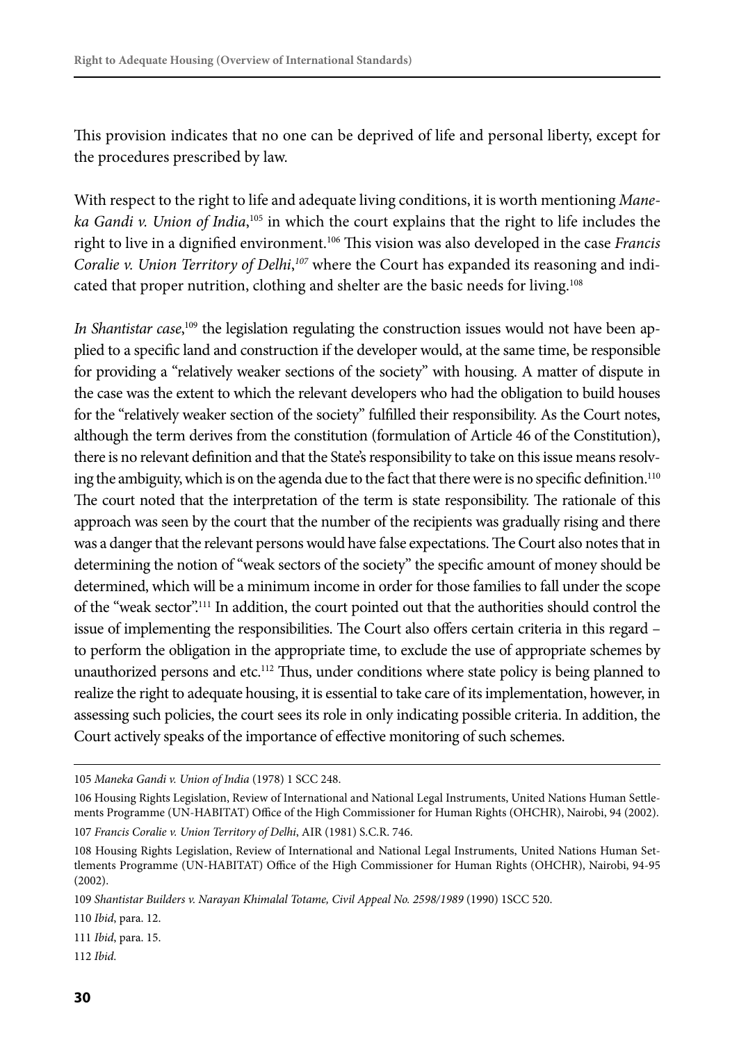This provision indicates that no one can be deprived of life and personal liberty, except for the procedures prescribed by law.

With respect to the right to life and adequate living conditions, it is worth mentioning *Maneka Gandi v. Union of India*,[105] in which the court explains that the right to life includes the right to live in a dignified environment.[106] This vision was also developed in the case *Francis Coralie v. Union Territory of Delhi*,[107] where the Court has expanded its reasoning and indicated that proper nutrition, clothing and shelter are the basic needs for living.[108]

*In Shantistar case*,[109] the legislation regulating the construction issues would not have been applied to a specific land and construction if the developer would, at the same time, be responsible for providing a "relatively weaker sections of the society" with housing. A matter of dispute in the case was the extent to which the relevant developers who had the obligation to build houses for the "relatively weaker section of the society" fulfilled their responsibility. As the Court notes, although the term derives from the constitution (formulation of Article 46 of the Constitution), there is no relevant definition and that the State's responsibility to take on this issue means resolving the ambiguity, which is on the agenda due to the fact that there were is no specific definition.[110] The court noted that the interpretation of the term is state responsibility. The rationale of this approach was seen by the court that the number of the recipients was gradually rising and there was a danger that the relevant persons would have false expectations. The Court also notes that in determining the notion of "weak sectors of the society" the specific amount of money should be determined, which will be a minimum income in order for those families to fall under the scope of the "weak sector".[111] In addition, the court pointed out that the authorities should control the issue of implementing the responsibilities. The Court also offers certain criteria in this regard – to perform the obligation in the appropriate time, to exclude the use of appropriate schemes by unauthorized persons and etc.[112] Thus, under conditions where state policy is being planned to realize the right to adequate housing, it is essential to take care of its implementation, however, in assessing such policies, the court sees its role in only indicating possible criteria. In addition, the Court actively speaks of the importance of effective monitoring of such schemes.

---

105 *Maneka Gandi v. Union of India* (1978) 1 SCC 248.

106 Housing Rights Legislation, Review of International and National Legal Instruments, United Nations Human Settlements Programme (UN-HABITAT) Office of the High Commissioner for Human Rights (OHCHR), Nairobi, 94 (2002).

107 *Francis Coralie v. Union Territory of Delhi*, AIR (1981) S.C.R. 746.

108 Housing Rights Legislation, Review of International and National Legal Instruments, United Nations Human Settlements Programme (UN-HABITAT) Office of the High Commissioner for Human Rights (OHCHR), Nairobi, 94-95 (2002).

109 *Shantistar Builders v. Narayan Khimalal Totame, Civil Appeal No. 2598/1989* (1990) 1SCC 520.

110 *Ibid*, para. 12.

111 *Ibid*, para. 15.

112 *Ibid*.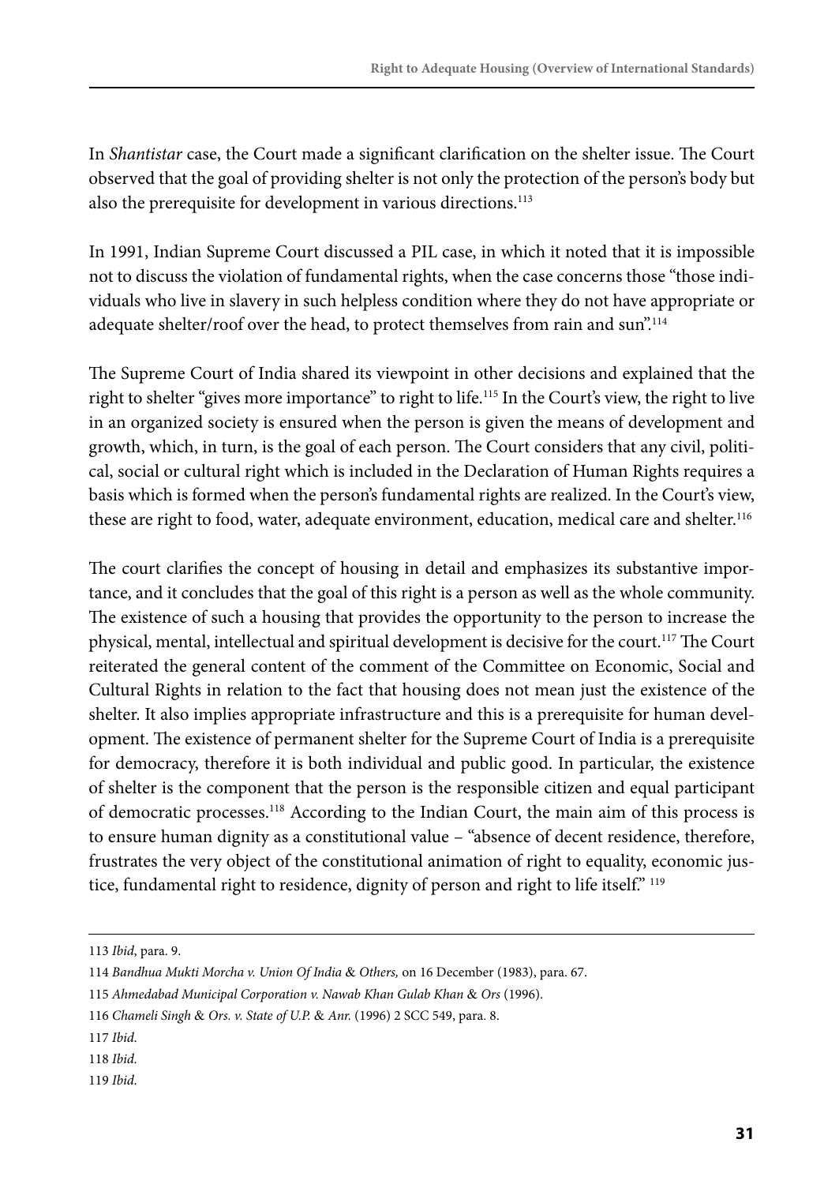In *Shantistar* case, the Court made a significant clarification on the shelter issue. The Court observed that the goal of providing shelter is not only the protection of the person's body but also the prerequisite for development in various directions.[113]

In 1991, Indian Supreme Court discussed a PIL case, in which it noted that it is impossible not to discuss the violation of fundamental rights, when the case concerns those "those individuals who live in slavery in such helpless condition where they do not have appropriate or adequate shelter/roof over the head, to protect themselves from rain and sun".[114]

The Supreme Court of India shared its viewpoint in other decisions and explained that the right to shelter "gives more importance" to right to life.[115] In the Court's view, the right to live in an organized society is ensured when the person is given the means of development and growth, which, in turn, is the goal of each person. The Court considers that any civil, political, social or cultural right which is included in the Declaration of Human Rights requires a basis which is formed when the person's fundamental rights are realized. In the Court's view, these are right to food, water, adequate environment, education, medical care and shelter.[116]

The court clarifies the concept of housing in detail and emphasizes its substantive importance, and it concludes that the goal of this right is a person as well as the whole community. The existence of such a housing that provides the opportunity to the person to increase the physical, mental, intellectual and spiritual development is decisive for the court.[117] The Court reiterated the general content of the comment of the Committee on Economic, Social and Cultural Rights in relation to the fact that housing does not mean just the existence of the shelter. It also implies appropriate infrastructure and this is a prerequisite for human development. The existence of permanent shelter for the Supreme Court of India is a prerequisite for democracy, therefore it is both individual and public good. In particular, the existence of shelter is the component that the person is the responsible citizen and equal participant of democratic processes.[118] According to the Indian Court, the main aim of this process is to ensure human dignity as a constitutional value – "absence of decent residence, therefore, frustrates the very object of the constitutional animation of right to equality, economic justice, fundamental right to residence, dignity of person and right to life itself." [119]

---

113 *Ibid*, para. 9.

114 *Bandhua Mukti Morcha v. Union Of India & Others,* on 16 December (1983), para. 67.

115 *Ahmedabad Municipal Corporation v. Nawab Khan Gulab Khan & Ors* (1996).

116 *Chameli Singh & Ors. v. State of U.P. & Anr.* (1996) 2 SCC 549, para. 8.

117 *Ibid.*

118 *Ibid.*

119 *Ibid.*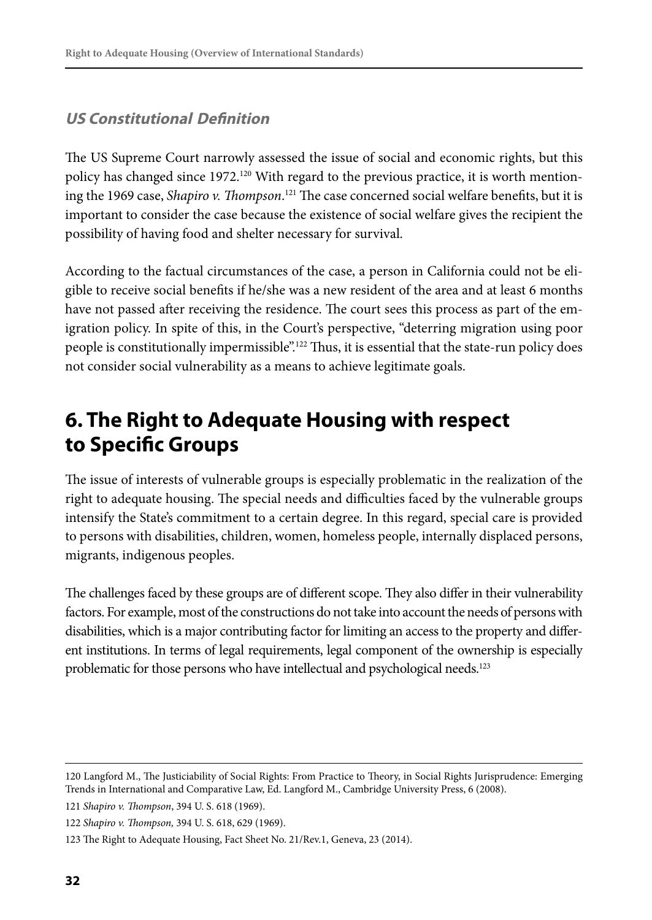### *US Constitutional Definition*

The US Supreme Court narrowly assessed the issue of social and economic rights, but this policy has changed since 1972.[120] With regard to the previous practice, it is worth mentioning the 1969 case, *Shapiro v. Thompson*.[121] The case concerned social welfare benefits, but it is important to consider the case because the existence of social welfare gives the recipient the possibility of having food and shelter necessary for survival.

According to the factual circumstances of the case, a person in California could not be eligible to receive social benefits if he/she was a new resident of the area and at least 6 months have not passed after receiving the residence. The court sees this process as part of the emigration policy. In spite of this, in the Court's perspective, "deterring migration using poor people is constitutionally impermissible".[122] Thus, it is essential that the state-run policy does not consider social vulnerability as a means to achieve legitimate goals.

## 6. The Right to Adequate Housing with respect to Specific Groups

The issue of interests of vulnerable groups is especially problematic in the realization of the right to adequate housing. The special needs and difficulties faced by the vulnerable groups intensify the State's commitment to a certain degree. In this regard, special care is provided to persons with disabilities, children, women, homeless people, internally displaced persons, migrants, indigenous peoples.

The challenges faced by these groups are of different scope. They also differ in their vulnerability factors. For example, most of the constructions do not take into account the needs of persons with disabilities, which is a major contributing factor for limiting an access to the property and different institutions. In terms of legal requirements, legal component of the ownership is especially problematic for those persons who have intellectual and psychological needs.[123]

---

120 Langford M., The Justiciability of Social Rights: From Practice to Theory, in Social Rights Jurisprudence: Emerging Trends in International and Comparative Law, Ed. Langford M., Cambridge University Press, 6 (2008).

121 *Shapiro v. Thompson*, 394 U. S. 618 (1969).

122 *Shapiro v. Thompson,* 394 U. S. 618, 629 (1969).

123 The Right to Adequate Housing, Fact Sheet No. 21/Rev.1, Geneva, 23 (2014).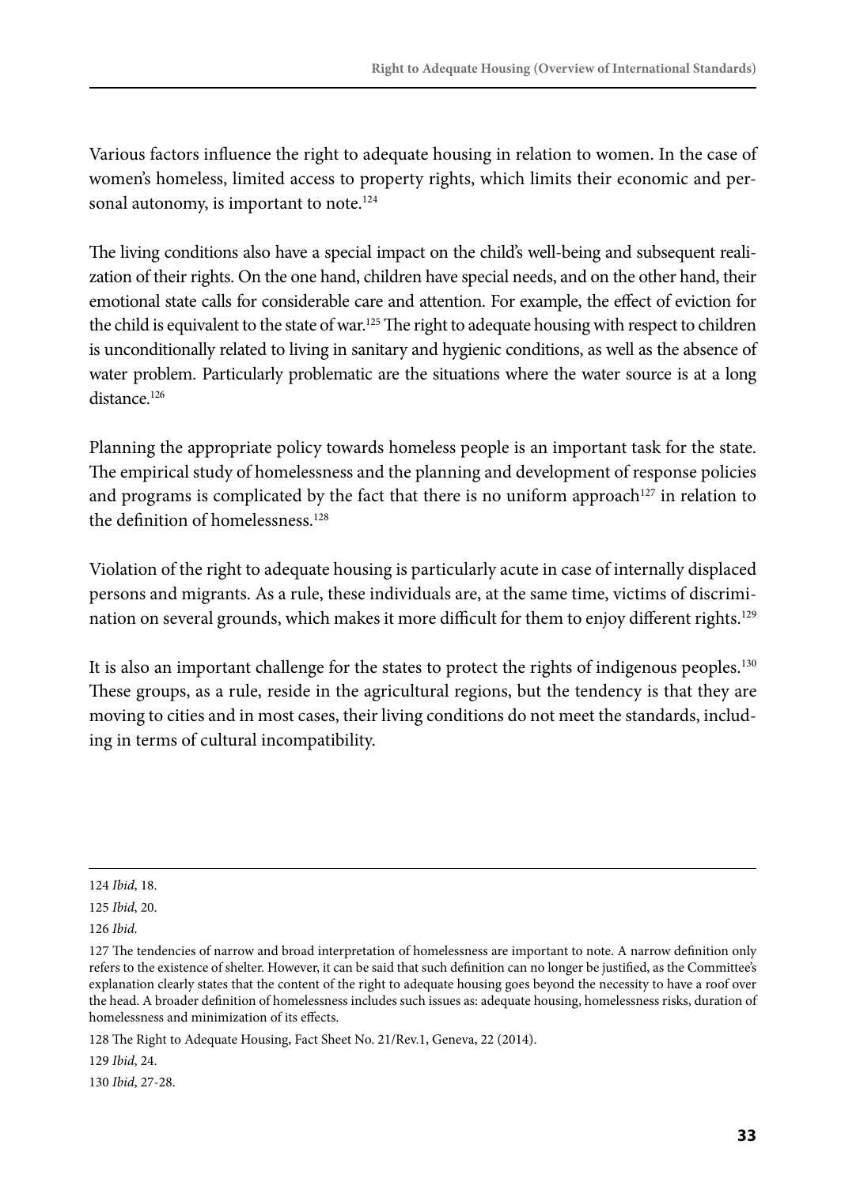Various factors influence the right to adequate housing in relation to women. In the case of women's homeless, limited access to property rights, which limits their economic and personal autonomy, is important to note.[124]

The living conditions also have a special impact on the child's well-being and subsequent realization of their rights. On the one hand, children have special needs, and on the other hand, their emotional state calls for considerable care and attention. For example, the effect of eviction for the child is equivalent to the state of war.[125] The right to adequate housing with respect to children is unconditionally related to living in sanitary and hygienic conditions, as well as the absence of water problem. Particularly problematic are the situations where the water source is at a long distance.[126]

Planning the appropriate policy towards homeless people is an important task for the state. The empirical study of homelessness and the planning and development of response policies and programs is complicated by the fact that there is no uniform approach[127] in relation to the definition of homelessness.[128]

Violation of the right to adequate housing is particularly acute in case of internally displaced persons and migrants. As a rule, these individuals are, at the same time, victims of discrimination on several grounds, which makes it more difficult for them to enjoy different rights.[129]

It is also an important challenge for the states to protect the rights of indigenous peoples.[130] These groups, as a rule, reside in the agricultural regions, but the tendency is that they are moving to cities and in most cases, their living conditions do not meet the standards, including in terms of cultural incompatibility.

---

124 *Ibid*, 18.

125 *Ibid*, 20.

126 *Ibid*.

127 The tendencies of narrow and broad interpretation of homelessness are important to note. A narrow definition only refers to the existence of shelter. However, it can be said that such definition can no longer be justified, as the Committee's explanation clearly states that the content of the right to adequate housing goes beyond the necessity to have a roof over the head. A broader definition of homelessness includes such issues as: adequate housing, homelessness risks, duration of homelessness and minimization of its effects.

128 The Right to Adequate Housing, Fact Sheet No. 21/Rev.1, Geneva, 22 (2014).

129 *Ibid*, 24.

130 *Ibid*, 27-28.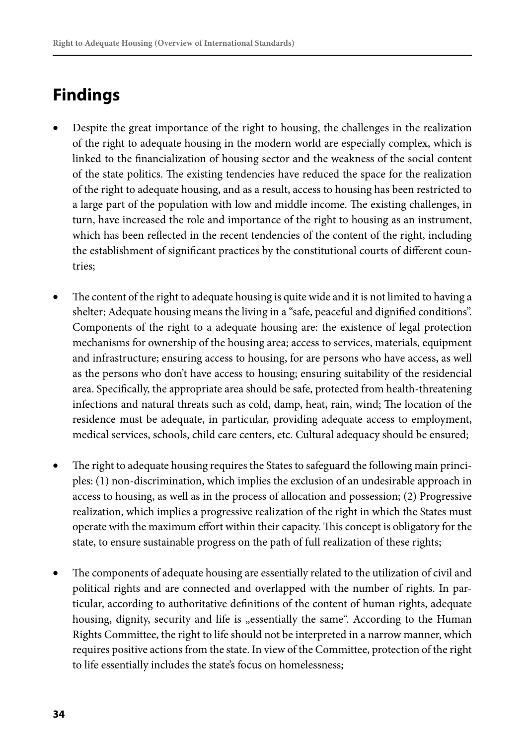## Findings

- Despite the great importance of the right to housing, the challenges in the realization of the right to adequate housing in the modern world are especially complex, which is linked to the financialization of housing sector and the weakness of the social content of the state politics. The existing tendencies have reduced the space for the realization of the right to adequate housing, and as a result, access to housing has been restricted to a large part of the population with low and middle income. The existing challenges, in turn, have increased the role and importance of the right to housing as an instrument, which has been reflected in the recent tendencies of the content of the right, including the establishment of significant practices by the constitutional courts of different countries;

- The content of the right to adequate housing is quite wide and it is not limited to having a shelter; Adequate housing means the living in a "safe, peaceful and dignified conditions". Components of the right to a adequate housing are: the existence of legal protection mechanisms for ownership of the housing area; access to services, materials, equipment and infrastructure; ensuring access to housing, for are persons who have access, as well as the persons who don't have access to housing; ensuring suitability of the residencial area. Specifically, the appropriate area should be safe, protected from health-threatening infections and natural threats such as cold, damp, heat, rain, wind; The location of the residence must be adequate, in particular, providing adequate access to employment, medical services, schools, child care centers, etc. Cultural adequacy should be ensured;

- The right to adequate housing requires the States to safeguard the following main principles: (1) non-discrimination, which implies the exclusion of an undesirable approach in access to housing, as well as in the process of allocation and possession; (2) Progressive realization, which implies a progressive realization of the right in which the States must operate with the maximum effort within their capacity. This concept is obligatory for the state, to ensure sustainable progress on the path of full realization of these rights;

- The components of adequate housing are essentially related to the utilization of civil and political rights and are connected and overlapped with the number of rights. In particular, according to authoritative definitions of the content of human rights, adequate housing, dignity, security and life is „essentially the same". According to the Human Rights Committee, the right to life should not be interpreted in a narrow manner, which requires positive actions from the state. In view of the Committee, protection of the right to life essentially includes the state's focus on homelessness;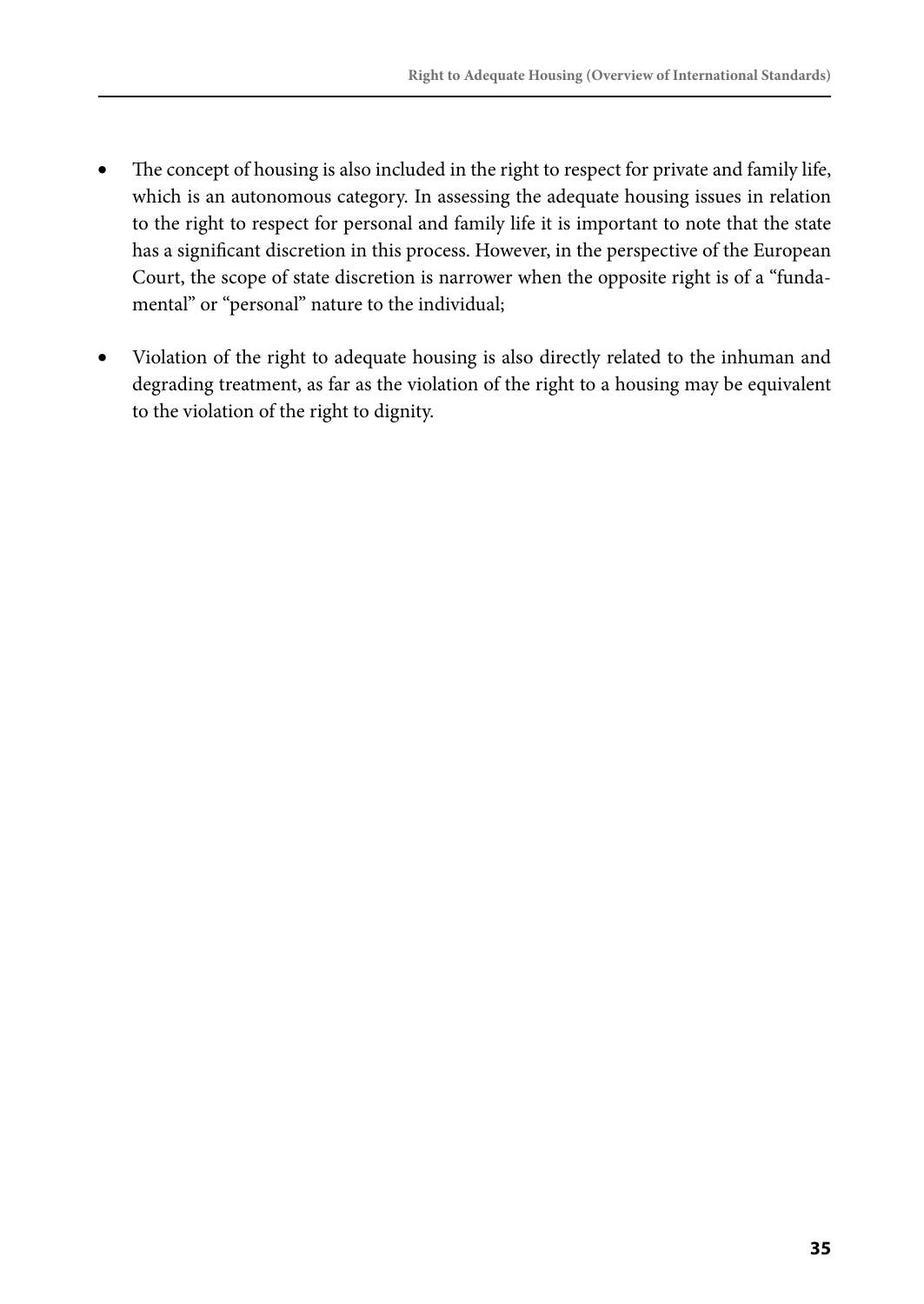- The concept of housing is also included in the right to respect for private and family life, which is an autonomous category. In assessing the adequate housing issues in relation to the right to respect for personal and family life it is important to note that the state has a significant discretion in this process. However, in the perspective of the European Court, the scope of state discretion is narrower when the opposite right is of a "fundamental" or "personal" nature to the individual;

- Violation of the right to adequate housing is also directly related to the inhuman and degrading treatment, as far as the violation of the right to a housing may be equivalent to the violation of the right to dignity.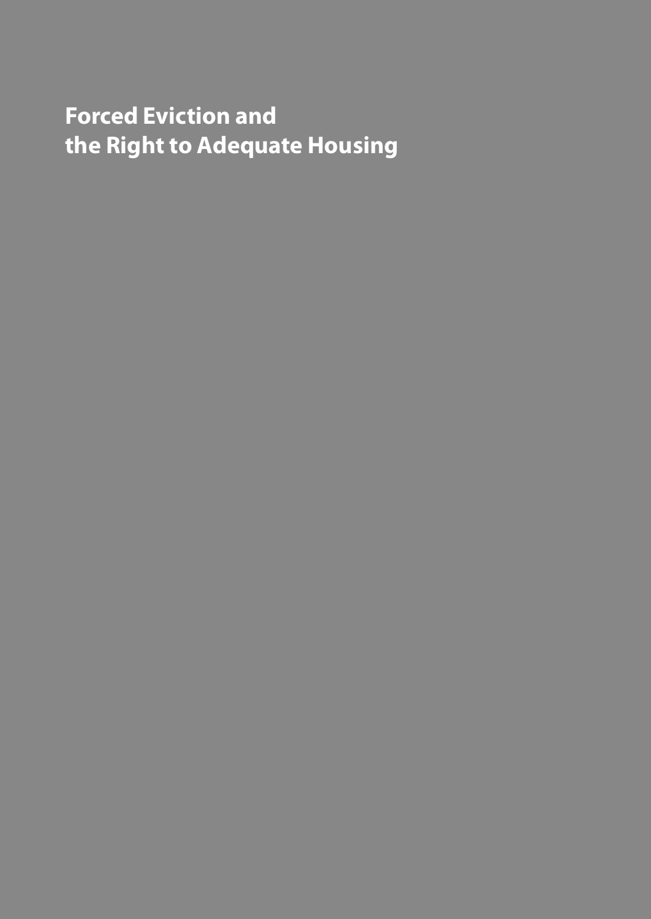# Forced Eviction and the Right to Adequate Housing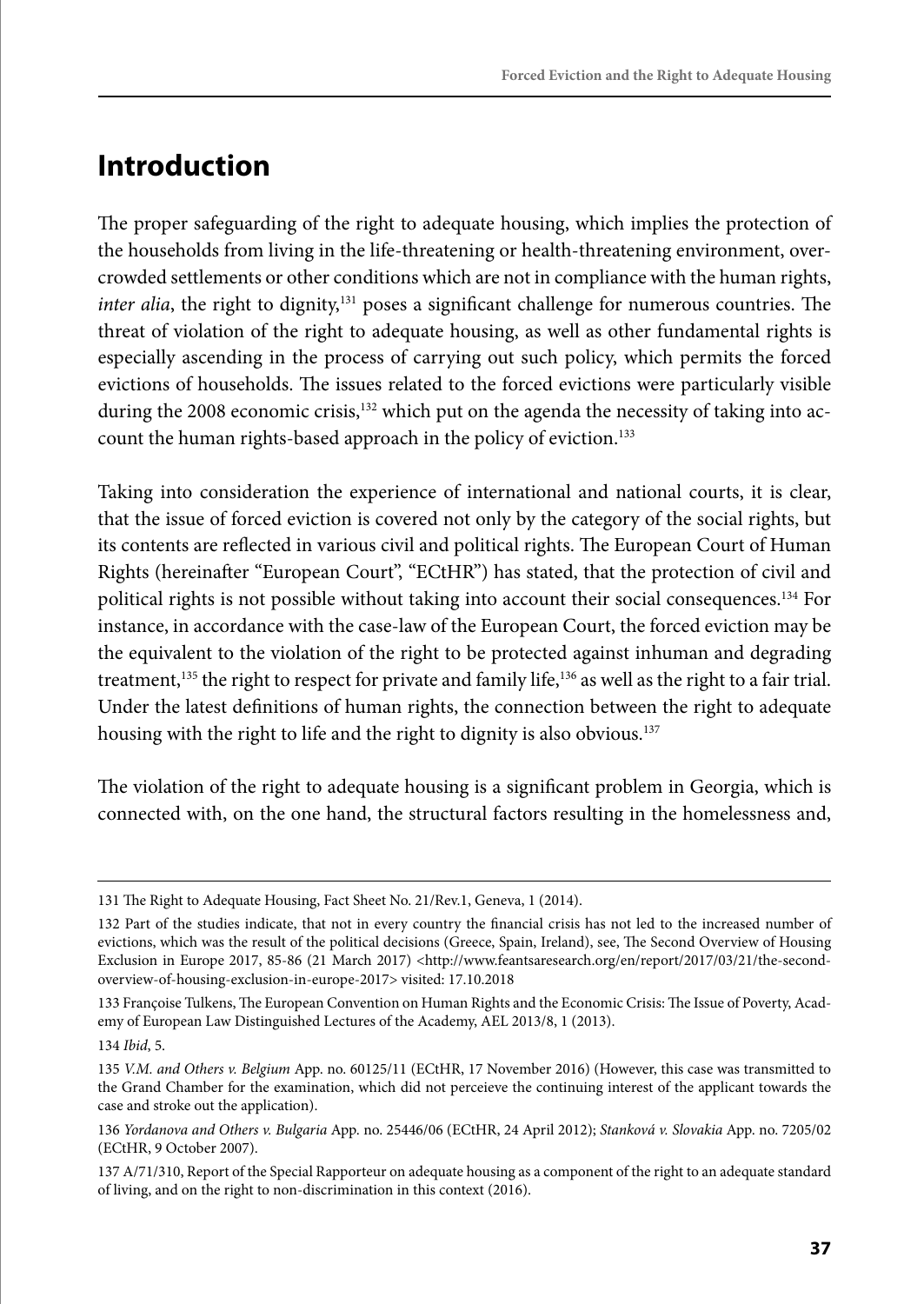# Introduction

The proper safeguarding of the right to adequate housing, which implies the protection of the households from living in the life-threatening or health-threatening environment, overcrowded settlements or other conditions which are not in compliance with the human rights, *inter alia*, the right to dignity,[131] poses a significant challenge for numerous countries. The threat of violation of the right to adequate housing, as well as other fundamental rights is especially ascending in the process of carrying out such policy, which permits the forced evictions of households. The issues related to the forced evictions were particularly visible during the 2008 economic crisis,[132] which put on the agenda the necessity of taking into account the human rights-based approach in the policy of eviction.[133]

Taking into consideration the experience of international and national courts, it is clear, that the issue of forced eviction is covered not only by the category of the social rights, but its contents are reflected in various civil and political rights. The European Court of Human Rights (hereinafter "European Court", "ECtHR") has stated, that the protection of civil and political rights is not possible without taking into account their social consequences.[134] For instance, in accordance with the case-law of the European Court, the forced eviction may be the equivalent to the violation of the right to be protected against inhuman and degrading treatment,[135] the right to respect for private and family life,[136] as well as the right to a fair trial. Under the latest definitions of human rights, the connection between the right to adequate housing with the right to life and the right to dignity is also obvious.[137]

The violation of the right to adequate housing is a significant problem in Georgia, which is connected with, on the one hand, the structural factors resulting in the homelessness and,

---

131 The Right to Adequate Housing, Fact Sheet No. 21/Rev.1, Geneva, 1 (2014).

132 Part of the studies indicate, that not in every country the financial crisis has not led to the increased number of evictions, which was the result of the political decisions (Greece, Spain, Ireland), see, The Second Overview of Housing Exclusion in Europe 2017, 85-86 (21 March 2017) <http://www.feantsaresearch.org/en/report/2017/03/21/the-second-overview-of-housing-exclusion-in-europe-2017> visited: 17.10.2018

133 Françoise Tulkens, The European Convention on Human Rights and the Economic Crisis: The Issue of Poverty, Academy of European Law Distinguished Lectures of the Academy, AEL 2013/8, 1 (2013).

134 *Ibid*, 5.

135 *V.M. and Others v. Belgium* App. no. 60125/11 (ECtHR, 17 November 2016) (However, this case was transmitted to the Grand Chamber for the examination, which did not perceieve the continuing interest of the applicant towards the case and stroke out the application).

136 *Yordanova and Others v. Bulgaria* App. no. 25446/06 (ECtHR, 24 April 2012); *Stanková v. Slovakia* App. no. 7205/02 (ECtHR, 9 October 2007).

137 A/71/310, Report of the Special Rapporteur on adequate housing as a component of the right to an adequate standard of living, and on the right to non-discrimination in this context (2016).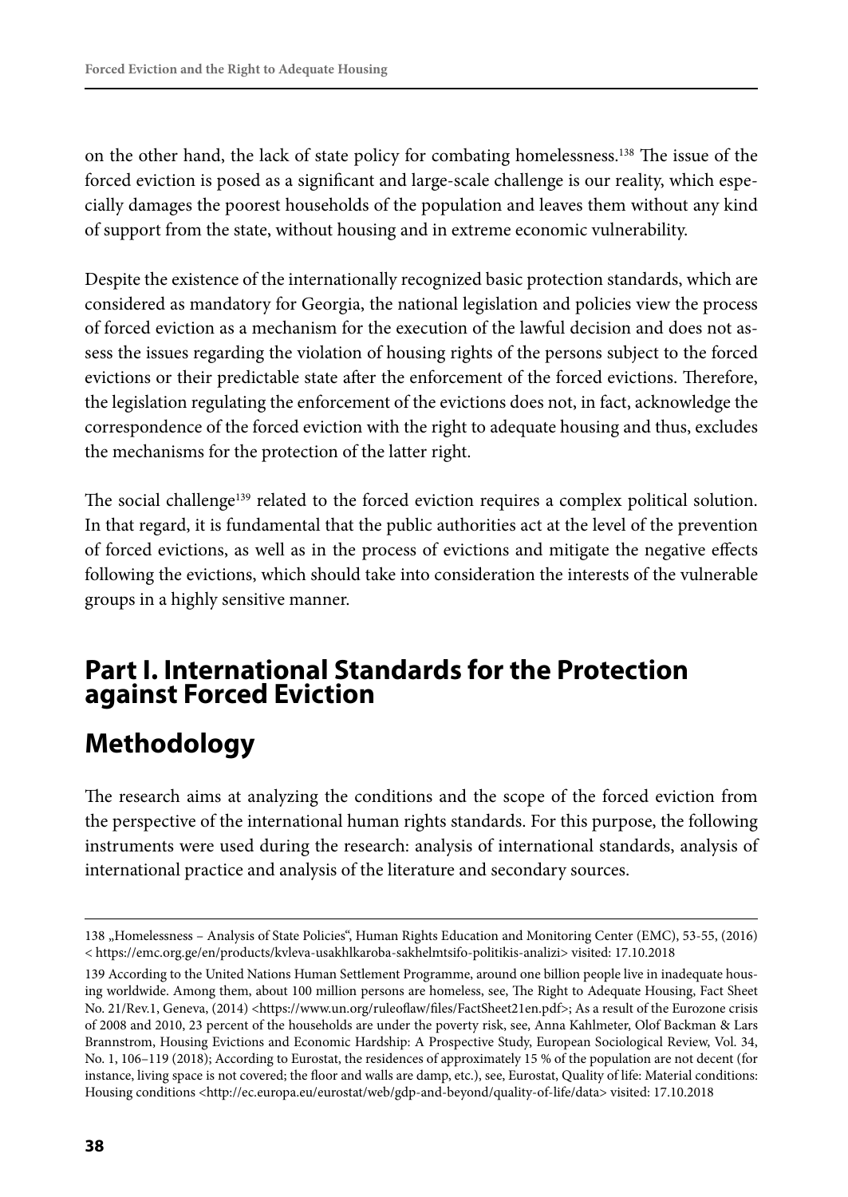on the other hand, the lack of state policy for combating homelessness.[138] The issue of the forced eviction is posed as a significant and large-scale challenge is our reality, which especially damages the poorest households of the population and leaves them without any kind of support from the state, without housing and in extreme economic vulnerability.

Despite the existence of the internationally recognized basic protection standards, which are considered as mandatory for Georgia, the national legislation and policies view the process of forced eviction as a mechanism for the execution of the lawful decision and does not assess the issues regarding the violation of housing rights of the persons subject to the forced evictions or their predictable state after the enforcement of the forced evictions. Therefore, the legislation regulating the enforcement of the evictions does not, in fact, acknowledge the correspondence of the forced eviction with the right to adequate housing and thus, excludes the mechanisms for the protection of the latter right.

The social challenge[139] related to the forced eviction requires a complex political solution. In that regard, it is fundamental that the public authorities act at the level of the prevention of forced evictions, as well as in the process of evictions and mitigate the negative effects following the evictions, which should take into consideration the interests of the vulnerable groups in a highly sensitive manner.

# Part I. International Standards for the Protection against Forced Eviction

## Methodology

The research aims at analyzing the conditions and the scope of the forced eviction from the perspective of the international human rights standards. For this purpose, the following instruments were used during the research: analysis of international standards, analysis of international practice and analysis of the literature and secondary sources.

---

138 „Homelessness – Analysis of State Policies", Human Rights Education and Monitoring Center (EMC), 53-55, (2016) < https://emc.org.ge/en/products/kvleva-usakhlkaroba-sakhelmtsifo-politikis-analizi> visited: 17.10.2018

139 According to the United Nations Human Settlement Programme, around one billion people live in inadequate housing worldwide. Among them, about 100 million persons are homeless, see, The Right to Adequate Housing, Fact Sheet No. 21/Rev.1, Geneva, (2014) <https://www.un.org/ruleoflaw/files/FactSheet21en.pdf>; As a result of the Eurozone crisis of 2008 and 2010, 23 percent of the households are under the poverty risk, see, Anna Kahlmeter, Olof Backman & Lars Brannstrom, Housing Evictions and Economic Hardship: A Prospective Study, European Sociological Review, Vol. 34, No. 1, 106–119 (2018); According to Eurostat, the residences of approximately 15 % of the population are not decent (for instance, living space is not covered; the floor and walls are damp, etc.), see, Eurostat, Quality of life: Material conditions: Housing conditions <http://ec.europa.eu/eurostat/web/gdp-and-beyond/quality-of-life/data> visited: 17.10.2018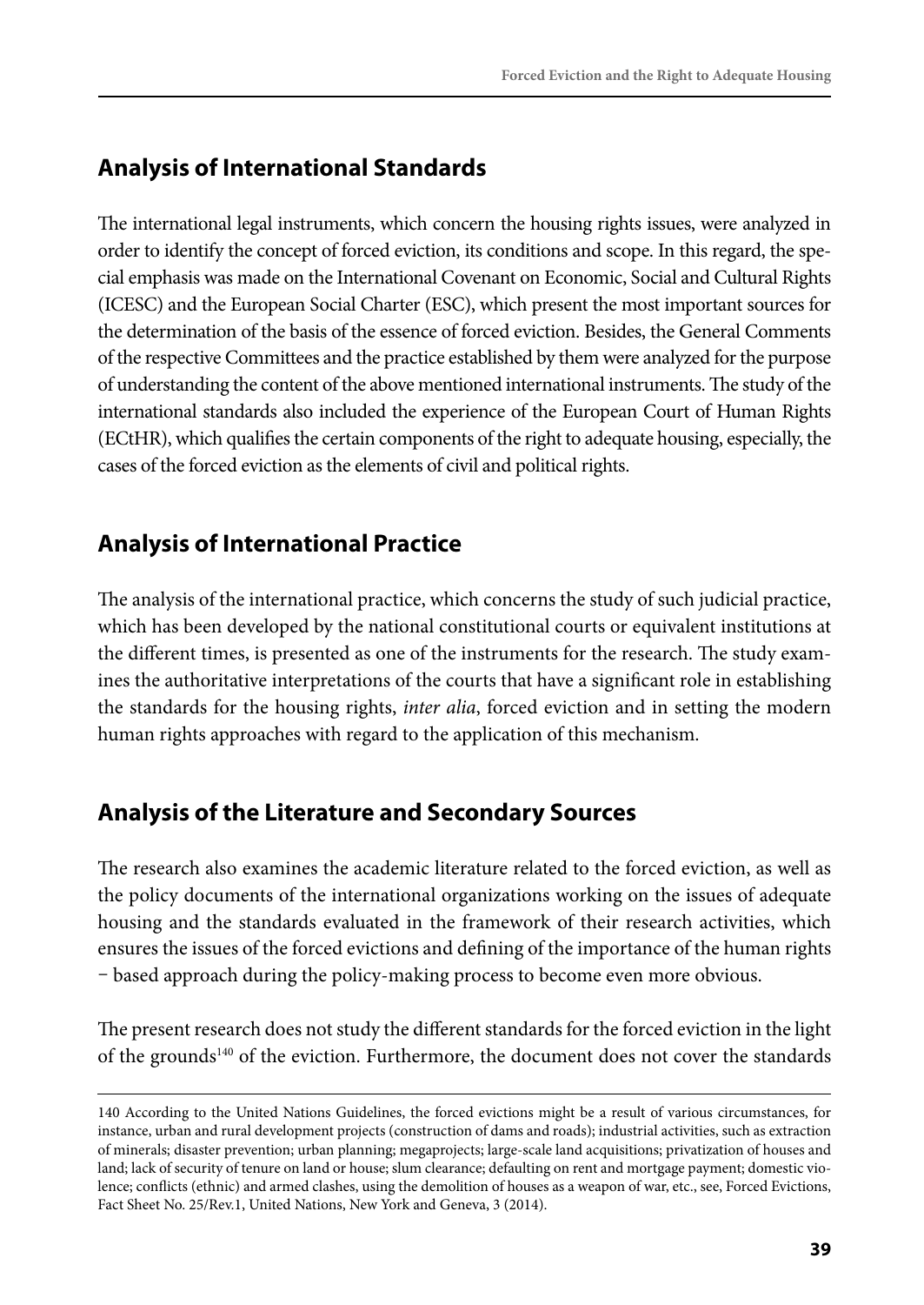## Analysis of International Standards

The international legal instruments, which concern the housing rights issues, were analyzed in order to identify the concept of forced eviction, its conditions and scope. In this regard, the special emphasis was made on the International Covenant on Economic, Social and Cultural Rights (ICESC) and the European Social Charter (ESC), which present the most important sources for the determination of the basis of the essence of forced eviction. Besides, the General Comments of the respective Committees and the practice established by them were analyzed for the purpose of understanding the content of the above mentioned international instruments. The study of the international standards also included the experience of the European Court of Human Rights (ECtHR), which qualifies the certain components of the right to adequate housing, especially, the cases of the forced eviction as the elements of civil and political rights.

## Analysis of International Practice

The analysis of the international practice, which concerns the study of such judicial practice, which has been developed by the national constitutional courts or equivalent institutions at the different times, is presented as one of the instruments for the research. The study examines the authoritative interpretations of the courts that have a significant role in establishing the standards for the housing rights, *inter alia*, forced eviction and in setting the modern human rights approaches with regard to the application of this mechanism.

## Analysis of the Literature and Secondary Sources

The research also examines the academic literature related to the forced eviction, as well as the policy documents of the international organizations working on the issues of adequate housing and the standards evaluated in the framework of their research activities, which ensures the issues of the forced evictions and defining of the importance of the human rights – based approach during the policy-making process to become even more obvious.

The present research does not study the different standards for the forced eviction in the light of the grounds[140] of the eviction. Furthermore, the document does not cover the standards

140 According to the United Nations Guidelines, the forced evictions might be a result of various circumstances, for instance, urban and rural development projects (construction of dams and roads); industrial activities, such as extraction of minerals; disaster prevention; urban planning; megaprojects; large-scale land acquisitions; privatization of houses and land; lack of security of tenure on land or house; slum clearance; defaulting on rent and mortgage payment; domestic violence; conflicts (ethnic) and armed clashes, using the demolition of houses as a weapon of war, etc., see, Forced Evictions, Fact Sheet No. 25/Rev.1, United Nations, New York and Geneva, 3 (2014).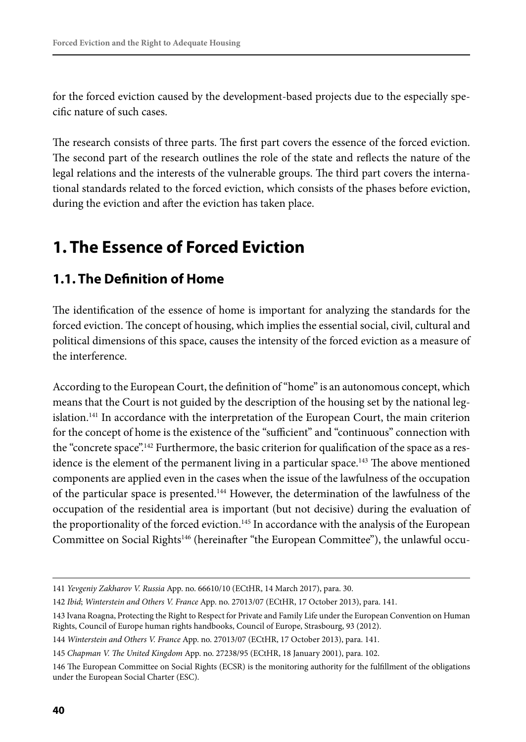for the forced eviction caused by the development-based projects due to the especially specific nature of such cases.

The research consists of three parts. The first part covers the essence of the forced eviction. The second part of the research outlines the role of the state and reflects the nature of the legal relations and the interests of the vulnerable groups. The third part covers the international standards related to the forced eviction, which consists of the phases before eviction, during the eviction and after the eviction has taken place.

# 1. The Essence of Forced Eviction

## 1.1. The Definition of Home

The identification of the essence of home is important for analyzing the standards for the forced eviction. The concept of housing, which implies the essential social, civil, cultural and political dimensions of this space, causes the intensity of the forced eviction as a measure of the interference.

According to the European Court, the definition of "home" is an autonomous concept, which means that the Court is not guided by the description of the housing set by the national legislation.[141] In accordance with the interpretation of the European Court, the main criterion for the concept of home is the existence of the "sufficient" and "continuous" connection with the "concrete space".[142] Furthermore, the basic criterion for qualification of the space as a residence is the element of the permanent living in a particular space.[143] The above mentioned components are applied even in the cases when the issue of the lawfulness of the occupation of the particular space is presented.[144] However, the determination of the lawfulness of the occupation of the residential area is important (but not decisive) during the evaluation of the proportionality of the forced eviction.[145] In accordance with the analysis of the European Committee on Social Rights[146] (hereinafter "the European Committee"), the unlawful occu-

---

141 *Yevgeniy Zakharov V. Russia* App. no. 66610/10 (ECtHR, 14 March 2017), para. 30.

142 *Ibid*; *Winterstein and Others V. France* App. no. 27013/07 (ECtHR, 17 October 2013), para. 141.

143 Ivana Roagna, Protecting the Right to Respect for Private and Family Life under the European Convention on Human Rights, Council of Europe human rights handbooks, Council of Europe, Strasbourg, 93 (2012).

144 *Winterstein and Others V. France* App. no. 27013/07 (ECtHR, 17 October 2013), para. 141.

145 *Chapman V. The United Kingdom* App. no. 27238/95 (ECtHR, 18 January 2001), para. 102.

146 The European Committee on Social Rights (ECSR) is the monitoring authority for the fulfillment of the obligations under the European Social Charter (ESC).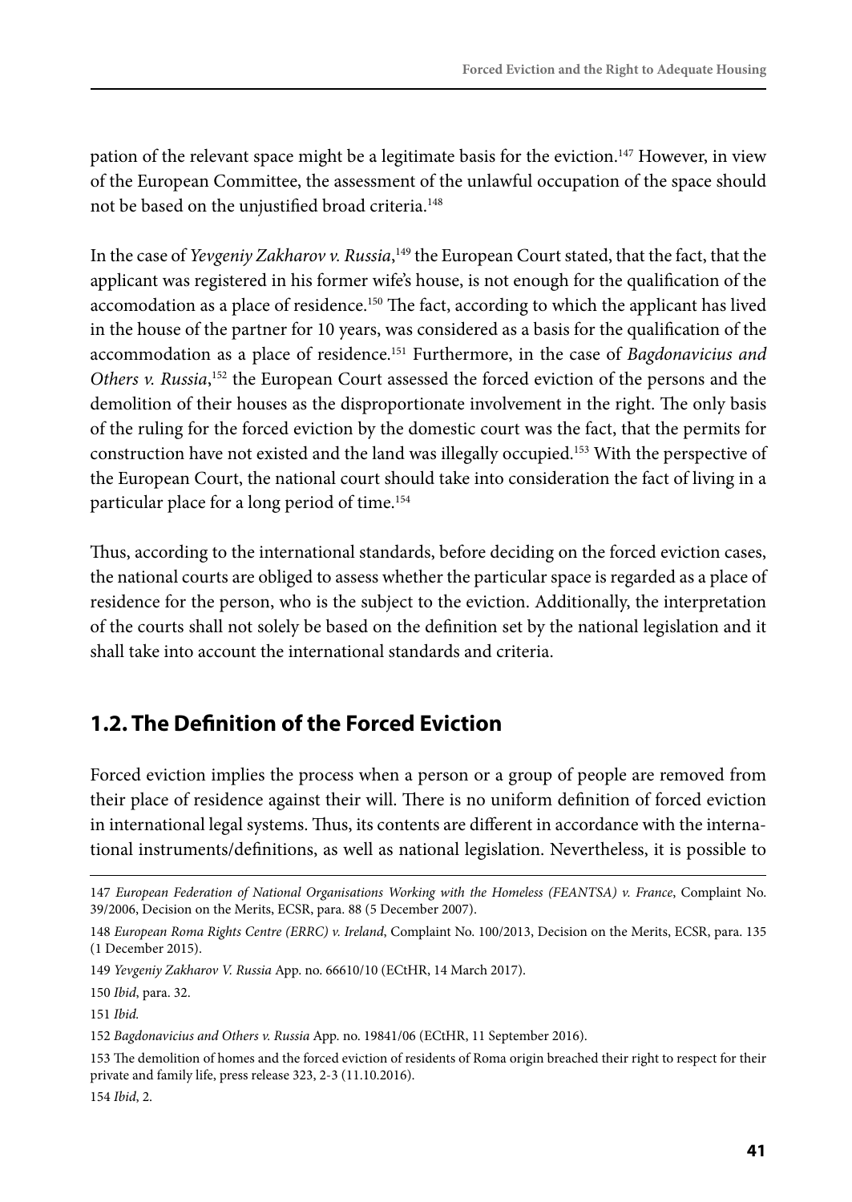pation of the relevant space might be a legitimate basis for the eviction.[147] However, in view of the European Committee, the assessment of the unlawful occupation of the space should not be based on the unjustified broad criteria.[148]

In the case of *Yevgeniy Zakharov v. Russia*,[149] the European Court stated, that the fact, that the applicant was registered in his former wife's house, is not enough for the qualification of the accomodation as a place of residence.[150] The fact, according to which the applicant has lived in the house of the partner for 10 years, was considered as a basis for the qualification of the accommodation as a place of residence.[151] Furthermore, in the case of *Bagdonavicius and Others v. Russia*,[152] the European Court assessed the forced eviction of the persons and the demolition of their houses as the disproportionate involvement in the right. The only basis of the ruling for the forced eviction by the domestic court was the fact, that the permits for construction have not existed and the land was illegally occupied.[153] With the perspective of the European Court, the national court should take into consideration the fact of living in a particular place for a long period of time.[154]

Thus, according to the international standards, before deciding on the forced eviction cases, the national courts are obliged to assess whether the particular space is regarded as a place of residence for the person, who is the subject to the eviction. Additionally, the interpretation of the courts shall not solely be based on the definition set by the national legislation and it shall take into account the international standards and criteria.

## 1.2. The Definition of the Forced Eviction

Forced eviction implies the process when a person or a group of people are removed from their place of residence against their will. There is no uniform definition of forced eviction in international legal systems. Thus, its contents are different in accordance with the international instruments/definitions, as well as national legislation. Nevertheless, it is possible to

---

147 *European Federation of National Organisations Working with the Homeless (FEANTSA) v. France*, Complaint No. 39/2006, Decision on the Merits, ECSR, para. 88 (5 December 2007).

148 *European Roma Rights Centre (ERRC) v. Ireland*, Complaint No. 100/2013, Decision on the Merits, ECSR, para. 135 (1 December 2015).

149 *Yevgeniy Zakharov V. Russia* App. no. 66610/10 (ECtHR, 14 March 2017).

150 *Ibid*, para. 32.

151 *Ibid.*

152 *Bagdonavicius and Others v. Russia* App. no. 19841/06 (ECtHR, 11 September 2016).

153 The demolition of homes and the forced eviction of residents of Roma origin breached their right to respect for their private and family life, press release 323, 2-3 (11.10.2016).

154 *Ibid*, 2.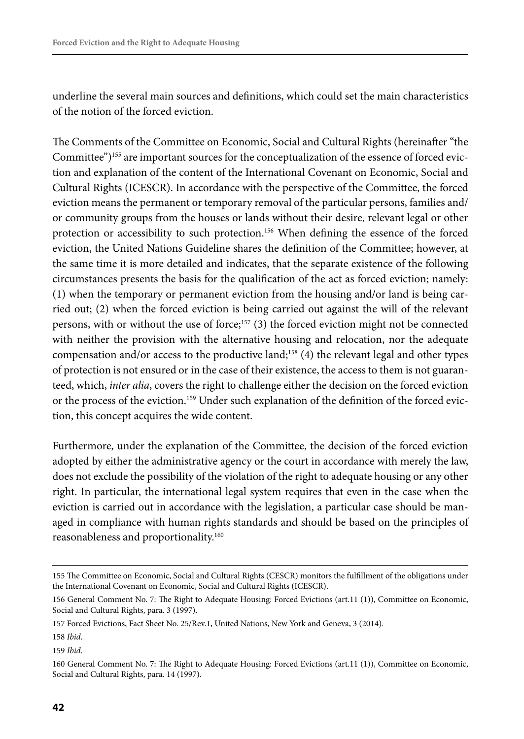underline the several main sources and definitions, which could set the main characteristics of the notion of the forced eviction.

The Comments of the Committee on Economic, Social and Cultural Rights (hereinafter "the Committee")[155] are important sources for the conceptualization of the essence of forced eviction and explanation of the content of the International Covenant on Economic, Social and Cultural Rights (ICESCR). In accordance with the perspective of the Committee, the forced eviction means the permanent or temporary removal of the particular persons, families and/or community groups from the houses or lands without their desire, relevant legal or other protection or accessibility to such protection.[156] When defining the essence of the forced eviction, the United Nations Guideline shares the definition of the Committee; however, at the same time it is more detailed and indicates, that the separate existence of the following circumstances presents the basis for the qualification of the act as forced eviction; namely: (1) when the temporary or permanent eviction from the housing and/or land is being carried out; (2) when the forced eviction is being carried out against the will of the relevant persons, with or without the use of force;[157] (3) the forced eviction might not be connected with neither the provision with the alternative housing and relocation, nor the adequate compensation and/or access to the productive land;[158] (4) the relevant legal and other types of protection is not ensured or in the case of their existence, the access to them is not guaranteed, which, *inter alia*, covers the right to challenge either the decision on the forced eviction or the process of the eviction.[159] Under such explanation of the definition of the forced eviction, this concept acquires the wide content.

Furthermore, under the explanation of the Committee, the decision of the forced eviction adopted by either the administrative agency or the court in accordance with merely the law, does not exclude the possibility of the violation of the right to adequate housing or any other right. In particular, the international legal system requires that even in the case when the eviction is carried out in accordance with the legislation, a particular case should be managed in compliance with human rights standards and should be based on the principles of reasonableness and proportionality.[160]

---

155 The Committee on Economic, Social and Cultural Rights (CESCR) monitors the fulfillment of the obligations under the International Covenant on Economic, Social and Cultural Rights (ICESCR).

156 General Comment No. 7: The Right to Adequate Housing: Forced Evictions (art.11 (1)), Committee on Economic, Social and Cultural Rights, para. 3 (1997).

157 Forced Evictions, Fact Sheet No. 25/Rev.1, United Nations, New York and Geneva, 3 (2014).

158 *Ibid.*

159 *Ibid.*

160 General Comment No. 7: The Right to Adequate Housing: Forced Evictions (art.11 (1)), Committee on Economic, Social and Cultural Rights, para. 14 (1997).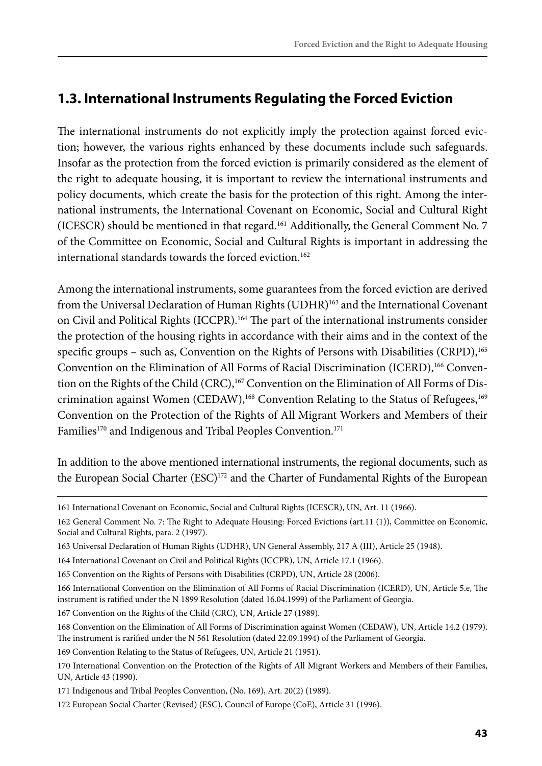## 1.3. International Instruments Regulating the Forced Eviction

The international instruments do not explicitly imply the protection against forced eviction; however, the various rights enhanced by these documents include such safeguards. Insofar as the protection from the forced eviction is primarily considered as the element of the right to adequate housing, it is important to review the international instruments and policy documents, which create the basis for the protection of this right. Among the international instruments, the International Covenant on Economic, Social and Cultural Right (ICESCR) should be mentioned in that regard.[161] Additionally, the General Comment No. 7 of the Committee on Economic, Social and Cultural Rights is important in addressing the international standards towards the forced eviction.[162]

Among the international instruments, some guarantees from the forced eviction are derived from the Universal Declaration of Human Rights (UDHR)[163] and the International Covenant on Civil and Political Rights (ICCPR).[164] The part of the international instruments consider the protection of the housing rights in accordance with their aims and in the context of the specific groups – such as, Convention on the Rights of Persons with Disabilities (CRPD),[165] Convention on the Elimination of All Forms of Racial Discrimination (ICERD),[166] Convention on the Rights of the Child (CRC),[167] Convention on the Elimination of All Forms of Discrimination against Women (CEDAW),[168] Convention Relating to the Status of Refugees,[169] Convention on the Protection of the Rights of All Migrant Workers and Members of their Families[170] and Indigenous and Tribal Peoples Convention.[171]

In addition to the above mentioned international instruments, the regional documents, such as the European Social Charter (ESC)[172] and the Charter of Fundamental Rights of the European

---

161 International Covenant on Economic, Social and Cultural Rights (ICESCR), UN, Art. 11 (1966).

162 General Comment No. 7: The Right to Adequate Housing: Forced Evictions (art.11 (1)), Committee on Economic, Social and Cultural Rights, para. 2 (1997).

163 Universal Declaration of Human Rights (UDHR), UN General Assembly, 217 A (III), Article 25 (1948).

164 International Covenant on Civil and Political Rights (ICCPR), UN, Article 17.1 (1966).

165 Convention on the Rights of Persons with Disabilities (CRPD), UN, Article 28 (2006).

166 International Convention on the Elimination of All Forms of Racial Discrimination (ICERD), UN, Article 5.e, The instrument is ratified under the N 1899 Resolution (dated 16.04.1999) of the Parliament of Georgia.

167 Convention on the Rights of the Child (CRC), UN, Article 27 (1989).

168 Convention on the Elimination of All Forms of Discrimination against Women (CEDAW), UN, Article 14.2 (1979). The instrument is rarified under the N 561 Resolution (dated 22.09.1994) of the Parliament of Georgia.

169 Convention Relating to the Status of Refugees, UN, Article 21 (1951).

170 International Convention on the Protection of the Rights of All Migrant Workers and Members of their Families, UN, Article 43 (1990).

171 Indigenous and Tribal Peoples Convention, (No. 169), Art. 20(2) (1989).

172 European Social Charter (Revised) (ESC), Council of Europe (CoE), Article 31 (1996).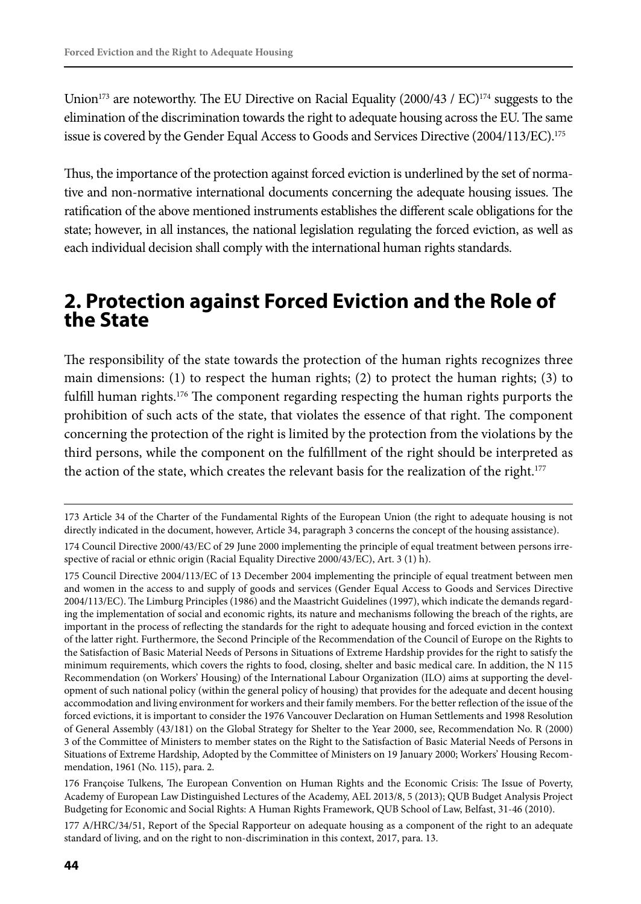Union[173] are noteworthy. The EU Directive on Racial Equality (2000/43 / EC)[174] suggests to the elimination of the discrimination towards the right to adequate housing across the EU. The same issue is covered by the Gender Equal Access to Goods and Services Directive (2004/113/EC).[175]

Thus, the importance of the protection against forced eviction is underlined by the set of normative and non-normative international documents concerning the adequate housing issues. The ratification of the above mentioned instruments establishes the different scale obligations for the state; however, in all instances, the national legislation regulating the forced eviction, as well as each individual decision shall comply with the international human rights standards.

## 2. Protection against Forced Eviction and the Role of the State

The responsibility of the state towards the protection of the human rights recognizes three main dimensions: (1) to respect the human rights; (2) to protect the human rights; (3) to fulfill human rights.[176] The component regarding respecting the human rights purports the prohibition of such acts of the state, that violates the essence of that right. The component concerning the protection of the right is limited by the protection from the violations by the third persons, while the component on the fulfillment of the right should be interpreted as the action of the state, which creates the relevant basis for the realization of the right.[177]

---

173 Article 34 of the Charter of the Fundamental Rights of the European Union (the right to adequate housing is not directly indicated in the document, however, Article 34, paragraph 3 concerns the concept of the housing assistance).

174 Council Directive 2000/43/EC of 29 June 2000 implementing the principle of equal treatment between persons irrespective of racial or ethnic origin (Racial Equality Directive 2000/43/EC), Art. 3 (1) h).

175 Council Directive 2004/113/EC of 13 December 2004 implementing the principle of equal treatment between men and women in the access to and supply of goods and services (Gender Equal Access to Goods and Services Directive 2004/113/EC). The Limburg Principles (1986) and the Maastricht Guidelines (1997), which indicate the demands regarding the implementation of social and economic rights, its nature and mechanisms following the breach of the rights, are important in the process of reflecting the standards for the right to adequate housing and forced eviction in the context of the latter right. Furthermore, the Second Principle of the Recommendation of the Council of Europe on the Rights to the Satisfaction of Basic Material Needs of Persons in Situations of Extreme Hardship provides for the right to satisfy the minimum requirements, which covers the rights to food, closing, shelter and basic medical care. In addition, the N 115 Recommendation (on Workers' Housing) of the International Labour Organization (ILO) aims at supporting the development of such national policy (within the general policy of housing) that provides for the adequate and decent housing accommodation and living environment for workers and their family members. For the better reflection of the issue of the forced evictions, it is important to consider the 1976 Vancouver Declaration on Human Settlements and 1998 Resolution of General Assembly (43/181) on the Global Strategy for Shelter to the Year 2000, see, Recommendation No. R (2000) 3 of the Committee of Ministers to member states on the Right to the Satisfaction of Basic Material Needs of Persons in Situations of Extreme Hardship, Adopted by the Committee of Ministers on 19 January 2000; Workers' Housing Recommendation, 1961 (No. 115), para. 2.

176 Françoise Tulkens, The European Convention on Human Rights and the Economic Crisis: The Issue of Poverty, Academy of European Law Distinguished Lectures of the Academy, AEL 2013/8, 5 (2013); QUB Budget Analysis Project Budgeting for Economic and Social Rights: A Human Rights Framework, QUB School of Law, Belfast, 31-46 (2010).

177 A/HRC/34/51, Report of the Special Rapporteur on adequate housing as a component of the right to an adequate standard of living, and on the right to non-discrimination in this context, 2017, para. 13.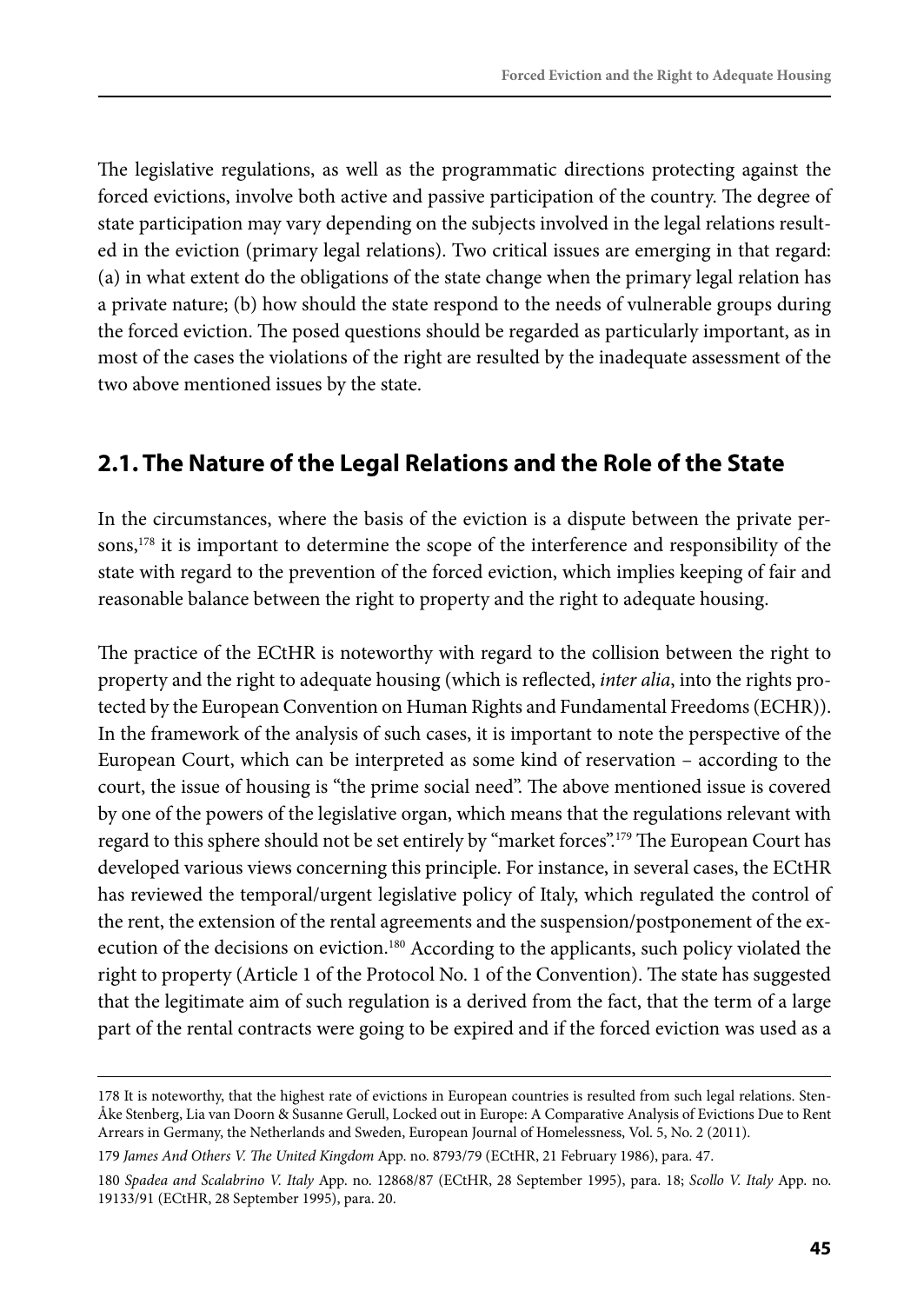The legislative regulations, as well as the programmatic directions protecting against the forced evictions, involve both active and passive participation of the country. The degree of state participation may vary depending on the subjects involved in the legal relations resulted in the eviction (primary legal relations). Two critical issues are emerging in that regard: (a) in what extent do the obligations of the state change when the primary legal relation has a private nature; (b) how should the state respond to the needs of vulnerable groups during the forced eviction. The posed questions should be regarded as particularly important, as in most of the cases the violations of the right are resulted by the inadequate assessment of the two above mentioned issues by the state.

## 2.1. The Nature of the Legal Relations and the Role of the State

In the circumstances, where the basis of the eviction is a dispute between the private persons,[178] it is important to determine the scope of the interference and responsibility of the state with regard to the prevention of the forced eviction, which implies keeping of fair and reasonable balance between the right to property and the right to adequate housing.

The practice of the ECtHR is noteworthy with regard to the collision between the right to property and the right to adequate housing (which is reflected, *inter alia*, into the rights protected by the European Convention on Human Rights and Fundamental Freedoms (ECHR)). In the framework of the analysis of such cases, it is important to note the perspective of the European Court, which can be interpreted as some kind of reservation – according to the court, the issue of housing is "the prime social need". The above mentioned issue is covered by one of the powers of the legislative organ, which means that the regulations relevant with regard to this sphere should not be set entirely by "market forces".[179] The European Court has developed various views concerning this principle. For instance, in several cases, the ECtHR has reviewed the temporal/urgent legislative policy of Italy, which regulated the control of the rent, the extension of the rental agreements and the suspension/postponement of the execution of the decisions on eviction.[180] According to the applicants, such policy violated the right to property (Article 1 of the Protocol No. 1 of the Convention). The state has suggested that the legitimate aim of such regulation is a derived from the fact, that the term of a large part of the rental contracts were going to be expired and if the forced eviction was used as a

178 It is noteworthy, that the highest rate of evictions in European countries is resulted from such legal relations. Sten-Åke Stenberg, Lia van Doorn & Susanne Gerull, Locked out in Europe: A Comparative Analysis of Evictions Due to Rent Arrears in Germany, the Netherlands and Sweden, European Journal of Homelessness, Vol. 5, No. 2 (2011).

179 *James And Others V. The United Kingdom* App. no. 8793/79 (ECtHR, 21 February 1986), para. 47.

180 *Spadea and Scalabrino V. Italy* App. no. 12868/87 (ECtHR, 28 September 1995), para. 18; *Scollo V. Italy* App. no. 19133/91 (ECtHR, 28 September 1995), para. 20.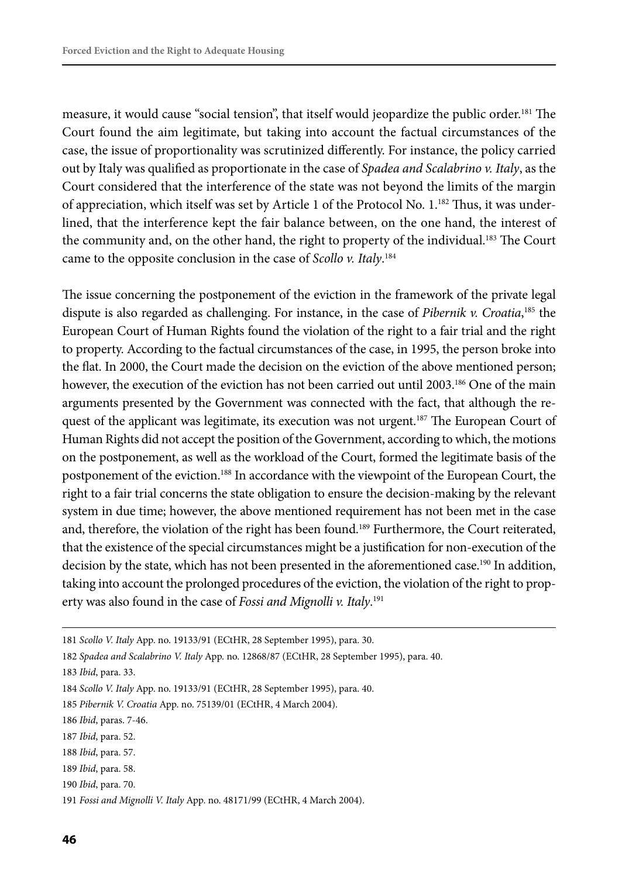measure, it would cause "social tension", that itself would jeopardize the public order.[181] The Court found the aim legitimate, but taking into account the factual circumstances of the case, the issue of proportionality was scrutinized differently. For instance, the policy carried out by Italy was qualified as proportionate in the case of *Spadea and Scalabrino v. Italy*, as the Court considered that the interference of the state was not beyond the limits of the margin of appreciation, which itself was set by Article 1 of the Protocol No. 1.[182] Thus, it was underlined, that the interference kept the fair balance between, on the one hand, the interest of the community and, on the other hand, the right to property of the individual.[183] The Court came to the opposite conclusion in the case of *Scollo v. Italy*.[184]

The issue concerning the postponement of the eviction in the framework of the private legal dispute is also regarded as challenging. For instance, in the case of *Pibernik v. Croatia*,[185] the European Court of Human Rights found the violation of the right to a fair trial and the right to property. According to the factual circumstances of the case, in 1995, the person broke into the flat. In 2000, the Court made the decision on the eviction of the above mentioned person; however, the execution of the eviction has not been carried out until 2003.[186] One of the main arguments presented by the Government was connected with the fact, that although the request of the applicant was legitimate, its execution was not urgent.[187] The European Court of Human Rights did not accept the position of the Government, according to which, the motions on the postponement, as well as the workload of the Court, formed the legitimate basis of the postponement of the eviction.[188] In accordance with the viewpoint of the European Court, the right to a fair trial concerns the state obligation to ensure the decision-making by the relevant system in due time; however, the above mentioned requirement has not been met in the case and, therefore, the violation of the right has been found.[189] Furthermore, the Court reiterated, that the existence of the special circumstances might be a justification for non-execution of the decision by the state, which has not been presented in the aforementioned case.[190] In addition, taking into account the prolonged procedures of the eviction, the violation of the right to property was also found in the case of *Fossi and Mignolli v. Italy*.[191]

---

181 *Scollo V. Italy* App. no. 19133/91 (ECtHR, 28 September 1995), para. 30.

182 *Spadea and Scalabrino V. Italy* App. no. 12868/87 (ECtHR, 28 September 1995), para. 40.

183 *Ibid*, para. 33.

184 *Scollo V. Italy* App. no. 19133/91 (ECtHR, 28 September 1995), para. 40.

185 *Pibernik V. Croatia* App. no. 75139/01 (ECtHR, 4 March 2004).

186 *Ibid*, paras. 7-46.

187 *Ibid*, para. 52.

188 *Ibid*, para. 57.

189 *Ibid*, para. 58.

190 *Ibid*, para. 70.

191 *Fossi and Mignolli V. Italy* App. no. 48171/99 (ECtHR, 4 March 2004).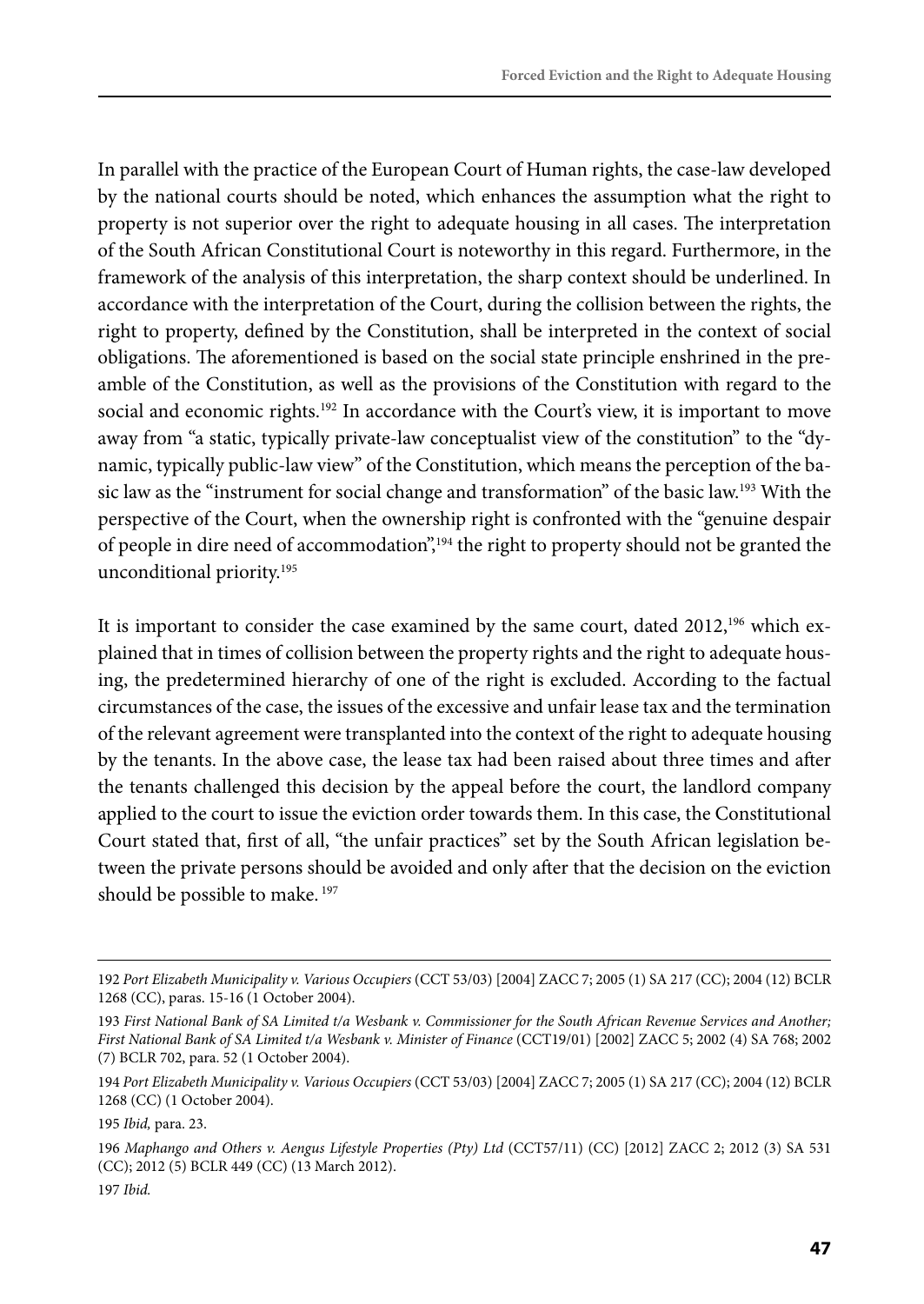In parallel with the practice of the European Court of Human rights, the case-law developed by the national courts should be noted, which enhances the assumption what the right to property is not superior over the right to adequate housing in all cases. The interpretation of the South African Constitutional Court is noteworthy in this regard. Furthermore, in the framework of the analysis of this interpretation, the sharp context should be underlined. In accordance with the interpretation of the Court, during the collision between the rights, the right to property, defined by the Constitution, shall be interpreted in the context of social obligations. The aforementioned is based on the social state principle enshrined in the preamble of the Constitution, as well as the provisions of the Constitution with regard to the social and economic rights.[192] In accordance with the Court's view, it is important to move away from "a static, typically private-law conceptualist view of the constitution" to the "dynamic, typically public-law view" of the Constitution, which means the perception of the basic law as the "instrument for social change and transformation" of the basic law.[193] With the perspective of the Court, when the ownership right is confronted with the "genuine despair of people in dire need of accommodation",[194] the right to property should not be granted the unconditional priority.[195]

It is important to consider the case examined by the same court, dated 2012,[196] which explained that in times of collision between the property rights and the right to adequate housing, the predetermined hierarchy of one of the right is excluded. According to the factual circumstances of the case, the issues of the excessive and unfair lease tax and the termination of the relevant agreement were transplanted into the context of the right to adequate housing by the tenants. In the above case, the lease tax had been raised about three times and after the tenants challenged this decision by the appeal before the court, the landlord company applied to the court to issue the eviction order towards them. In this case, the Constitutional Court stated that, first of all, "the unfair practices" set by the South African legislation between the private persons should be avoided and only after that the decision on the eviction should be possible to make.[197]

---

192 *Port Elizabeth Municipality v. Various Occupiers* (CCT 53/03) [2004] ZACC 7; 2005 (1) SA 217 (CC); 2004 (12) BCLR 1268 (CC), paras. 15-16 (1 October 2004).

193 *First National Bank of SA Limited t/a Wesbank v. Commissioner for the South African Revenue Services and Another; First National Bank of SA Limited t/a Wesbank v. Minister of Finance* (CCT19/01) [2002] ZACC 5; 2002 (4) SA 768; 2002 (7) BCLR 702, para. 52 (1 October 2004).

194 *Port Elizabeth Municipality v. Various Occupiers* (CCT 53/03) [2004] ZACC 7; 2005 (1) SA 217 (CC); 2004 (12) BCLR 1268 (CC) (1 October 2004).

195 *Ibid,* para. 23.

196 *Maphango and Others v. Aengus Lifestyle Properties (Pty) Ltd* (CCT57/11) (CC) [2012] ZACC 2; 2012 (3) SA 531 (CC); 2012 (5) BCLR 449 (CC) (13 March 2012).

197 *Ibid.*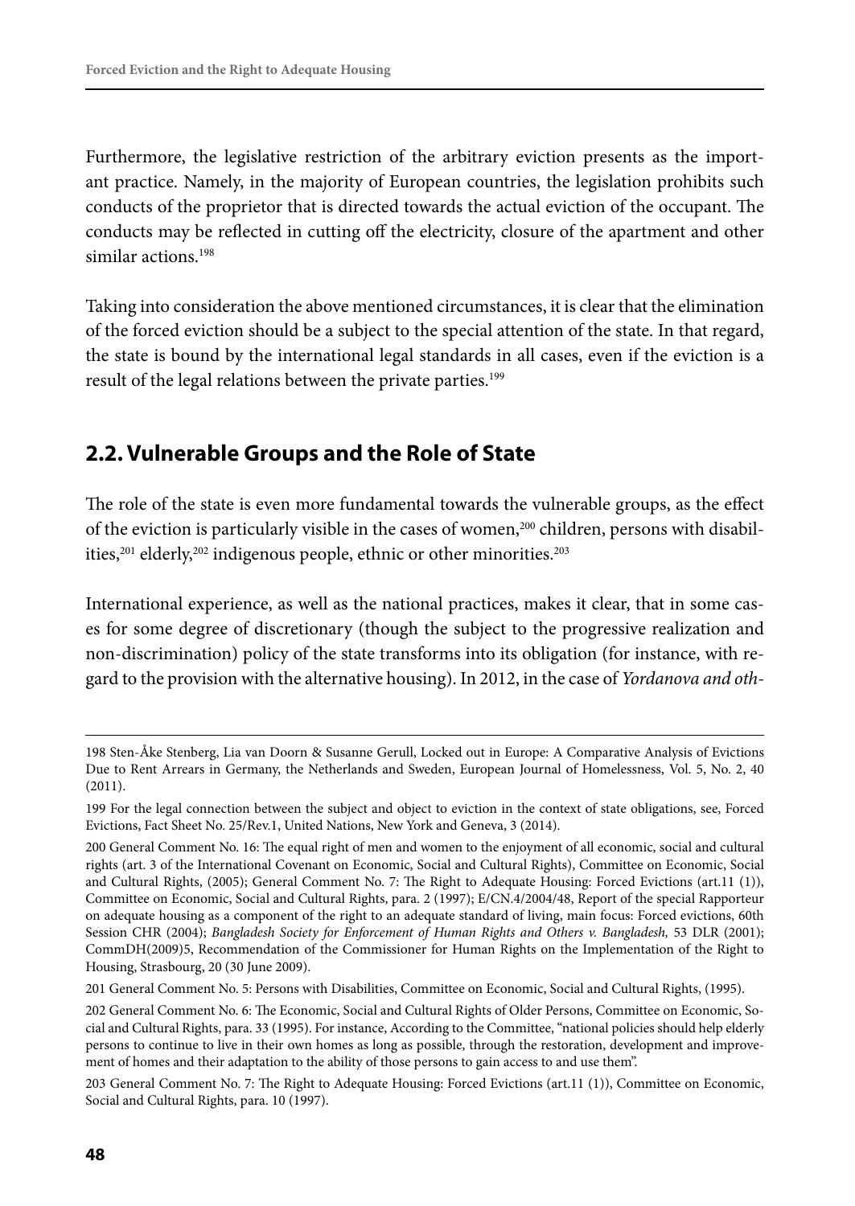Furthermore, the legislative restriction of the arbitrary eviction presents as the important practice. Namely, in the majority of European countries, the legislation prohibits such conducts of the proprietor that is directed towards the actual eviction of the occupant. The conducts may be reflected in cutting off the electricity, closure of the apartment and other similar actions.[198]

Taking into consideration the above mentioned circumstances, it is clear that the elimination of the forced eviction should be a subject to the special attention of the state. In that regard, the state is bound by the international legal standards in all cases, even if the eviction is a result of the legal relations between the private parties.[199]

## 2.2. Vulnerable Groups and the Role of State

The role of the state is even more fundamental towards the vulnerable groups, as the effect of the eviction is particularly visible in the cases of women,[200] children, persons with disabilities,[201] elderly,[202] indigenous people, ethnic or other minorities.[203]

International experience, as well as the national practices, makes it clear, that in some cases for some degree of discretionary (though the subject to the progressive realization and non-discrimination) policy of the state transforms into its obligation (for instance, with regard to the provision with the alternative housing). In 2012, in the case of *Yordanova and oth-*

---

198 Sten-Åke Stenberg, Lia van Doorn & Susanne Gerull, Locked out in Europe: A Comparative Analysis of Evictions Due to Rent Arrears in Germany, the Netherlands and Sweden, European Journal of Homelessness, Vol. 5, No. 2, 40 (2011).

199 For the legal connection between the subject and object to eviction in the context of state obligations, see, Forced Evictions, Fact Sheet No. 25/Rev.1, United Nations, New York and Geneva, 3 (2014).

200 General Comment No. 16: The equal right of men and women to the enjoyment of all economic, social and cultural rights (art. 3 of the International Covenant on Economic, Social and Cultural Rights), Committee on Economic, Social and Cultural Rights, (2005); General Comment No. 7: The Right to Adequate Housing: Forced Evictions (art.11 (1)), Committee on Economic, Social and Cultural Rights, para. 2 (1997); E/CN.4/2004/48, Report of the special Rapporteur on adequate housing as a component of the right to an adequate standard of living, main focus: Forced evictions, 60th Session CHR (2004); *Bangladesh Society for Enforcement of Human Rights and Others v. Bangladesh,* 53 DLR (2001); CommDH(2009)5, Recommendation of the Commissioner for Human Rights on the Implementation of the Right to Housing, Strasbourg, 20 (30 June 2009).

201 General Comment No. 5: Persons with Disabilities, Committee on Economic, Social and Cultural Rights, (1995).

202 General Comment No. 6: The Economic, Social and Cultural Rights of Older Persons, Committee on Economic, Social and Cultural Rights, para. 33 (1995). For instance, According to the Committee, "national policies should help elderly persons to continue to live in their own homes as long as possible, through the restoration, development and improvement of homes and their adaptation to the ability of those persons to gain access to and use them".

203 General Comment No. 7: The Right to Adequate Housing: Forced Evictions (art.11 (1)), Committee on Economic, Social and Cultural Rights, para. 10 (1997).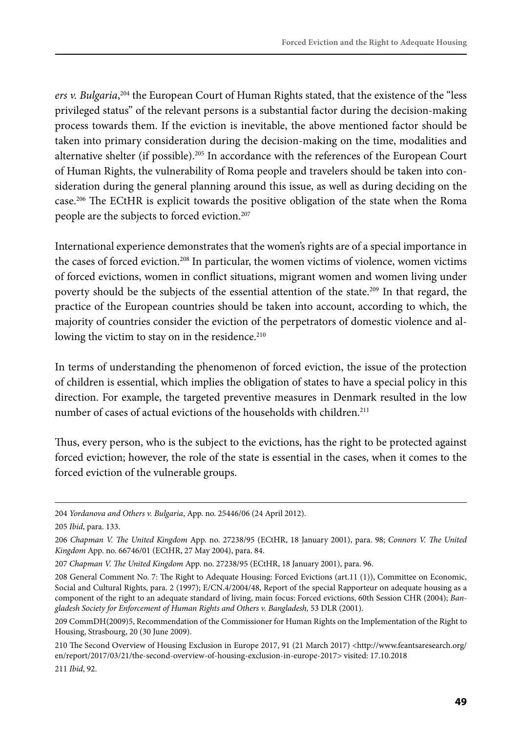*ers v. Bulgaria*,[204] the European Court of Human Rights stated, that the existence of the "less privileged status" of the relevant persons is a substantial factor during the decision-making process towards them. If the eviction is inevitable, the above mentioned factor should be taken into primary consideration during the decision-making on the time, modalities and alternative shelter (if possible).[205] In accordance with the references of the European Court of Human Rights, the vulnerability of Roma people and travelers should be taken into consideration during the general planning around this issue, as well as during deciding on the case.[206] The ECtHR is explicit towards the positive obligation of the state when the Roma people are the subjects to forced eviction.[207]

International experience demonstrates that the women's rights are of a special importance in the cases of forced eviction.[208] In particular, the women victims of violence, women victims of forced evictions, women in conflict situations, migrant women and women living under poverty should be the subjects of the essential attention of the state.[209] In that regard, the practice of the European countries should be taken into account, according to which, the majority of countries consider the eviction of the perpetrators of domestic violence and allowing the victim to stay on in the residence.[210]

In terms of understanding the phenomenon of forced eviction, the issue of the protection of children is essential, which implies the obligation of states to have a special policy in this direction. For example, the targeted preventive measures in Denmark resulted in the low number of cases of actual evictions of the households with children.[211]

Thus, every person, who is the subject to the evictions, has the right to be protected against forced eviction; however, the role of the state is essential in the cases, when it comes to the forced eviction of the vulnerable groups.

---

204 *Yordanova and Others v. Bulgaria*, App. no. 25446/06 (24 April 2012).

205 *Ibid*, para. 133.

206 *Chapman V. The United Kingdom* App. no. 27238/95 (ECtHR, 18 January 2001), para. 98; *Connors V. The United Kingdom* App. no. 66746/01 (ECtHR, 27 May 2004), para. 84.

207 *Chapman V. The United Kingdom* App. no. 27238/95 (ECtHR, 18 January 2001), para. 96.

208 General Comment No. 7: The Right to Adequate Housing: Forced Evictions (art.11 (1)), Committee on Economic, Social and Cultural Rights, para. 2 (1997); E/CN.4/2004/48, Report of the special Rapporteur on adequate housing as a component of the right to an adequate standard of living, main focus: Forced evictions, 60th Session CHR (2004); *Bangladesh Society for Enforcement of Human Rights and Others v. Bangladesh,* 53 DLR (2001).

209 CommDH(2009)5, Recommendation of the Commissioner for Human Rights on the Implementation of the Right to Housing, Strasbourg, 20 (30 June 2009).

210 The Second Overview of Housing Exclusion in Europe 2017, 91 (21 March 2017) <http://www.feantsaresearch.org/en/report/2017/03/21/the-second-overview-of-housing-exclusion-in-europe-2017> visited: 17.10.2018

211 *Ibid*, 92.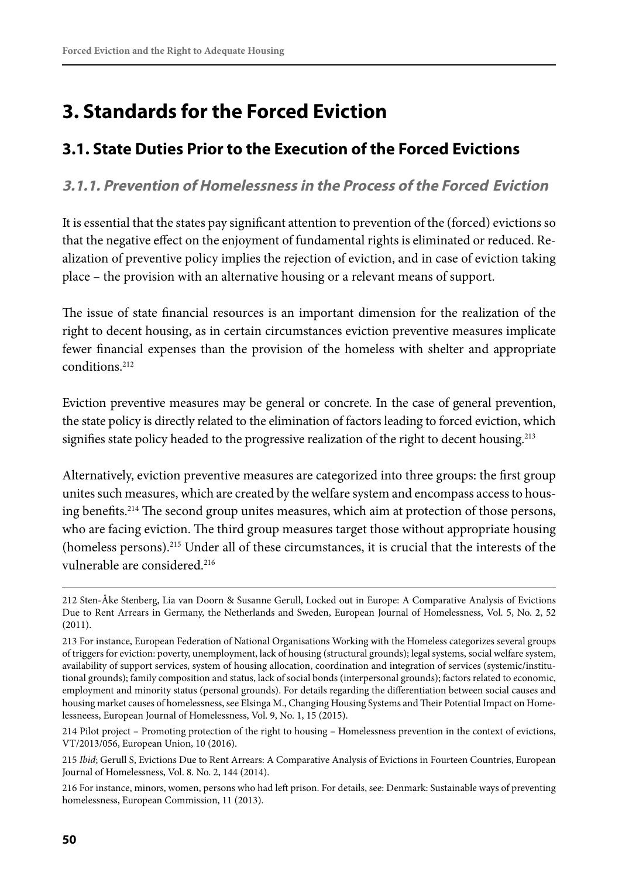# 3. Standards for the Forced Eviction

## 3.1. State Duties Prior to the Execution of the Forced Evictions

### *3.1.1. Prevention of Homelessness in the Process of the Forced Eviction*

It is essential that the states pay significant attention to prevention of the (forced) evictions so that the negative effect on the enjoyment of fundamental rights is eliminated or reduced. Realization of preventive policy implies the rejection of eviction, and in case of eviction taking place – the provision with an alternative housing or a relevant means of support.

The issue of state financial resources is an important dimension for the realization of the right to decent housing, as in certain circumstances eviction preventive measures implicate fewer financial expenses than the provision of the homeless with shelter and appropriate conditions.[212]

Eviction preventive measures may be general or concrete. In the case of general prevention, the state policy is directly related to the elimination of factors leading to forced eviction, which signifies state policy headed to the progressive realization of the right to decent housing.[213]

Alternatively, eviction preventive measures are categorized into three groups: the first group unites such measures, which are created by the welfare system and encompass access to housing benefits.[214] The second group unites measures, which aim at protection of those persons, who are facing eviction. The third group measures target those without appropriate housing (homeless persons).[215] Under all of these circumstances, it is crucial that the interests of the vulnerable are considered.[216]

---

212 Sten-Åke Stenberg, Lia van Doorn & Susanne Gerull, Locked out in Europe: A Comparative Analysis of Evictions Due to Rent Arrears in Germany, the Netherlands and Sweden, European Journal of Homelessness, Vol. 5, No. 2, 52 (2011).

213 For instance, European Federation of National Organisations Working with the Homeless categorizes several groups of triggers for eviction: poverty, unemployment, lack of housing (structural grounds); legal systems, social welfare system, availability of support services, system of housing allocation, coordination and integration of services (systemic/institutional grounds); family composition and status, lack of social bonds (interpersonal grounds); factors related to economic, employment and minority status (personal grounds). For details regarding the differentiation between social causes and housing market causes of homelessness, see Elsinga M., Changing Housing Systems and Their Potential Impact on Homelessneess, European Journal of Homelessness, Vol. 9, No. 1, 15 (2015).

214 Pilot project – Promoting protection of the right to housing – Homelessness prevention in the context of evictions, VT/2013/056, European Union, 10 (2016).

215 *Ibid*; Gerull S, Evictions Due to Rent Arrears: A Comparative Analysis of Evictions in Fourteen Countries, European Journal of Homelessness, Vol. 8. No. 2, 144 (2014).

216 For instance, minors, women, persons who had left prison. For details, see: Denmark: Sustainable ways of preventing homelessness, European Commission, 11 (2013).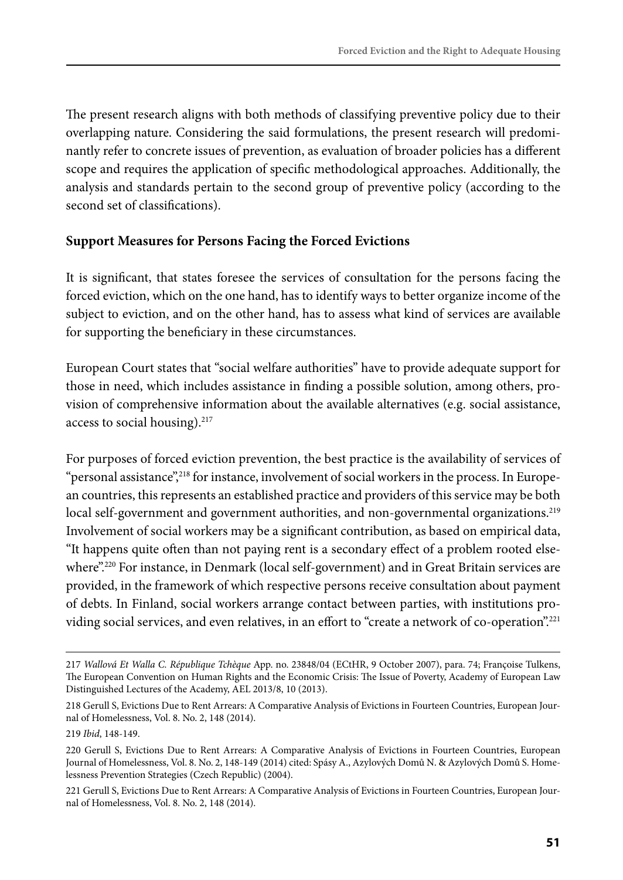The present research aligns with both methods of classifying preventive policy due to their overlapping nature. Considering the said formulations, the present research will predominantly refer to concrete issues of prevention, as evaluation of broader policies has a different scope and requires the application of specific methodological approaches. Additionally, the analysis and standards pertain to the second group of preventive policy (according to the second set of classifications).

### Support Measures for Persons Facing the Forced Evictions

It is significant, that states foresee the services of consultation for the persons facing the forced eviction, which on the one hand, has to identify ways to better organize income of the subject to eviction, and on the other hand, has to assess what kind of services are available for supporting the beneficiary in these circumstances.

European Court states that "social welfare authorities" have to provide adequate support for those in need, which includes assistance in finding a possible solution, among others, provision of comprehensive information about the available alternatives (e.g. social assistance, access to social housing).[217]

For purposes of forced eviction prevention, the best practice is the availability of services of "personal assistance",[218] for instance, involvement of social workers in the process. In European countries, this represents an established practice and providers of this service may be both local self-government and government authorities, and non-governmental organizations.[219] Involvement of social workers may be a significant contribution, as based on empirical data, "It happens quite often than not paying rent is a secondary effect of a problem rooted elsewhere".[220] For instance, in Denmark (local self-government) and in Great Britain services are provided, in the framework of which respective persons receive consultation about payment of debts. In Finland, social workers arrange contact between parties, with institutions providing social services, and even relatives, in an effort to "create a network of co-operation".[221]

---

217 *Wallová Et Walla C. République Tchèque* App. no. 23848/04 (ECtHR, 9 October 2007), para. 74; Françoise Tulkens, The European Convention on Human Rights and the Economic Crisis: The Issue of Poverty, Academy of European Law Distinguished Lectures of the Academy, AEL 2013/8, 10 (2013).

218 Gerull S, Evictions Due to Rent Arrears: A Comparative Analysis of Evictions in Fourteen Countries, European Journal of Homelessness, Vol. 8. No. 2, 148 (2014).

219 *Ibid*, 148-149.

220 Gerull S, Evictions Due to Rent Arrears: A Comparative Analysis of Evictions in Fourteen Countries, European Journal of Homelessness, Vol. 8. No. 2, 148-149 (2014) cited: Spásy A., Azylových Domů N. & Azylových Domů S. Homelessness Prevention Strategies (Czech Republic) (2004).

221 Gerull S, Evictions Due to Rent Arrears: A Comparative Analysis of Evictions in Fourteen Countries, European Journal of Homelessness, Vol. 8. No. 2, 148 (2014).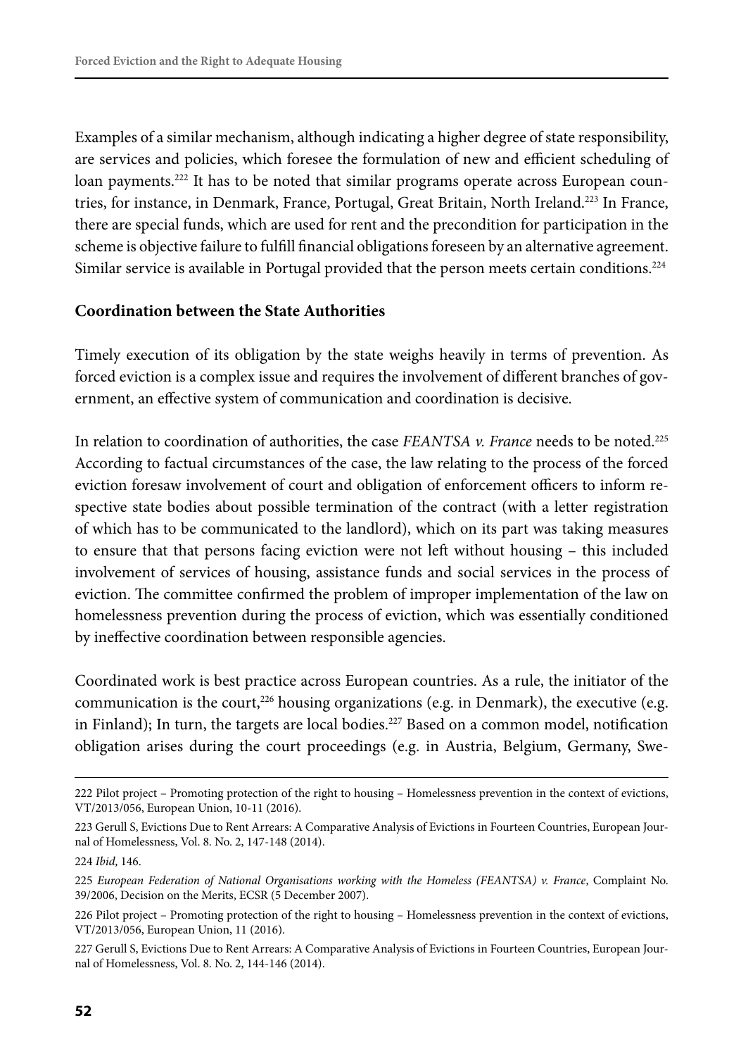Examples of a similar mechanism, although indicating a higher degree of state responsibility, are services and policies, which foresee the formulation of new and efficient scheduling of loan payments.[222] It has to be noted that similar programs operate across European countries, for instance, in Denmark, France, Portugal, Great Britain, North Ireland.[223] In France, there are special funds, which are used for rent and the precondition for participation in the scheme is objective failure to fulfill financial obligations foreseen by an alternative agreement. Similar service is available in Portugal provided that the person meets certain conditions.[224]

**Coordination between the State Authorities**

Timely execution of its obligation by the state weighs heavily in terms of prevention. As forced eviction is a complex issue and requires the involvement of different branches of government, an effective system of communication and coordination is decisive.

In relation to coordination of authorities, the case *FEANTSA v. France* needs to be noted.[225] According to factual circumstances of the case, the law relating to the process of the forced eviction foresaw involvement of court and obligation of enforcement officers to inform respective state bodies about possible termination of the contract (with a letter registration of which has to be communicated to the landlord), which on its part was taking measures to ensure that that persons facing eviction were not left without housing – this included involvement of services of housing, assistance funds and social services in the process of eviction. The committee confirmed the problem of improper implementation of the law on homelessness prevention during the process of eviction, which was essentially conditioned by ineffective coordination between responsible agencies.

Coordinated work is best practice across European countries. As a rule, the initiator of the communication is the court,[226] housing organizations (e.g. in Denmark), the executive (e.g. in Finland); In turn, the targets are local bodies.[227] Based on a common model, notification obligation arises during the court proceedings (e.g. in Austria, Belgium, Germany, Swe-

---

222 Pilot project – Promoting protection of the right to housing – Homelessness prevention in the context of evictions, VT/2013/056, European Union, 10-11 (2016).

223 Gerull S, Evictions Due to Rent Arrears: A Comparative Analysis of Evictions in Fourteen Countries, European Journal of Homelessness, Vol. 8. No. 2, 147-148 (2014).

224 *Ibid*, 146.

225 *European Federation of National Organisations working with the Homeless (FEANTSA) v. France*, Complaint No. 39/2006, Decision on the Merits, ECSR (5 December 2007).

226 Pilot project – Promoting protection of the right to housing – Homelessness prevention in the context of evictions, VT/2013/056, European Union, 11 (2016).

227 Gerull S, Evictions Due to Rent Arrears: A Comparative Analysis of Evictions in Fourteen Countries, European Journal of Homelessness, Vol. 8. No. 2, 144-146 (2014).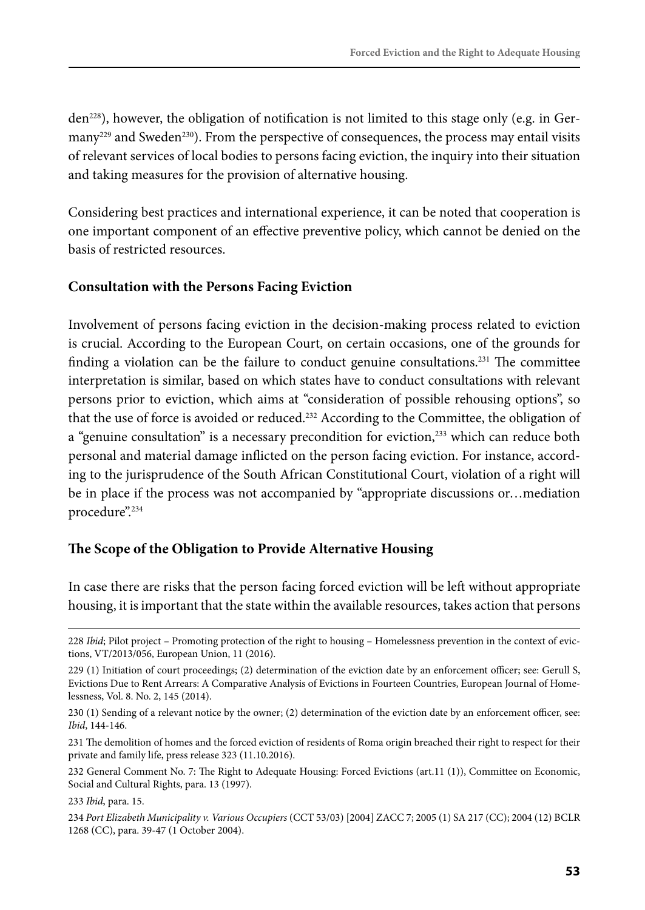den[228]), however, the obligation of notification is not limited to this stage only (e.g. in Germany[229] and Sweden[230]). From the perspective of consequences, the process may entail visits of relevant services of local bodies to persons facing eviction, the inquiry into their situation and taking measures for the provision of alternative housing.

Considering best practices and international experience, it can be noted that cooperation is one important component of an effective preventive policy, which cannot be denied on the basis of restricted resources.

### Consultation with the Persons Facing Eviction

Involvement of persons facing eviction in the decision-making process related to eviction is crucial. According to the European Court, on certain occasions, one of the grounds for finding a violation can be the failure to conduct genuine consultations.[231] The committee interpretation is similar, based on which states have to conduct consultations with relevant persons prior to eviction, which aims at "consideration of possible rehousing options", so that the use of force is avoided or reduced.[232] According to the Committee, the obligation of a "genuine consultation" is a necessary precondition for eviction,[233] which can reduce both personal and material damage inflicted on the person facing eviction. For instance, according to the jurisprudence of the South African Constitutional Court, violation of a right will be in place if the process was not accompanied by "appropriate discussions or…mediation procedure".[234]

### The Scope of the Obligation to Provide Alternative Housing

In case there are risks that the person facing forced eviction will be left without appropriate housing, it is important that the state within the available resources, takes action that persons

---

228 *Ibid*; Pilot project – Promoting protection of the right to housing – Homelessness prevention in the context of evictions, VT/2013/056, European Union, 11 (2016).

229 (1) Initiation of court proceedings; (2) determination of the eviction date by an enforcement officer; see: Gerull S, Evictions Due to Rent Arrears: A Comparative Analysis of Evictions in Fourteen Countries, European Journal of Homelessness, Vol. 8. No. 2, 145 (2014).

230 (1) Sending of a relevant notice by the owner; (2) determination of the eviction date by an enforcement officer, see: *Ibid*, 144-146.

231 The demolition of homes and the forced eviction of residents of Roma origin breached their right to respect for their private and family life, press release 323 (11.10.2016).

232 General Comment No. 7: The Right to Adequate Housing: Forced Evictions (art.11 (1)), Committee on Economic, Social and Cultural Rights, para. 13 (1997).

233 *Ibid*, para. 15.

234 *Port Elizabeth Municipality v. Various Occupiers* (CCT 53/03) [2004] ZACC 7; 2005 (1) SA 217 (CC); 2004 (12) BCLR 1268 (CC), para. 39-47 (1 October 2004).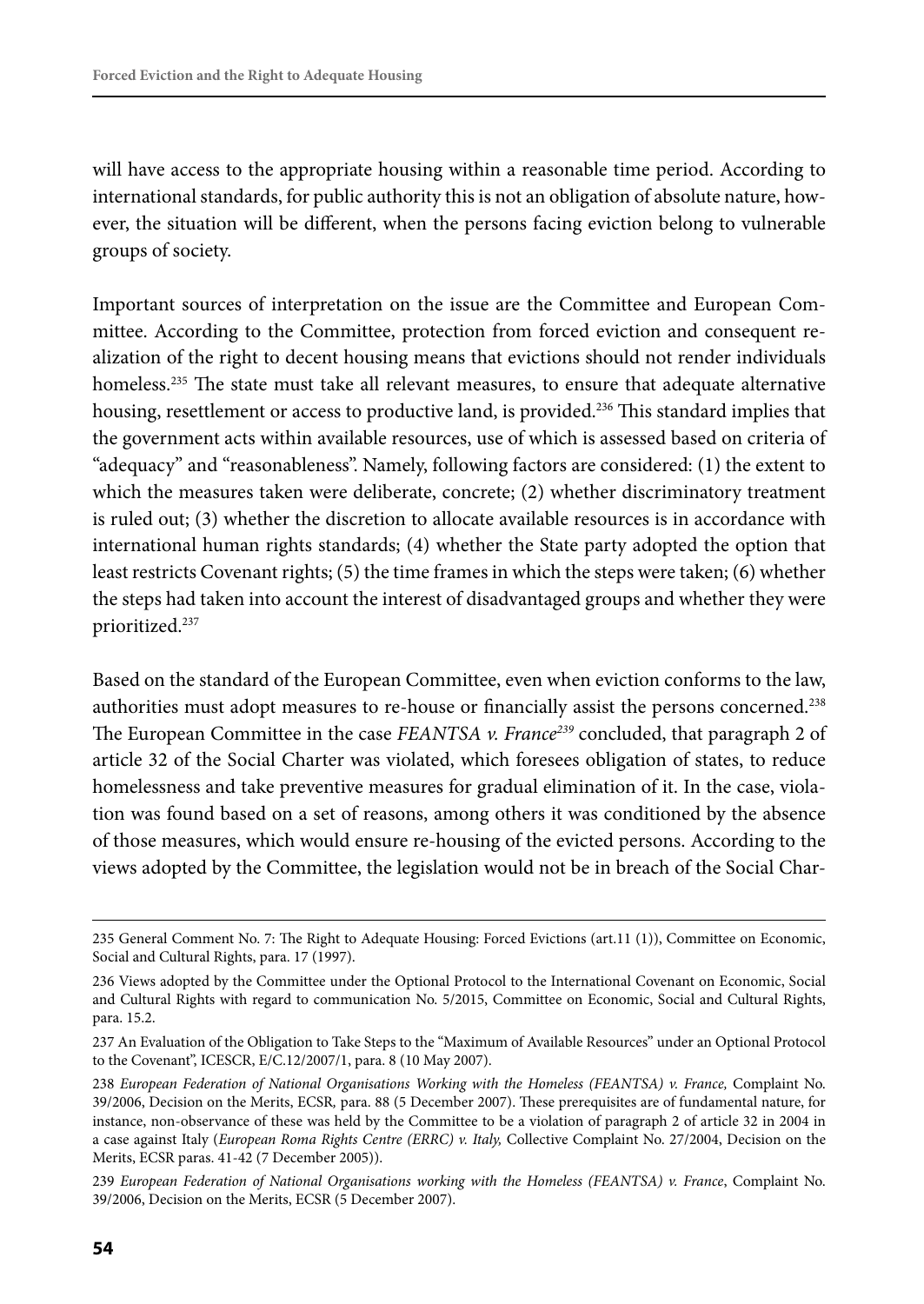will have access to the appropriate housing within a reasonable time period. According to international standards, for public authority this is not an obligation of absolute nature, however, the situation will be different, when the persons facing eviction belong to vulnerable groups of society.

Important sources of interpretation on the issue are the Committee and European Committee. According to the Committee, protection from forced eviction and consequent realization of the right to decent housing means that evictions should not render individuals homeless.[235] The state must take all relevant measures, to ensure that adequate alternative housing, resettlement or access to productive land, is provided.[236] This standard implies that the government acts within available resources, use of which is assessed based on criteria of "adequacy" and "reasonableness". Namely, following factors are considered: (1) the extent to which the measures taken were deliberate, concrete; (2) whether discriminatory treatment is ruled out; (3) whether the discretion to allocate available resources is in accordance with international human rights standards; (4) whether the State party adopted the option that least restricts Covenant rights; (5) the time frames in which the steps were taken; (6) whether the steps had taken into account the interest of disadvantaged groups and whether they were prioritized.[237]

Based on the standard of the European Committee, even when eviction conforms to the law, authorities must adopt measures to re-house or financially assist the persons concerned.[238] The European Committee in the case *FEANTSA v. France*[239] concluded, that paragraph 2 of article 32 of the Social Charter was violated, which foresees obligation of states, to reduce homelessness and take preventive measures for gradual elimination of it. In the case, violation was found based on a set of reasons, among others it was conditioned by the absence of those measures, which would ensure re-housing of the evicted persons. According to the views adopted by the Committee, the legislation would not be in breach of the Social Char-

---

235 General Comment No. 7: The Right to Adequate Housing: Forced Evictions (art.11 (1)), Committee on Economic, Social and Cultural Rights, para. 17 (1997).

236 Views adopted by the Committee under the Optional Protocol to the International Covenant on Economic, Social and Cultural Rights with regard to communication No. 5/2015, Committee on Economic, Social and Cultural Rights, para. 15.2.

237 An Evaluation of the Obligation to Take Steps to the "Maximum of Available Resources" under an Optional Protocol to the Covenant", ICESCR, E/C.12/2007/1, para. 8 (10 May 2007).

238 *European Federation of National Organisations Working with the Homeless (FEANTSA) v. France,* Complaint No. 39/2006, Decision on the Merits, ECSR*,* para. 88 (5 December 2007). These prerequisites are of fundamental nature, for instance, non-observance of these was held by the Committee to be a violation of paragraph 2 of article 32 in 2004 in a case against Italy (*European Roma Rights Centre (ERRC) v. Italy,* Collective Complaint No. 27/2004, Decision on the Merits, ECSR paras. 41-42 (7 December 2005)).

239 *European Federation of National Organisations working with the Homeless (FEANTSA) v. France*, Complaint No. 39/2006, Decision on the Merits, ECSR (5 December 2007).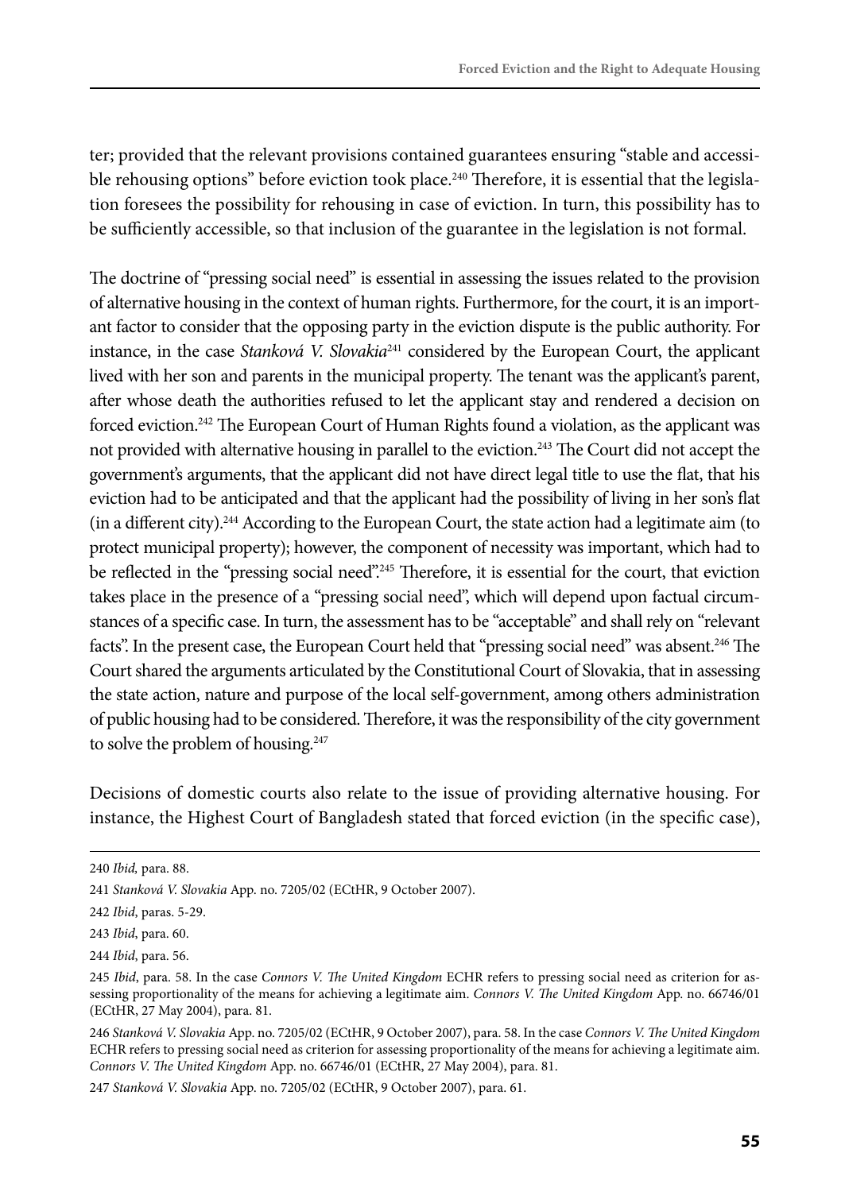ter; provided that the relevant provisions contained guarantees ensuring "stable and accessible rehousing options" before eviction took place.[240] Therefore, it is essential that the legislation foresees the possibility for rehousing in case of eviction. In turn, this possibility has to be sufficiently accessible, so that inclusion of the guarantee in the legislation is not formal.

The doctrine of "pressing social need" is essential in assessing the issues related to the provision of alternative housing in the context of human rights. Furthermore, for the court, it is an important factor to consider that the opposing party in the eviction dispute is the public authority. For instance, in the case *Stanková V. Slovakia*[241] considered by the European Court, the applicant lived with her son and parents in the municipal property. The tenant was the applicant's parent, after whose death the authorities refused to let the applicant stay and rendered a decision on forced eviction.[242] The European Court of Human Rights found a violation, as the applicant was not provided with alternative housing in parallel to the eviction.[243] The Court did not accept the government's arguments, that the applicant did not have direct legal title to use the flat, that his eviction had to be anticipated and that the applicant had the possibility of living in her son's flat (in a different city).[244] According to the European Court, the state action had a legitimate aim (to protect municipal property); however, the component of necessity was important, which had to be reflected in the "pressing social need".[245] Therefore, it is essential for the court, that eviction takes place in the presence of a "pressing social need", which will depend upon factual circumstances of a specific case. In turn, the assessment has to be "acceptable" and shall rely on "relevant facts". In the present case, the European Court held that "pressing social need" was absent.[246] The Court shared the arguments articulated by the Constitutional Court of Slovakia, that in assessing the state action, nature and purpose of the local self-government, among others administration of public housing had to be considered. Therefore, it was the responsibility of the city government to solve the problem of housing.[247]

Decisions of domestic courts also relate to the issue of providing alternative housing. For instance, the Highest Court of Bangladesh stated that forced eviction (in the specific case),

---

240 *Ibid,* para. 88.

241 *Stanková V. Slovakia* App. no. 7205/02 (ECtHR, 9 October 2007).

242 *Ibid*, paras. 5-29.

243 *Ibid*, para. 60.

244 *Ibid*, para. 56.

245 *Ibid*, para. 58. In the case *Connors V. The United Kingdom* ECHR refers to pressing social need as criterion for assessing proportionality of the means for achieving a legitimate aim. *Connors V. The United Kingdom* App. no. 66746/01 (ECtHR, 27 May 2004), para. 81.

246 *Stanková V. Slovakia* App. no. 7205/02 (ECtHR, 9 October 2007), para. 58. In the case *Connors V. The United Kingdom* ECHR refers to pressing social need as criterion for assessing proportionality of the means for achieving a legitimate aim. *Connors V. The United Kingdom* App. no. 66746/01 (ECtHR, 27 May 2004), para. 81.

247 *Stanková V. Slovakia* App. no. 7205/02 (ECtHR, 9 October 2007), para. 61.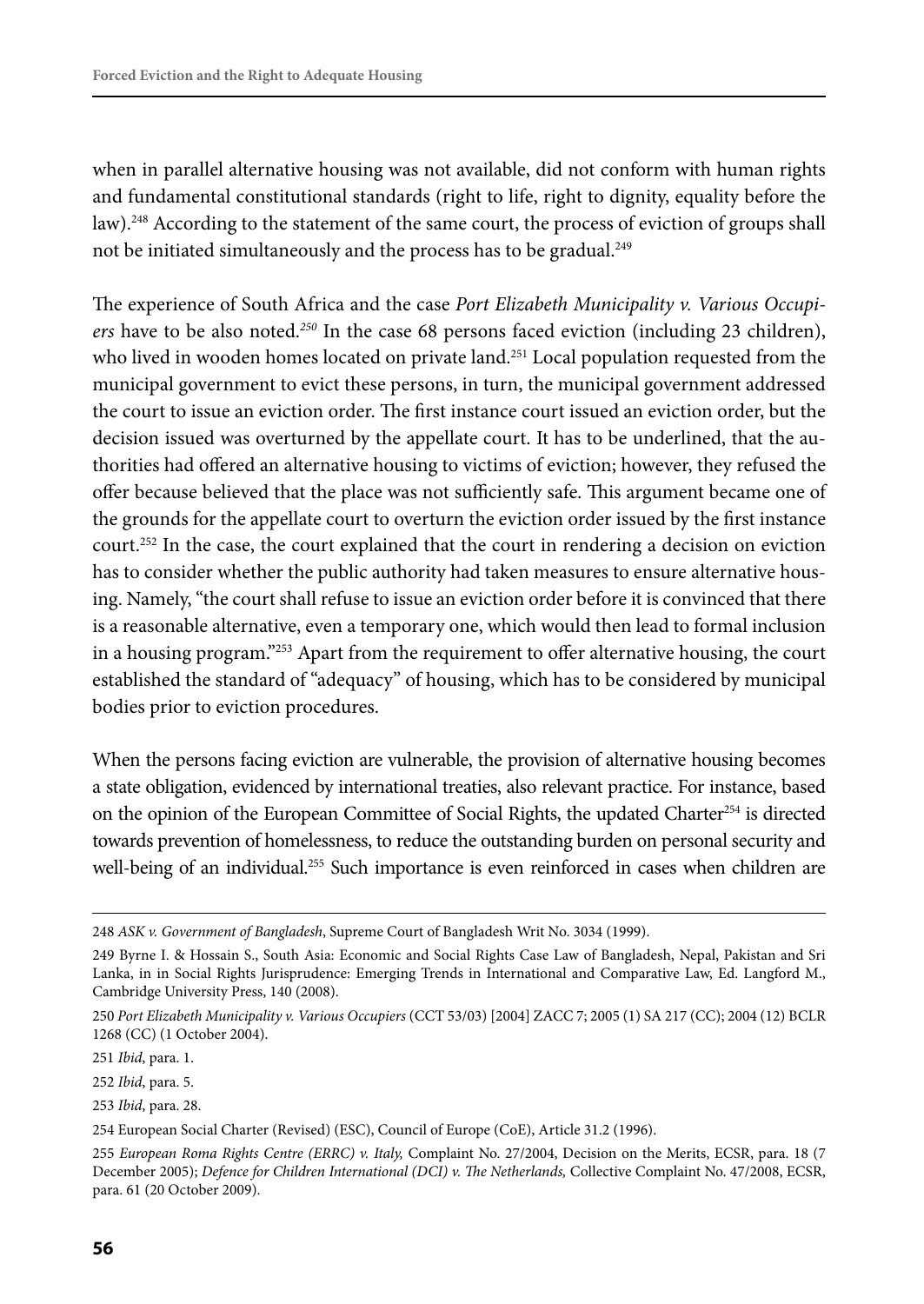when in parallel alternative housing was not available, did not conform with human rights and fundamental constitutional standards (right to life, right to dignity, equality before the law).[248] According to the statement of the same court, the process of eviction of groups shall not be initiated simultaneously and the process has to be gradual.[249]

The experience of South Africa and the case *Port Elizabeth Municipality v. Various Occupiers* have to be also noted.[250] In the case 68 persons faced eviction (including 23 children), who lived in wooden homes located on private land.[251] Local population requested from the municipal government to evict these persons, in turn, the municipal government addressed the court to issue an eviction order. The first instance court issued an eviction order, but the decision issued was overturned by the appellate court. It has to be underlined, that the authorities had offered an alternative housing to victims of eviction; however, they refused the offer because believed that the place was not sufficiently safe. This argument became one of the grounds for the appellate court to overturn the eviction order issued by the first instance court.[252] In the case, the court explained that the court in rendering a decision on eviction has to consider whether the public authority had taken measures to ensure alternative housing. Namely, "the court shall refuse to issue an eviction order before it is convinced that there is a reasonable alternative, even a temporary one, which would then lead to formal inclusion in a housing program."[253] Apart from the requirement to offer alternative housing, the court established the standard of "adequacy" of housing, which has to be considered by municipal bodies prior to eviction procedures.

When the persons facing eviction are vulnerable, the provision of alternative housing becomes a state obligation, evidenced by international treaties, also relevant practice. For instance, based on the opinion of the European Committee of Social Rights, the updated Charter[254] is directed towards prevention of homelessness, to reduce the outstanding burden on personal security and well-being of an individual.[255] Such importance is even reinforced in cases when children are

---

248 *ASK v. Government of Bangladesh*, Supreme Court of Bangladesh Writ No. 3034 (1999).

249 Byrne I. & Hossain S., South Asia: Economic and Social Rights Case Law of Bangladesh, Nepal, Pakistan and Sri Lanka, in in Social Rights Jurisprudence: Emerging Trends in International and Comparative Law, Ed. Langford M., Cambridge University Press, 140 (2008).

250 *Port Elizabeth Municipality v. Various Occupiers* (CCT 53/03) [2004] ZACC 7; 2005 (1) SA 217 (CC); 2004 (12) BCLR 1268 (CC) (1 October 2004).

251 *Ibid*, para. 1.

252 *Ibid*, para. 5.

253 *Ibid*, para. 28.

254 European Social Charter (Revised) (ESC), Council of Europe (CoE), Article 31.2 (1996).

255 *European Roma Rights Centre (ERRC) v. Italy,* Complaint No. 27/2004, Decision on the Merits, ECSR, para. 18 (7 December 2005); *Defence for Children International (DCI) v. The Netherlands,* Collective Complaint No. 47/2008, ECSR, para. 61 (20 October 2009).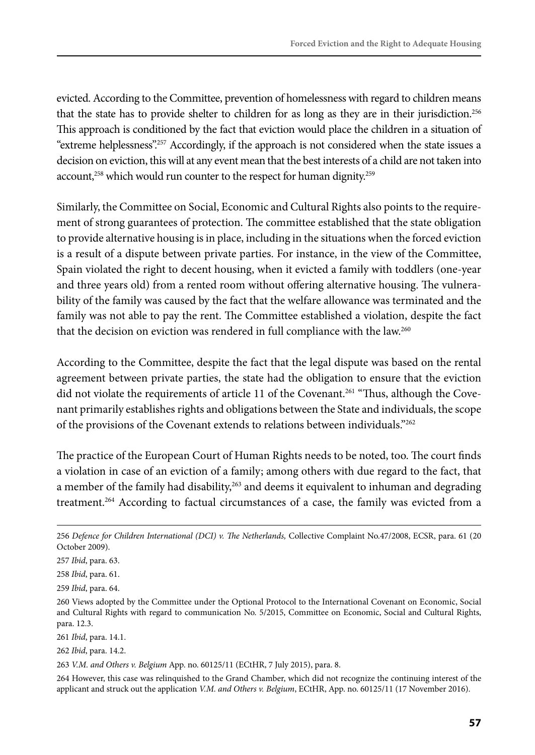evicted. According to the Committee, prevention of homelessness with regard to children means that the state has to provide shelter to children for as long as they are in their jurisdiction.[256] This approach is conditioned by the fact that eviction would place the children in a situation of "extreme helplessness".[257] Accordingly, if the approach is not considered when the state issues a decision on eviction, this will at any event mean that the best interests of a child are not taken into account,[258] which would run counter to the respect for human dignity.[259]

Similarly, the Committee on Social, Economic and Cultural Rights also points to the requirement of strong guarantees of protection. The committee established that the state obligation to provide alternative housing is in place, including in the situations when the forced eviction is a result of a dispute between private parties. For instance, in the view of the Committee, Spain violated the right to decent housing, when it evicted a family with toddlers (one-year and three years old) from a rented room without offering alternative housing. The vulnerability of the family was caused by the fact that the welfare allowance was terminated and the family was not able to pay the rent. The Committee established a violation, despite the fact that the decision on eviction was rendered in full compliance with the law.[260]

According to the Committee, despite the fact that the legal dispute was based on the rental agreement between private parties, the state had the obligation to ensure that the eviction did not violate the requirements of article 11 of the Covenant.[261] "Thus, although the Covenant primarily establishes rights and obligations between the State and individuals, the scope of the provisions of the Covenant extends to relations between individuals."[262]

The practice of the European Court of Human Rights needs to be noted, too. The court finds a violation in case of an eviction of a family; among others with due regard to the fact, that a member of the family had disability,[263] and deems it equivalent to inhuman and degrading treatment.[264] According to factual circumstances of a case, the family was evicted from a

---

256 *Defence for Children International (DCI) v. The Netherlands,* Collective Complaint No.47/2008, ECSR, para. 61 (20 October 2009).

257 *Ibid*, para. 63.

258 *Ibid*, para. 61.

259 *Ibid*, para. 64.

260 Views adopted by the Committee under the Optional Protocol to the International Covenant on Economic, Social and Cultural Rights with regard to communication No. 5/2015, Committee on Economic, Social and Cultural Rights, para. 12.3.

261 *Ibid*, para. 14.1.

262 *Ibid*, para. 14.2.

263 *V.M. and Others v. Belgium* App. no. 60125/11 (ECtHR, 7 July 2015), para. 8.

264 However, this case was relinquished to the Grand Chamber, which did not recognize the continuing interest of the applicant and struck out the application *V.M. and Others v. Belgium*, ECtHR, App. no. 60125/11 (17 November 2016).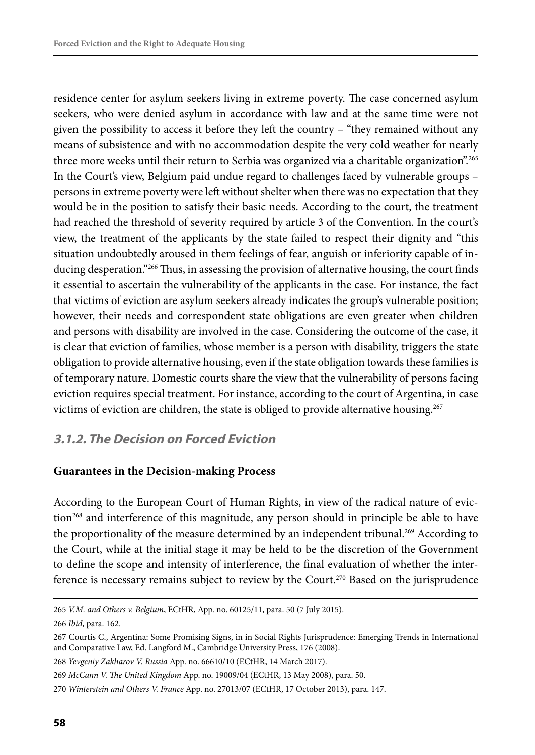residence center for asylum seekers living in extreme poverty. The case concerned asylum seekers, who were denied asylum in accordance with law and at the same time were not given the possibility to access it before they left the country – "they remained without any means of subsistence and with no accommodation despite the very cold weather for nearly three more weeks until their return to Serbia was organized via a charitable organization".[265] In the Court's view, Belgium paid undue regard to challenges faced by vulnerable groups – persons in extreme poverty were left without shelter when there was no expectation that they would be in the position to satisfy their basic needs. According to the court, the treatment had reached the threshold of severity required by article 3 of the Convention. In the court's view, the treatment of the applicants by the state failed to respect their dignity and "this situation undoubtedly aroused in them feelings of fear, anguish or inferiority capable of inducing desperation."[266] Thus, in assessing the provision of alternative housing, the court finds it essential to ascertain the vulnerability of the applicants in the case. For instance, the fact that victims of eviction are asylum seekers already indicates the group's vulnerable position; however, their needs and correspondent state obligations are even greater when children and persons with disability are involved in the case. Considering the outcome of the case, it is clear that eviction of families, whose member is a person with disability, triggers the state obligation to provide alternative housing, even if the state obligation towards these families is of temporary nature. Domestic courts share the view that the vulnerability of persons facing eviction requires special treatment. For instance, according to the court of Argentina, in case victims of eviction are children, the state is obliged to provide alternative housing.[267]

### *3.1.2. The Decision on Forced Eviction*

**Guarantees in the Decision-making Process**

According to the European Court of Human Rights, in view of the radical nature of eviction[268] and interference of this magnitude, any person should in principle be able to have the proportionality of the measure determined by an independent tribunal.[269] According to the Court, while at the initial stage it may be held to be the discretion of the Government to define the scope and intensity of interference, the final evaluation of whether the interference is necessary remains subject to review by the Court.[270] Based on the jurisprudence

---

265 *V.M. and Others v. Belgium*, ECtHR, App. no. 60125/11, para. 50 (7 July 2015).

266 *Ibid*, para. 162.

267 Courtis C., Argentina: Some Promising Signs, in in Social Rights Jurisprudence: Emerging Trends in International and Comparative Law, Ed. Langford M., Cambridge University Press, 176 (2008).

268 *Yevgeniy Zakharov V. Russia* App. no. 66610/10 (ECtHR, 14 March 2017).

269 *McCann V. The United Kingdom* App. no. 19009/04 (ECtHR, 13 May 2008), para. 50.

270 *Winterstein and Others V. France* App. no. 27013/07 (ECtHR, 17 October 2013), para. 147.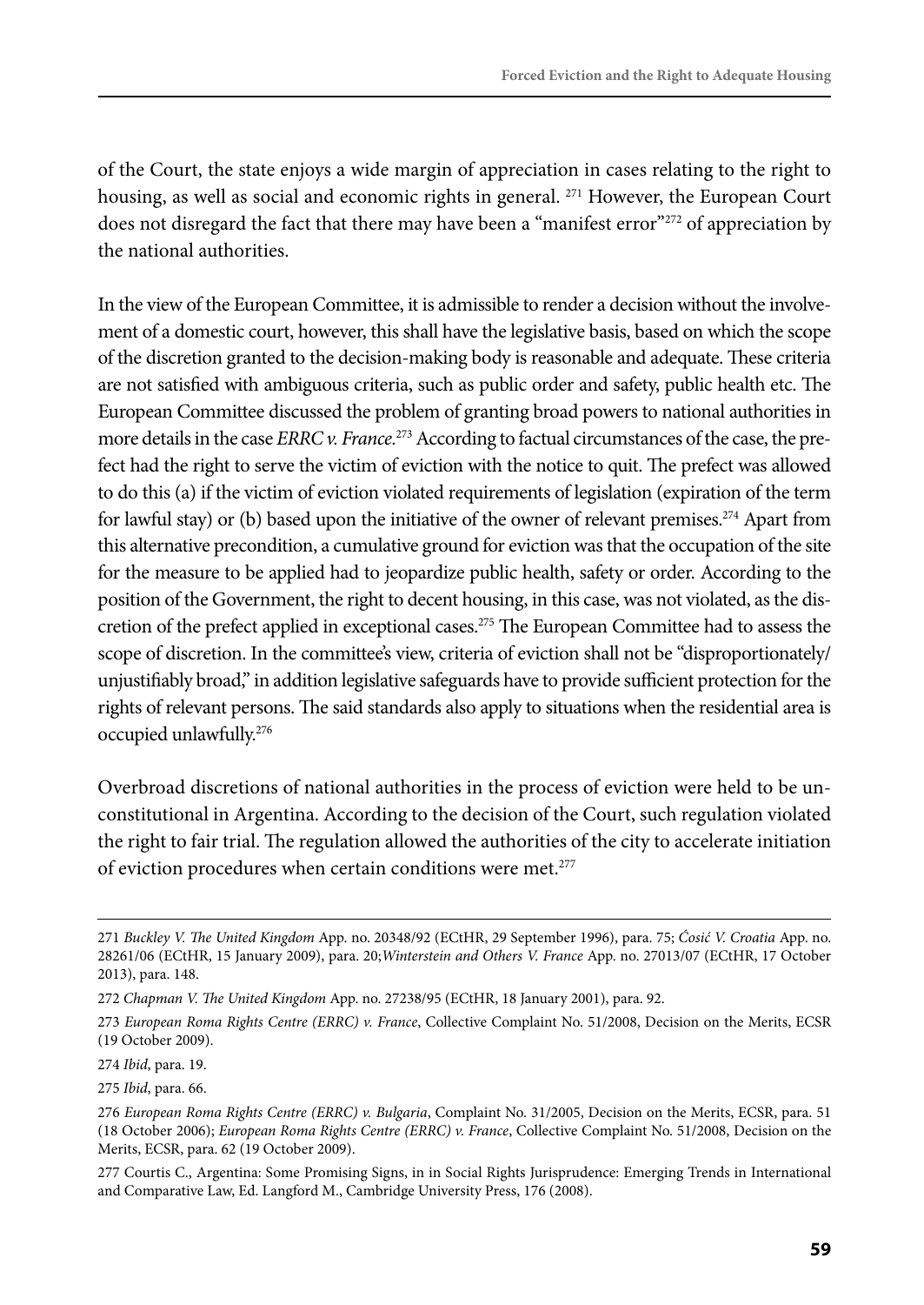of the Court, the state enjoys a wide margin of appreciation in cases relating to the right to housing, as well as social and economic rights in general. [271] However, the European Court does not disregard the fact that there may have been a "manifest error"[272] of appreciation by the national authorities.

In the view of the European Committee, it is admissible to render a decision without the involvement of a domestic court, however, this shall have the legislative basis, based on which the scope of the discretion granted to the decision-making body is reasonable and adequate. These criteria are not satisfied with ambiguous criteria, such as public order and safety, public health etc. The European Committee discussed the problem of granting broad powers to national authorities in more details in the case *ERRC v. France*.[273] According to factual circumstances of the case, the prefect had the right to serve the victim of eviction with the notice to quit. The prefect was allowed to do this (a) if the victim of eviction violated requirements of legislation (expiration of the term for lawful stay) or (b) based upon the initiative of the owner of relevant premises.[274] Apart from this alternative precondition, a cumulative ground for eviction was that the occupation of the site for the measure to be applied had to jeopardize public health, safety or order. According to the position of the Government, the right to decent housing, in this case, was not violated, as the discretion of the prefect applied in exceptional cases.[275] The European Committee had to assess the scope of discretion. In the committee's view, criteria of eviction shall not be "disproportionately/unjustifiably broad," in addition legislative safeguards have to provide sufficient protection for the rights of relevant persons. The said standards also apply to situations when the residential area is occupied unlawfully.[276]

Overbroad discretions of national authorities in the process of eviction were held to be unconstitutional in Argentina. According to the decision of the Court, such regulation violated the right to fair trial. The regulation allowed the authorities of the city to accelerate initiation of eviction procedures when certain conditions were met.[277]

---

271 *Buckley V. The United Kingdom* App. no. 20348/92 (ECtHR, 29 September 1996), para. 75; *Ćosić V. Croatia* App. no. 28261/06 (ECtHR, 15 January 2009), para. 20;*Winterstein and Others V. France* App. no. 27013/07 (ECtHR, 17 October 2013), para. 148.

272 *Chapman V. The United Kingdom* App. no. 27238/95 (ECtHR, 18 January 2001), para. 92.

273 *European Roma Rights Centre (ERRC) v. France*, Collective Complaint No. 51/2008, Decision on the Merits, ECSR (19 October 2009).

274 *Ibid*, para. 19.

275 *Ibid*, para. 66.

276 *European Roma Rights Centre (ERRC) v. Bulgaria*, Complaint No. 31/2005, Decision on the Merits, ECSR, para. 51 (18 October 2006); *European Roma Rights Centre (ERRC) v. France*, Collective Complaint No. 51/2008, Decision on the Merits, ECSR, para. 62 (19 October 2009).

277 Courtis C., Argentina: Some Promising Signs, in in Social Rights Jurisprudence: Emerging Trends in International and Comparative Law, Ed. Langford M., Cambridge University Press, 176 (2008).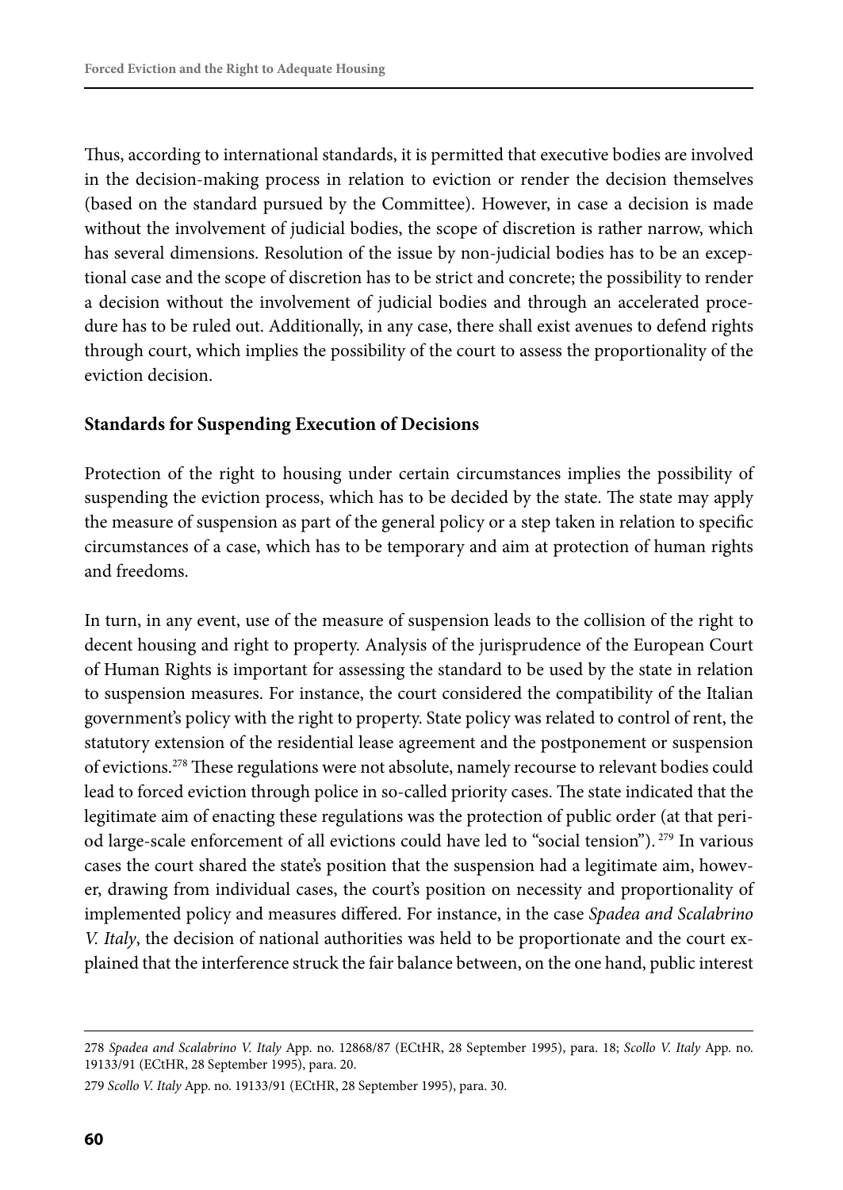Thus, according to international standards, it is permitted that executive bodies are involved in the decision-making process in relation to eviction or render the decision themselves (based on the standard pursued by the Committee). However, in case a decision is made without the involvement of judicial bodies, the scope of discretion is rather narrow, which has several dimensions. Resolution of the issue by non-judicial bodies has to be an exceptional case and the scope of discretion has to be strict and concrete; the possibility to render a decision without the involvement of judicial bodies and through an accelerated procedure has to be ruled out. Additionally, in any case, there shall exist avenues to defend rights through court, which implies the possibility of the court to assess the proportionality of the eviction decision.

**Standards for Suspending Execution of Decisions**

Protection of the right to housing under certain circumstances implies the possibility of suspending the eviction process, which has to be decided by the state. The state may apply the measure of suspension as part of the general policy or a step taken in relation to specific circumstances of a case, which has to be temporary and aim at protection of human rights and freedoms.

In turn, in any event, use of the measure of suspension leads to the collision of the right to decent housing and right to property. Analysis of the jurisprudence of the European Court of Human Rights is important for assessing the standard to be used by the state in relation to suspension measures. For instance, the court considered the compatibility of the Italian government's policy with the right to property. State policy was related to control of rent, the statutory extension of the residential lease agreement and the postponement or suspension of evictions.[278] These regulations were not absolute, namely recourse to relevant bodies could lead to forced eviction through police in so-called priority cases. The state indicated that the legitimate aim of enacting these regulations was the protection of public order (at that period large-scale enforcement of all evictions could have led to "social tension").[279] In various cases the court shared the state's position that the suspension had a legitimate aim, however, drawing from individual cases, the court's position on necessity and proportionality of implemented policy and measures differed. For instance, in the case *Spadea and Scalabrino V. Italy*, the decision of national authorities was held to be proportionate and the court explained that the interference struck the fair balance between, on the one hand, public interest

---

278 *Spadea and Scalabrino V. Italy* App. no. 12868/87 (ECtHR, 28 September 1995), para. 18; *Scollo V. Italy* App. no. 19133/91 (ECtHR, 28 September 1995), para. 20.

279 *Scollo V. Italy* App. no. 19133/91 (ECtHR, 28 September 1995), para. 30.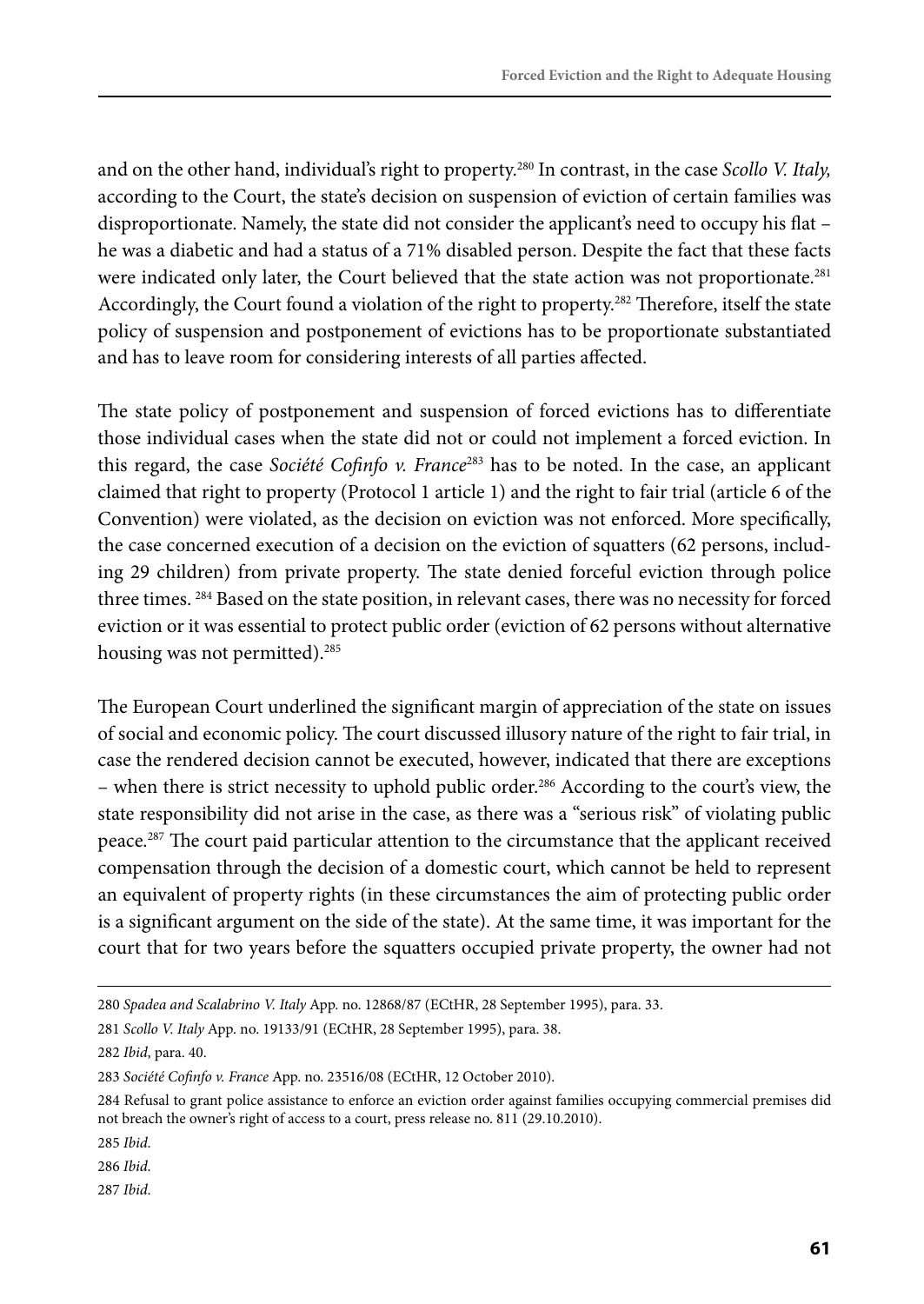and on the other hand, individual's right to property.[280] In contrast, in the case *Scollo V. Italy,* according to the Court, the state's decision on suspension of eviction of certain families was disproportionate. Namely, the state did not consider the applicant's need to occupy his flat – he was a diabetic and had a status of a 71% disabled person. Despite the fact that these facts were indicated only later, the Court believed that the state action was not proportionate.[281] Accordingly, the Court found a violation of the right to property.[282] Therefore, itself the state policy of suspension and postponement of evictions has to be proportionate substantiated and has to leave room for considering interests of all parties affected.

The state policy of postponement and suspension of forced evictions has to differentiate those individual cases when the state did not or could not implement a forced eviction. In this regard, the case *Société Cofinfo v. France*[283] has to be noted. In the case, an applicant claimed that right to property (Protocol 1 article 1) and the right to fair trial (article 6 of the Convention) were violated, as the decision on eviction was not enforced. More specifically, the case concerned execution of a decision on the eviction of squatters (62 persons, including 29 children) from private property. The state denied forceful eviction through police three times. [284] Based on the state position, in relevant cases, there was no necessity for forced eviction or it was essential to protect public order (eviction of 62 persons without alternative housing was not permitted).[285]

The European Court underlined the significant margin of appreciation of the state on issues of social and economic policy. The court discussed illusory nature of the right to fair trial, in case the rendered decision cannot be executed, however, indicated that there are exceptions – when there is strict necessity to uphold public order.[286] According to the court's view, the state responsibility did not arise in the case, as there was a "serious risk" of violating public peace.[287] The court paid particular attention to the circumstance that the applicant received compensation through the decision of a domestic court, which cannot be held to represent an equivalent of property rights (in these circumstances the aim of protecting public order is a significant argument on the side of the state). At the same time, it was important for the court that for two years before the squatters occupied private property, the owner had not

---

280 *Spadea and Scalabrino V. Italy* App. no. 12868/87 (ECtHR, 28 September 1995), para. 33.

281 *Scollo V. Italy* App. no. 19133/91 (ECtHR, 28 September 1995), para. 38.

282 *Ibid*, para. 40.

283 *Société Cofinfo v. France* App. no. 23516/08 (ECtHR, 12 October 2010).

284 Refusal to grant police assistance to enforce an eviction order against families occupying commercial premises did not breach the owner's right of access to a court, press release no. 811 (29.10.2010).

285 *Ibid.*

286 *Ibid.*

287 *Ibid.*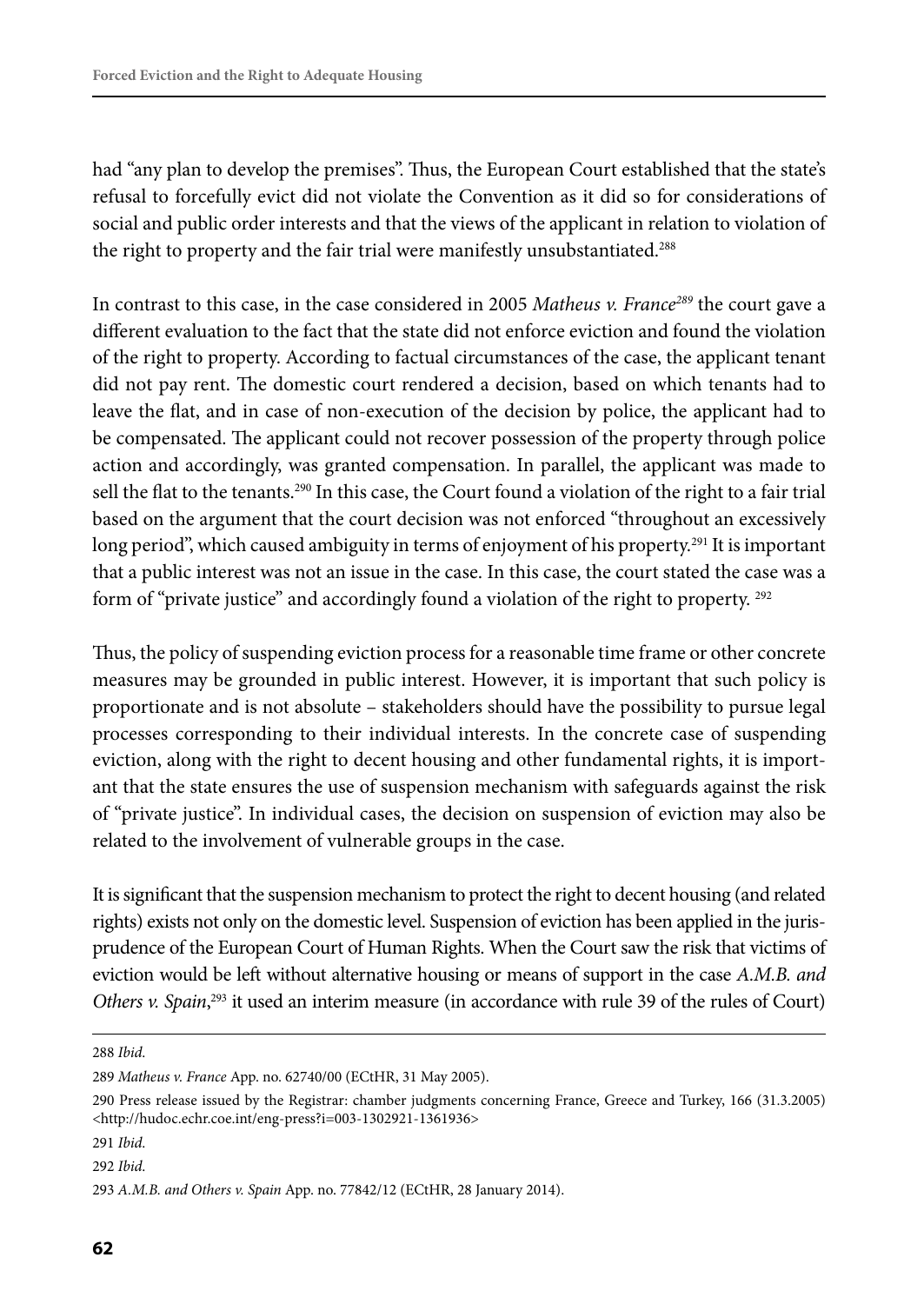had "any plan to develop the premises". Thus, the European Court established that the state's refusal to forcefully evict did not violate the Convention as it did so for considerations of social and public order interests and that the views of the applicant in relation to violation of the right to property and the fair trial were manifestly unsubstantiated.[288]

In contrast to this case, in the case considered in 2005 *Matheus v. France*[289] the court gave a different evaluation to the fact that the state did not enforce eviction and found the violation of the right to property. According to factual circumstances of the case, the applicant tenant did not pay rent. The domestic court rendered a decision, based on which tenants had to leave the flat, and in case of non-execution of the decision by police, the applicant had to be compensated. The applicant could not recover possession of the property through police action and accordingly, was granted compensation. In parallel, the applicant was made to sell the flat to the tenants.[290] In this case, the Court found a violation of the right to a fair trial based on the argument that the court decision was not enforced "throughout an excessively long period", which caused ambiguity in terms of enjoyment of his property.[291] It is important that a public interest was not an issue in the case. In this case, the court stated the case was a form of "private justice" and accordingly found a violation of the right to property.[292]

Thus, the policy of suspending eviction process for a reasonable time frame or other concrete measures may be grounded in public interest. However, it is important that such policy is proportionate and is not absolute – stakeholders should have the possibility to pursue legal processes corresponding to their individual interests. In the concrete case of suspending eviction, along with the right to decent housing and other fundamental rights, it is important that the state ensures the use of suspension mechanism with safeguards against the risk of "private justice". In individual cases, the decision on suspension of eviction may also be related to the involvement of vulnerable groups in the case.

It is significant that the suspension mechanism to protect the right to decent housing (and related rights) exists not only on the domestic level. Suspension of eviction has been applied in the jurisprudence of the European Court of Human Rights. When the Court saw the risk that victims of eviction would be left without alternative housing or means of support in the case *A.M.B. and Others v. Spain*,[293] it used an interim measure (in accordance with rule 39 of the rules of Court)

---

288 *Ibid.*

289 *Matheus v. France* App. no. 62740/00 (ECtHR, 31 May 2005).

290 Press release issued by the Registrar: chamber judgments concerning France, Greece and Turkey, 166 (31.3.2005) <http://hudoc.echr.coe.int/eng-press?i=003-1302921-1361936>

291 *Ibid.*

292 *Ibid.*

293 *A.M.B. and Others v. Spain* App. no. 77842/12 (ECtHR, 28 January 2014).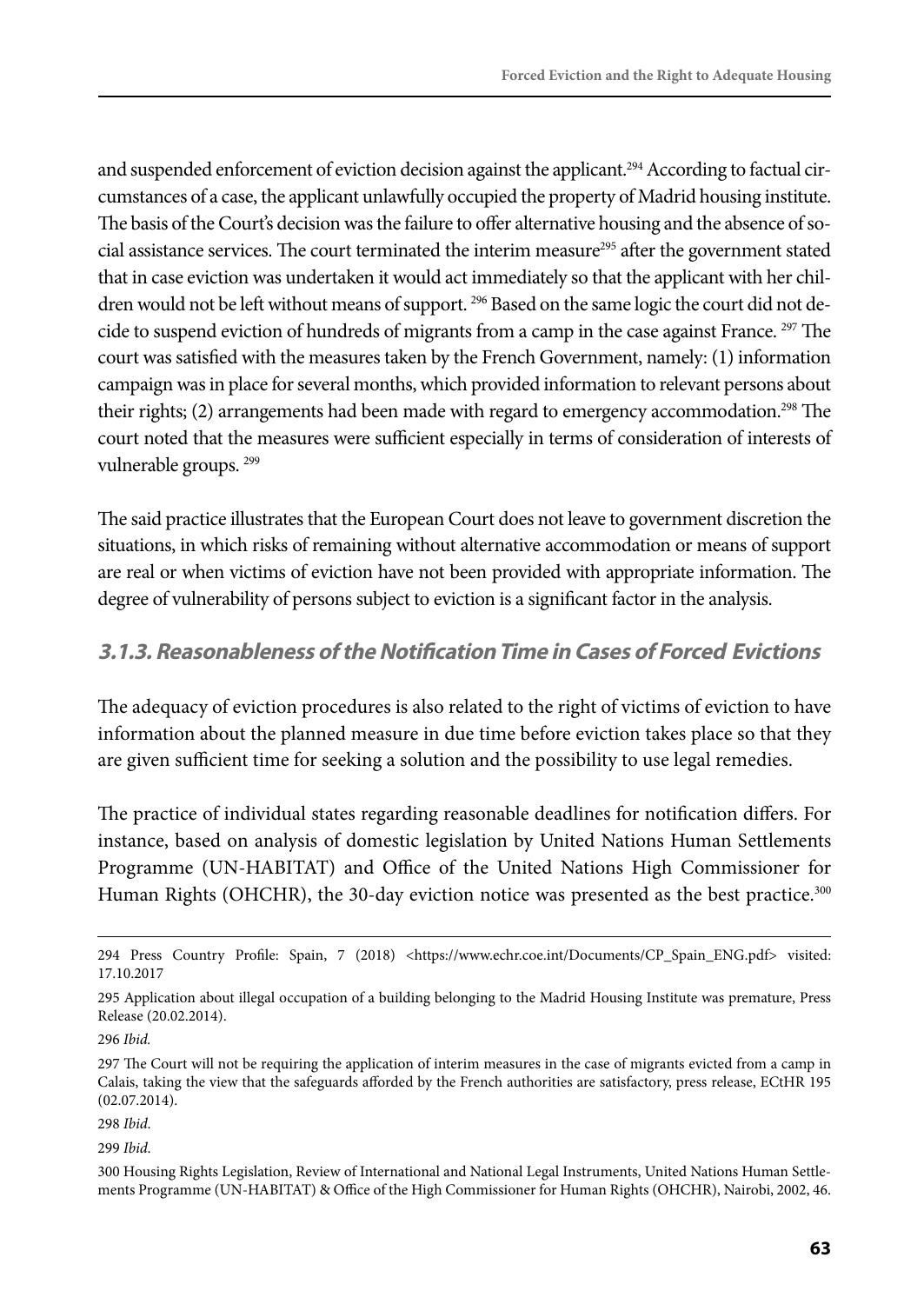and suspended enforcement of eviction decision against the applicant.[294] According to factual circumstances of a case, the applicant unlawfully occupied the property of Madrid housing institute. The basis of the Court's decision was the failure to offer alternative housing and the absence of social assistance services. The court terminated the interim measure[295] after the government stated that in case eviction was undertaken it would act immediately so that the applicant with her children would not be left without means of support. [296] Based on the same logic the court did not decide to suspend eviction of hundreds of migrants from a camp in the case against France. [297] The court was satisfied with the measures taken by the French Government, namely: (1) information campaign was in place for several months, which provided information to relevant persons about their rights; (2) arrangements had been made with regard to emergency accommodation.[298] The court noted that the measures were sufficient especially in terms of consideration of interests of vulnerable groups. [299]

The said practice illustrates that the European Court does not leave to government discretion the situations, in which risks of remaining without alternative accommodation or means of support are real or when victims of eviction have not been provided with appropriate information. The degree of vulnerability of persons subject to eviction is a significant factor in the analysis.

### *3.1.3. Reasonableness of the Notification Time in Cases of Forced Evictions*

The adequacy of eviction procedures is also related to the right of victims of eviction to have information about the planned measure in due time before eviction takes place so that they are given sufficient time for seeking a solution and the possibility to use legal remedies.

The practice of individual states regarding reasonable deadlines for notification differs. For instance, based on analysis of domestic legislation by United Nations Human Settlements Programme (UN-HABITAT) and Office of the United Nations High Commissioner for Human Rights (OHCHR), the 30-day eviction notice was presented as the best practice.[300]

---

294 Press Country Profile: Spain, 7 (2018) <https://www.echr.coe.int/Documents/CP_Spain_ENG.pdf> visited: 17.10.2017

295 Application about illegal occupation of a building belonging to the Madrid Housing Institute was premature, Press Release (20.02.2014).

296 *Ibid.*

297 The Court will not be requiring the application of interim measures in the case of migrants evicted from a camp in Calais, taking the view that the safeguards afforded by the French authorities are satisfactory, press release, ECtHR 195 (02.07.2014).

298 *Ibid*.

299 *Ibid*.

300 Housing Rights Legislation, Review of International and National Legal Instruments, United Nations Human Settlements Programme (UN-HABITAT) & Office of the High Commissioner for Human Rights (OHCHR), Nairobi, 2002, 46.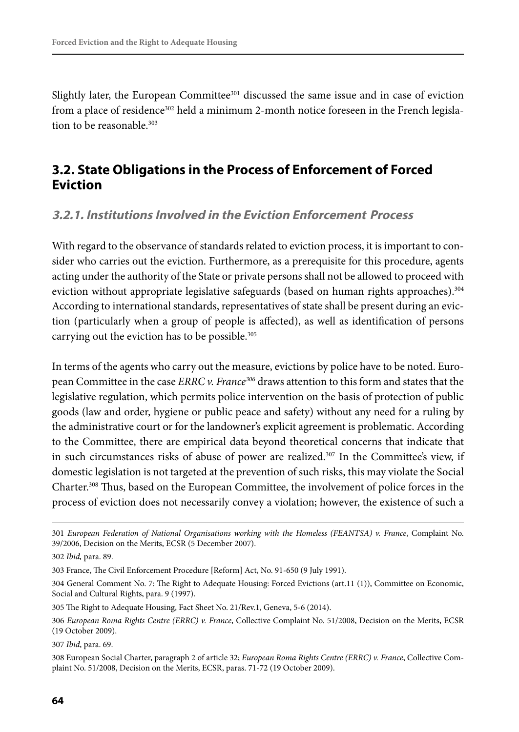Slightly later, the European Committee[301] discussed the same issue and in case of eviction from a place of residence[302] held a minimum 2-month notice foreseen in the French legislation to be reasonable.[303]

## 3.2. State Obligations in the Process of Enforcement of Forced Eviction

### *3.2.1. Institutions Involved in the Eviction Enforcement Process*

With regard to the observance of standards related to eviction process, it is important to consider who carries out the eviction. Furthermore, as a prerequisite for this procedure, agents acting under the authority of the State or private persons shall not be allowed to proceed with eviction without appropriate legislative safeguards (based on human rights approaches).[304] According to international standards, representatives of state shall be present during an eviction (particularly when a group of people is affected), as well as identification of persons carrying out the eviction has to be possible.[305]

In terms of the agents who carry out the measure, evictions by police have to be noted. European Committee in the case *ERRC v. France*[306] draws attention to this form and states that the legislative regulation, which permits police intervention on the basis of protection of public goods (law and order, hygiene or public peace and safety) without any need for a ruling by the administrative court or for the landowner's explicit agreement is problematic. According to the Committee, there are empirical data beyond theoretical concerns that indicate that in such circumstances risks of abuse of power are realized.[307] In the Committee's view, if domestic legislation is not targeted at the prevention of such risks, this may violate the Social Charter.[308] Thus, based on the European Committee, the involvement of police forces in the process of eviction does not necessarily convey a violation; however, the existence of such a

---

301 *European Federation of National Organisations working with the Homeless (FEANTSA) v. France*, Complaint No. 39/2006, Decision on the Merits, ECSR (5 December 2007).

302 *Ibid,* para. 89.

303 France, The Civil Enforcement Procedure [Reform] Act, No. 91-650 (9 July 1991).

304 General Comment No. 7: The Right to Adequate Housing: Forced Evictions (art.11 (1)), Committee on Economic, Social and Cultural Rights, para. 9 (1997).

305 The Right to Adequate Housing, Fact Sheet No. 21/Rev.1, Geneva, 5-6 (2014).

306 *European Roma Rights Centre (ERRC) v. France*, Collective Complaint No. 51/2008, Decision on the Merits, ECSR (19 October 2009).

307 *Ibid*, para. 69.

308 European Social Charter, paragraph 2 of article 32; *European Roma Rights Centre (ERRC) v. France*, Collective Complaint No. 51/2008, Decision on the Merits, ECSR, paras. 71-72 (19 October 2009).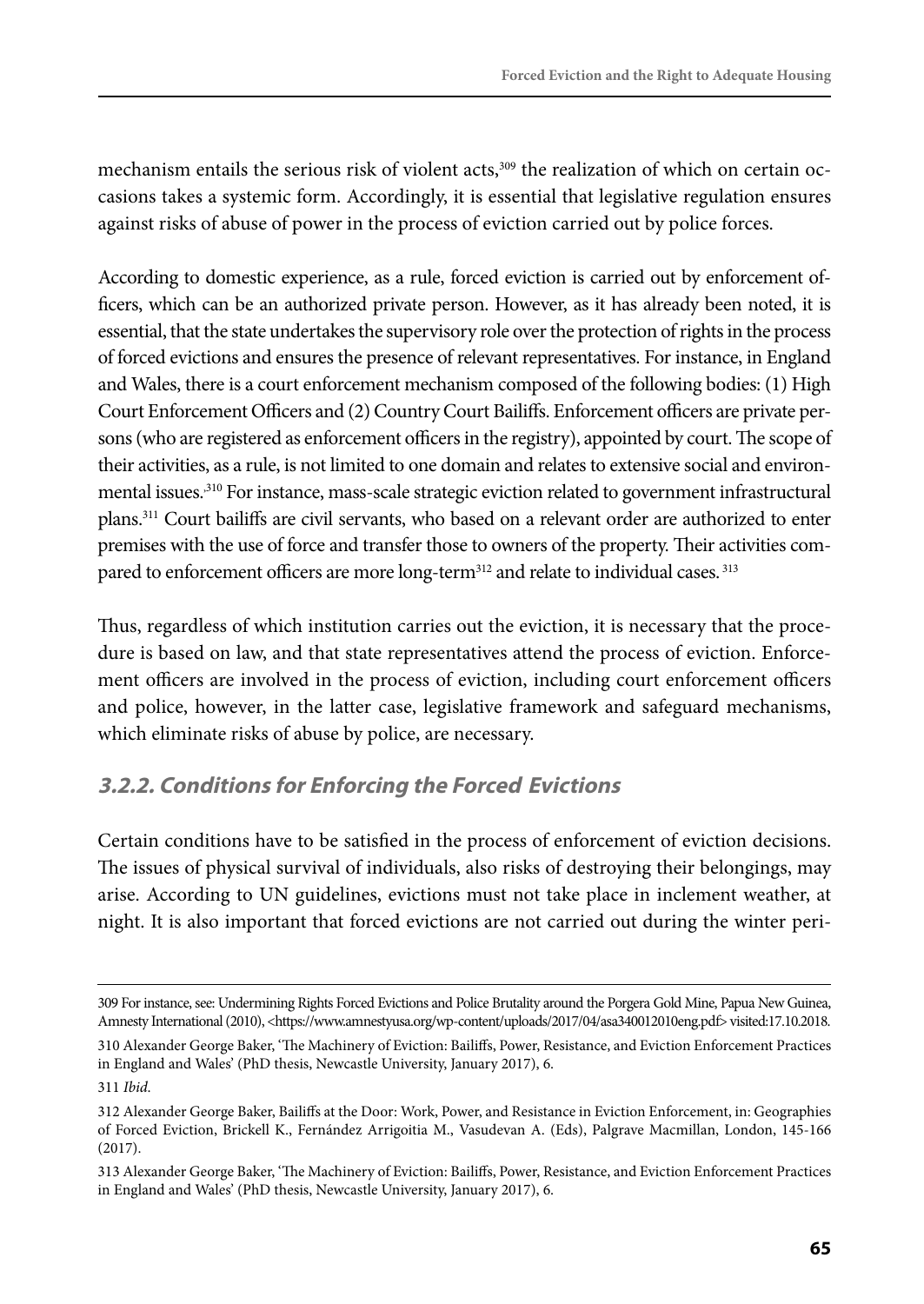mechanism entails the serious risk of violent acts,[309] the realization of which on certain occasions takes a systemic form. Accordingly, it is essential that legislative regulation ensures against risks of abuse of power in the process of eviction carried out by police forces.

According to domestic experience, as a rule, forced eviction is carried out by enforcement officers, which can be an authorized private person. However, as it has already been noted, it is essential, that the state undertakes the supervisory role over the protection of rights in the process of forced evictions and ensures the presence of relevant representatives. For instance, in England and Wales, there is a court enforcement mechanism composed of the following bodies: (1) High Court Enforcement Officers and (2) Country Court Bailiffs. Enforcement officers are private persons (who are registered as enforcement officers in the registry), appointed by court. The scope of their activities, as a rule, is not limited to one domain and relates to extensive social and environmental issues.[310] For instance, mass-scale strategic eviction related to government infrastructural plans.[311] Court bailiffs are civil servants, who based on a relevant order are authorized to enter premises with the use of force and transfer those to owners of the property. Their activities compared to enforcement officers are more long-term[312] and relate to individual cases.[313]

Thus, regardless of which institution carries out the eviction, it is necessary that the procedure is based on law, and that state representatives attend the process of eviction. Enforcement officers are involved in the process of eviction, including court enforcement officers and police, however, in the latter case, legislative framework and safeguard mechanisms, which eliminate risks of abuse by police, are necessary.

### *3.2.2. Conditions for Enforcing the Forced Evictions*

Certain conditions have to be satisfied in the process of enforcement of eviction decisions. The issues of physical survival of individuals, also risks of destroying their belongings, may arise. According to UN guidelines, evictions must not take place in inclement weather, at night. It is also important that forced evictions are not carried out during the winter peri-

---

309 For instance, see: Undermining Rights Forced Evictions and Police Brutality around the Porgera Gold Mine, Papua New Guinea, Amnesty International (2010), <https://www.amnestyusa.org/wp-content/uploads/2017/04/asa340012010eng.pdf> visited:17.10.2018.

310 Alexander George Baker, 'The Machinery of Eviction: Bailiffs, Power, Resistance, and Eviction Enforcement Practices in England and Wales' (PhD thesis, Newcastle University, January 2017), 6.

311 *Ibid.*

312 Alexander George Baker, Bailiffs at the Door: Work, Power, and Resistance in Eviction Enforcement, in: Geographies of Forced Eviction, Brickell K., Fernández Arrigoitia M., Vasudevan A. (Eds), Palgrave Macmillan, London, 145-166 (2017).

313 Alexander George Baker, 'The Machinery of Eviction: Bailiffs, Power, Resistance, and Eviction Enforcement Practices in England and Wales' (PhD thesis, Newcastle University, January 2017), 6.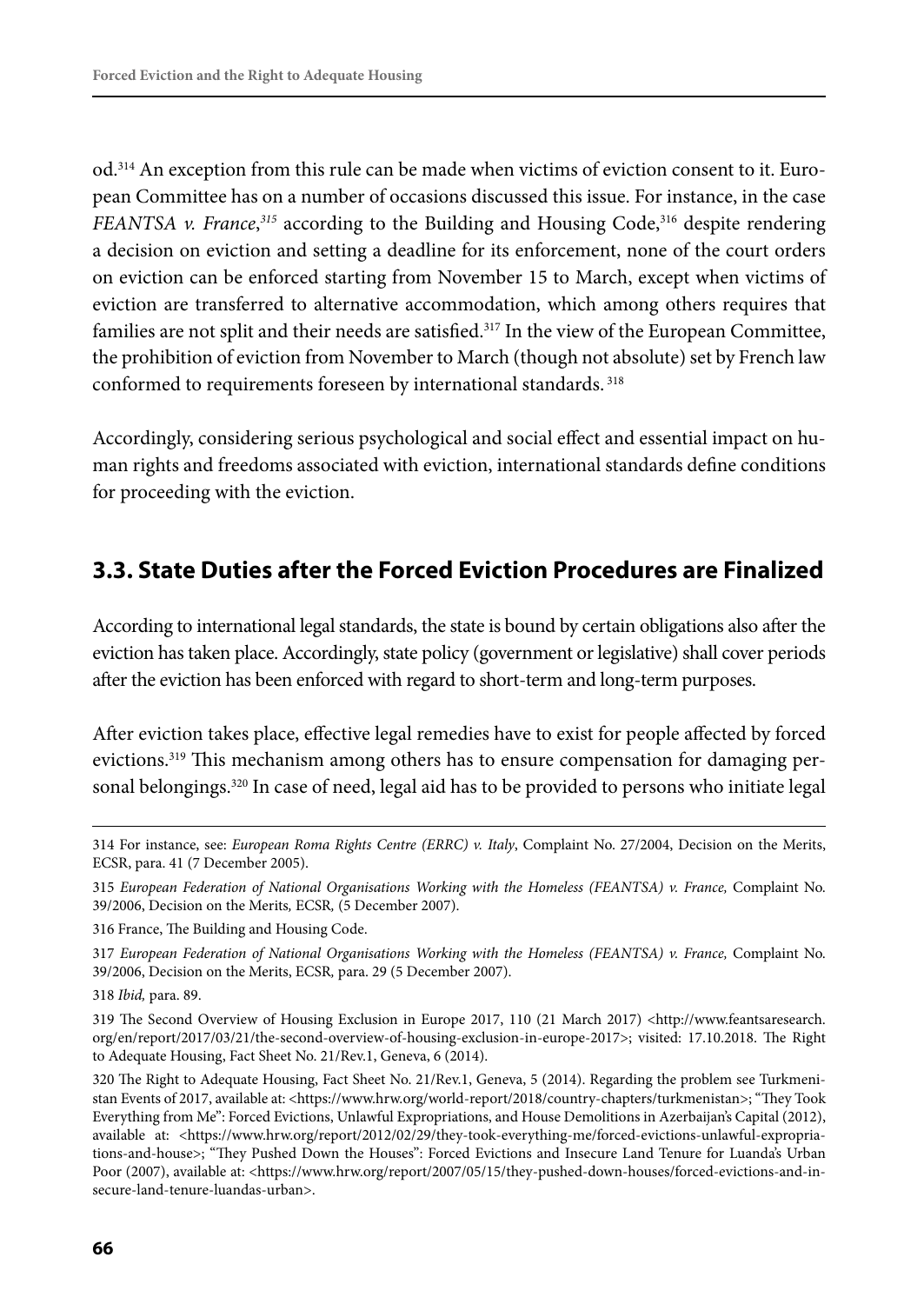od.[314] An exception from this rule can be made when victims of eviction consent to it. European Committee has on a number of occasions discussed this issue. For instance, in the case *FEANTSA v. France*,[315] according to the Building and Housing Code,[316] despite rendering a decision on eviction and setting a deadline for its enforcement, none of the court orders on eviction can be enforced starting from November 15 to March, except when victims of eviction are transferred to alternative accommodation, which among others requires that families are not split and their needs are satisfied.[317] In the view of the European Committee, the prohibition of eviction from November to March (though not absolute) set by French law conformed to requirements foreseen by international standards.[318]

Accordingly, considering serious psychological and social effect and essential impact on human rights and freedoms associated with eviction, international standards define conditions for proceeding with the eviction.

## 3.3. State Duties after the Forced Eviction Procedures are Finalized

According to international legal standards, the state is bound by certain obligations also after the eviction has taken place. Accordingly, state policy (government or legislative) shall cover periods after the eviction has been enforced with regard to short-term and long-term purposes.

After eviction takes place, effective legal remedies have to exist for people affected by forced evictions.[319] This mechanism among others has to ensure compensation for damaging personal belongings.[320] In case of need, legal aid has to be provided to persons who initiate legal

---

314 For instance, see: *European Roma Rights Centre (ERRC) v. Italy*, Complaint No. 27/2004, Decision on the Merits, ECSR, para. 41 (7 December 2005).

315 *European Federation of National Organisations Working with the Homeless (FEANTSA) v. France,* Complaint No. 39/2006, Decision on the Merits, ECSR, (5 December 2007).

316 France, The Building and Housing Code.

317 *European Federation of National Organisations Working with the Homeless (FEANTSA) v. France,* Complaint No. 39/2006, Decision on the Merits, ECSR, para. 29 (5 December 2007).

318 *Ibid,* para. 89.

319 The Second Overview of Housing Exclusion in Europe 2017, 110 (21 March 2017) <http://www.feantsaresearch.org/en/report/2017/03/21/the-second-overview-of-housing-exclusion-in-europe-2017>; visited: 17.10.2018. The Right to Adequate Housing, Fact Sheet No. 21/Rev.1, Geneva, 6 (2014).

320 The Right to Adequate Housing, Fact Sheet No. 21/Rev.1, Geneva, 5 (2014). Regarding the problem see Turkmenistan Events of 2017, available at: <https://www.hrw.org/world-report/2018/country-chapters/turkmenistan>; "They Took Everything from Me": Forced Evictions, Unlawful Expropriations, and House Demolitions in Azerbaijan's Capital (2012), available at: <https://www.hrw.org/report/2012/02/29/they-took-everything-me/forced-evictions-unlawful-expropriations-and-house>; "They Pushed Down the Houses": Forced Evictions and Insecure Land Tenure for Luanda's Urban Poor (2007), available at: <https://www.hrw.org/report/2007/05/15/they-pushed-down-houses/forced-evictions-and-insecure-land-tenure-luandas-urban>.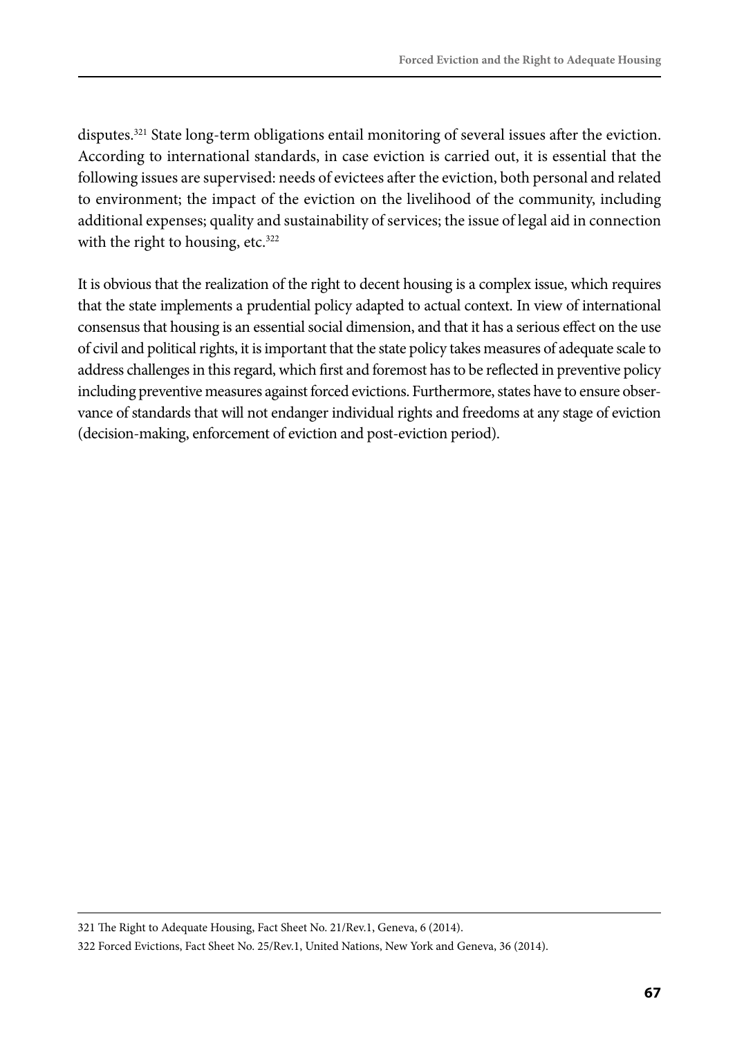disputes.[321] State long-term obligations entail monitoring of several issues after the eviction. According to international standards, in case eviction is carried out, it is essential that the following issues are supervised: needs of evictees after the eviction, both personal and related to environment; the impact of the eviction on the livelihood of the community, including additional expenses; quality and sustainability of services; the issue of legal aid in connection with the right to housing, etc.[322]

It is obvious that the realization of the right to decent housing is a complex issue, which requires that the state implements a prudential policy adapted to actual context. In view of international consensus that housing is an essential social dimension, and that it has a serious effect on the use of civil and political rights, it is important that the state policy takes measures of adequate scale to address challenges in this regard, which first and foremost has to be reflected in preventive policy including preventive measures against forced evictions. Furthermore, states have to ensure observance of standards that will not endanger individual rights and freedoms at any stage of eviction (decision-making, enforcement of eviction and post-eviction period).

---

321 The Right to Adequate Housing, Fact Sheet No. 21/Rev.1, Geneva, 6 (2014).

322 Forced Evictions, Fact Sheet No. 25/Rev.1, United Nations, New York and Geneva, 36 (2014).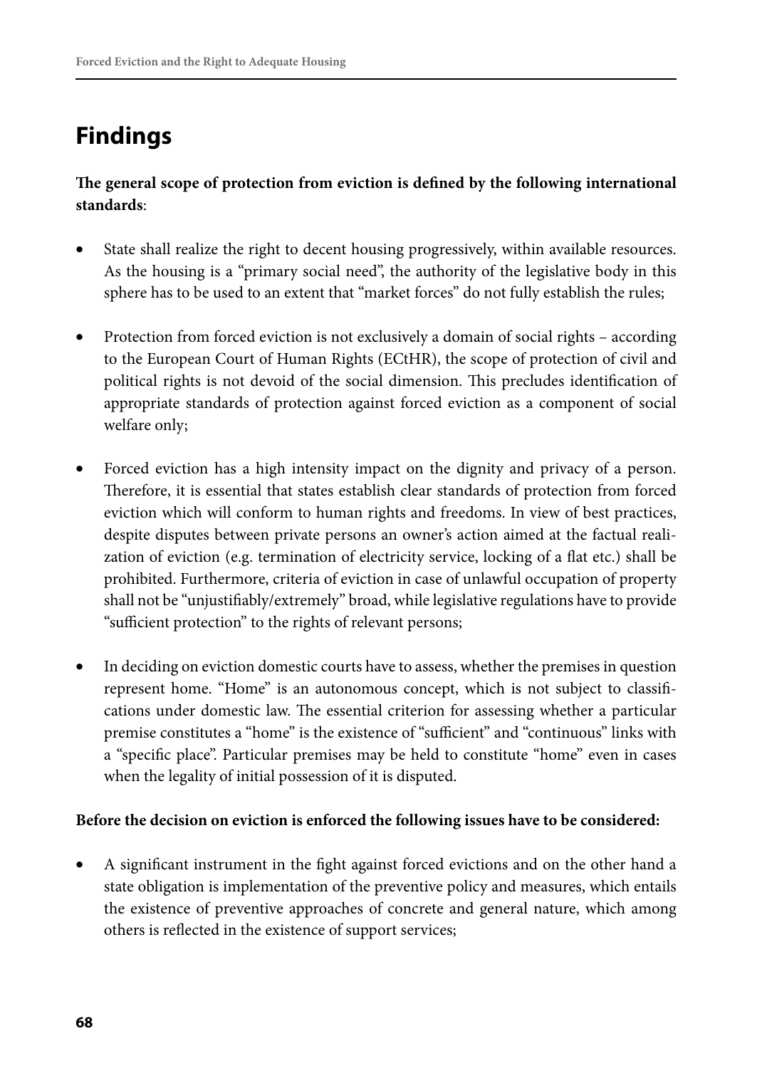# Findings

**The general scope of protection from eviction is defined by the following international standards**:

- State shall realize the right to decent housing progressively, within available resources. As the housing is a "primary social need", the authority of the legislative body in this sphere has to be used to an extent that "market forces" do not fully establish the rules;

- Protection from forced eviction is not exclusively a domain of social rights – according to the European Court of Human Rights (ECtHR), the scope of protection of civil and political rights is not devoid of the social dimension. This precludes identification of appropriate standards of protection against forced eviction as a component of social welfare only;

- Forced eviction has a high intensity impact on the dignity and privacy of a person. Therefore, it is essential that states establish clear standards of protection from forced eviction which will conform to human rights and freedoms. In view of best practices, despite disputes between private persons an owner's action aimed at the factual realization of eviction (e.g. termination of electricity service, locking of a flat etc.) shall be prohibited. Furthermore, criteria of eviction in case of unlawful occupation of property shall not be "unjustifiably/extremely" broad, while legislative regulations have to provide "sufficient protection" to the rights of relevant persons;

- In deciding on eviction domestic courts have to assess, whether the premises in question represent home. "Home" is an autonomous concept, which is not subject to classifications under domestic law. The essential criterion for assessing whether a particular premise constitutes a "home" is the existence of "sufficient" and "continuous" links with a "specific place". Particular premises may be held to constitute "home" even in cases when the legality of initial possession of it is disputed.

**Before the decision on eviction is enforced the following issues have to be considered:**

- A significant instrument in the fight against forced evictions and on the other hand a state obligation is implementation of the preventive policy and measures, which entails the existence of preventive approaches of concrete and general nature, which among others is reflected in the existence of support services;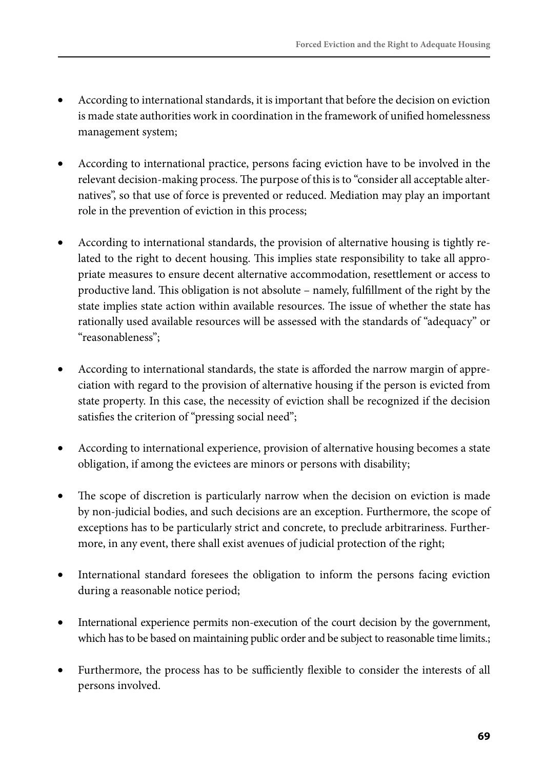- According to international standards, it is important that before the decision on eviction is made state authorities work in coordination in the framework of unified homelessness management system;

- According to international practice, persons facing eviction have to be involved in the relevant decision-making process. The purpose of this is to "consider all acceptable alternatives", so that use of force is prevented or reduced. Mediation may play an important role in the prevention of eviction in this process;

- According to international standards, the provision of alternative housing is tightly related to the right to decent housing. This implies state responsibility to take all appropriate measures to ensure decent alternative accommodation, resettlement or access to productive land. This obligation is not absolute – namely, fulfillment of the right by the state implies state action within available resources. The issue of whether the state has rationally used available resources will be assessed with the standards of "adequacy" or "reasonableness";

- According to international standards, the state is afforded the narrow margin of appreciation with regard to the provision of alternative housing if the person is evicted from state property. In this case, the necessity of eviction shall be recognized if the decision satisfies the criterion of "pressing social need";

- According to international experience, provision of alternative housing becomes a state obligation, if among the evictees are minors or persons with disability;

- The scope of discretion is particularly narrow when the decision on eviction is made by non-judicial bodies, and such decisions are an exception. Furthermore, the scope of exceptions has to be particularly strict and concrete, to preclude arbitrariness. Furthermore, in any event, there shall exist avenues of judicial protection of the right;

- International standard foresees the obligation to inform the persons facing eviction during a reasonable notice period;

- International experience permits non-execution of the court decision by the government, which has to be based on maintaining public order and be subject to reasonable time limits.;

- Furthermore, the process has to be sufficiently flexible to consider the interests of all persons involved.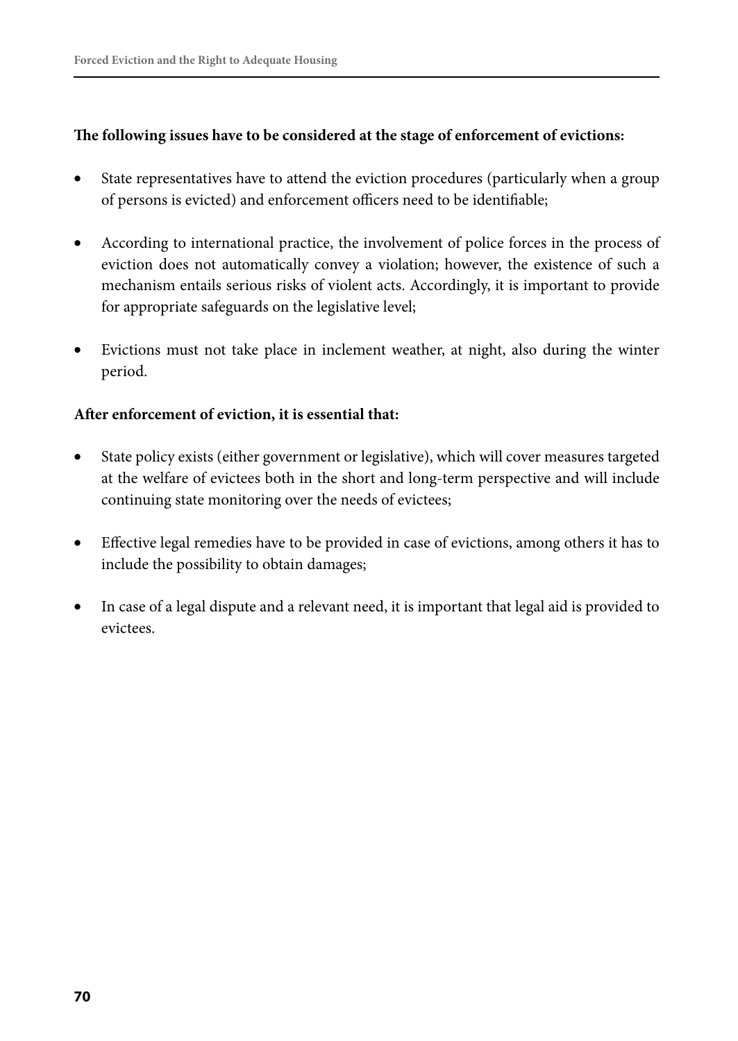**The following issues have to be considered at the stage of enforcement of evictions:**

- State representatives have to attend the eviction procedures (particularly when a group of persons is evicted) and enforcement officers need to be identifiable;

- According to international practice, the involvement of police forces in the process of eviction does not automatically convey a violation; however, the existence of such a mechanism entails serious risks of violent acts. Accordingly, it is important to provide for appropriate safeguards on the legislative level;

- Evictions must not take place in inclement weather, at night, also during the winter period.

**After enforcement of eviction, it is essential that:**

- State policy exists (either government or legislative), which will cover measures targeted at the welfare of evictees both in the short and long-term perspective and will include continuing state monitoring over the needs of evictees;

- Effective legal remedies have to be provided in case of evictions, among others it has to include the possibility to obtain damages;

- In case of a legal dispute and a relevant need, it is important that legal aid is provided to evictees.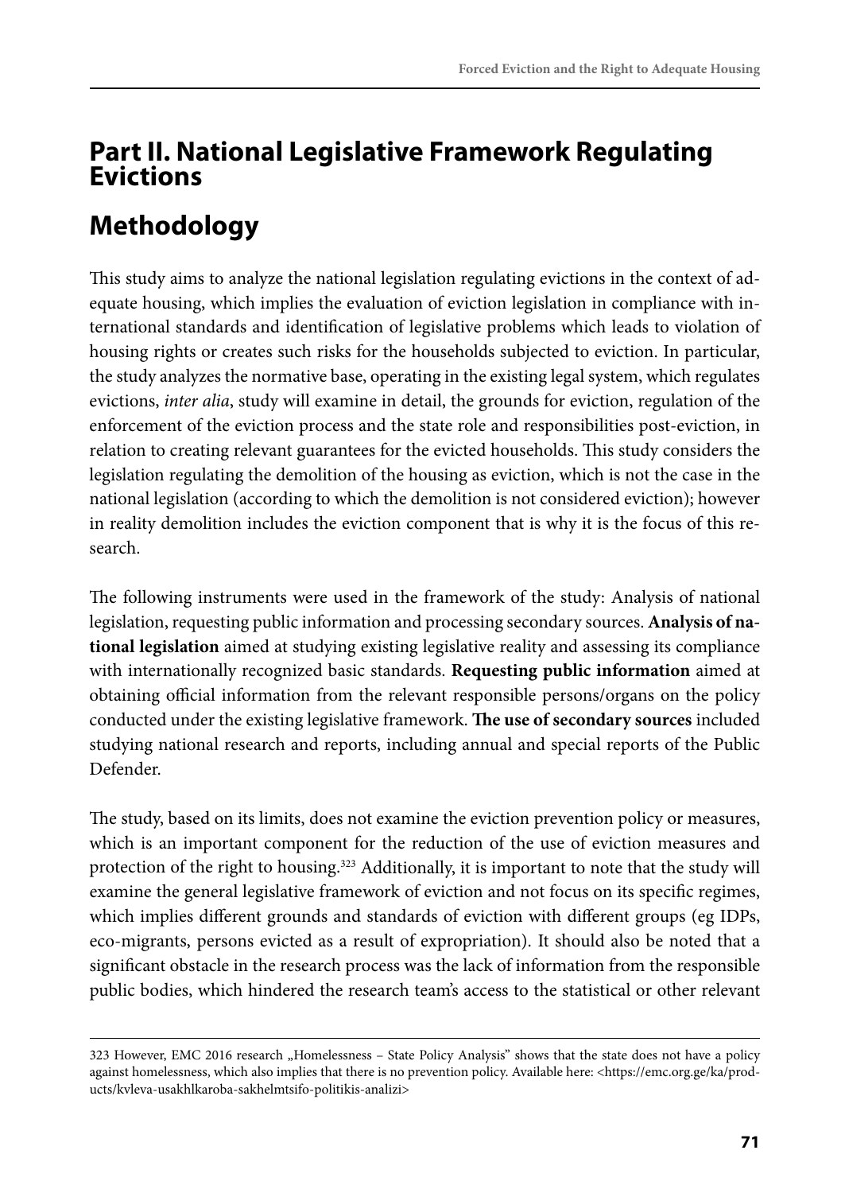# Part II. National Legislative Framework Regulating Evictions

## Methodology

This study aims to analyze the national legislation regulating evictions in the context of adequate housing, which implies the evaluation of eviction legislation in compliance with international standards and identification of legislative problems which leads to violation of housing rights or creates such risks for the households subjected to eviction. In particular, the study analyzes the normative base, operating in the existing legal system, which regulates evictions, *inter alia*, study will examine in detail, the grounds for eviction, regulation of the enforcement of the eviction process and the state role and responsibilities post-eviction, in relation to creating relevant guarantees for the evicted households. This study considers the legislation regulating the demolition of the housing as eviction, which is not the case in the national legislation (according to which the demolition is not considered eviction); however in reality demolition includes the eviction component that is why it is the focus of this research.

The following instruments were used in the framework of the study: Analysis of national legislation, requesting public information and processing secondary sources. **Analysis of national legislation** aimed at studying existing legislative reality and assessing its compliance with internationally recognized basic standards. **Requesting public information** aimed at obtaining official information from the relevant responsible persons/organs on the policy conducted under the existing legislative framework. **The use of secondary sources** included studying national research and reports, including annual and special reports of the Public Defender.

The study, based on its limits, does not examine the eviction prevention policy or measures, which is an important component for the reduction of the use of eviction measures and protection of the right to housing.[323] Additionally, it is important to note that the study will examine the general legislative framework of eviction and not focus on its specific regimes, which implies different grounds and standards of eviction with different groups (eg IDPs, eco-migrants, persons evicted as a result of expropriation). It should also be noted that a significant obstacle in the research process was the lack of information from the responsible public bodies, which hindered the research team's access to the statistical or other relevant

---

323 However, EMC 2016 research „Homelessness – State Policy Analysis" shows that the state does not have a policy against homelessness, which also implies that there is no prevention policy. Available here: <https://emc.org.ge/ka/products/kvleva-usakhlkaroba-sakhelmtsifo-politikis-analizi>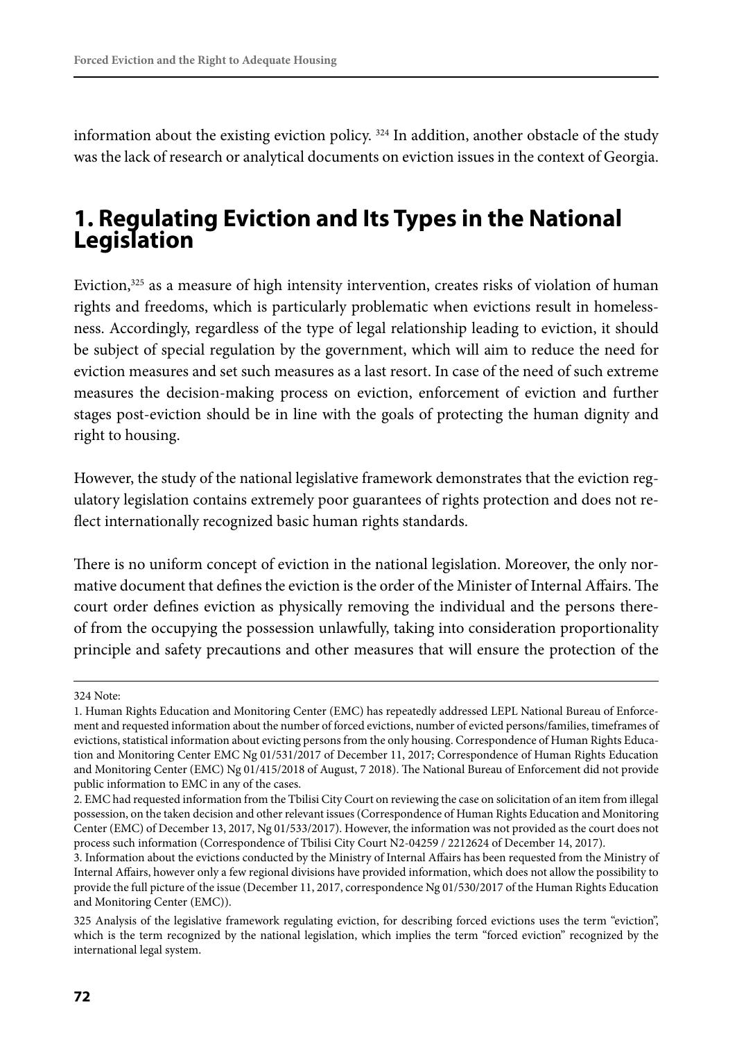information about the existing eviction policy. [324] In addition, another obstacle of the study was the lack of research or analytical documents on eviction issues in the context of Georgia.

## 1. Regulating Eviction and Its Types in the National Legislation

Eviction,[325] as a measure of high intensity intervention, creates risks of violation of human rights and freedoms, which is particularly problematic when evictions result in homelessness. Accordingly, regardless of the type of legal relationship leading to eviction, it should be subject of special regulation by the government, which will aim to reduce the need for eviction measures and set such measures as a last resort. In case of the need of such extreme measures the decision-making process on eviction, enforcement of eviction and further stages post-eviction should be in line with the goals of protecting the human dignity and right to housing.

However, the study of the national legislative framework demonstrates that the eviction regulatory legislation contains extremely poor guarantees of rights protection and does not reflect internationally recognized basic human rights standards.

There is no uniform concept of eviction in the national legislation. Moreover, the only normative document that defines the eviction is the order of the Minister of Internal Affairs. The court order defines eviction as physically removing the individual and the persons thereof from the occupying the possession unlawfully, taking into consideration proportionality principle and safety precautions and other measures that will ensure the protection of the

---

324 Note:

1. Human Rights Education and Monitoring Center (EMC) has repeatedly addressed LEPL National Bureau of Enforcement and requested information about the number of forced evictions, number of evicted persons/families, timeframes of evictions, statistical information about evicting persons from the only housing. Correspondence of Human Rights Education and Monitoring Center EMC Ng 01/531/2017 of December 11, 2017; Correspondence of Human Rights Education and Monitoring Center (EMC) Ng 01/415/2018 of August, 7 2018). The National Bureau of Enforcement did not provide public information to EMC in any of the cases.
2. EMC had requested information from the Tbilisi City Court on reviewing the case on solicitation of an item from illegal possession, on the taken decision and other relevant issues (Correspondence of Human Rights Education and Monitoring Center (EMC) of December 13, 2017, Ng 01/533/2017). However, the information was not provided as the court does not process such information (Correspondence of Tbilisi City Court N2-04259 / 2212624 of December 14, 2017).
3. Information about the evictions conducted by the Ministry of Internal Affairs has been requested from the Ministry of Internal Affairs, however only a few regional divisions have provided information, which does not allow the possibility to provide the full picture of the issue (December 11, 2017, correspondence Ng 01/530/2017 of the Human Rights Education and Monitoring Center (EMC)).

325 Analysis of the legislative framework regulating eviction, for describing forced evictions uses the term "eviction", which is the term recognized by the national legislation, which implies the term "forced eviction" recognized by the international legal system.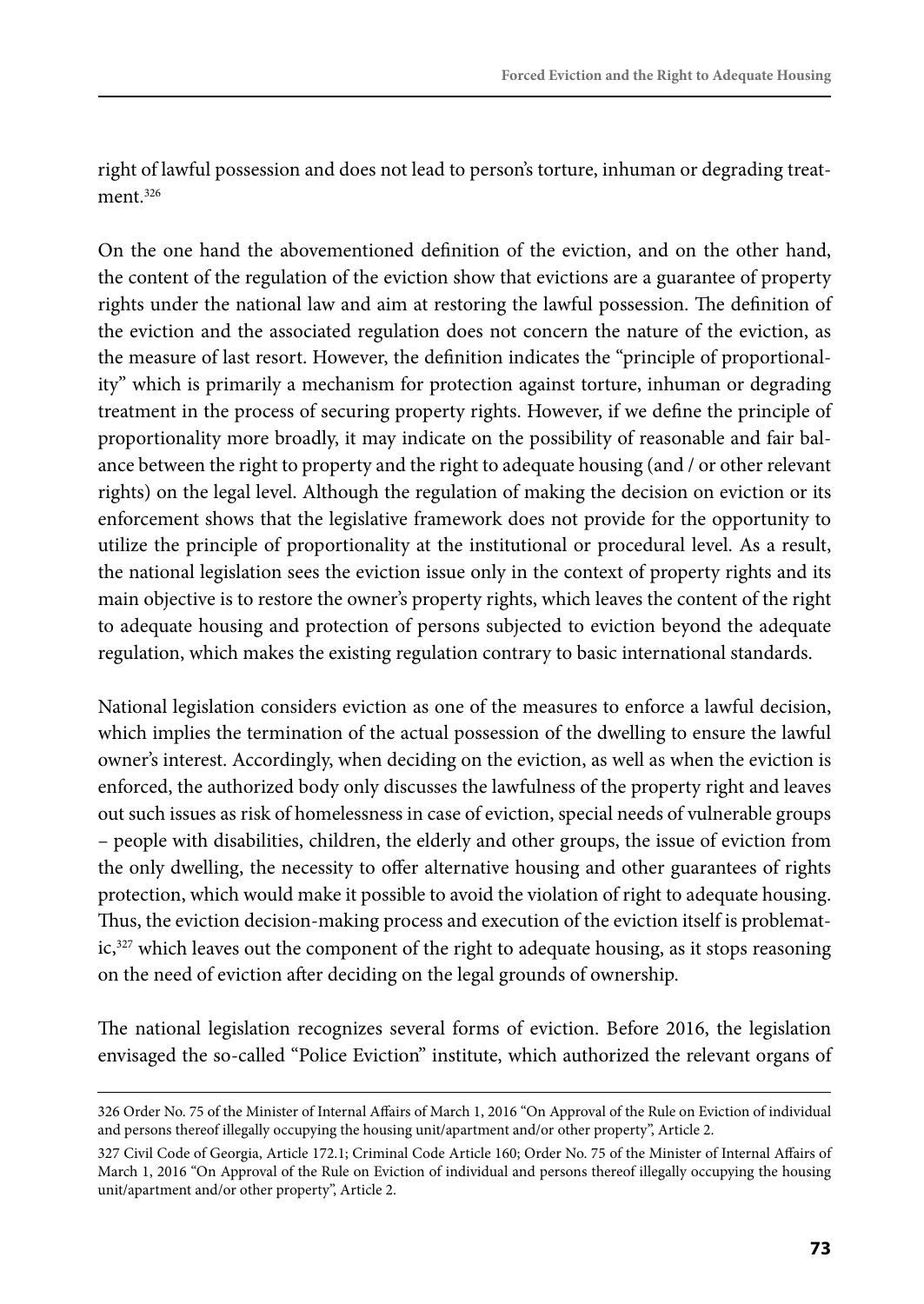right of lawful possession and does not lead to person's torture, inhuman or degrading treatment.[326]

On the one hand the abovementioned definition of the eviction, and on the other hand, the content of the regulation of the eviction show that evictions are a guarantee of property rights under the national law and aim at restoring the lawful possession. The definition of the eviction and the associated regulation does not concern the nature of the eviction, as the measure of last resort. However, the definition indicates the "principle of proportionality" which is primarily a mechanism for protection against torture, inhuman or degrading treatment in the process of securing property rights. However, if we define the principle of proportionality more broadly, it may indicate on the possibility of reasonable and fair balance between the right to property and the right to adequate housing (and / or other relevant rights) on the legal level. Although the regulation of making the decision on eviction or its enforcement shows that the legislative framework does not provide for the opportunity to utilize the principle of proportionality at the institutional or procedural level. As a result, the national legislation sees the eviction issue only in the context of property rights and its main objective is to restore the owner's property rights, which leaves the content of the right to adequate housing and protection of persons subjected to eviction beyond the adequate regulation, which makes the existing regulation contrary to basic international standards.

National legislation considers eviction as one of the measures to enforce a lawful decision, which implies the termination of the actual possession of the dwelling to ensure the lawful owner's interest. Accordingly, when deciding on the eviction, as well as when the eviction is enforced, the authorized body only discusses the lawfulness of the property right and leaves out such issues as risk of homelessness in case of eviction, special needs of vulnerable groups – people with disabilities, children, the elderly and other groups, the issue of eviction from the only dwelling, the necessity to offer alternative housing and other guarantees of rights protection, which would make it possible to avoid the violation of right to adequate housing. Thus, the eviction decision-making process and execution of the eviction itself is problematic,[327] which leaves out the component of the right to adequate housing, as it stops reasoning on the need of eviction after deciding on the legal grounds of ownership.

The national legislation recognizes several forms of eviction. Before 2016, the legislation envisaged the so-called "Police Eviction" institute, which authorized the relevant organs of

---

326 Order No. 75 of the Minister of Internal Affairs of March 1, 2016 "On Approval of the Rule on Eviction of individual and persons thereof illegally occupying the housing unit/apartment and/or other property", Article 2.

327 Civil Code of Georgia, Article 172.1; Criminal Code Article 160; Order No. 75 of the Minister of Internal Affairs of March 1, 2016 "On Approval of the Rule on Eviction of individual and persons thereof illegally occupying the housing unit/apartment and/or other property", Article 2.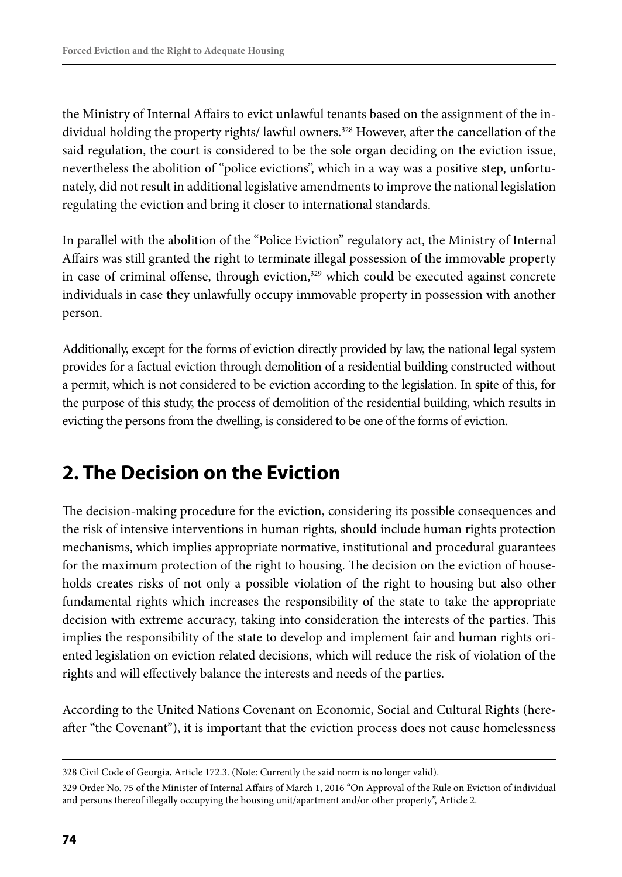the Ministry of Internal Affairs to evict unlawful tenants based on the assignment of the individual holding the property rights/ lawful owners.[328] However, after the cancellation of the said regulation, the court is considered to be the sole organ deciding on the eviction issue, nevertheless the abolition of "police evictions", which in a way was a positive step, unfortunately, did not result in additional legislative amendments to improve the national legislation regulating the eviction and bring it closer to international standards.

In parallel with the abolition of the "Police Eviction" regulatory act, the Ministry of Internal Affairs was still granted the right to terminate illegal possession of the immovable property in case of criminal offense, through eviction,[329] which could be executed against concrete individuals in case they unlawfully occupy immovable property in possession with another person.

Additionally, except for the forms of eviction directly provided by law, the national legal system provides for a factual eviction through demolition of a residential building constructed without a permit, which is not considered to be eviction according to the legislation. In spite of this, for the purpose of this study, the process of demolition of the residential building, which results in evicting the persons from the dwelling, is considered to be one of the forms of eviction.

## 2. The Decision on the Eviction

The decision-making procedure for the eviction, considering its possible consequences and the risk of intensive interventions in human rights, should include human rights protection mechanisms, which implies appropriate normative, institutional and procedural guarantees for the maximum protection of the right to housing. The decision on the eviction of households creates risks of not only a possible violation of the right to housing but also other fundamental rights which increases the responsibility of the state to take the appropriate decision with extreme accuracy, taking into consideration the interests of the parties. This implies the responsibility of the state to develop and implement fair and human rights oriented legislation on eviction related decisions, which will reduce the risk of violation of the rights and will effectively balance the interests and needs of the parties.

According to the United Nations Covenant on Economic, Social and Cultural Rights (hereafter "the Covenant"), it is important that the eviction process does not cause homelessness

---

328 Civil Code of Georgia, Article 172.3. (Note: Currently the said norm is no longer valid).

329 Order No. 75 of the Minister of Internal Affairs of March 1, 2016 "On Approval of the Rule on Eviction of individual and persons thereof illegally occupying the housing unit/apartment and/or other property", Article 2.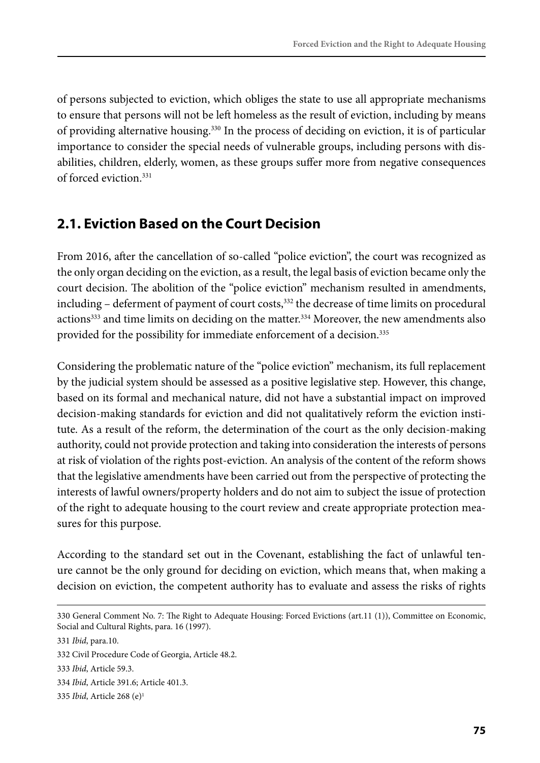of persons subjected to eviction, which obliges the state to use all appropriate mechanisms to ensure that persons will not be left homeless as the result of eviction, including by means of providing alternative housing.[330] In the process of deciding on eviction, it is of particular importance to consider the special needs of vulnerable groups, including persons with disabilities, children, elderly, women, as these groups suffer more from negative consequences of forced eviction.[331]

## 2.1. Eviction Based on the Court Decision

From 2016, after the cancellation of so-called "police eviction", the court was recognized as the only organ deciding on the eviction, as a result, the legal basis of eviction became only the court decision. The abolition of the "police eviction" mechanism resulted in amendments, including – deferment of payment of court costs,[332] the decrease of time limits on procedural actions[333] and time limits on deciding on the matter.[334] Moreover, the new amendments also provided for the possibility for immediate enforcement of a decision.[335]

Considering the problematic nature of the "police eviction" mechanism, its full replacement by the judicial system should be assessed as a positive legislative step. However, this change, based on its formal and mechanical nature, did not have a substantial impact on improved decision-making standards for eviction and did not qualitatively reform the eviction institute. As a result of the reform, the determination of the court as the only decision-making authority, could not provide protection and taking into consideration the interests of persons at risk of violation of the rights post-eviction. An analysis of the content of the reform shows that the legislative amendments have been carried out from the perspective of protecting the interests of lawful owners/property holders and do not aim to subject the issue of protection of the right to adequate housing to the court review and create appropriate protection measures for this purpose.

According to the standard set out in the Covenant, establishing the fact of unlawful tenure cannot be the only ground for deciding on eviction, which means that, when making a decision on eviction, the competent authority has to evaluate and assess the risks of rights

---

330 General Comment No. 7: The Right to Adequate Housing: Forced Evictions (art.11 (1)), Committee on Economic, Social and Cultural Rights, para. 16 (1997).

331 *Ibid*, para.10.

332 Civil Procedure Code of Georgia, Article 48.2.

333 *Ibid*, Article 59.3.

334 *Ibid*, Article 391.6; Article 401.3.

335 *Ibid*, Article 268 (e)[1]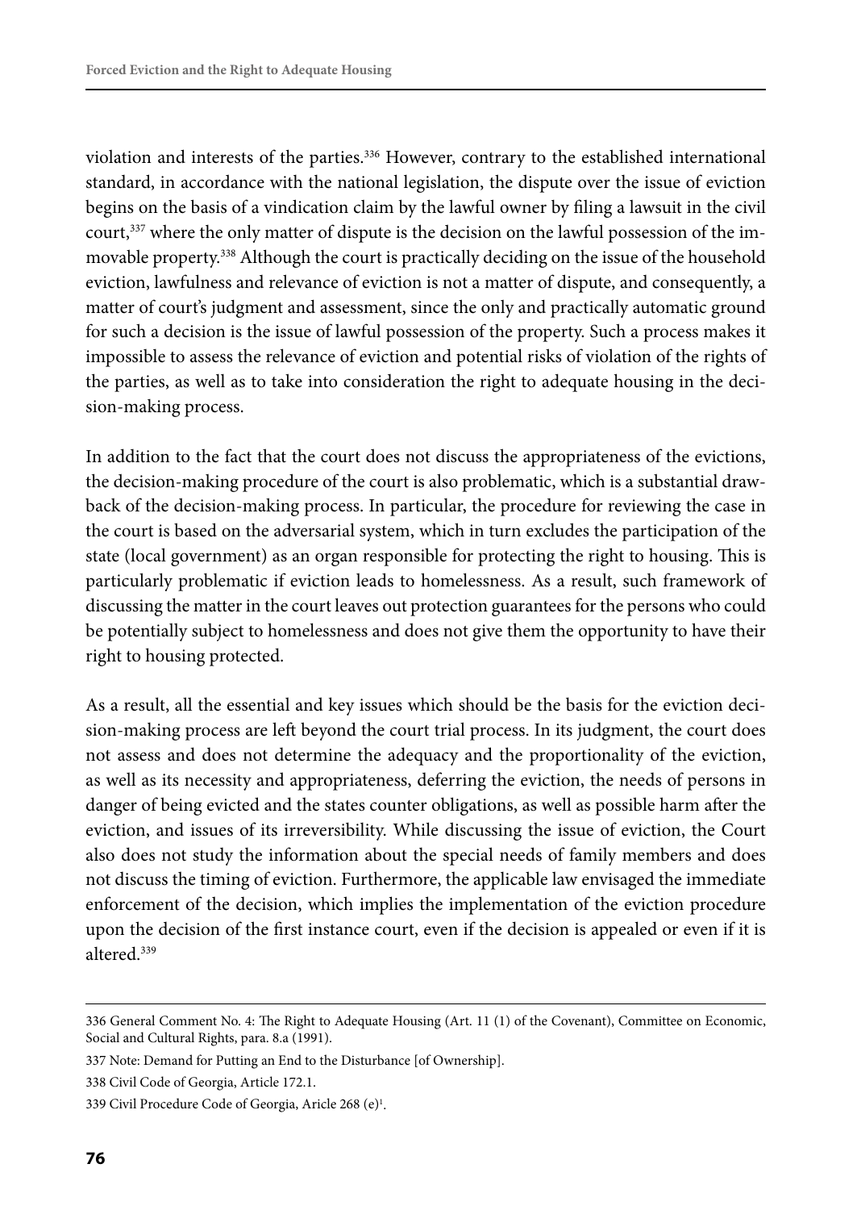violation and interests of the parties.[336] However, contrary to the established international standard, in accordance with the national legislation, the dispute over the issue of eviction begins on the basis of a vindication claim by the lawful owner by filing a lawsuit in the civil court,[337] where the only matter of dispute is the decision on the lawful possession of the immovable property.[338] Although the court is practically deciding on the issue of the household eviction, lawfulness and relevance of eviction is not a matter of dispute, and consequently, a matter of court's judgment and assessment, since the only and practically automatic ground for such a decision is the issue of lawful possession of the property. Such a process makes it impossible to assess the relevance of eviction and potential risks of violation of the rights of the parties, as well as to take into consideration the right to adequate housing in the decision-making process.

In addition to the fact that the court does not discuss the appropriateness of the evictions, the decision-making procedure of the court is also problematic, which is a substantial drawback of the decision-making process. In particular, the procedure for reviewing the case in the court is based on the adversarial system, which in turn excludes the participation of the state (local government) as an organ responsible for protecting the right to housing. This is particularly problematic if eviction leads to homelessness. As a result, such framework of discussing the matter in the court leaves out protection guarantees for the persons who could be potentially subject to homelessness and does not give them the opportunity to have their right to housing protected.

As a result, all the essential and key issues which should be the basis for the eviction decision-making process are left beyond the court trial process. In its judgment, the court does not assess and does not determine the adequacy and the proportionality of the eviction, as well as its necessity and appropriateness, deferring the eviction, the needs of persons in danger of being evicted and the states counter obligations, as well as possible harm after the eviction, and issues of its irreversibility. While discussing the issue of eviction, the Court also does not study the information about the special needs of family members and does not discuss the timing of eviction. Furthermore, the applicable law envisaged the immediate enforcement of the decision, which implies the implementation of the eviction procedure upon the decision of the first instance court, even if the decision is appealed or even if it is altered.[339]

---

336 General Comment No. 4: The Right to Adequate Housing (Art. 11 (1) of the Covenant), Committee on Economic, Social and Cultural Rights, para. 8.a (1991).

337 Note: Demand for Putting an End to the Disturbance [of Ownership].

338 Civil Code of Georgia, Article 172.1.

339 Civil Procedure Code of Georgia, Aricle 268 (e)[1].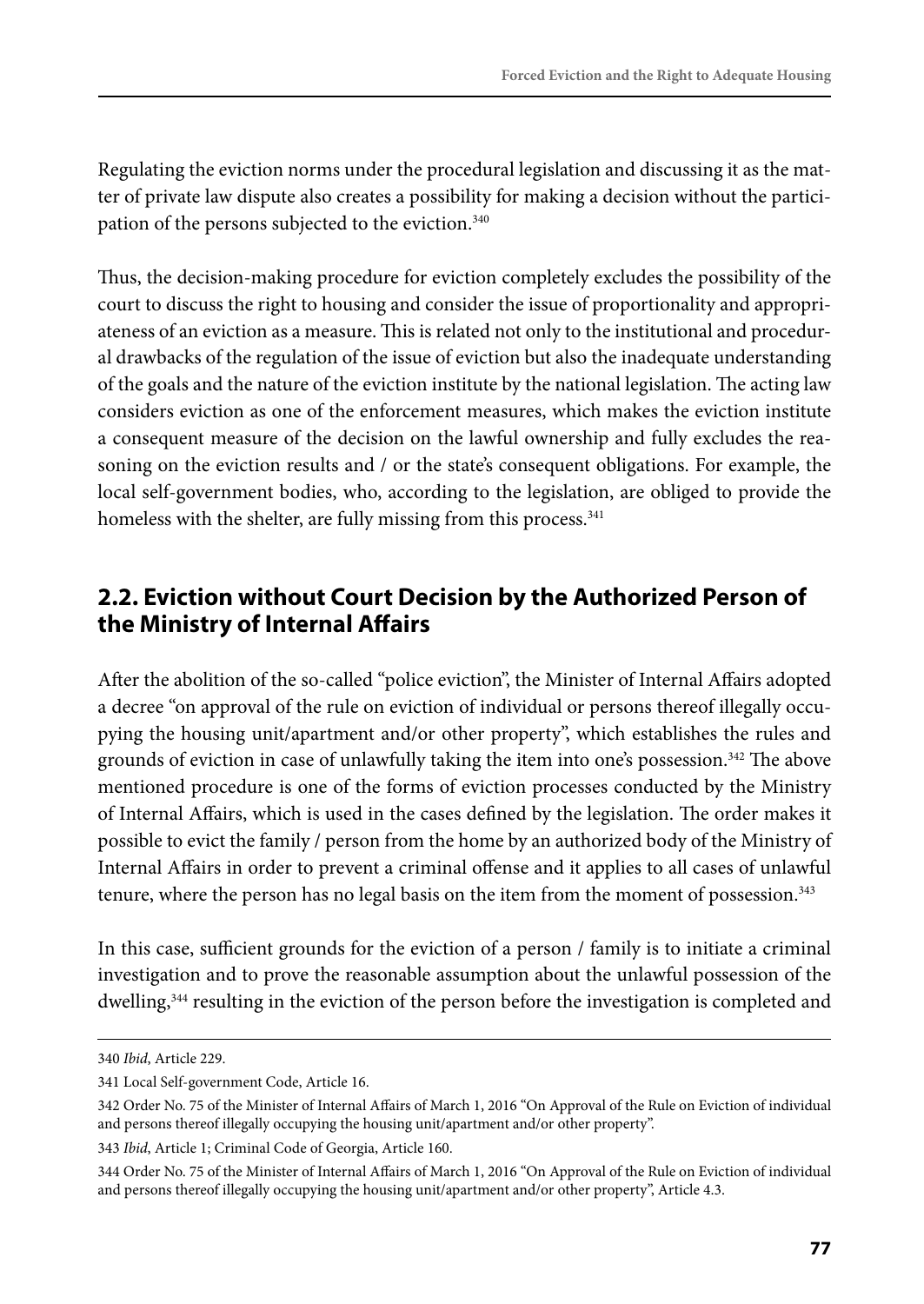Regulating the eviction norms under the procedural legislation and discussing it as the matter of private law dispute also creates a possibility for making a decision without the participation of the persons subjected to the eviction.[340]

Thus, the decision-making procedure for eviction completely excludes the possibility of the court to discuss the right to housing and consider the issue of proportionality and appropriateness of an eviction as a measure. This is related not only to the institutional and procedural drawbacks of the regulation of the issue of eviction but also the inadequate understanding of the goals and the nature of the eviction institute by the national legislation. The acting law considers eviction as one of the enforcement measures, which makes the eviction institute a consequent measure of the decision on the lawful ownership and fully excludes the reasoning on the eviction results and / or the state's consequent obligations. For example, the local self-government bodies, who, according to the legislation, are obliged to provide the homeless with the shelter, are fully missing from this process.[341]

## 2.2. Eviction without Court Decision by the Authorized Person of the Ministry of Internal Affairs

After the abolition of the so-called "police eviction", the Minister of Internal Affairs adopted a decree "on approval of the rule on eviction of individual or persons thereof illegally occupying the housing unit/apartment and/or other property", which establishes the rules and grounds of eviction in case of unlawfully taking the item into one's possession.[342] The above mentioned procedure is one of the forms of eviction processes conducted by the Ministry of Internal Affairs, which is used in the cases defined by the legislation. The order makes it possible to evict the family / person from the home by an authorized body of the Ministry of Internal Affairs in order to prevent a criminal offense and it applies to all cases of unlawful tenure, where the person has no legal basis on the item from the moment of possession.[343]

In this case, sufficient grounds for the eviction of a person / family is to initiate a criminal investigation and to prove the reasonable assumption about the unlawful possession of the dwelling,[344] resulting in the eviction of the person before the investigation is completed and

---

340 *Ibid*, Article 229.

341 Local Self-government Code, Article 16.

342 Order No. 75 of the Minister of Internal Affairs of March 1, 2016 "On Approval of the Rule on Eviction of individual and persons thereof illegally occupying the housing unit/apartment and/or other property".

343 *Ibid*, Article 1; Criminal Code of Georgia, Article 160.

344 Order No. 75 of the Minister of Internal Affairs of March 1, 2016 "On Approval of the Rule on Eviction of individual and persons thereof illegally occupying the housing unit/apartment and/or other property", Article 4.3.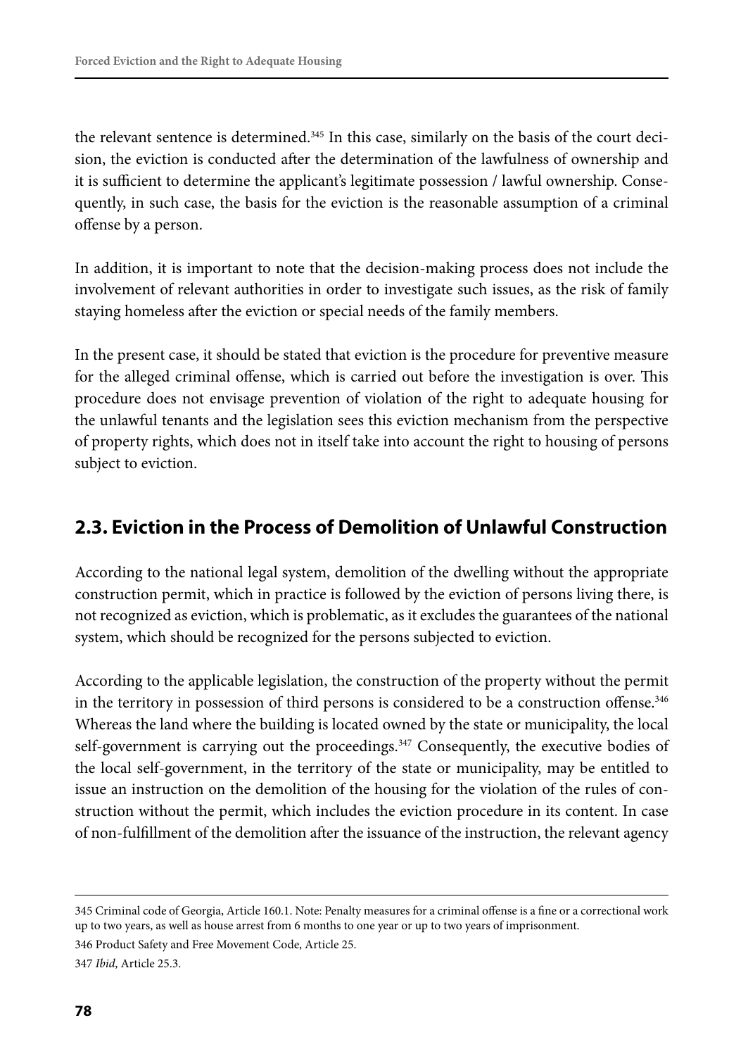the relevant sentence is determined.[345] In this case, similarly on the basis of the court decision, the eviction is conducted after the determination of the lawfulness of ownership and it is sufficient to determine the applicant's legitimate possession / lawful ownership. Consequently, in such case, the basis for the eviction is the reasonable assumption of a criminal offense by a person.

In addition, it is important to note that the decision-making process does not include the involvement of relevant authorities in order to investigate such issues, as the risk of family staying homeless after the eviction or special needs of the family members.

In the present case, it should be stated that eviction is the procedure for preventive measure for the alleged criminal offense, which is carried out before the investigation is over. This procedure does not envisage prevention of violation of the right to adequate housing for the unlawful tenants and the legislation sees this eviction mechanism from the perspective of property rights, which does not in itself take into account the right to housing of persons subject to eviction.

## 2.3. Eviction in the Process of Demolition of Unlawful Construction

According to the national legal system, demolition of the dwelling without the appropriate construction permit, which in practice is followed by the eviction of persons living there, is not recognized as eviction, which is problematic, as it excludes the guarantees of the national system, which should be recognized for the persons subjected to eviction.

According to the applicable legislation, the construction of the property without the permit in the territory in possession of third persons is considered to be a construction offense.[346] Whereas the land where the building is located owned by the state or municipality, the local self-government is carrying out the proceedings.[347] Consequently, the executive bodies of the local self-government, in the territory of the state or municipality, may be entitled to issue an instruction on the demolition of the housing for the violation of the rules of construction without the permit, which includes the eviction procedure in its content. In case of non-fulfillment of the demolition after the issuance of the instruction, the relevant agency

---

345 Criminal code of Georgia, Article 160.1. Note: Penalty measures for a criminal offense is a fine or a correctional work up to two years, as well as house arrest from 6 months to one year or up to two years of imprisonment.

346 Product Safety and Free Movement Code, Article 25.

347 *Ibid*, Article 25.3.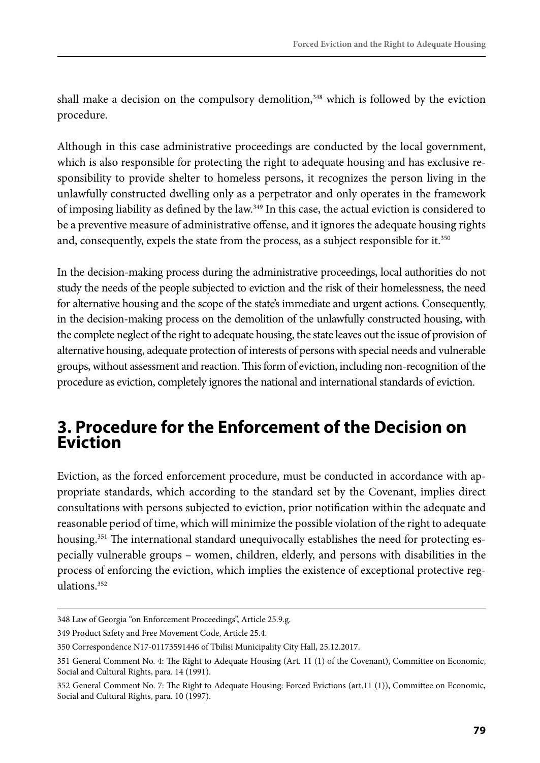shall make a decision on the compulsory demolition,[348] which is followed by the eviction procedure.

Although in this case administrative proceedings are conducted by the local government, which is also responsible for protecting the right to adequate housing and has exclusive responsibility to provide shelter to homeless persons, it recognizes the person living in the unlawfully constructed dwelling only as a perpetrator and only operates in the framework of imposing liability as defined by the law.[349] In this case, the actual eviction is considered to be a preventive measure of administrative offense, and it ignores the adequate housing rights and, consequently, expels the state from the process, as a subject responsible for it.[350]

In the decision-making process during the administrative proceedings, local authorities do not study the needs of the people subjected to eviction and the risk of their homelessness, the need for alternative housing and the scope of the state's immediate and urgent actions. Consequently, in the decision-making process on the demolition of the unlawfully constructed housing, with the complete neglect of the right to adequate housing, the state leaves out the issue of provision of alternative housing, adequate protection of interests of persons with special needs and vulnerable groups, without assessment and reaction. This form of eviction, including non-recognition of the procedure as eviction, completely ignores the national and international standards of eviction.

## 3. Procedure for the Enforcement of the Decision on Eviction

Eviction, as the forced enforcement procedure, must be conducted in accordance with appropriate standards, which according to the standard set by the Covenant, implies direct consultations with persons subjected to eviction, prior notification within the adequate and reasonable period of time, which will minimize the possible violation of the right to adequate housing.[351] The international standard unequivocally establishes the need for protecting especially vulnerable groups – women, children, elderly, and persons with disabilities in the process of enforcing the eviction, which implies the existence of exceptional protective regulations.[352]

---

348 Law of Georgia "on Enforcement Proceedings", Article 25.9.g.

349 Product Safety and Free Movement Code, Article 25.4.

350 Correspondence N17-01173591446 of Tbilisi Municipality City Hall, 25.12.2017.

351 General Comment No. 4: The Right to Adequate Housing (Art. 11 (1) of the Covenant), Committee on Economic, Social and Cultural Rights, para. 14 (1991).

352 General Comment No. 7: The Right to Adequate Housing: Forced Evictions (art.11 (1)), Committee on Economic, Social and Cultural Rights, para. 10 (1997).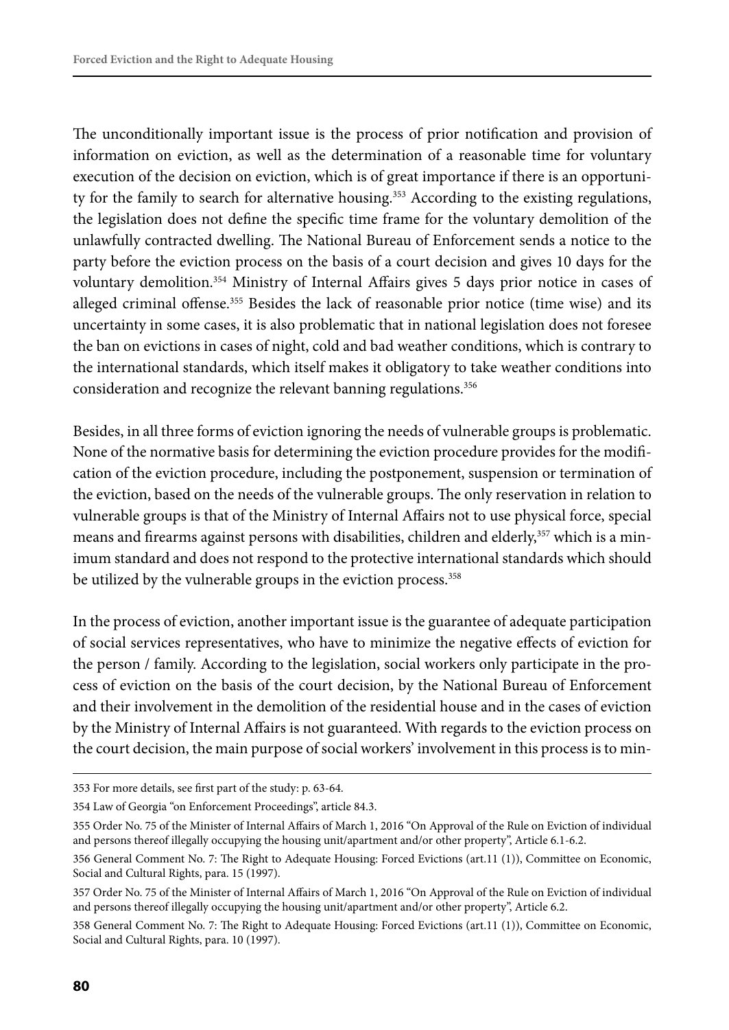The unconditionally important issue is the process of prior notification and provision of information on eviction, as well as the determination of a reasonable time for voluntary execution of the decision on eviction, which is of great importance if there is an opportunity for the family to search for alternative housing.[353] According to the existing regulations, the legislation does not define the specific time frame for the voluntary demolition of the unlawfully contracted dwelling. The National Bureau of Enforcement sends a notice to the party before the eviction process on the basis of a court decision and gives 10 days for the voluntary demolition.[354] Ministry of Internal Affairs gives 5 days prior notice in cases of alleged criminal offense.[355] Besides the lack of reasonable prior notice (time wise) and its uncertainty in some cases, it is also problematic that in national legislation does not foresee the ban on evictions in cases of night, cold and bad weather conditions, which is contrary to the international standards, which itself makes it obligatory to take weather conditions into consideration and recognize the relevant banning regulations.[356]

Besides, in all three forms of eviction ignoring the needs of vulnerable groups is problematic. None of the normative basis for determining the eviction procedure provides for the modification of the eviction procedure, including the postponement, suspension or termination of the eviction, based on the needs of the vulnerable groups. The only reservation in relation to vulnerable groups is that of the Ministry of Internal Affairs not to use physical force, special means and firearms against persons with disabilities, children and elderly,[357] which is a minimum standard and does not respond to the protective international standards which should be utilized by the vulnerable groups in the eviction process.[358]

In the process of eviction, another important issue is the guarantee of adequate participation of social services representatives, who have to minimize the negative effects of eviction for the person / family. According to the legislation, social workers only participate in the process of eviction on the basis of the court decision, by the National Bureau of Enforcement and their involvement in the demolition of the residential house and in the cases of eviction by the Ministry of Internal Affairs is not guaranteed. With regards to the eviction process on the court decision, the main purpose of social workers' involvement in this process is to min-

---

353 For more details, see first part of the study: p. 63-64.

354 Law of Georgia "on Enforcement Proceedings", article 84.3.

355 Order No. 75 of the Minister of Internal Affairs of March 1, 2016 "On Approval of the Rule on Eviction of individual and persons thereof illegally occupying the housing unit/apartment and/or other property", Article 6.1-6.2.

356 General Comment No. 7: The Right to Adequate Housing: Forced Evictions (art.11 (1)), Committee on Economic, Social and Cultural Rights, para. 15 (1997).

357 Order No. 75 of the Minister of Internal Affairs of March 1, 2016 "On Approval of the Rule on Eviction of individual and persons thereof illegally occupying the housing unit/apartment and/or other property", Article 6.2.

358 General Comment No. 7: The Right to Adequate Housing: Forced Evictions (art.11 (1)), Committee on Economic, Social and Cultural Rights, para. 10 (1997).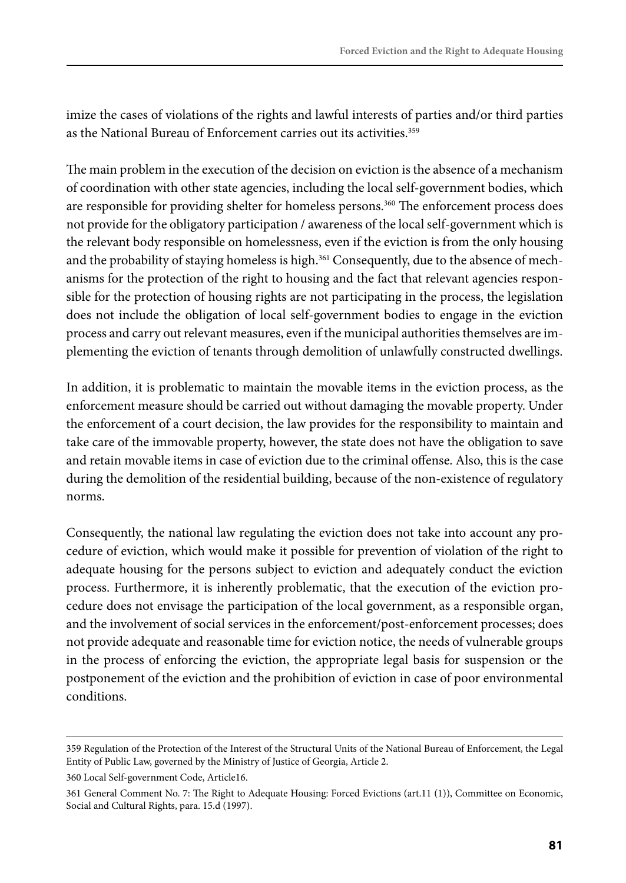imize the cases of violations of the rights and lawful interests of parties and/or third parties as the National Bureau of Enforcement carries out its activities.[359]

The main problem in the execution of the decision on eviction is the absence of a mechanism of coordination with other state agencies, including the local self-government bodies, which are responsible for providing shelter for homeless persons.[360] The enforcement process does not provide for the obligatory participation / awareness of the local self-government which is the relevant body responsible on homelessness, even if the eviction is from the only housing and the probability of staying homeless is high.[361] Consequently, due to the absence of mechanisms for the protection of the right to housing and the fact that relevant agencies responsible for the protection of housing rights are not participating in the process, the legislation does not include the obligation of local self-government bodies to engage in the eviction process and carry out relevant measures, even if the municipal authorities themselves are implementing the eviction of tenants through demolition of unlawfully constructed dwellings.

In addition, it is problematic to maintain the movable items in the eviction process, as the enforcement measure should be carried out without damaging the movable property. Under the enforcement of a court decision, the law provides for the responsibility to maintain and take care of the immovable property, however, the state does not have the obligation to save and retain movable items in case of eviction due to the criminal offense. Also, this is the case during the demolition of the residential building, because of the non-existence of regulatory norms.

Consequently, the national law regulating the eviction does not take into account any procedure of eviction, which would make it possible for prevention of violation of the right to adequate housing for the persons subject to eviction and adequately conduct the eviction process. Furthermore, it is inherently problematic, that the execution of the eviction procedure does not envisage the participation of the local government, as a responsible organ, and the involvement of social services in the enforcement/post-enforcement processes; does not provide adequate and reasonable time for eviction notice, the needs of vulnerable groups in the process of enforcing the eviction, the appropriate legal basis for suspension or the postponement of the eviction and the prohibition of eviction in case of poor environmental conditions.

---

359 Regulation of the Protection of the Interest of the Structural Units of the National Bureau of Enforcement, the Legal Entity of Public Law, governed by the Ministry of Justice of Georgia, Article 2.

360 Local Self-government Code, Article16.

361 General Comment No. 7: The Right to Adequate Housing: Forced Evictions (art.11 (1)), Committee on Economic, Social and Cultural Rights, para. 15.d (1997).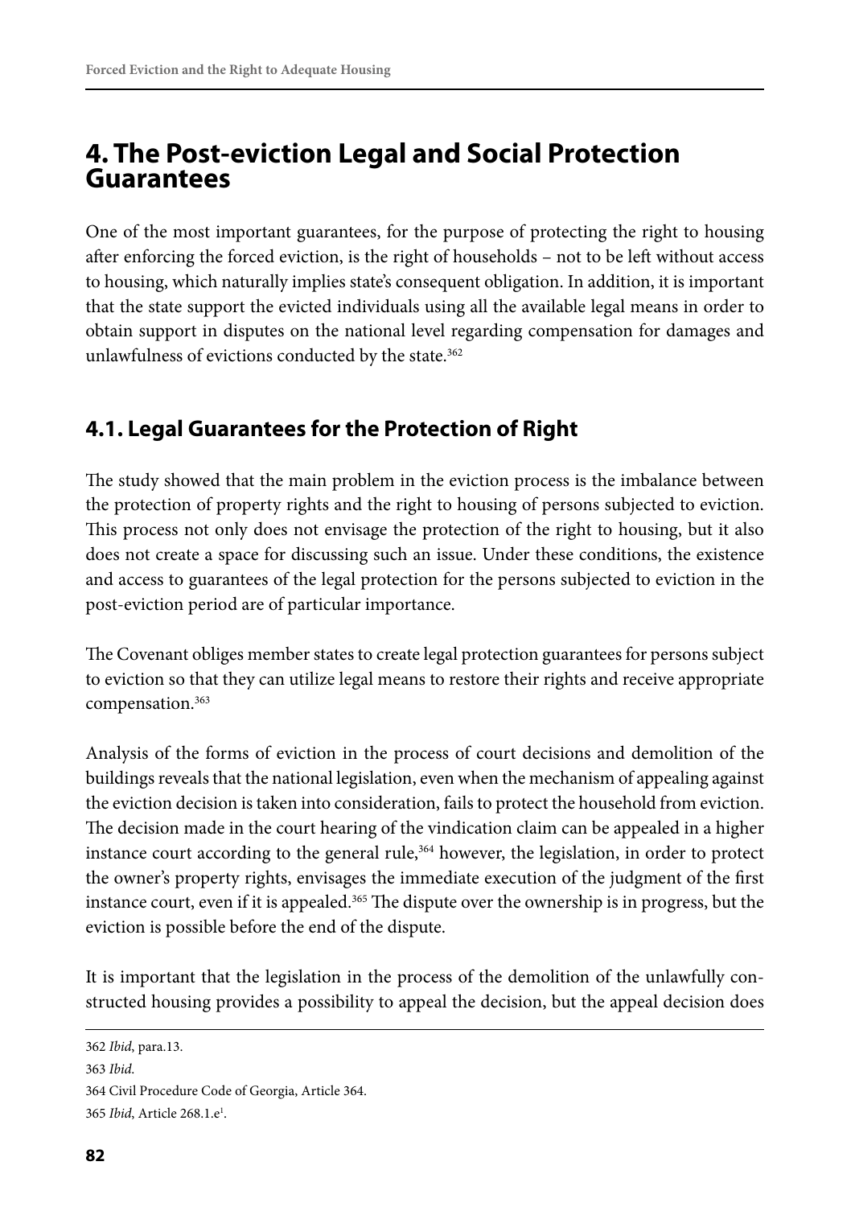# 4. The Post-eviction Legal and Social Protection Guarantees

One of the most important guarantees, for the purpose of protecting the right to housing after enforcing the forced eviction, is the right of households – not to be left without access to housing, which naturally implies state's consequent obligation. In addition, it is important that the state support the evicted individuals using all the available legal means in order to obtain support in disputes on the national level regarding compensation for damages and unlawfulness of evictions conducted by the state.[362]

## 4.1. Legal Guarantees for the Protection of Right

The study showed that the main problem in the eviction process is the imbalance between the protection of property rights and the right to housing of persons subjected to eviction. This process not only does not envisage the protection of the right to housing, but it also does not create a space for discussing such an issue. Under these conditions, the existence and access to guarantees of the legal protection for the persons subjected to eviction in the post-eviction period are of particular importance.

The Covenant obliges member states to create legal protection guarantees for persons subject to eviction so that they can utilize legal means to restore their rights and receive appropriate compensation.[363]

Analysis of the forms of eviction in the process of court decisions and demolition of the buildings reveals that the national legislation, even when the mechanism of appealing against the eviction decision is taken into consideration, fails to protect the household from eviction. The decision made in the court hearing of the vindication claim can be appealed in a higher instance court according to the general rule,[364] however, the legislation, in order to protect the owner's property rights, envisages the immediate execution of the judgment of the first instance court, even if it is appealed.[365] The dispute over the ownership is in progress, but the eviction is possible before the end of the dispute.

It is important that the legislation in the process of the demolition of the unlawfully constructed housing provides a possibility to appeal the decision, but the appeal decision does

---

362 *Ibid*, para.13.

363 *Ibid*.

364 Civil Procedure Code of Georgia, Article 364.

365 *Ibid*, Article 268.1.e[1].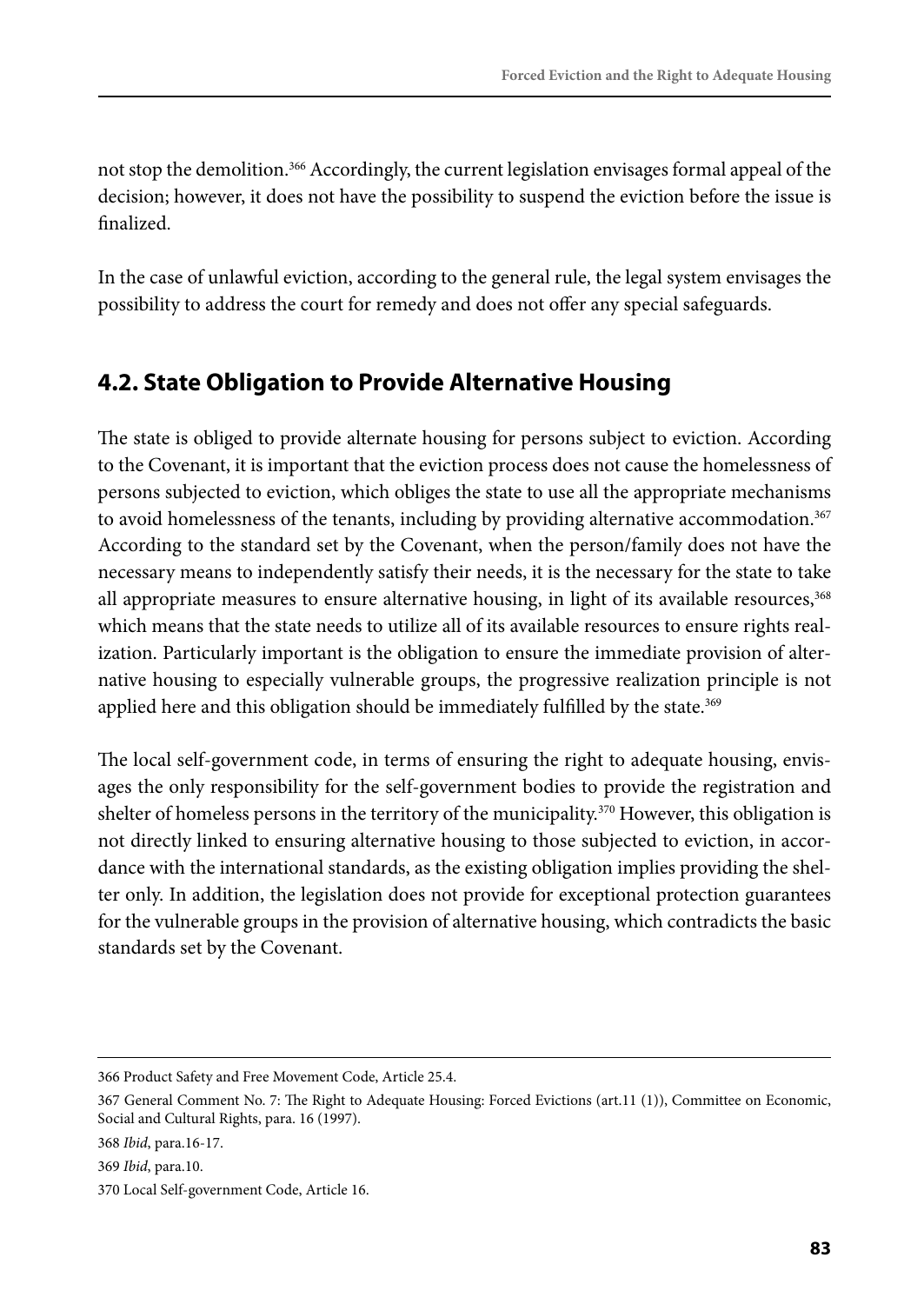not stop the demolition.[366] Accordingly, the current legislation envisages formal appeal of the decision; however, it does not have the possibility to suspend the eviction before the issue is finalized.

In the case of unlawful eviction, according to the general rule, the legal system envisages the possibility to address the court for remedy and does not offer any special safeguards.

## 4.2. State Obligation to Provide Alternative Housing

The state is obliged to provide alternate housing for persons subject to eviction. According to the Covenant, it is important that the eviction process does not cause the homelessness of persons subjected to eviction, which obliges the state to use all the appropriate mechanisms to avoid homelessness of the tenants, including by providing alternative accommodation.[367] According to the standard set by the Covenant, when the person/family does not have the necessary means to independently satisfy their needs, it is the necessary for the state to take all appropriate measures to ensure alternative housing, in light of its available resources,[368] which means that the state needs to utilize all of its available resources to ensure rights realization. Particularly important is the obligation to ensure the immediate provision of alternative housing to especially vulnerable groups, the progressive realization principle is not applied here and this obligation should be immediately fulfilled by the state.[369]

The local self-government code, in terms of ensuring the right to adequate housing, envisages the only responsibility for the self-government bodies to provide the registration and shelter of homeless persons in the territory of the municipality.[370] However, this obligation is not directly linked to ensuring alternative housing to those subjected to eviction, in accordance with the international standards, as the existing obligation implies providing the shelter only. In addition, the legislation does not provide for exceptional protection guarantees for the vulnerable groups in the provision of alternative housing, which contradicts the basic standards set by the Covenant.

---

366 Product Safety and Free Movement Code, Article 25.4.

367 General Comment No. 7: The Right to Adequate Housing: Forced Evictions (art.11 (1)), Committee on Economic, Social and Cultural Rights, para. 16 (1997).

368 *Ibid*, para.16-17.

369 *Ibid*, para.10.

370 Local Self-government Code, Article 16.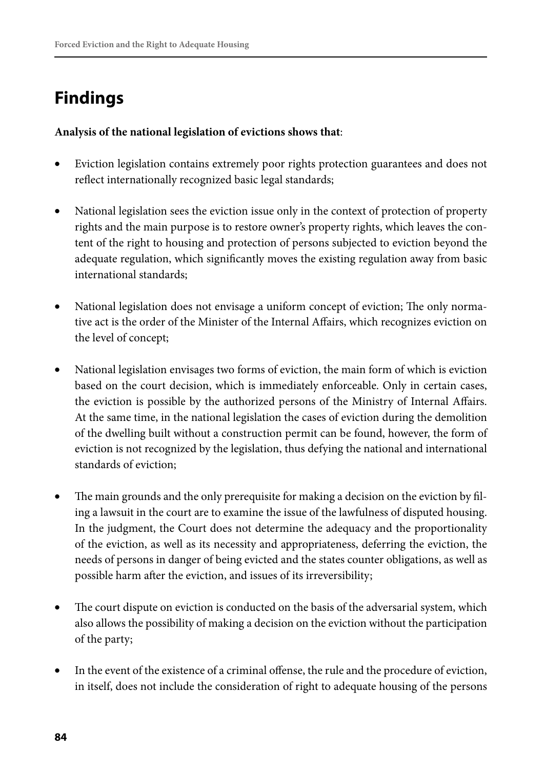# Findings

**Analysis of the national legislation of evictions shows that**:

- Eviction legislation contains extremely poor rights protection guarantees and does not reflect internationally recognized basic legal standards;

- National legislation sees the eviction issue only in the context of protection of property rights and the main purpose is to restore owner's property rights, which leaves the content of the right to housing and protection of persons subjected to eviction beyond the adequate regulation, which significantly moves the existing regulation away from basic international standards;

- National legislation does not envisage a uniform concept of eviction; The only normative act is the order of the Minister of the Internal Affairs, which recognizes eviction on the level of concept;

- National legislation envisages two forms of eviction, the main form of which is eviction based on the court decision, which is immediately enforceable. Only in certain cases, the eviction is possible by the authorized persons of the Ministry of Internal Affairs. At the same time, in the national legislation the cases of eviction during the demolition of the dwelling built without a construction permit can be found, however, the form of eviction is not recognized by the legislation, thus defying the national and international standards of eviction;

- The main grounds and the only prerequisite for making a decision on the eviction by filing a lawsuit in the court are to examine the issue of the lawfulness of disputed housing. In the judgment, the Court does not determine the adequacy and the proportionality of the eviction, as well as its necessity and appropriateness, deferring the eviction, the needs of persons in danger of being evicted and the states counter obligations, as well as possible harm after the eviction, and issues of its irreversibility;

- The court dispute on eviction is conducted on the basis of the adversarial system, which also allows the possibility of making a decision on the eviction without the participation of the party;

- In the event of the existence of a criminal offense, the rule and the procedure of eviction, in itself, does not include the consideration of right to adequate housing of the persons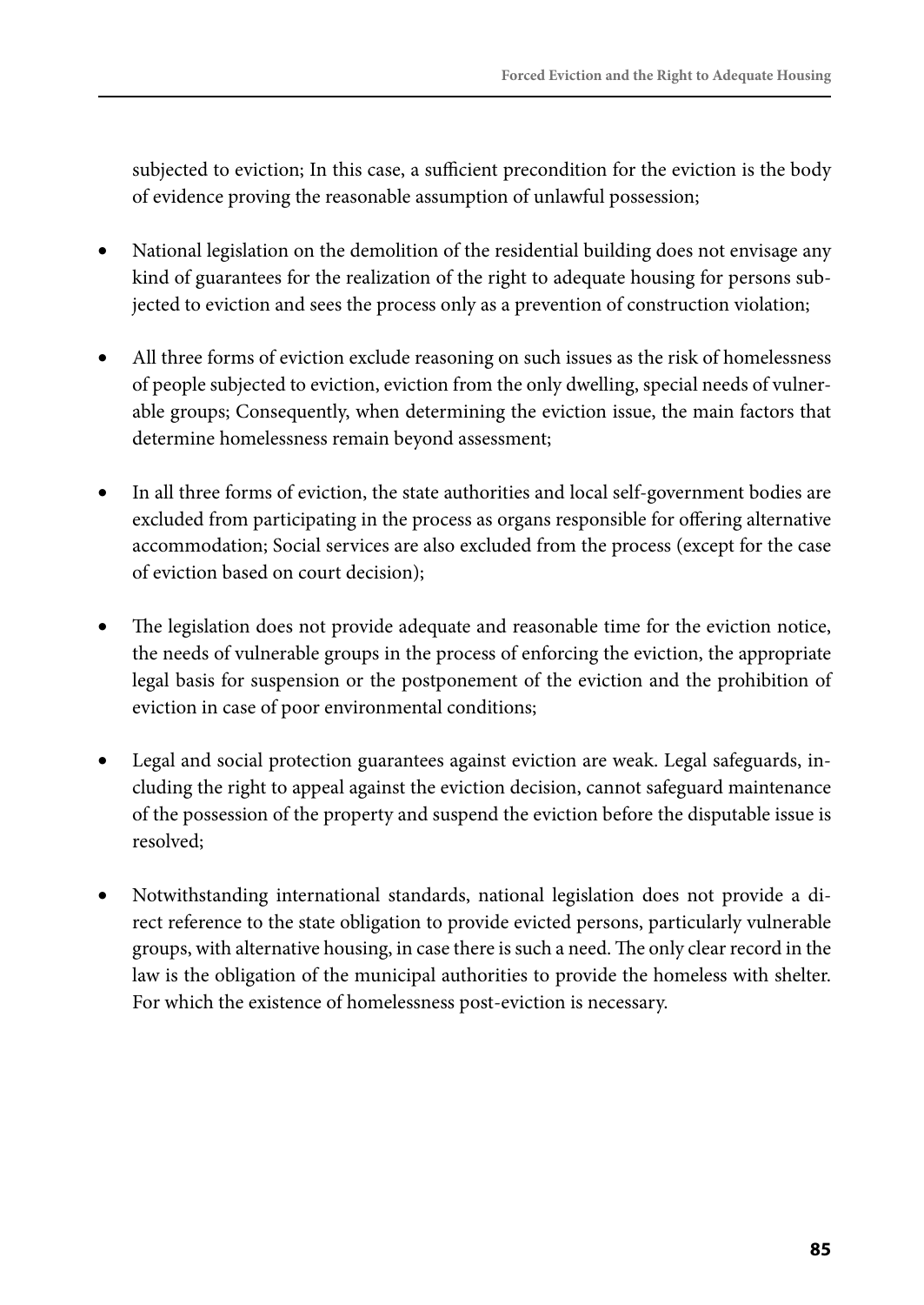subjected to eviction; In this case, a sufficient precondition for the eviction is the body of evidence proving the reasonable assumption of unlawful possession;

- National legislation on the demolition of the residential building does not envisage any kind of guarantees for the realization of the right to adequate housing for persons subjected to eviction and sees the process only as a prevention of construction violation;

- All three forms of eviction exclude reasoning on such issues as the risk of homelessness of people subjected to eviction, eviction from the only dwelling, special needs of vulnerable groups; Consequently, when determining the eviction issue, the main factors that determine homelessness remain beyond assessment;

- In all three forms of eviction, the state authorities and local self-government bodies are excluded from participating in the process as organs responsible for offering alternative accommodation; Social services are also excluded from the process (except for the case of eviction based on court decision);

- The legislation does not provide adequate and reasonable time for the eviction notice, the needs of vulnerable groups in the process of enforcing the eviction, the appropriate legal basis for suspension or the postponement of the eviction and the prohibition of eviction in case of poor environmental conditions;

- Legal and social protection guarantees against eviction are weak. Legal safeguards, including the right to appeal against the eviction decision, cannot safeguard maintenance of the possession of the property and suspend the eviction before the disputable issue is resolved;

- Notwithstanding international standards, national legislation does not provide a direct reference to the state obligation to provide evicted persons, particularly vulnerable groups, with alternative housing, in case there is such a need. The only clear record in the law is the obligation of the municipal authorities to provide the homeless with shelter. For which the existence of homelessness post-eviction is necessary.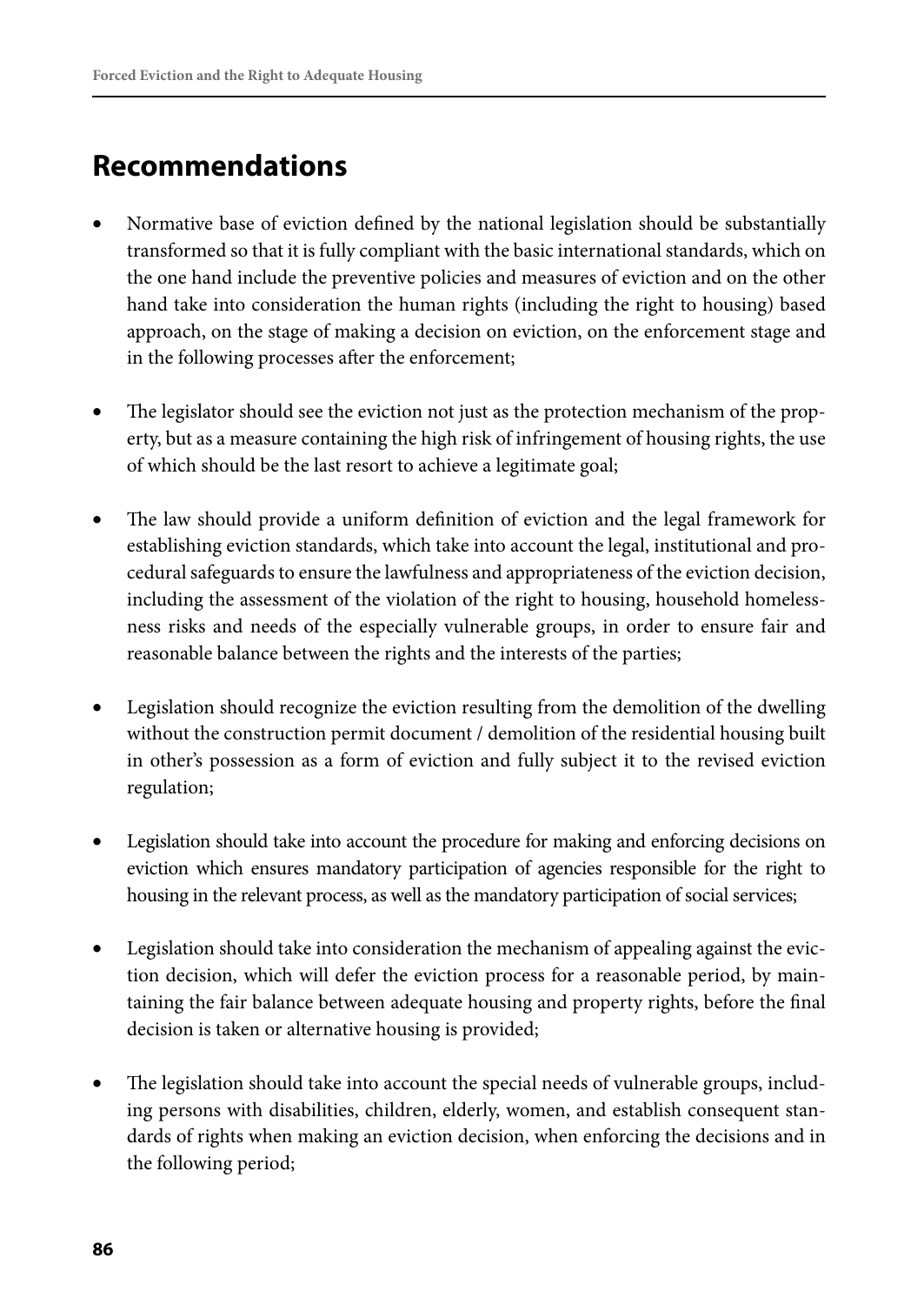## Recommendations

- Normative base of eviction defined by the national legislation should be substantially transformed so that it is fully compliant with the basic international standards, which on the one hand include the preventive policies and measures of eviction and on the other hand take into consideration the human rights (including the right to housing) based approach, on the stage of making a decision on eviction, on the enforcement stage and in the following processes after the enforcement;

- The legislator should see the eviction not just as the protection mechanism of the property, but as a measure containing the high risk of infringement of housing rights, the use of which should be the last resort to achieve a legitimate goal;

- The law should provide a uniform definition of eviction and the legal framework for establishing eviction standards, which take into account the legal, institutional and procedural safeguards to ensure the lawfulness and appropriateness of the eviction decision, including the assessment of the violation of the right to housing, household homelessness risks and needs of the especially vulnerable groups, in order to ensure fair and reasonable balance between the rights and the interests of the parties;

- Legislation should recognize the eviction resulting from the demolition of the dwelling without the construction permit document / demolition of the residential housing built in other's possession as a form of eviction and fully subject it to the revised eviction regulation;

- Legislation should take into account the procedure for making and enforcing decisions on eviction which ensures mandatory participation of agencies responsible for the right to housing in the relevant process, as well as the mandatory participation of social services;

- Legislation should take into consideration the mechanism of appealing against the eviction decision, which will defer the eviction process for a reasonable period, by maintaining the fair balance between adequate housing and property rights, before the final decision is taken or alternative housing is provided;

- The legislation should take into account the special needs of vulnerable groups, including persons with disabilities, children, elderly, women, and establish consequent standards of rights when making an eviction decision, when enforcing the decisions and in the following period;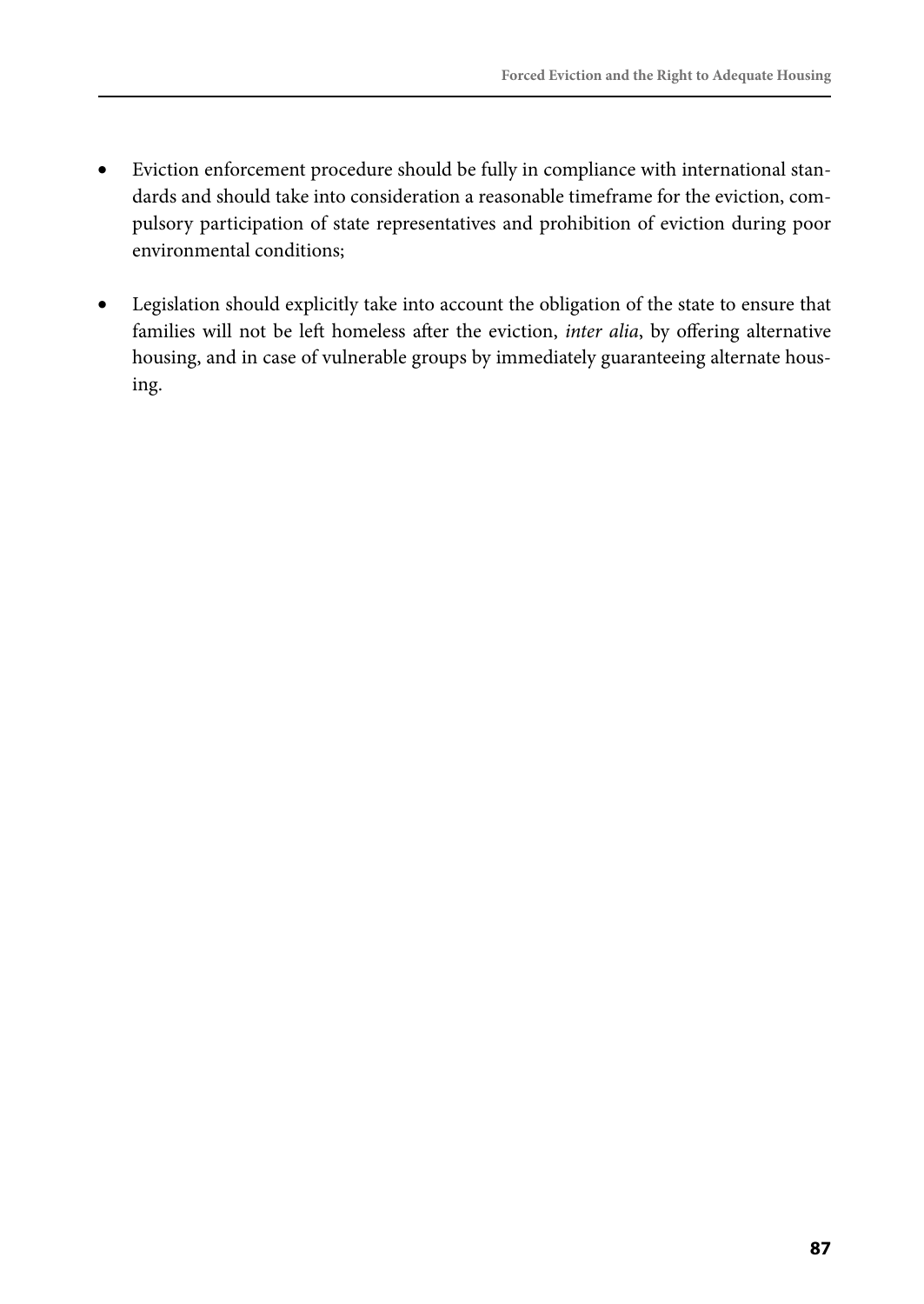- Eviction enforcement procedure should be fully in compliance with international standards and should take into consideration a reasonable timeframe for the eviction, compulsory participation of state representatives and prohibition of eviction during poor environmental conditions;

- Legislation should explicitly take into account the obligation of the state to ensure that families will not be left homeless after the eviction, *inter alia*, by offering alternative housing, and in case of vulnerable groups by immediately guaranteeing alternate housing.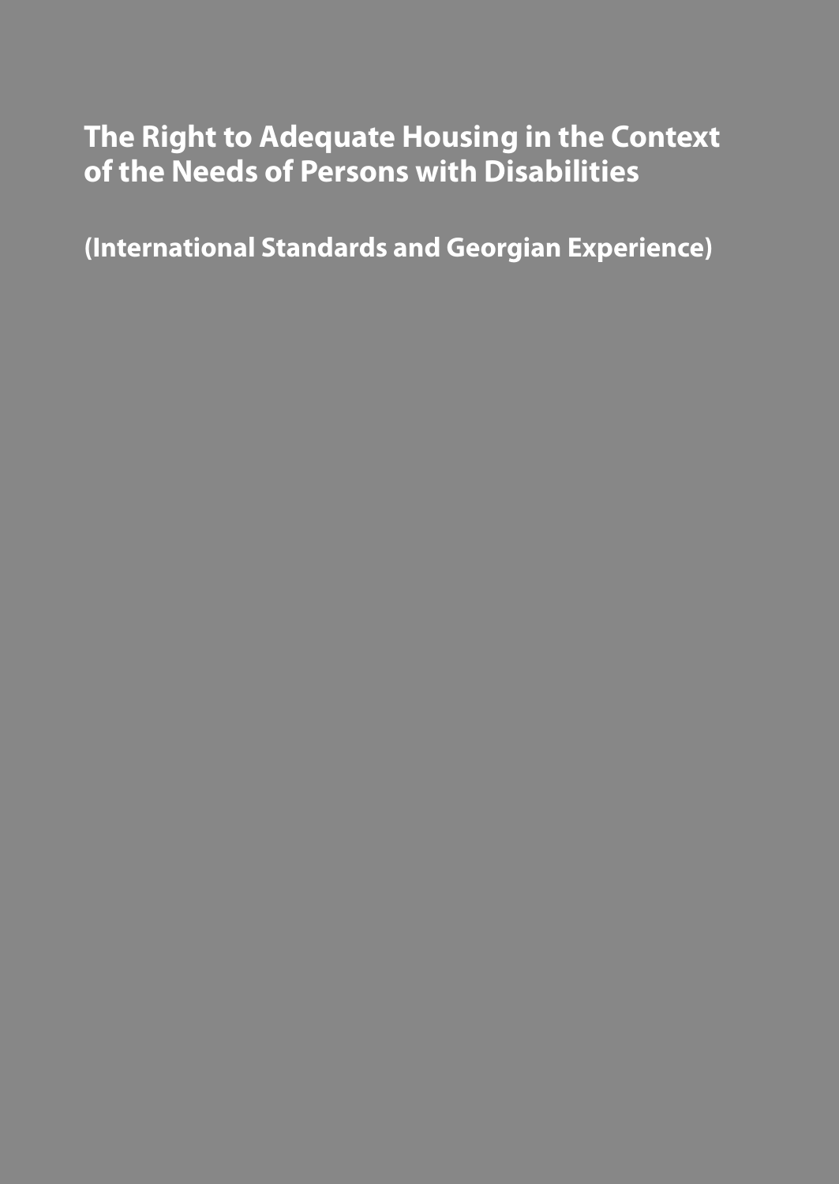# The Right to Adequate Housing in the Context of the Needs of Persons with Disabilities

## (International Standards and Georgian Experience)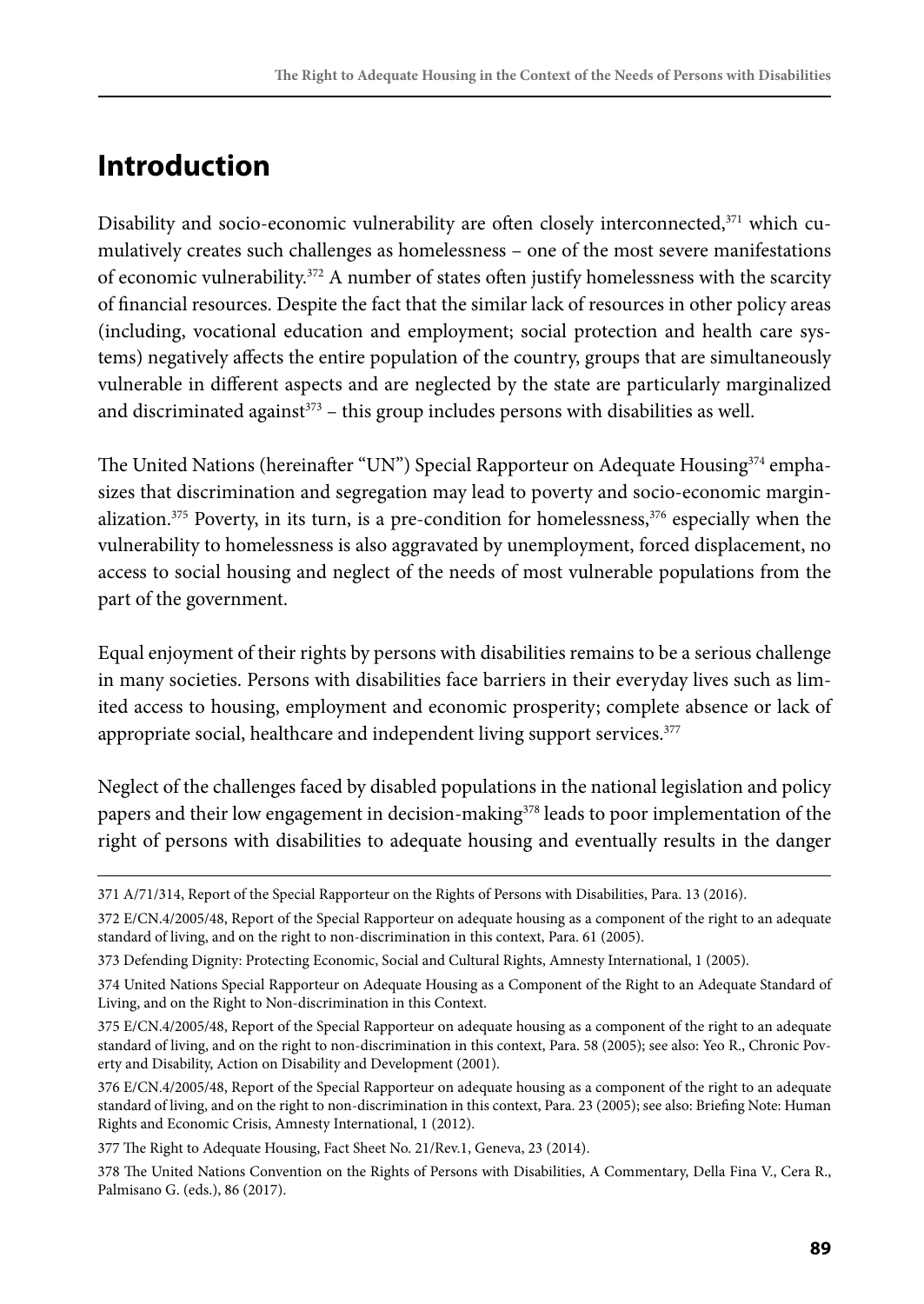# Introduction

Disability and socio-economic vulnerability are often closely interconnected,[371] which cumulatively creates such challenges as homelessness – one of the most severe manifestations of economic vulnerability.[372] A number of states often justify homelessness with the scarcity of financial resources. Despite the fact that the similar lack of resources in other policy areas (including, vocational education and employment; social protection and health care systems) negatively affects the entire population of the country, groups that are simultaneously vulnerable in different aspects and are neglected by the state are particularly marginalized and discriminated against[373] – this group includes persons with disabilities as well.

The United Nations (hereinafter "UN") Special Rapporteur on Adequate Housing[374] emphasizes that discrimination and segregation may lead to poverty and socio-economic marginalization.[375] Poverty, in its turn, is a pre-condition for homelessness,[376] especially when the vulnerability to homelessness is also aggravated by unemployment, forced displacement, no access to social housing and neglect of the needs of most vulnerable populations from the part of the government.

Equal enjoyment of their rights by persons with disabilities remains to be a serious challenge in many societies. Persons with disabilities face barriers in their everyday lives such as limited access to housing, employment and economic prosperity; complete absence or lack of appropriate social, healthcare and independent living support services.[377]

Neglect of the challenges faced by disabled populations in the national legislation and policy papers and their low engagement in decision-making[378] leads to poor implementation of the right of persons with disabilities to adequate housing and eventually results in the danger

---

371 A/71/314, Report of the Special Rapporteur on the Rights of Persons with Disabilities, Para. 13 (2016).

372 E/CN.4/2005/48, Report of the Special Rapporteur on adequate housing as a component of the right to an adequate standard of living, and on the right to non-discrimination in this context, Para. 61 (2005).

373 Defending Dignity: Protecting Economic, Social and Cultural Rights, Amnesty International, 1 (2005).

374 United Nations Special Rapporteur on Adequate Housing as a Component of the Right to an Adequate Standard of Living, and on the Right to Non-discrimination in this Context.

375 E/CN.4/2005/48, Report of the Special Rapporteur on adequate housing as a component of the right to an adequate standard of living, and on the right to non-discrimination in this context, Para. 58 (2005); see also: Yeo R., Chronic Poverty and Disability, Action on Disability and Development (2001).

376 E/CN.4/2005/48, Report of the Special Rapporteur on adequate housing as a component of the right to an adequate standard of living, and on the right to non-discrimination in this context, Para. 23 (2005); see also: Briefing Note: Human Rights and Economic Crisis, Amnesty International, 1 (2012).

377 The Right to Adequate Housing, Fact Sheet No. 21/Rev.1, Geneva, 23 (2014).

378 The United Nations Convention on the Rights of Persons with Disabilities, A Commentary, Della Fina V., Cera R., Palmisano G. (eds.), 86 (2017).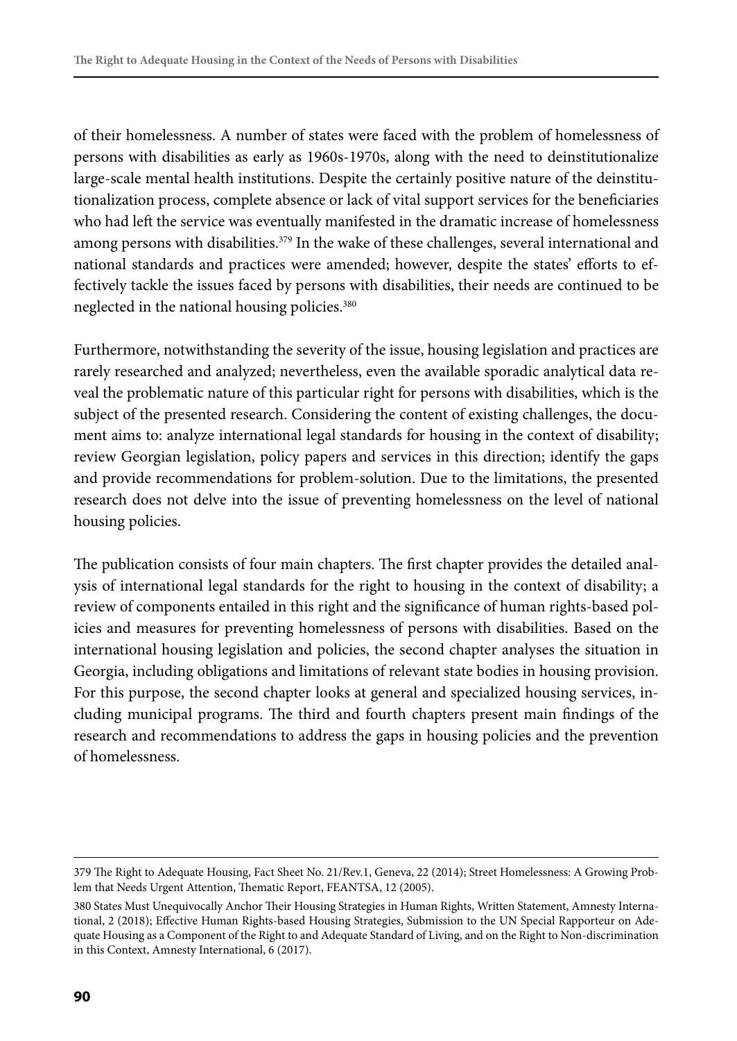of their homelessness. A number of states were faced with the problem of homelessness of persons with disabilities as early as 1960s-1970s, along with the need to deinstitutionalize large-scale mental health institutions. Despite the certainly positive nature of the deinstitutionalization process, complete absence or lack of vital support services for the beneficiaries who had left the service was eventually manifested in the dramatic increase of homelessness among persons with disabilities.[379] In the wake of these challenges, several international and national standards and practices were amended; however, despite the states' efforts to effectively tackle the issues faced by persons with disabilities, their needs are continued to be neglected in the national housing policies.[380]

Furthermore, notwithstanding the severity of the issue, housing legislation and practices are rarely researched and analyzed; nevertheless, even the available sporadic analytical data reveal the problematic nature of this particular right for persons with disabilities, which is the subject of the presented research. Considering the content of existing challenges, the document aims to: analyze international legal standards for housing in the context of disability; review Georgian legislation, policy papers and services in this direction; identify the gaps and provide recommendations for problem-solution. Due to the limitations, the presented research does not delve into the issue of preventing homelessness on the level of national housing policies.

The publication consists of four main chapters. The first chapter provides the detailed analysis of international legal standards for the right to housing in the context of disability; a review of components entailed in this right and the significance of human rights-based policies and measures for preventing homelessness of persons with disabilities. Based on the international housing legislation and policies, the second chapter analyses the situation in Georgia, including obligations and limitations of relevant state bodies in housing provision. For this purpose, the second chapter looks at general and specialized housing services, including municipal programs. The third and fourth chapters present main findings of the research and recommendations to address the gaps in housing policies and the prevention of homelessness.

---

379 The Right to Adequate Housing, Fact Sheet No. 21/Rev.1, Geneva, 22 (2014); Street Homelessness: A Growing Problem that Needs Urgent Attention, Thematic Report, FEANTSA, 12 (2005).

380 States Must Unequivocally Anchor Their Housing Strategies in Human Rights, Written Statement, Amnesty International, 2 (2018); Effective Human Rights-based Housing Strategies, Submission to the UN Special Rapporteur on Adequate Housing as a Component of the Right to and Adequate Standard of Living, and on the Right to Non-discrimination in this Context, Amnesty International, 6 (2017).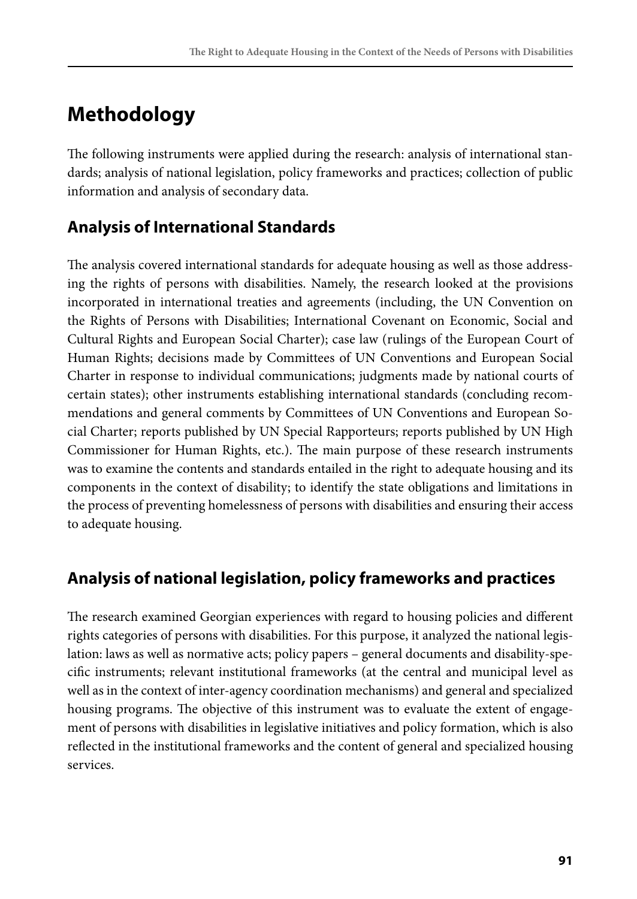# Methodology

The following instruments were applied during the research: analysis of international standards; analysis of national legislation, policy frameworks and practices; collection of public information and analysis of secondary data.

## Analysis of International Standards

The analysis covered international standards for adequate housing as well as those addressing the rights of persons with disabilities. Namely, the research looked at the provisions incorporated in international treaties and agreements (including, the UN Convention on the Rights of Persons with Disabilities; International Covenant on Economic, Social and Cultural Rights and European Social Charter); case law (rulings of the European Court of Human Rights; decisions made by Committees of UN Conventions and European Social Charter in response to individual communications; judgments made by national courts of certain states); other instruments establishing international standards (concluding recommendations and general comments by Committees of UN Conventions and European Social Charter; reports published by UN Special Rapporteurs; reports published by UN High Commissioner for Human Rights, etc.). The main purpose of these research instruments was to examine the contents and standards entailed in the right to adequate housing and its components in the context of disability; to identify the state obligations and limitations in the process of preventing homelessness of persons with disabilities and ensuring their access to adequate housing.

## Analysis of national legislation, policy frameworks and practices

The research examined Georgian experiences with regard to housing policies and different rights categories of persons with disabilities. For this purpose, it analyzed the national legislation: laws as well as normative acts; policy papers – general documents and disability-specific instruments; relevant institutional frameworks (at the central and municipal level as well as in the context of inter-agency coordination mechanisms) and general and specialized housing programs. The objective of this instrument was to evaluate the extent of engagement of persons with disabilities in legislative initiatives and policy formation, which is also reflected in the institutional frameworks and the content of general and specialized housing services.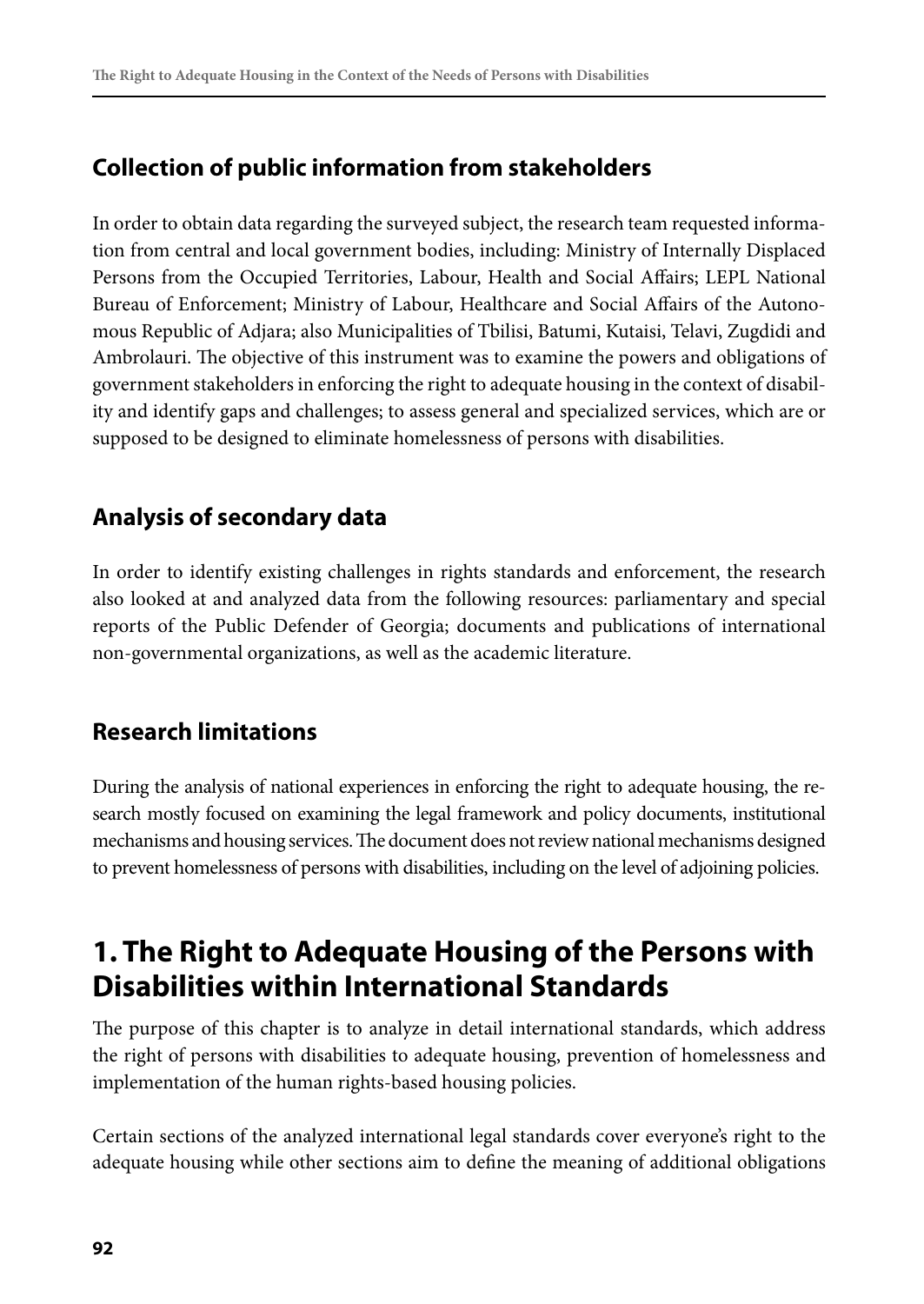### Collection of public information from stakeholders

In order to obtain data regarding the surveyed subject, the research team requested information from central and local government bodies, including: Ministry of Internally Displaced Persons from the Occupied Territories, Labour, Health and Social Affairs; LEPL National Bureau of Enforcement; Ministry of Labour, Healthcare and Social Affairs of the Autonomous Republic of Adjara; also Municipalities of Tbilisi, Batumi, Kutaisi, Telavi, Zugdidi and Ambrolauri. The objective of this instrument was to examine the powers and obligations of government stakeholders in enforcing the right to adequate housing in the context of disability and identify gaps and challenges; to assess general and specialized services, which are or supposed to be designed to eliminate homelessness of persons with disabilities.

### Analysis of secondary data

In order to identify existing challenges in rights standards and enforcement, the research also looked at and analyzed data from the following resources: parliamentary and special reports of the Public Defender of Georgia; documents and publications of international non-governmental organizations, as well as the academic literature.

### Research limitations

During the analysis of national experiences in enforcing the right to adequate housing, the research mostly focused on examining the legal framework and policy documents, institutional mechanisms and housing services. The document does not review national mechanisms designed to prevent homelessness of persons with disabilities, including on the level of adjoining policies.

## 1. The Right to Adequate Housing of the Persons with Disabilities within International Standards

The purpose of this chapter is to analyze in detail international standards, which address the right of persons with disabilities to adequate housing, prevention of homelessness and implementation of the human rights-based housing policies.

Certain sections of the analyzed international legal standards cover everyone's right to the adequate housing while other sections aim to define the meaning of additional obligations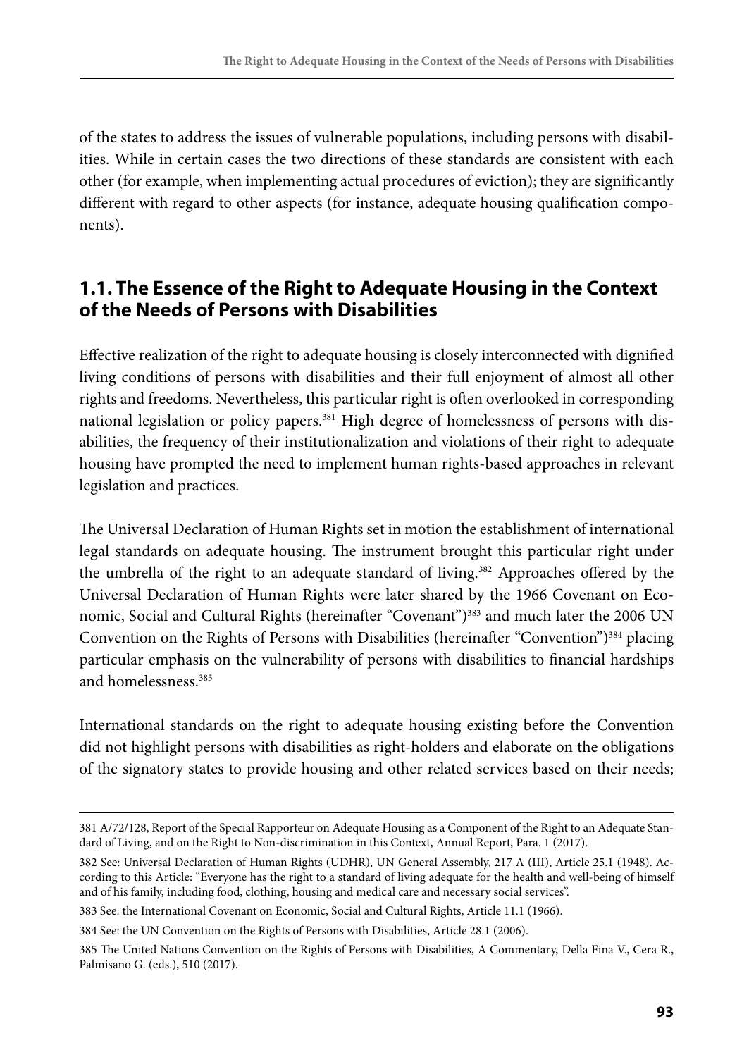of the states to address the issues of vulnerable populations, including persons with disabilities. While in certain cases the two directions of these standards are consistent with each other (for example, when implementing actual procedures of eviction); they are significantly different with regard to other aspects (for instance, adequate housing qualification components).

## 1.1. The Essence of the Right to Adequate Housing in the Context of the Needs of Persons with Disabilities

Effective realization of the right to adequate housing is closely interconnected with dignified living conditions of persons with disabilities and their full enjoyment of almost all other rights and freedoms. Nevertheless, this particular right is often overlooked in corresponding national legislation or policy papers.[381] High degree of homelessness of persons with disabilities, the frequency of their institutionalization and violations of their right to adequate housing have prompted the need to implement human rights-based approaches in relevant legislation and practices.

The Universal Declaration of Human Rights set in motion the establishment of international legal standards on adequate housing. The instrument brought this particular right under the umbrella of the right to an adequate standard of living.[382] Approaches offered by the Universal Declaration of Human Rights were later shared by the 1966 Covenant on Economic, Social and Cultural Rights (hereinafter "Covenant")[383] and much later the 2006 UN Convention on the Rights of Persons with Disabilities (hereinafter "Convention")[384] placing particular emphasis on the vulnerability of persons with disabilities to financial hardships and homelessness.[385]

International standards on the right to adequate housing existing before the Convention did not highlight persons with disabilities as right-holders and elaborate on the obligations of the signatory states to provide housing and other related services based on their needs;

---

381 A/72/128, Report of the Special Rapporteur on Adequate Housing as a Component of the Right to an Adequate Standard of Living, and on the Right to Non-discrimination in this Context, Annual Report, Para. 1 (2017).

382 See: Universal Declaration of Human Rights (UDHR), UN General Assembly, 217 A (III), Article 25.1 (1948). According to this Article: "Everyone has the right to a standard of living adequate for the health and well-being of himself and of his family, including food, clothing, housing and medical care and necessary social services".

383 See: the International Covenant on Economic, Social and Cultural Rights, Article 11.1 (1966).

384 See: the UN Convention on the Rights of Persons with Disabilities, Article 28.1 (2006).

385 The United Nations Convention on the Rights of Persons with Disabilities, A Commentary, Della Fina V., Cera R., Palmisano G. (eds.), 510 (2017).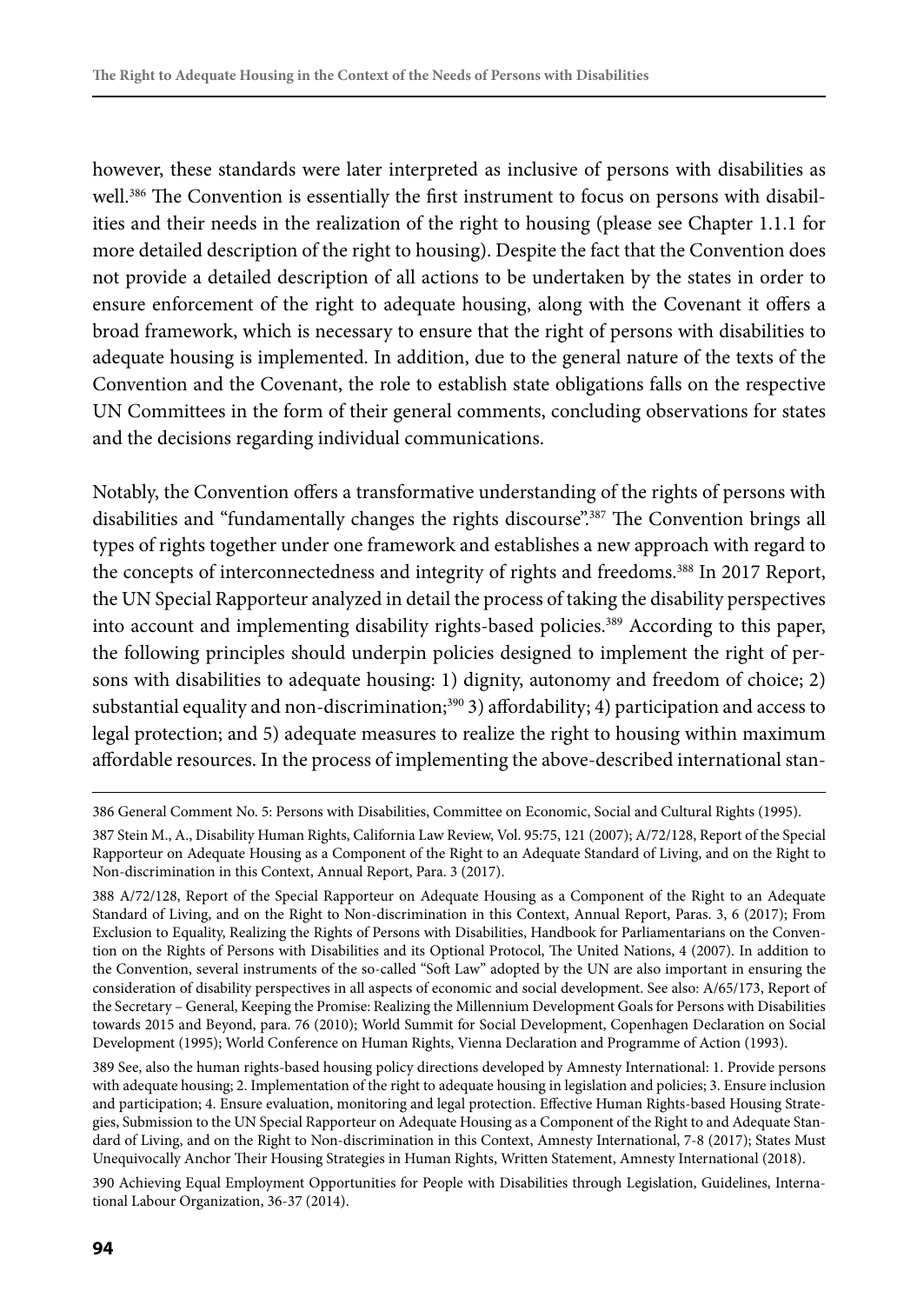however, these standards were later interpreted as inclusive of persons with disabilities as well.[386] The Convention is essentially the first instrument to focus on persons with disabilities and their needs in the realization of the right to housing (please see Chapter 1.1.1 for more detailed description of the right to housing). Despite the fact that the Convention does not provide a detailed description of all actions to be undertaken by the states in order to ensure enforcement of the right to adequate housing, along with the Covenant it offers a broad framework, which is necessary to ensure that the right of persons with disabilities to adequate housing is implemented. In addition, due to the general nature of the texts of the Convention and the Covenant, the role to establish state obligations falls on the respective UN Committees in the form of their general comments, concluding observations for states and the decisions regarding individual communications.

Notably, the Convention offers a transformative understanding of the rights of persons with disabilities and "fundamentally changes the rights discourse".[387] The Convention brings all types of rights together under one framework and establishes a new approach with regard to the concepts of interconnectedness and integrity of rights and freedoms.[388] In 2017 Report, the UN Special Rapporteur analyzed in detail the process of taking the disability perspectives into account and implementing disability rights-based policies.[389] According to this paper, the following principles should underpin policies designed to implement the right of persons with disabilities to adequate housing: 1) dignity, autonomy and freedom of choice; 2) substantial equality and non-discrimination;[390] 3) affordability; 4) participation and access to legal protection; and 5) adequate measures to realize the right to housing within maximum affordable resources. In the process of implementing the above-described international stan-

---

386 General Comment No. 5: Persons with Disabilities, Committee on Economic, Social and Cultural Rights (1995).

387 Stein M., A., Disability Human Rights, California Law Review, Vol. 95:75, 121 (2007); A/72/128, Report of the Special Rapporteur on Adequate Housing as a Component of the Right to an Adequate Standard of Living, and on the Right to Non-discrimination in this Context, Annual Report, Para. 3 (2017).

388 A/72/128, Report of the Special Rapporteur on Adequate Housing as a Component of the Right to an Adequate Standard of Living, and on the Right to Non-discrimination in this Context, Annual Report, Paras. 3, 6 (2017); From Exclusion to Equality, Realizing the Rights of Persons with Disabilities, Handbook for Parliamentarians on the Convention on the Rights of Persons with Disabilities and its Optional Protocol, The United Nations, 4 (2007). In addition to the Convention, several instruments of the so-called "Soft Law" adopted by the UN are also important in ensuring the consideration of disability perspectives in all aspects of economic and social development. See also: A/65/173, Report of the Secretary – General, Keeping the Promise: Realizing the Millennium Development Goals for Persons with Disabilities towards 2015 and Beyond, para. 76 (2010); World Summit for Social Development, Copenhagen Declaration on Social Development (1995); World Conference on Human Rights, Vienna Declaration and Programme of Action (1993).

389 See, also the human rights-based housing policy directions developed by Amnesty International: 1. Provide persons with adequate housing; 2. Implementation of the right to adequate housing in legislation and policies; 3. Ensure inclusion and participation; 4. Ensure evaluation, monitoring and legal protection. Effective Human Rights-based Housing Strategies, Submission to the UN Special Rapporteur on Adequate Housing as a Component of the Right to and Adequate Standard of Living, and on the Right to Non-discrimination in this Context, Amnesty International, 7-8 (2017); States Must Unequivocally Anchor Their Housing Strategies in Human Rights, Written Statement, Amnesty International (2018).

390 Achieving Equal Employment Opportunities for People with Disabilities through Legislation, Guidelines, International Labour Organization, 36-37 (2014).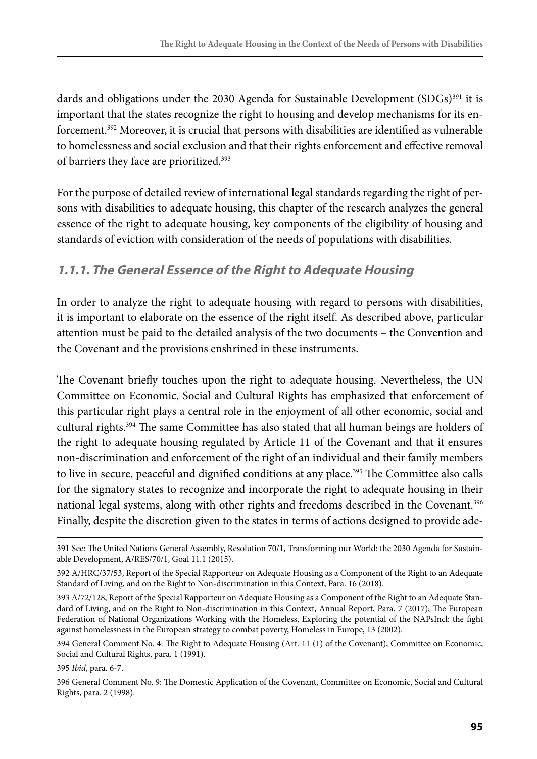dards and obligations under the 2030 Agenda for Sustainable Development (SDGs)[391] it is important that the states recognize the right to housing and develop mechanisms for its enforcement.[392] Moreover, it is crucial that persons with disabilities are identified as vulnerable to homelessness and social exclusion and that their rights enforcement and effective removal of barriers they face are prioritized.[393]

For the purpose of detailed review of international legal standards regarding the right of persons with disabilities to adequate housing, this chapter of the research analyzes the general essence of the right to adequate housing, key components of the eligibility of housing and standards of eviction with consideration of the needs of populations with disabilities.

### *1.1.1. The General Essence of the Right to Adequate Housing*

In order to analyze the right to adequate housing with regard to persons with disabilities, it is important to elaborate on the essence of the right itself. As described above, particular attention must be paid to the detailed analysis of the two documents – the Convention and the Covenant and the provisions enshrined in these instruments.

The Covenant briefly touches upon the right to adequate housing. Nevertheless, the UN Committee on Economic, Social and Cultural Rights has emphasized that enforcement of this particular right plays a central role in the enjoyment of all other economic, social and cultural rights.[394] The same Committee has also stated that all human beings are holders of the right to adequate housing regulated by Article 11 of the Covenant and that it ensures non-discrimination and enforcement of the right of an individual and their family members to live in secure, peaceful and dignified conditions at any place.[395] The Committee also calls for the signatory states to recognize and incorporate the right to adequate housing in their national legal systems, along with other rights and freedoms described in the Covenant.[396] Finally, despite the discretion given to the states in terms of actions designed to provide ade-

---

391 See: The United Nations General Assembly, Resolution 70/1, Transforming our World: the 2030 Agenda for Sustainable Development, A/RES/70/1, Goal 11.1 (2015).

392 A/HRC/37/53, Report of the Special Rapporteur on Adequate Housing as a Component of the Right to an Adequate Standard of Living, and on the Right to Non-discrimination in this Context, Para. 16 (2018).

393 A/72/128, Report of the Special Rapporteur on Adequate Housing as a Component of the Right to an Adequate Standard of Living, and on the Right to Non-discrimination in this Context, Annual Report, Para. 7 (2017); The European Federation of National Organizations Working with the Homeless, Exploring the potential of the NAPsIncl: the fight against homelessness in the European strategy to combat poverty, Homeless in Europe, 13 (2002).

394 General Comment No. 4: The Right to Adequate Housing (Art. 11 (1) of the Covenant), Committee on Economic, Social and Cultural Rights, para. 1 (1991).

395 *Ibid*, para. 6-7.

396 General Comment No. 9: The Domestic Application of the Covenant, Committee on Economic, Social and Cultural Rights, para. 2 (1998).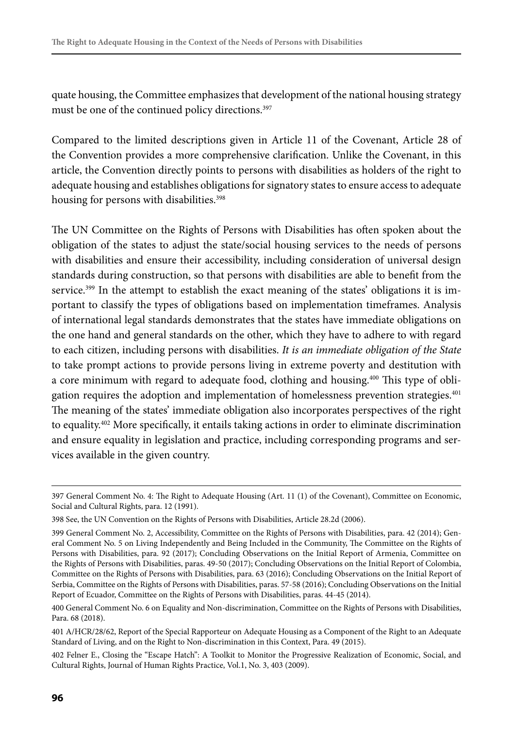quate housing, the Committee emphasizes that development of the national housing strategy must be one of the continued policy directions.[397]

Compared to the limited descriptions given in Article 11 of the Covenant, Article 28 of the Convention provides a more comprehensive clarification. Unlike the Covenant, in this article, the Convention directly points to persons with disabilities as holders of the right to adequate housing and establishes obligations for signatory states to ensure access to adequate housing for persons with disabilities.[398]

The UN Committee on the Rights of Persons with Disabilities has often spoken about the obligation of the states to adjust the state/social housing services to the needs of persons with disabilities and ensure their accessibility, including consideration of universal design standards during construction, so that persons with disabilities are able to benefit from the service.[399] In the attempt to establish the exact meaning of the states' obligations it is important to classify the types of obligations based on implementation timeframes. Analysis of international legal standards demonstrates that the states have immediate obligations on the one hand and general standards on the other, which they have to adhere to with regard to each citizen, including persons with disabilities. *It is an immediate obligation of the State* to take prompt actions to provide persons living in extreme poverty and destitution with a core minimum with regard to adequate food, clothing and housing.[400] This type of obligation requires the adoption and implementation of homelessness prevention strategies.[401] The meaning of the states' immediate obligation also incorporates perspectives of the right to equality.[402] More specifically, it entails taking actions in order to eliminate discrimination and ensure equality in legislation and practice, including corresponding programs and services available in the given country.

---

397 General Comment No. 4: The Right to Adequate Housing (Art. 11 (1) of the Covenant), Committee on Economic, Social and Cultural Rights, para. 12 (1991).

398 See, the UN Convention on the Rights of Persons with Disabilities, Article 28.2d (2006).

399 General Comment No. 2, Accessibility, Committee on the Rights of Persons with Disabilities, para. 42 (2014); General Comment No. 5 on Living Independently and Being Included in the Community, The Committee on the Rights of Persons with Disabilities, para. 92 (2017); Concluding Observations on the Initial Report of Armenia, Committee on the Rights of Persons with Disabilities, paras. 49-50 (2017); Concluding Observations on the Initial Report of Colombia, Committee on the Rights of Persons with Disabilities, para. 63 (2016); Concluding Observations on the Initial Report of Serbia, Committee on the Rights of Persons with Disabilities, paras. 57-58 (2016); Concluding Observations on the Initial Report of Ecuador, Committee on the Rights of Persons with Disabilities, paras. 44-45 (2014).

400 General Comment No. 6 on Equality and Non-discrimination, Committee on the Rights of Persons with Disabilities, Para. 68 (2018).

401 A/HCR/28/62, Report of the Special Rapporteur on Adequate Housing as a Component of the Right to an Adequate Standard of Living, and on the Right to Non-discrimination in this Context, Para. 49 (2015).

402 Felner E., Closing the "Escape Hatch": A Toolkit to Monitor the Progressive Realization of Economic, Social, and Cultural Rights, Journal of Human Rights Practice, Vol.1, No. 3, 403 (2009).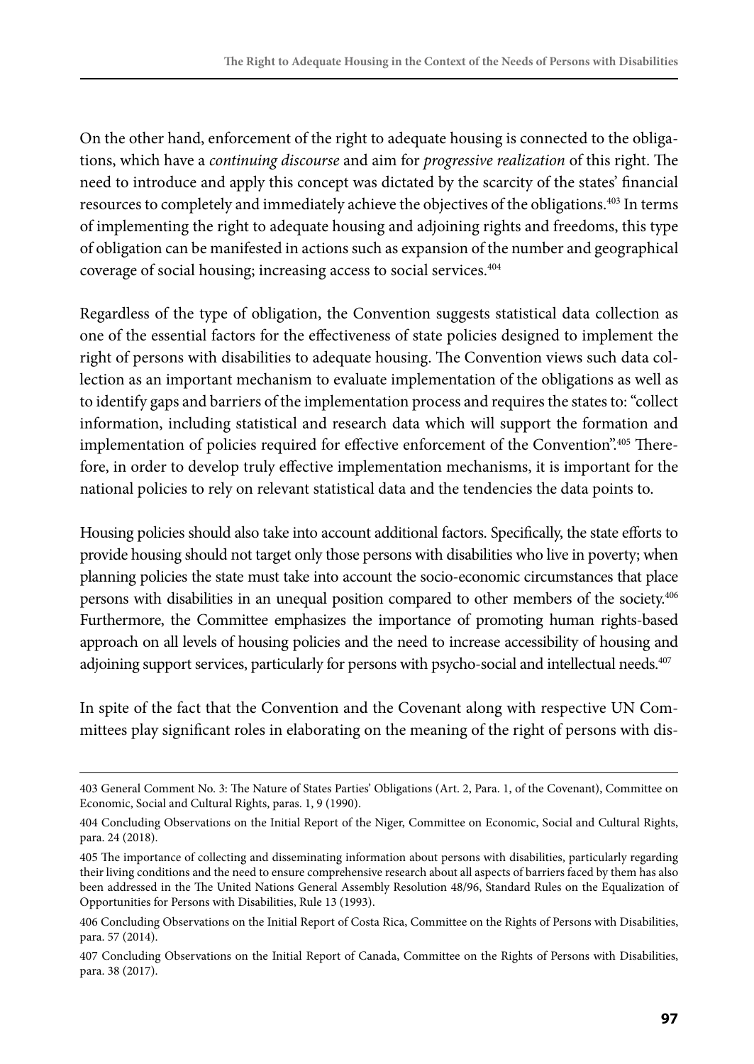On the other hand, enforcement of the right to adequate housing is connected to the obligations, which have a *continuing discourse* and aim for *progressive realization* of this right. The need to introduce and apply this concept was dictated by the scarcity of the states' financial resources to completely and immediately achieve the objectives of the obligations.[403] In terms of implementing the right to adequate housing and adjoining rights and freedoms, this type of obligation can be manifested in actions such as expansion of the number and geographical coverage of social housing; increasing access to social services.[404]

Regardless of the type of obligation, the Convention suggests statistical data collection as one of the essential factors for the effectiveness of state policies designed to implement the right of persons with disabilities to adequate housing. The Convention views such data collection as an important mechanism to evaluate implementation of the obligations as well as to identify gaps and barriers of the implementation process and requires the states to: "collect information, including statistical and research data which will support the formation and implementation of policies required for effective enforcement of the Convention".[405] Therefore, in order to develop truly effective implementation mechanisms, it is important for the national policies to rely on relevant statistical data and the tendencies the data points to.

Housing policies should also take into account additional factors. Specifically, the state efforts to provide housing should not target only those persons with disabilities who live in poverty; when planning policies the state must take into account the socio-economic circumstances that place persons with disabilities in an unequal position compared to other members of the society.[406] Furthermore, the Committee emphasizes the importance of promoting human rights-based approach on all levels of housing policies and the need to increase accessibility of housing and adjoining support services, particularly for persons with psycho-social and intellectual needs.[407]

In spite of the fact that the Convention and the Covenant along with respective UN Committees play significant roles in elaborating on the meaning of the right of persons with dis-

---

403 General Comment No. 3: The Nature of States Parties' Obligations (Art. 2, Para. 1, of the Covenant), Committee on Economic, Social and Cultural Rights, paras. 1, 9 (1990).

404 Concluding Observations on the Initial Report of the Niger, Committee on Economic, Social and Cultural Rights, para. 24 (2018).

405 The importance of collecting and disseminating information about persons with disabilities, particularly regarding their living conditions and the need to ensure comprehensive research about all aspects of barriers faced by them has also been addressed in the The United Nations General Assembly Resolution 48/96, Standard Rules on the Equalization of Opportunities for Persons with Disabilities, Rule 13 (1993).

406 Concluding Observations on the Initial Report of Costa Rica, Committee on the Rights of Persons with Disabilities, para. 57 (2014).

407 Concluding Observations on the Initial Report of Canada, Committee on the Rights of Persons with Disabilities, para. 38 (2017).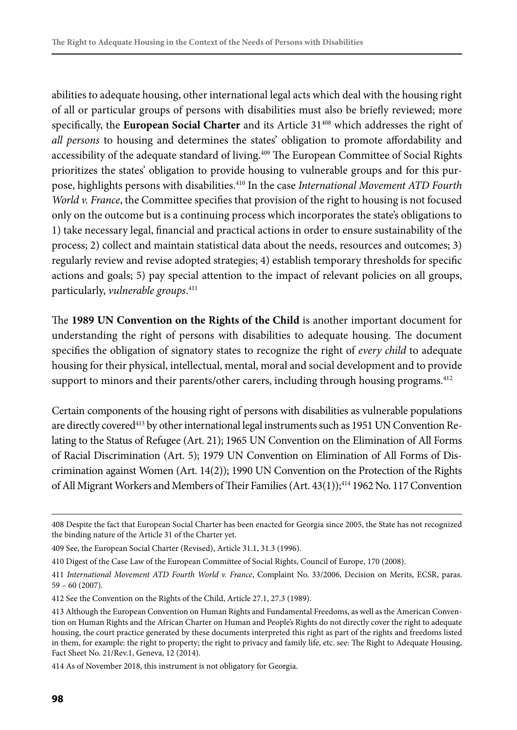abilities to adequate housing, other international legal acts which deal with the housing right of all or particular groups of persons with disabilities must also be briefly reviewed; more specifically, the **European Social Charter** and its Article 31[408] which addresses the right of *all persons* to housing and determines the states' obligation to promote affordability and accessibility of the adequate standard of living.[409] The European Committee of Social Rights prioritizes the states' obligation to provide housing to vulnerable groups and for this purpose, highlights persons with disabilities.[410] In the case *International Movement ATD Fourth World v. France*, the Committee specifies that provision of the right to housing is not focused only on the outcome but is a continuing process which incorporates the state's obligations to 1) take necessary legal, financial and practical actions in order to ensure sustainability of the process; 2) collect and maintain statistical data about the needs, resources and outcomes; 3) regularly review and revise adopted strategies; 4) establish temporary thresholds for specific actions and goals; 5) pay special attention to the impact of relevant policies on all groups, particularly, *vulnerable groups*.[411]

The **1989 UN Convention on the Rights of the Child** is another important document for understanding the right of persons with disabilities to adequate housing. The document specifies the obligation of signatory states to recognize the right of *every child* to adequate housing for their physical, intellectual, mental, moral and social development and to provide support to minors and their parents/other carers, including through housing programs.[412]

Certain components of the housing right of persons with disabilities as vulnerable populations are directly covered[413] by other international legal instruments such as 1951 UN Convention Relating to the Status of Refugee (Art. 21); 1965 UN Convention on the Elimination of All Forms of Racial Discrimination (Art. 5); 1979 UN Convention on Elimination of All Forms of Discrimination against Women (Art. 14(2)); 1990 UN Convention on the Protection of the Rights of All Migrant Workers and Members of Their Families (Art. 43(1));[414] 1962 No. 117 Convention

---

408 Despite the fact that European Social Charter has been enacted for Georgia since 2005, the State has not recognized the binding nature of the Article 31 of the Charter yet.

409 See, the European Social Charter (Revised), Article 31.1, 31.3 (1996).

410 Digest of the Case Law of the European Committee of Social Rights, Council of Europe, 170 (2008).

411 *International Movement ATD Fourth World v. France*, Complaint No. 33/2006, Decision on Merits, ECSR, paras. 59 – 60 (2007).

412 See the Convention on the Rights of the Child, Article 27.1, 27.3 (1989).

413 Although the European Convention on Human Rights and Fundamental Freedoms, as well as the American Convention on Human Rights and the African Charter on Human and People's Rights do not directly cover the right to adequate housing, the court practice generated by these documents interpreted this right as part of the rights and freedoms listed in them, for example: the right to property; the right to privacy and family life, etc. see: The Right to Adequate Housing, Fact Sheet No. 21/Rev.1, Geneva, 12 (2014).

414 As of November 2018, this instrument is not obligatory for Georgia.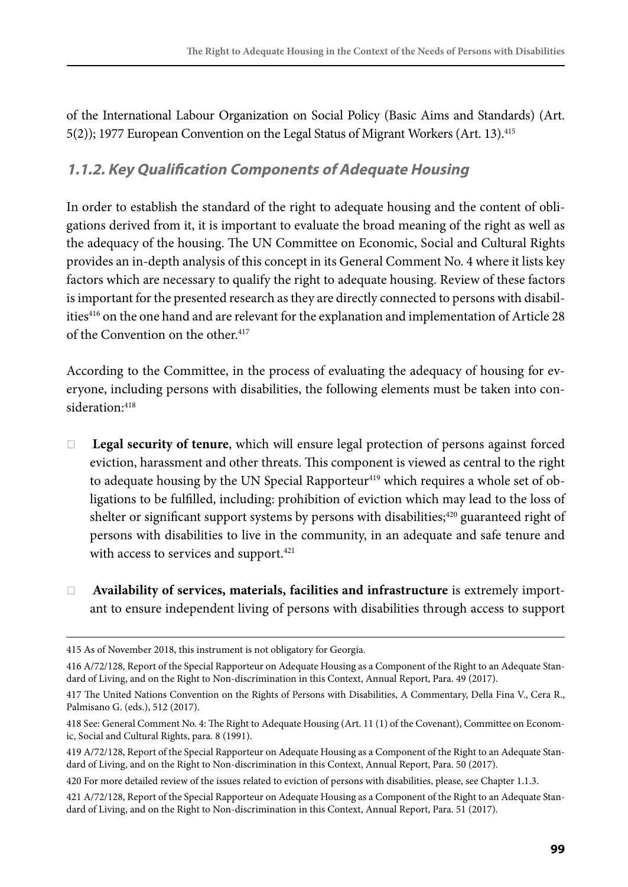of the International Labour Organization on Social Policy (Basic Aims and Standards) (Art. 5(2)); 1977 European Convention on the Legal Status of Migrant Workers (Art. 13).[415]

### *1.1.2. Key Qualification Components of Adequate Housing*

In order to establish the standard of the right to adequate housing and the content of obligations derived from it, it is important to evaluate the broad meaning of the right as well as the adequacy of the housing. The UN Committee on Economic, Social and Cultural Rights provides an in-depth analysis of this concept in its General Comment No. 4 where it lists key factors which are necessary to qualify the right to adequate housing. Review of these factors is important for the presented research as they are directly connected to persons with disabilities[416] on the one hand and are relevant for the explanation and implementation of Article 28 of the Convention on the other.[417]

According to the Committee, in the process of evaluating the adequacy of housing for everyone, including persons with disabilities, the following elements must be taken into consideration:[418]

- **Legal security of tenure**, which will ensure legal protection of persons against forced eviction, harassment and other threats. This component is viewed as central to the right to adequate housing by the UN Special Rapporteur[419] which requires a whole set of obligations to be fulfilled, including: prohibition of eviction which may lead to the loss of shelter or significant support systems by persons with disabilities;[420] guaranteed right of persons with disabilities to live in the community, in an adequate and safe tenure and with access to services and support.[421]

- **Availability of services, materials, facilities and infrastructure** is extremely important to ensure independent living of persons with disabilities through access to support

---

415 As of November 2018, this instrument is not obligatory for Georgia.

416 A/72/128, Report of the Special Rapporteur on Adequate Housing as a Component of the Right to an Adequate Standard of Living, and on the Right to Non-discrimination in this Context, Annual Report, Para. 49 (2017).

417 The United Nations Convention on the Rights of Persons with Disabilities, A Commentary, Della Fina V., Cera R., Palmisano G. (eds.), 512 (2017).

418 See: General Comment No. 4: The Right to Adequate Housing (Art. 11 (1) of the Covenant), Committee on Economic, Social and Cultural Rights, para. 8 (1991).

419 A/72/128, Report of the Special Rapporteur on Adequate Housing as a Component of the Right to an Adequate Standard of Living, and on the Right to Non-discrimination in this Context, Annual Report, Para. 50 (2017).

420 For more detailed review of the issues related to eviction of persons with disabilities, please, see Chapter 1.1.3.

421 A/72/128, Report of the Special Rapporteur on Adequate Housing as a Component of the Right to an Adequate Standard of Living, and on the Right to Non-discrimination in this Context, Annual Report, Para. 51 (2017).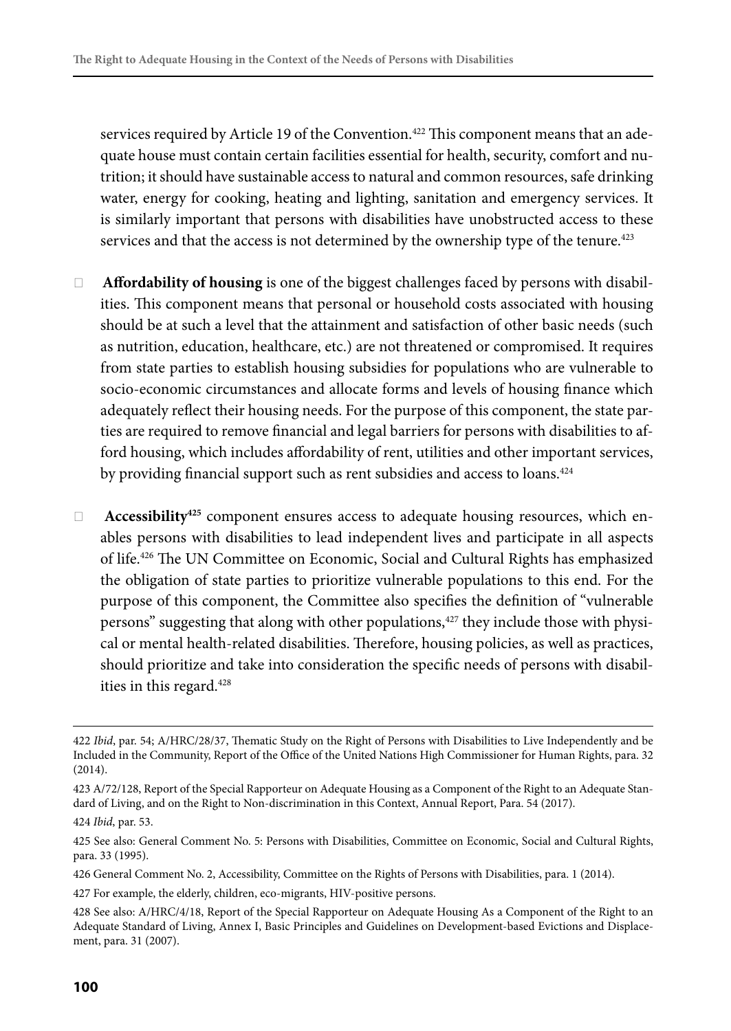services required by Article 19 of the Convention.[422] This component means that an adequate house must contain certain facilities essential for health, security, comfort and nutrition; it should have sustainable access to natural and common resources, safe drinking water, energy for cooking, heating and lighting, sanitation and emergency services. It is similarly important that persons with disabilities have unobstructed access to these services and that the access is not determined by the ownership type of the tenure.[423]

- **Affordability of housing** is one of the biggest challenges faced by persons with disabilities. This component means that personal or household costs associated with housing should be at such a level that the attainment and satisfaction of other basic needs (such as nutrition, education, healthcare, etc.) are not threatened or compromised. It requires from state parties to establish housing subsidies for populations who are vulnerable to socio-economic circumstances and allocate forms and levels of housing finance which adequately reflect their housing needs. For the purpose of this component, the state parties are required to remove financial and legal barriers for persons with disabilities to afford housing, which includes affordability of rent, utilities and other important services, by providing financial support such as rent subsidies and access to loans.[424]

- **Accessibility[425]** component ensures access to adequate housing resources, which enables persons with disabilities to lead independent lives and participate in all aspects of life.[426] The UN Committee on Economic, Social and Cultural Rights has emphasized the obligation of state parties to prioritize vulnerable populations to this end. For the purpose of this component, the Committee also specifies the definition of "vulnerable persons" suggesting that along with other populations,[427] they include those with physical or mental health-related disabilities. Therefore, housing policies, as well as practices, should prioritize and take into consideration the specific needs of persons with disabilities in this regard.[428]

---

422 *Ibid*, par. 54; A/HRC/28/37, Thematic Study on the Right of Persons with Disabilities to Live Independently and be Included in the Community, Report of the Office of the United Nations High Commissioner for Human Rights, para. 32 (2014).

423 A/72/128, Report of the Special Rapporteur on Adequate Housing as a Component of the Right to an Adequate Standard of Living, and on the Right to Non-discrimination in this Context, Annual Report, Para. 54 (2017).

424 *Ibid*, par. 53.

425 See also: General Comment No. 5: Persons with Disabilities, Committee on Economic, Social and Cultural Rights, para. 33 (1995).

426 General Comment No. 2, Accessibility, Committee on the Rights of Persons with Disabilities, para. 1 (2014).

427 For example, the elderly, children, eco-migrants, HIV-positive persons.

428 See also: A/HRC/4/18, Report of the Special Rapporteur on Adequate Housing As a Component of the Right to an Adequate Standard of Living, Annex I, Basic Principles and Guidelines on Development-based Evictions and Displacement, para. 31 (2007).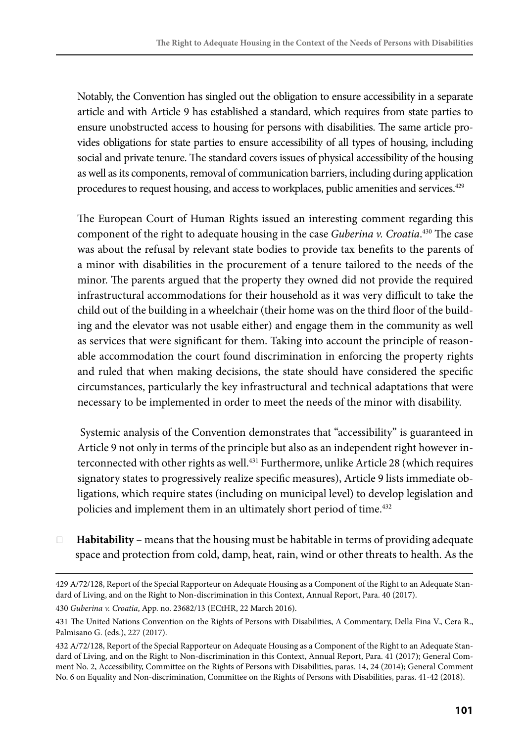Notably, the Convention has singled out the obligation to ensure accessibility in a separate article and with Article 9 has established a standard, which requires from state parties to ensure unobstructed access to housing for persons with disabilities. The same article provides obligations for state parties to ensure accessibility of all types of housing, including social and private tenure. The standard covers issues of physical accessibility of the housing as well as its components, removal of communication barriers, including during application procedures to request housing, and access to workplaces, public amenities and services.[429]

The European Court of Human Rights issued an interesting comment regarding this component of the right to adequate housing in the case *Guberina v. Croatia*.[430] The case was about the refusal by relevant state bodies to provide tax benefits to the parents of a minor with disabilities in the procurement of a tenure tailored to the needs of the minor. The parents argued that the property they owned did not provide the required infrastructural accommodations for their household as it was very difficult to take the child out of the building in a wheelchair (their home was on the third floor of the building and the elevator was not usable either) and engage them in the community as well as services that were significant for them. Taking into account the principle of reasonable accommodation the court found discrimination in enforcing the property rights and ruled that when making decisions, the state should have considered the specific circumstances, particularly the key infrastructural and technical adaptations that were necessary to be implemented in order to meet the needs of the minor with disability.

Systemic analysis of the Convention demonstrates that "accessibility" is guaranteed in Article 9 not only in terms of the principle but also as an independent right however interconnected with other rights as well.[431] Furthermore, unlike Article 28 (which requires signatory states to progressively realize specific measures), Article 9 lists immediate obligations, which require states (including on municipal level) to develop legislation and policies and implement them in an ultimately short period of time.[432]

- **Habitability** – means that the housing must be habitable in terms of providing adequate space and protection from cold, damp, heat, rain, wind or other threats to health. As the

---

429 A/72/128, Report of the Special Rapporteur on Adequate Housing as a Component of the Right to an Adequate Standard of Living, and on the Right to Non-discrimination in this Context, Annual Report, Para. 40 (2017).

430 *Guberina v. Croatia*, App. no. 23682/13 (ECtHR, 22 March 2016).

431 The United Nations Convention on the Rights of Persons with Disabilities, A Commentary, Della Fina V., Cera R., Palmisano G. (eds.), 227 (2017).

432 A/72/128, Report of the Special Rapporteur on Adequate Housing as a Component of the Right to an Adequate Standard of Living, and on the Right to Non-discrimination in this Context, Annual Report, Para. 41 (2017); General Comment No. 2, Accessibility, Committee on the Rights of Persons with Disabilities, paras. 14, 24 (2014); General Comment No. 6 on Equality and Non-discrimination, Committee on the Rights of Persons with Disabilities, paras. 41-42 (2018).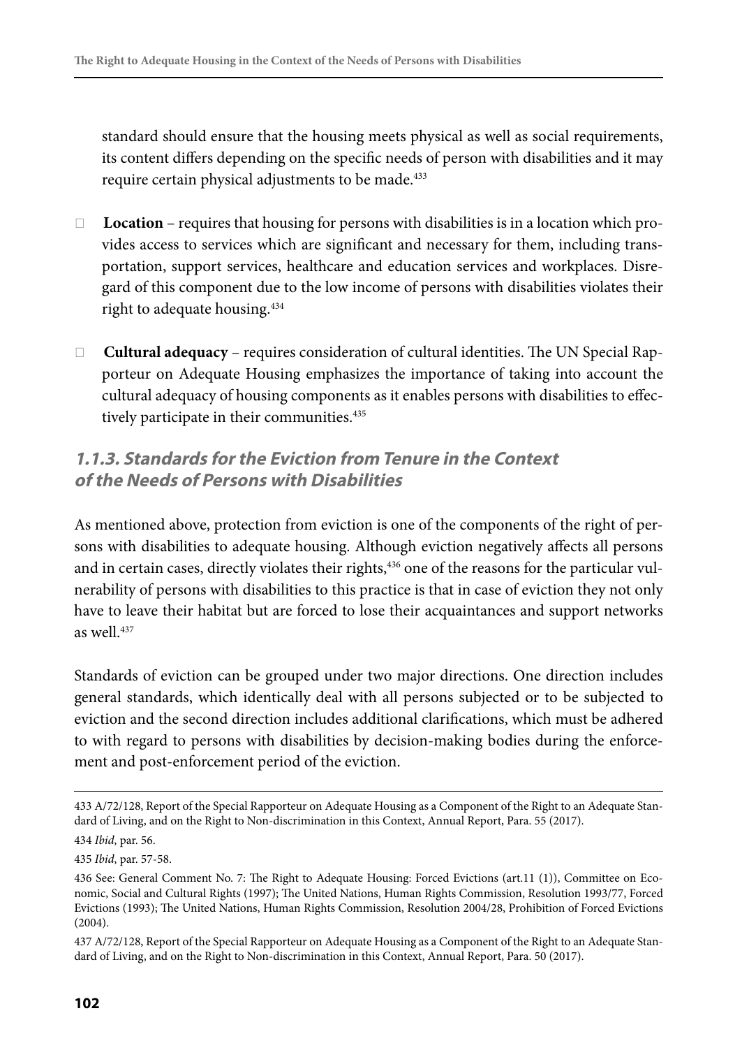standard should ensure that the housing meets physical as well as social requirements, its content differs depending on the specific needs of person with disabilities and it may require certain physical adjustments to be made.[433]

- **Location** – requires that housing for persons with disabilities is in a location which provides access to services which are significant and necessary for them, including transportation, support services, healthcare and education services and workplaces. Disregard of this component due to the low income of persons with disabilities violates their right to adequate housing.[434]

- **Cultural adequacy** – requires consideration of cultural identities. The UN Special Rapporteur on Adequate Housing emphasizes the importance of taking into account the cultural adequacy of housing components as it enables persons with disabilities to effectively participate in their communities.[435]

### *1.1.3. Standards for the Eviction from Tenure in the Context of the Needs of Persons with Disabilities*

As mentioned above, protection from eviction is one of the components of the right of persons with disabilities to adequate housing. Although eviction negatively affects all persons and in certain cases, directly violates their rights,[436] one of the reasons for the particular vulnerability of persons with disabilities to this practice is that in case of eviction they not only have to leave their habitat but are forced to lose their acquaintances and support networks as well.[437]

Standards of eviction can be grouped under two major directions. One direction includes general standards, which identically deal with all persons subjected or to be subjected to eviction and the second direction includes additional clarifications, which must be adhered to with regard to persons with disabilities by decision-making bodies during the enforcement and post-enforcement period of the eviction.

---

433 A/72/128, Report of the Special Rapporteur on Adequate Housing as a Component of the Right to an Adequate Standard of Living, and on the Right to Non-discrimination in this Context, Annual Report, Para. 55 (2017).

434 *Ibid*, par. 56.

435 *Ibid*, par. 57-58.

436 See: General Comment No. 7: The Right to Adequate Housing: Forced Evictions (art.11 (1)), Committee on Economic, Social and Cultural Rights (1997); The United Nations, Human Rights Commission, Resolution 1993/77, Forced Evictions (1993); The United Nations, Human Rights Commission, Resolution 2004/28, Prohibition of Forced Evictions (2004).

437 A/72/128, Report of the Special Rapporteur on Adequate Housing as a Component of the Right to an Adequate Standard of Living, and on the Right to Non-discrimination in this Context, Annual Report, Para. 50 (2017).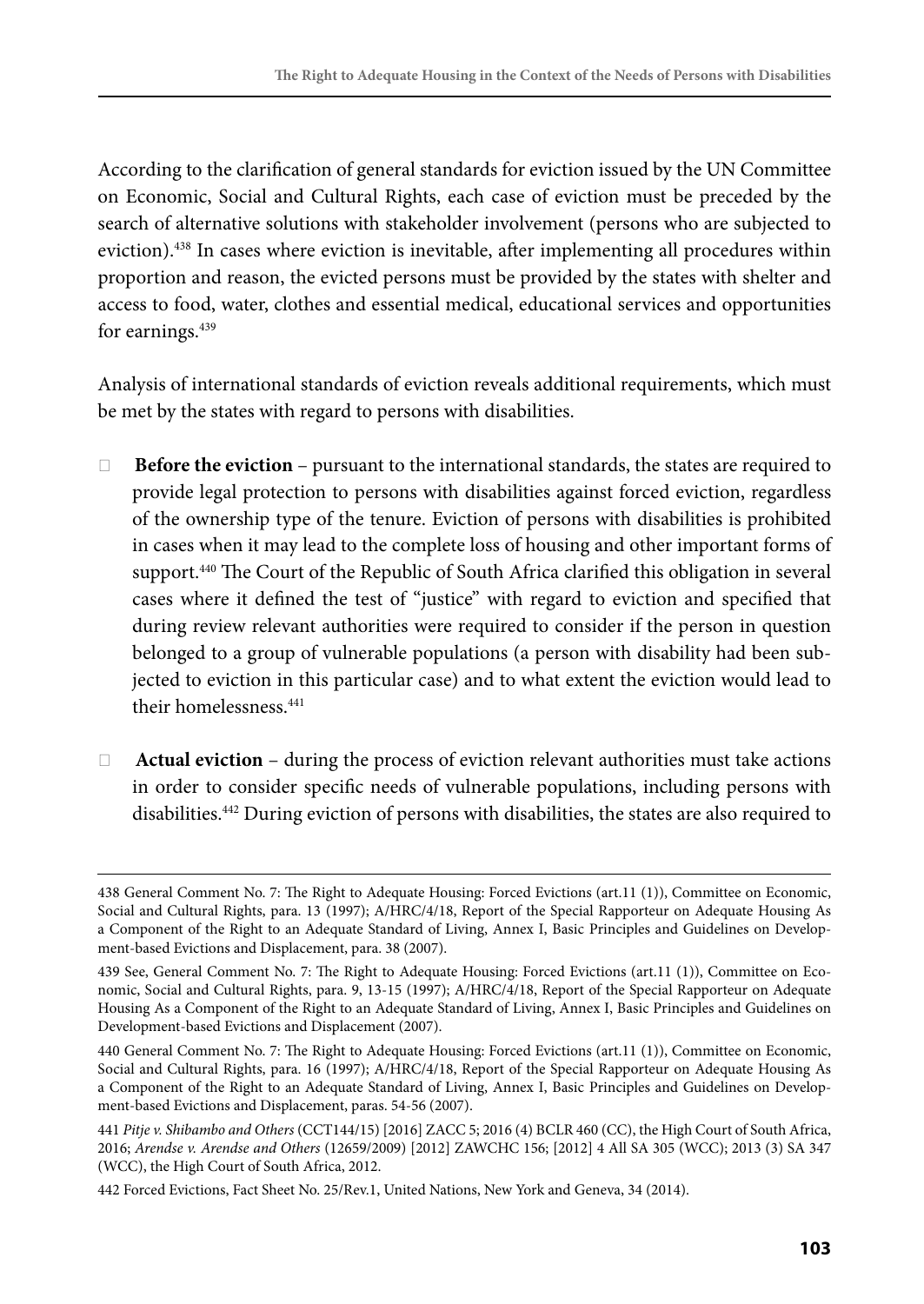According to the clarification of general standards for eviction issued by the UN Committee on Economic, Social and Cultural Rights, each case of eviction must be preceded by the search of alternative solutions with stakeholder involvement (persons who are subjected to eviction).[438] In cases where eviction is inevitable, after implementing all procedures within proportion and reason, the evicted persons must be provided by the states with shelter and access to food, water, clothes and essential medical, educational services and opportunities for earnings.[439]

Analysis of international standards of eviction reveals additional requirements, which must be met by the states with regard to persons with disabilities.

- **Before the eviction** – pursuant to the international standards, the states are required to provide legal protection to persons with disabilities against forced eviction, regardless of the ownership type of the tenure. Eviction of persons with disabilities is prohibited in cases when it may lead to the complete loss of housing and other important forms of support.[440] The Court of the Republic of South Africa clarified this obligation in several cases where it defined the test of "justice" with regard to eviction and specified that during review relevant authorities were required to consider if the person in question belonged to a group of vulnerable populations (a person with disability had been subjected to eviction in this particular case) and to what extent the eviction would lead to their homelessness.[441]

- **Actual eviction** – during the process of eviction relevant authorities must take actions in order to consider specific needs of vulnerable populations, including persons with disabilities.[442] During eviction of persons with disabilities, the states are also required to

---

438 General Comment No. 7: The Right to Adequate Housing: Forced Evictions (art.11 (1)), Committee on Economic, Social and Cultural Rights, para. 13 (1997); A/HRC/4/18, Report of the Special Rapporteur on Adequate Housing As a Component of the Right to an Adequate Standard of Living, Annex I, Basic Principles and Guidelines on Development-based Evictions and Displacement, para. 38 (2007).

439 See, General Comment No. 7: The Right to Adequate Housing: Forced Evictions (art.11 (1)), Committee on Economic, Social and Cultural Rights, para. 9, 13-15 (1997); A/HRC/4/18, Report of the Special Rapporteur on Adequate Housing As a Component of the Right to an Adequate Standard of Living, Annex I, Basic Principles and Guidelines on Development-based Evictions and Displacement (2007).

440 General Comment No. 7: The Right to Adequate Housing: Forced Evictions (art.11 (1)), Committee on Economic, Social and Cultural Rights, para. 16 (1997); A/HRC/4/18, Report of the Special Rapporteur on Adequate Housing As a Component of the Right to an Adequate Standard of Living, Annex I, Basic Principles and Guidelines on Development-based Evictions and Displacement, paras. 54-56 (2007).

441 *Pitje v. Shibambo and Others* (CCT144/15) [2016] ZACC 5; 2016 (4) BCLR 460 (CC), the High Court of South Africa, 2016; *Arendse v. Arendse and Others* (12659/2009) [2012] ZAWCHC 156; [2012] 4 All SA 305 (WCC); 2013 (3) SA 347 (WCC), the High Court of South Africa, 2012.

442 Forced Evictions, Fact Sheet No. 25/Rev.1, United Nations, New York and Geneva, 34 (2014).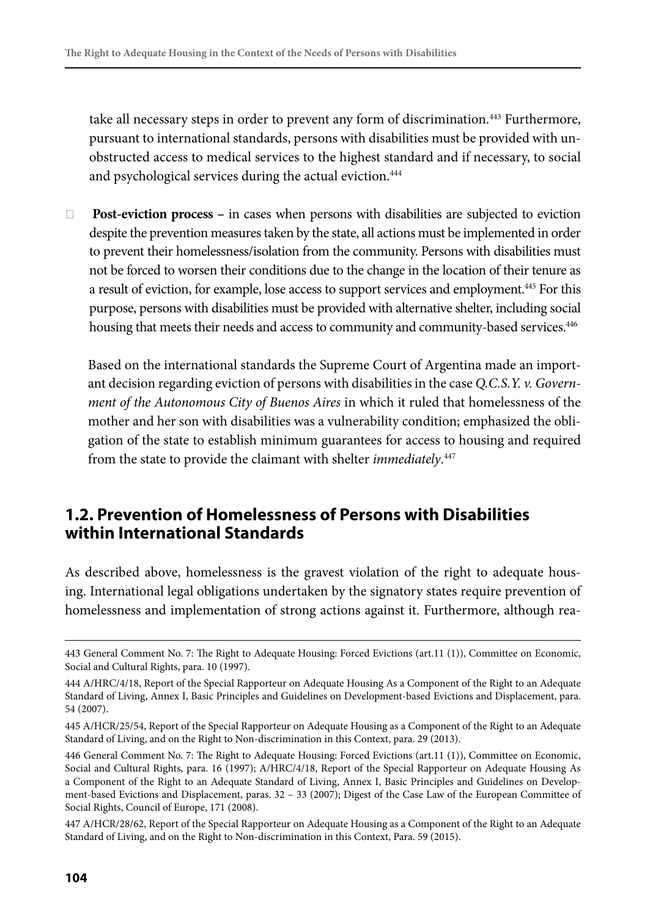take all necessary steps in order to prevent any form of discrimination.[443] Furthermore, pursuant to international standards, persons with disabilities must be provided with unobstructed access to medical services to the highest standard and if necessary, to social and psychological services during the actual eviction.[444]

- **Post-eviction process** – in cases when persons with disabilities are subjected to eviction despite the prevention measures taken by the state, all actions must be implemented in order to prevent their homelessness/isolation from the community. Persons with disabilities must not be forced to worsen their conditions due to the change in the location of their tenure as a result of eviction, for example, lose access to support services and employment.[445] For this purpose, persons with disabilities must be provided with alternative shelter, including social housing that meets their needs and access to community and community-based services.[446]

  Based on the international standards the Supreme Court of Argentina made an important decision regarding eviction of persons with disabilities in the case *Q.C.S.Y. v. Government of the Autonomous City of Buenos Aires* in which it ruled that homelessness of the mother and her son with disabilities was a vulnerability condition; emphasized the obligation of the state to establish minimum guarantees for access to housing and required from the state to provide the claimant with shelter *immediately*.[447]

## 1.2. Prevention of Homelessness of Persons with Disabilities within International Standards

As described above, homelessness is the gravest violation of the right to adequate housing. International legal obligations undertaken by the signatory states require prevention of homelessness and implementation of strong actions against it. Furthermore, although rea-

---

443 General Comment No. 7: The Right to Adequate Housing: Forced Evictions (art.11 (1)), Committee on Economic, Social and Cultural Rights, para. 10 (1997).

444 A/HRC/4/18, Report of the Special Rapporteur on Adequate Housing As a Component of the Right to an Adequate Standard of Living, Annex I, Basic Principles and Guidelines on Development-based Evictions and Displacement, para. 54 (2007).

445 A/HCR/25/54, Report of the Special Rapporteur on Adequate Housing as a Component of the Right to an Adequate Standard of Living, and on the Right to Non-discrimination in this Context, para. 29 (2013).

446 General Comment No. 7: The Right to Adequate Housing: Forced Evictions (art.11 (1)), Committee on Economic, Social and Cultural Rights, para. 16 (1997); A/HRC/4/18, Report of the Special Rapporteur on Adequate Housing As a Component of the Right to an Adequate Standard of Living, Annex I, Basic Principles and Guidelines on Development-based Evictions and Displacement, paras. 32 – 33 (2007); Digest of the Case Law of the European Committee of Social Rights, Council of Europe, 171 (2008).

447 A/HCR/28/62, Report of the Special Rapporteur on Adequate Housing as a Component of the Right to an Adequate Standard of Living, and on the Right to Non-discrimination in this Context, Para. 59 (2015).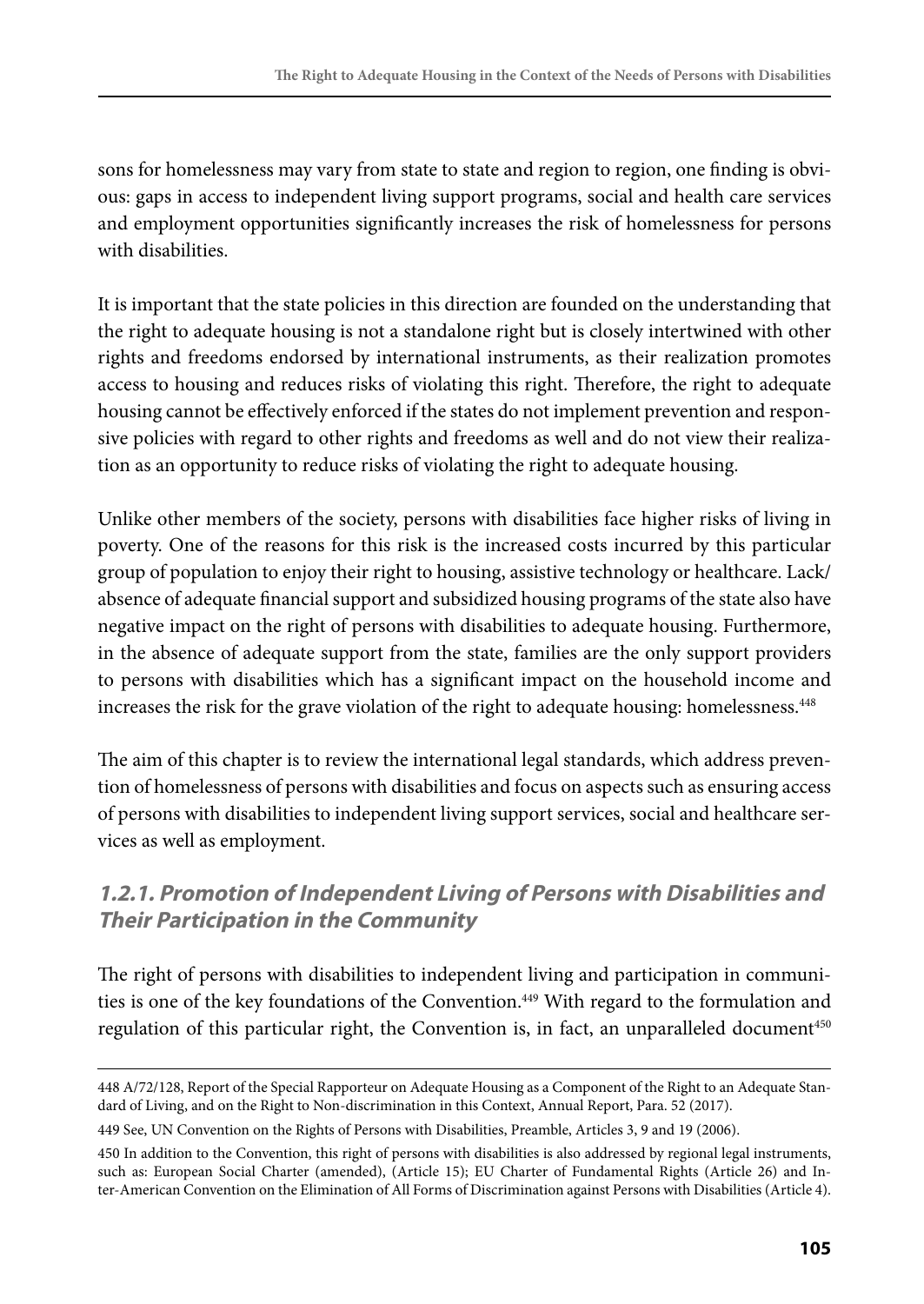sons for homelessness may vary from state to state and region to region, one finding is obvious: gaps in access to independent living support programs, social and health care services and employment opportunities significantly increases the risk of homelessness for persons with disabilities.

It is important that the state policies in this direction are founded on the understanding that the right to adequate housing is not a standalone right but is closely intertwined with other rights and freedoms endorsed by international instruments, as their realization promotes access to housing and reduces risks of violating this right. Therefore, the right to adequate housing cannot be effectively enforced if the states do not implement prevention and responsive policies with regard to other rights and freedoms as well and do not view their realization as an opportunity to reduce risks of violating the right to adequate housing.

Unlike other members of the society, persons with disabilities face higher risks of living in poverty. One of the reasons for this risk is the increased costs incurred by this particular group of population to enjoy their right to housing, assistive technology or healthcare. Lack/absence of adequate financial support and subsidized housing programs of the state also have negative impact on the right of persons with disabilities to adequate housing. Furthermore, in the absence of adequate support from the state, families are the only support providers to persons with disabilities which has a significant impact on the household income and increases the risk for the grave violation of the right to adequate housing: homelessness.[448]

The aim of this chapter is to review the international legal standards, which address prevention of homelessness of persons with disabilities and focus on aspects such as ensuring access of persons with disabilities to independent living support services, social and healthcare services as well as employment.

### *1.2.1. Promotion of Independent Living of Persons with Disabilities and Their Participation in the Community*

The right of persons with disabilities to independent living and participation in communities is one of the key foundations of the Convention.[449] With regard to the formulation and regulation of this particular right, the Convention is, in fact, an unparalleled document[450]

---

448 A/72/128, Report of the Special Rapporteur on Adequate Housing as a Component of the Right to an Adequate Standard of Living, and on the Right to Non-discrimination in this Context, Annual Report, Para. 52 (2017).

449 See, UN Convention on the Rights of Persons with Disabilities, Preamble, Articles 3, 9 and 19 (2006).

450 In addition to the Convention, this right of persons with disabilities is also addressed by regional legal instruments, such as: European Social Charter (amended), (Article 15); EU Charter of Fundamental Rights (Article 26) and Inter-American Convention on the Elimination of All Forms of Discrimination against Persons with Disabilities (Article 4).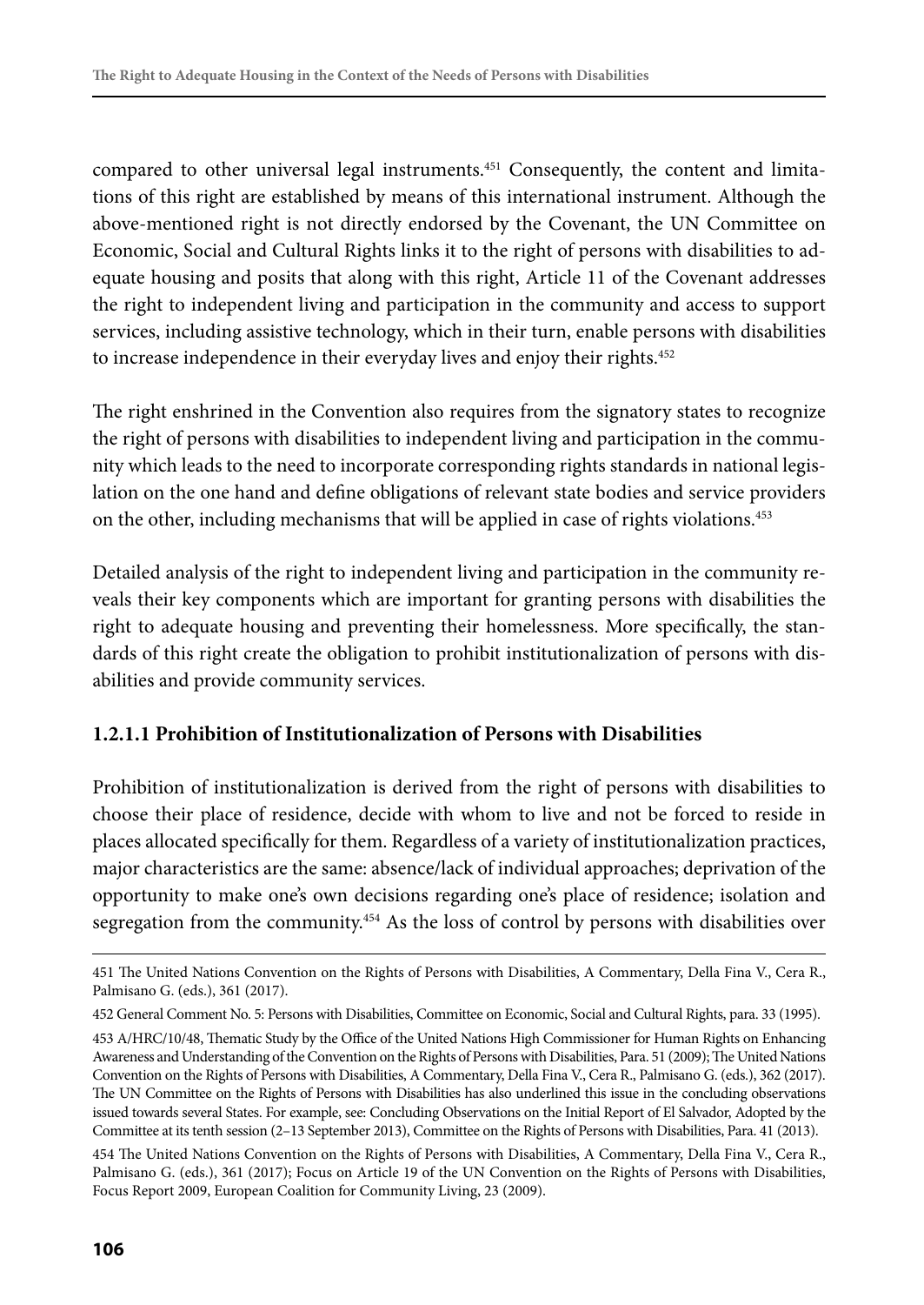compared to other universal legal instruments.[451] Consequently, the content and limitations of this right are established by means of this international instrument. Although the above-mentioned right is not directly endorsed by the Covenant, the UN Committee on Economic, Social and Cultural Rights links it to the right of persons with disabilities to adequate housing and posits that along with this right, Article 11 of the Covenant addresses the right to independent living and participation in the community and access to support services, including assistive technology, which in their turn, enable persons with disabilities to increase independence in their everyday lives and enjoy their rights.[452]

The right enshrined in the Convention also requires from the signatory states to recognize the right of persons with disabilities to independent living and participation in the community which leads to the need to incorporate corresponding rights standards in national legislation on the one hand and define obligations of relevant state bodies and service providers on the other, including mechanisms that will be applied in case of rights violations.[453]

Detailed analysis of the right to independent living and participation in the community reveals their key components which are important for granting persons with disabilities the right to adequate housing and preventing their homelessness. More specifically, the standards of this right create the obligation to prohibit institutionalization of persons with disabilities and provide community services.

#### 1.2.1.1 Prohibition of Institutionalization of Persons with Disabilities

Prohibition of institutionalization is derived from the right of persons with disabilities to choose their place of residence, decide with whom to live and not be forced to reside in places allocated specifically for them. Regardless of a variety of institutionalization practices, major characteristics are the same: absence/lack of individual approaches; deprivation of the opportunity to make one's own decisions regarding one's place of residence; isolation and segregation from the community.[454] As the loss of control by persons with disabilities over

---

451 The United Nations Convention on the Rights of Persons with Disabilities, A Commentary, Della Fina V., Cera R., Palmisano G. (eds.), 361 (2017).

452 General Comment No. 5: Persons with Disabilities, Committee on Economic, Social and Cultural Rights, para. 33 (1995).

453 A/HRC/10/48, Thematic Study by the Office of the United Nations High Commissioner for Human Rights on Enhancing Awareness and Understanding of the Convention on the Rights of Persons with Disabilities, Para. 51 (2009); The United Nations Convention on the Rights of Persons with Disabilities, A Commentary, Della Fina V., Cera R., Palmisano G. (eds.), 362 (2017). The UN Committee on the Rights of Persons with Disabilities has also underlined this issue in the concluding observations issued towards several States. For example, see: Concluding Observations on the Initial Report of El Salvador, Adopted by the Committee at its tenth session (2–13 September 2013), Committee on the Rights of Persons with Disabilities, Para. 41 (2013).

454 The United Nations Convention on the Rights of Persons with Disabilities, A Commentary, Della Fina V., Cera R., Palmisano G. (eds.), 361 (2017); Focus on Article 19 of the UN Convention on the Rights of Persons with Disabilities, Focus Report 2009, European Coalition for Community Living, 23 (2009).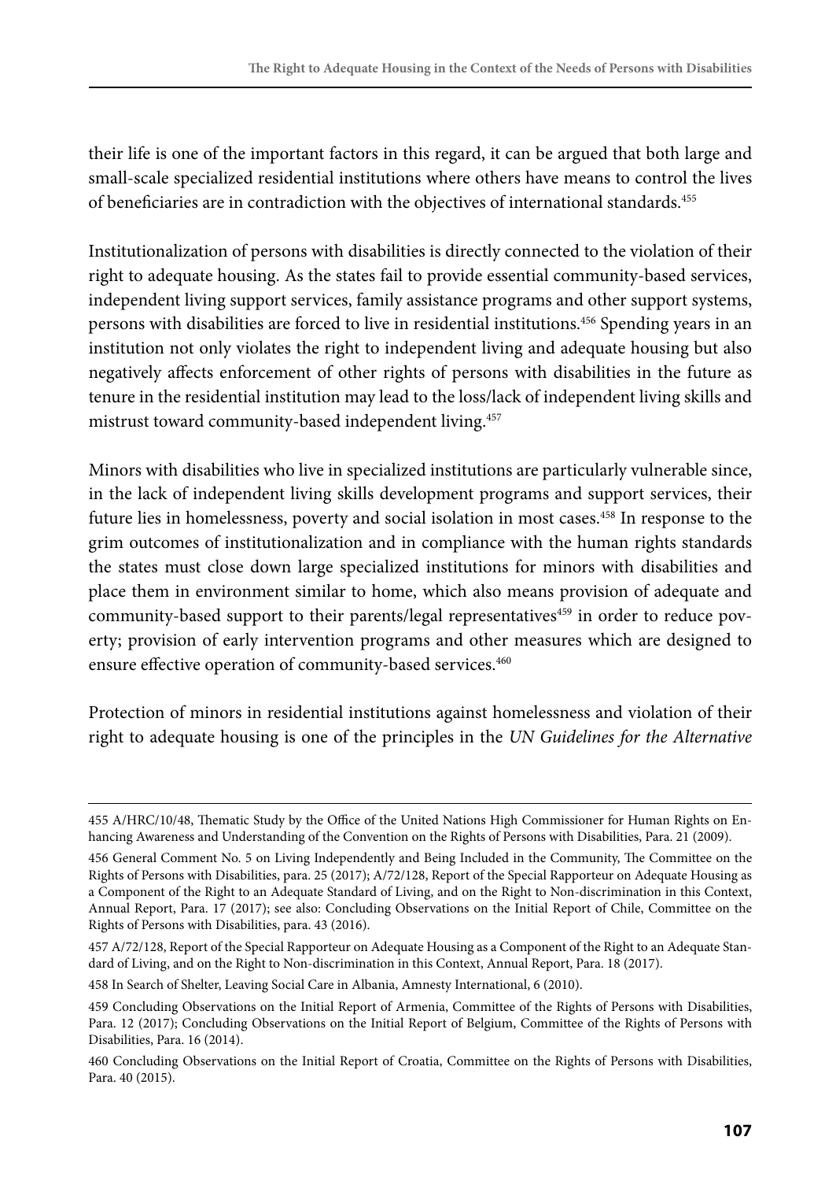their life is one of the important factors in this regard, it can be argued that both large and small-scale specialized residential institutions where others have means to control the lives of beneficiaries are in contradiction with the objectives of international standards.[455]

Institutionalization of persons with disabilities is directly connected to the violation of their right to adequate housing. As the states fail to provide essential community-based services, independent living support services, family assistance programs and other support systems, persons with disabilities are forced to live in residential institutions.[456] Spending years in an institution not only violates the right to independent living and adequate housing but also negatively affects enforcement of other rights of persons with disabilities in the future as tenure in the residential institution may lead to the loss/lack of independent living skills and mistrust toward community-based independent living.[457]

Minors with disabilities who live in specialized institutions are particularly vulnerable since, in the lack of independent living skills development programs and support services, their future lies in homelessness, poverty and social isolation in most cases.[458] In response to the grim outcomes of institutionalization and in compliance with the human rights standards the states must close down large specialized institutions for minors with disabilities and place them in environment similar to home, which also means provision of adequate and community-based support to their parents/legal representatives[459] in order to reduce poverty; provision of early intervention programs and other measures which are designed to ensure effective operation of community-based services.[460]

Protection of minors in residential institutions against homelessness and violation of their right to adequate housing is one of the principles in the *UN Guidelines for the Alternative*

---

455 A/HRC/10/48, Thematic Study by the Office of the United Nations High Commissioner for Human Rights on Enhancing Awareness and Understanding of the Convention on the Rights of Persons with Disabilities, Para. 21 (2009).

456 General Comment No. 5 on Living Independently and Being Included in the Community, The Committee on the Rights of Persons with Disabilities, para. 25 (2017); A/72/128, Report of the Special Rapporteur on Adequate Housing as a Component of the Right to an Adequate Standard of Living, and on the Right to Non-discrimination in this Context, Annual Report, Para. 17 (2017); see also: Concluding Observations on the Initial Report of Chile, Committee on the Rights of Persons with Disabilities, para. 43 (2016).

457 A/72/128, Report of the Special Rapporteur on Adequate Housing as a Component of the Right to an Adequate Standard of Living, and on the Right to Non-discrimination in this Context, Annual Report, Para. 18 (2017).

458 In Search of Shelter, Leaving Social Care in Albania, Amnesty International, 6 (2010).

459 Concluding Observations on the Initial Report of Armenia, Committee of the Rights of Persons with Disabilities, Para. 12 (2017); Concluding Observations on the Initial Report of Belgium, Committee of the Rights of Persons with Disabilities, Para. 16 (2014).

460 Concluding Observations on the Initial Report of Croatia, Committee on the Rights of Persons with Disabilities, Para. 40 (2015).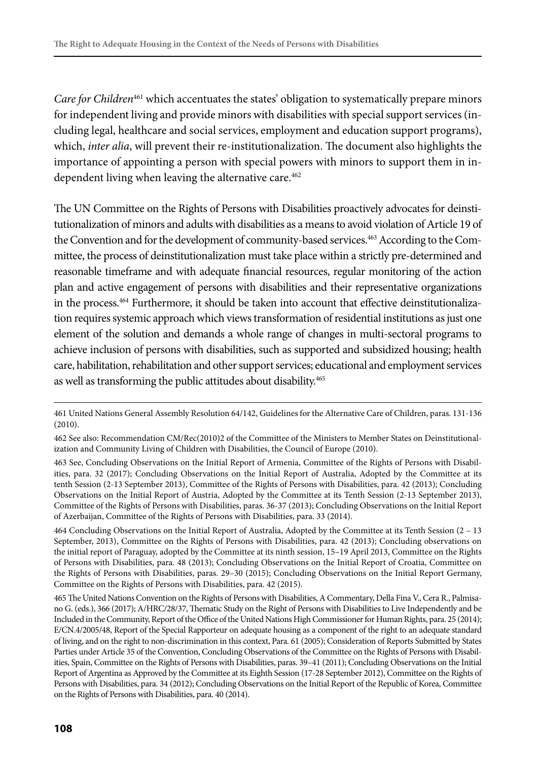*Care for Children*[461] which accentuates the states' obligation to systematically prepare minors for independent living and provide minors with disabilities with special support services (including legal, healthcare and social services, employment and education support programs), which, *inter alia*, will prevent their re-institutionalization. The document also highlights the importance of appointing a person with special powers with minors to support them in independent living when leaving the alternative care.[462]

The UN Committee on the Rights of Persons with Disabilities proactively advocates for deinstitutionalization of minors and adults with disabilities as a means to avoid violation of Article 19 of the Convention and for the development of community-based services.[463] According to the Committee, the process of deinstitutionalization must take place within a strictly pre-determined and reasonable timeframe and with adequate financial resources, regular monitoring of the action plan and active engagement of persons with disabilities and their representative organizations in the process.[464] Furthermore, it should be taken into account that effective deinstitutionalization requires systemic approach which views transformation of residential institutions as just one element of the solution and demands a whole range of changes in multi-sectoral programs to achieve inclusion of persons with disabilities, such as supported and subsidized housing; health care, habilitation, rehabilitation and other support services; educational and employment services as well as transforming the public attitudes about disability.[465]

461 United Nations General Assembly Resolution 64/142, Guidelines for the Alternative Care of Children, paras. 131-136 (2010).

462 See also: Recommendation CM/Rec(2010)2 of the Committee of the Ministers to Member States on Deinstitutionalization and Community Living of Children with Disabilities, the Council of Europe (2010).

463 See, Concluding Observations on the Initial Report of Armenia, Committee of the Rights of Persons with Disabilities, para. 32 (2017); Concluding Observations on the Initial Report of Australia, Adopted by the Committee at its tenth Session (2-13 September 2013), Committee of the Rights of Persons with Disabilities, para. 42 (2013); Concluding Observations on the Initial Report of Austria, Adopted by the Committee at its Tenth Session (2-13 September 2013), Committee of the Rights of Persons with Disabilities, paras. 36-37 (2013); Concluding Observations on the Initial Report of Azerbaijan, Committee of the Rights of Persons with Disabilities, para. 33 (2014).

464 Concluding Observations on the Initial Report of Australia, Adopted by the Committee at its Tenth Session (2 – 13 September, 2013), Committee on the Rights of Persons with Disabilities, para. 42 (2013); Concluding observations on the initial report of Paraguay, adopted by the Committee at its ninth session, 15–19 April 2013, Committee on the Rights of Persons with Disabilities, para. 48 (2013); Concluding Observations on the Initial Report of Croatia, Committee on the Rights of Persons with Disabilities, paras. 29–30 (2015); Concluding Observations on the Initial Report Germany, Committee on the Rights of Persons with Disabilities, para. 42 (2015).

465 The United Nations Convention on the Rights of Persons with Disabilities, A Commentary, Della Fina V., Cera R., Palmisano G. (eds.), 366 (2017); A/HRC/28/37, Thematic Study on the Right of Persons with Disabilities to Live Independently and be Included in the Community, Report of the Office of the United Nations High Commissioner for Human Rights, para. 25 (2014); E/CN.4/2005/48, Report of the Special Rapporteur on adequate housing as a component of the right to an adequate standard of living, and on the right to non-discrimination in this context, Para. 61 (2005); Consideration of Reports Submitted by States Parties under Article 35 of the Convention, Concluding Observations of the Committee on the Rights of Persons with Disabilities, Spain, Committee on the Rights of Persons with Disabilities, paras. 39–41 (2011); Concluding Observations on the Initial Report of Argentina as Approved by the Committee at its Eighth Session (17-28 September 2012), Committee on the Rights of Persons with Disabilities, para. 34 (2012); Concluding Observations on the Initial Report of the Republic of Korea, Committee on the Rights of Persons with Disabilities, para. 40 (2014).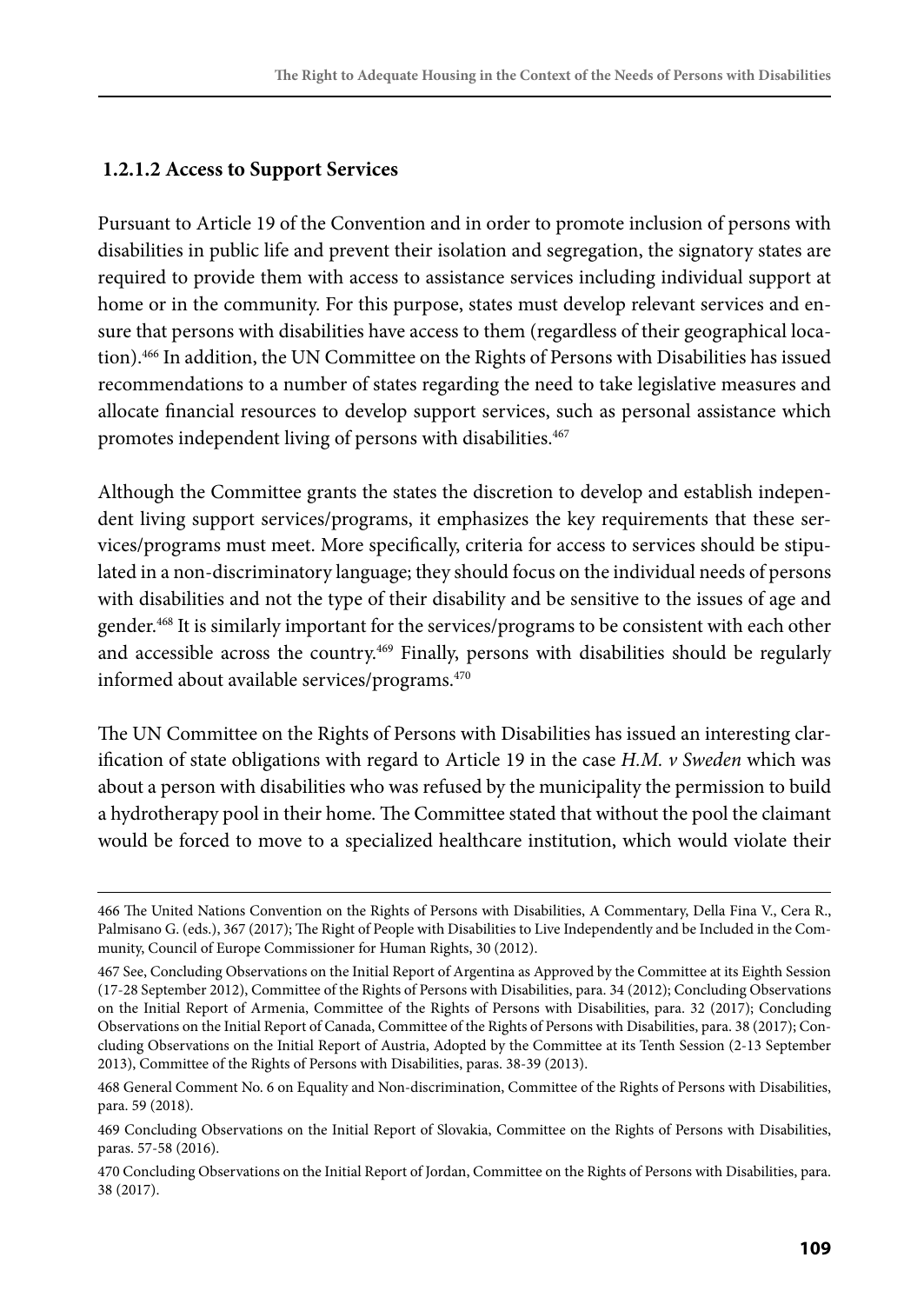### 1.2.1.2 Access to Support Services

Pursuant to Article 19 of the Convention and in order to promote inclusion of persons with disabilities in public life and prevent their isolation and segregation, the signatory states are required to provide them with access to assistance services including individual support at home or in the community. For this purpose, states must develop relevant services and ensure that persons with disabilities have access to them (regardless of their geographical location).[466] In addition, the UN Committee on the Rights of Persons with Disabilities has issued recommendations to a number of states regarding the need to take legislative measures and allocate financial resources to develop support services, such as personal assistance which promotes independent living of persons with disabilities.[467]

Although the Committee grants the states the discretion to develop and establish independent living support services/programs, it emphasizes the key requirements that these services/programs must meet. More specifically, criteria for access to services should be stipulated in a non-discriminatory language; they should focus on the individual needs of persons with disabilities and not the type of their disability and be sensitive to the issues of age and gender.[468] It is similarly important for the services/programs to be consistent with each other and accessible across the country.[469] Finally, persons with disabilities should be regularly informed about available services/programs.[470]

The UN Committee on the Rights of Persons with Disabilities has issued an interesting clarification of state obligations with regard to Article 19 in the case *H.M. v Sweden* which was about a person with disabilities who was refused by the municipality the permission to build a hydrotherapy pool in their home. The Committee stated that without the pool the claimant would be forced to move to a specialized healthcare institution, which would violate their

---

466 The United Nations Convention on the Rights of Persons with Disabilities, A Commentary, Della Fina V., Cera R., Palmisano G. (eds.), 367 (2017); The Right of People with Disabilities to Live Independently and be Included in the Community, Council of Europe Commissioner for Human Rights, 30 (2012).

467 See, Concluding Observations on the Initial Report of Argentina as Approved by the Committee at its Eighth Session (17-28 September 2012), Committee of the Rights of Persons with Disabilities, para. 34 (2012); Concluding Observations on the Initial Report of Armenia, Committee of the Rights of Persons with Disabilities, para. 32 (2017); Concluding Observations on the Initial Report of Canada, Committee of the Rights of Persons with Disabilities, para. 38 (2017); Concluding Observations on the Initial Report of Austria, Adopted by the Committee at its Tenth Session (2-13 September 2013), Committee of the Rights of Persons with Disabilities, paras. 38-39 (2013).

468 General Comment No. 6 on Equality and Non-discrimination, Committee of the Rights of Persons with Disabilities, para. 59 (2018).

469 Concluding Observations on the Initial Report of Slovakia, Committee on the Rights of Persons with Disabilities, paras. 57-58 (2016).

470 Concluding Observations on the Initial Report of Jordan, Committee on the Rights of Persons with Disabilities, para. 38 (2017).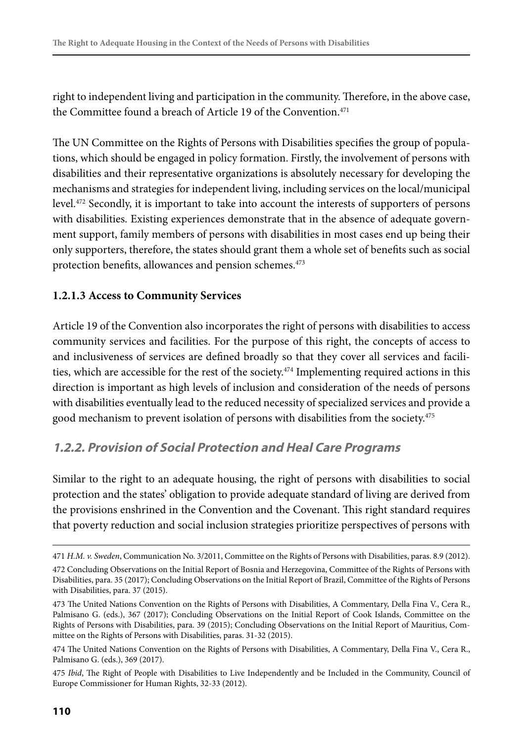right to independent living and participation in the community. Therefore, in the above case, the Committee found a breach of Article 19 of the Convention.[471]

The UN Committee on the Rights of Persons with Disabilities specifies the group of populations, which should be engaged in policy formation. Firstly, the involvement of persons with disabilities and their representative organizations is absolutely necessary for developing the mechanisms and strategies for independent living, including services on the local/municipal level.[472] Secondly, it is important to take into account the interests of supporters of persons with disabilities. Existing experiences demonstrate that in the absence of adequate government support, family members of persons with disabilities in most cases end up being their only supporters, therefore, the states should grant them a whole set of benefits such as social protection benefits, allowances and pension schemes.[473]

#### 1.2.1.3 Access to Community Services

Article 19 of the Convention also incorporates the right of persons with disabilities to access community services and facilities. For the purpose of this right, the concepts of access to and inclusiveness of services are defined broadly so that they cover all services and facilities, which are accessible for the rest of the society.[474] Implementing required actions in this direction is important as high levels of inclusion and consideration of the needs of persons with disabilities eventually lead to the reduced necessity of specialized services and provide a good mechanism to prevent isolation of persons with disabilities from the society.[475]

### *1.2.2. Provision of Social Protection and Heal Care Programs*

Similar to the right to an adequate housing, the right of persons with disabilities to social protection and the states' obligation to provide adequate standard of living are derived from the provisions enshrined in the Convention and the Covenant. This right standard requires that poverty reduction and social inclusion strategies prioritize perspectives of persons with

---

471 *H.M. v. Sweden*, Communication No. 3/2011, Committee on the Rights of Persons with Disabilities, paras. 8.9 (2012).

472 Concluding Observations on the Initial Report of Bosnia and Herzegovina, Committee of the Rights of Persons with Disabilities, para. 35 (2017); Concluding Observations on the Initial Report of Brazil, Committee of the Rights of Persons with Disabilities, para. 37 (2015).

473 The United Nations Convention on the Rights of Persons with Disabilities, A Commentary, Della Fina V., Cera R., Palmisano G. (eds.), 367 (2017); Concluding Observations on the Initial Report of Cook Islands, Committee on the Rights of Persons with Disabilities, para. 39 (2015); Concluding Observations on the Initial Report of Mauritius, Committee on the Rights of Persons with Disabilities, paras. 31-32 (2015).

474 The United Nations Convention on the Rights of Persons with Disabilities, A Commentary, Della Fina V., Cera R., Palmisano G. (eds.), 369 (2017).

475 *Ibid*, The Right of People with Disabilities to Live Independently and be Included in the Community, Council of Europe Commissioner for Human Rights, 32-33 (2012).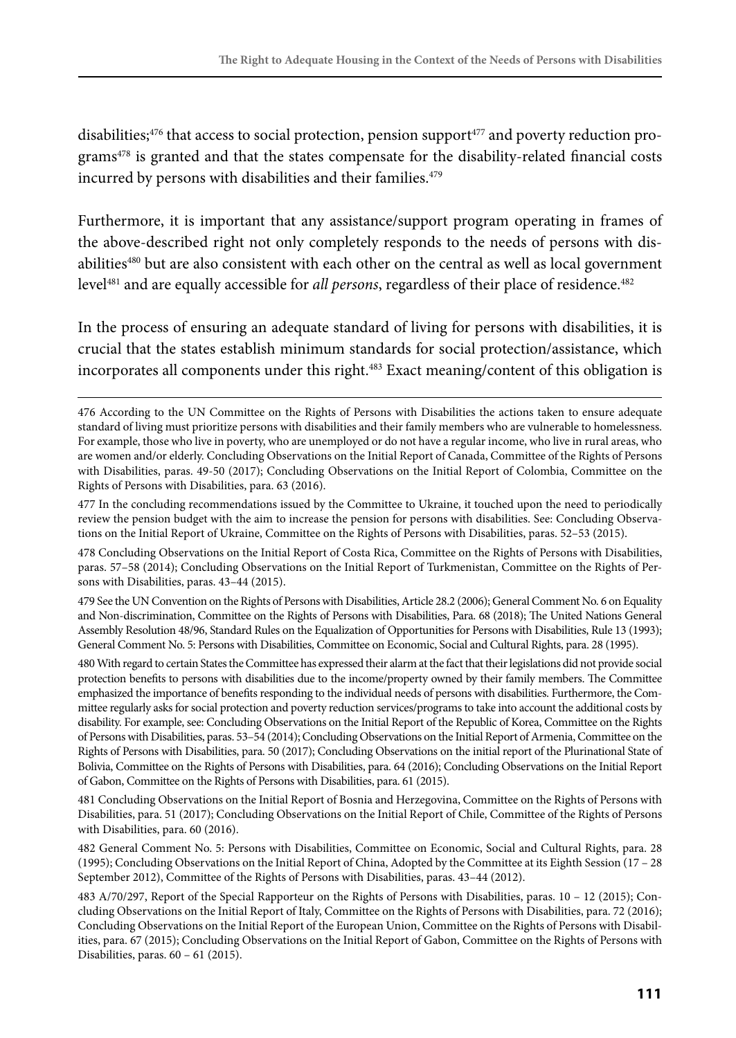disabilities;[476] that access to social protection, pension support[477] and poverty reduction programs[478] is granted and that the states compensate for the disability-related financial costs incurred by persons with disabilities and their families.[479]

Furthermore, it is important that any assistance/support program operating in frames of the above-described right not only completely responds to the needs of persons with disabilities[480] but are also consistent with each other on the central as well as local government level[481] and are equally accessible for *all persons*, regardless of their place of residence.[482]

In the process of ensuring an adequate standard of living for persons with disabilities, it is crucial that the states establish minimum standards for social protection/assistance, which incorporates all components under this right.[483] Exact meaning/content of this obligation is

---

476 According to the UN Committee on the Rights of Persons with Disabilities the actions taken to ensure adequate standard of living must prioritize persons with disabilities and their family members who are vulnerable to homelessness. For example, those who live in poverty, who are unemployed or do not have a regular income, who live in rural areas, who are women and/or elderly. Concluding Observations on the Initial Report of Canada, Committee of the Rights of Persons with Disabilities, paras. 49-50 (2017); Concluding Observations on the Initial Report of Colombia, Committee on the Rights of Persons with Disabilities, para. 63 (2016).

477 In the concluding recommendations issued by the Committee to Ukraine, it touched upon the need to periodically review the pension budget with the aim to increase the pension for persons with disabilities. See: Concluding Observations on the Initial Report of Ukraine, Committee on the Rights of Persons with Disabilities, paras. 52–53 (2015).

478 Concluding Observations on the Initial Report of Costa Rica, Committee on the Rights of Persons with Disabilities, paras. 57–58 (2014); Concluding Observations on the Initial Report of Turkmenistan, Committee on the Rights of Persons with Disabilities, paras. 43–44 (2015).

479 See the UN Convention on the Rights of Persons with Disabilities, Article 28.2 (2006); General Comment No. 6 on Equality and Non-discrimination, Committee on the Rights of Persons with Disabilities, Para. 68 (2018); The United Nations General Assembly Resolution 48/96, Standard Rules on the Equalization of Opportunities for Persons with Disabilities, Rule 13 (1993); General Comment No. 5: Persons with Disabilities, Committee on Economic, Social and Cultural Rights, para. 28 (1995).

480 With regard to certain States the Committee has expressed their alarm at the fact that their legislations did not provide social protection benefits to persons with disabilities due to the income/property owned by their family members. The Committee emphasized the importance of benefits responding to the individual needs of persons with disabilities. Furthermore, the Committee regularly asks for social protection and poverty reduction services/programs to take into account the additional costs by disability. For example, see: Concluding Observations on the Initial Report of the Republic of Korea, Committee on the Rights of Persons with Disabilities, paras. 53–54 (2014); Concluding Observations on the Initial Report of Armenia, Committee on the Rights of Persons with Disabilities, para. 50 (2017); Concluding Observations on the initial report of the Plurinational State of Bolivia, Committee on the Rights of Persons with Disabilities, para. 64 (2016); Concluding Observations on the Initial Report of Gabon, Committee on the Rights of Persons with Disabilities, para. 61 (2015).

481 Concluding Observations on the Initial Report of Bosnia and Herzegovina, Committee on the Rights of Persons with Disabilities, para. 51 (2017); Concluding Observations on the Initial Report of Chile, Committee of the Rights of Persons with Disabilities, para. 60 (2016).

482 General Comment No. 5: Persons with Disabilities, Committee on Economic, Social and Cultural Rights, para. 28 (1995); Concluding Observations on the Initial Report of China, Adopted by the Committee at its Eighth Session (17 – 28 September 2012), Committee of the Rights of Persons with Disabilities, paras. 43–44 (2012).

483 A/70/297, Report of the Special Rapporteur on the Rights of Persons with Disabilities, paras. 10 – 12 (2015); Concluding Observations on the Initial Report of Italy, Committee on the Rights of Persons with Disabilities, para. 72 (2016); Concluding Observations on the Initial Report of the European Union, Committee on the Rights of Persons with Disabilities, para. 67 (2015); Concluding Observations on the Initial Report of Gabon, Committee on the Rights of Persons with Disabilities, paras. 60 – 61 (2015).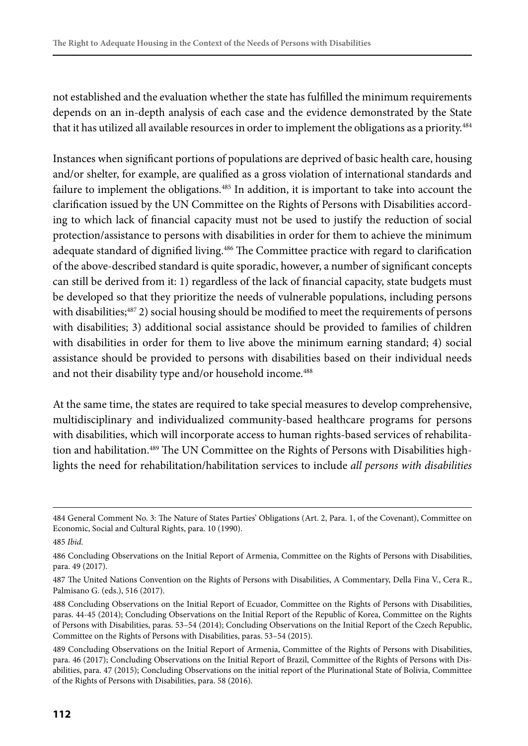not established and the evaluation whether the state has fulfilled the minimum requirements depends on an in-depth analysis of each case and the evidence demonstrated by the State that it has utilized all available resources in order to implement the obligations as a priority.[484]

Instances when significant portions of populations are deprived of basic health care, housing and/or shelter, for example, are qualified as a gross violation of international standards and failure to implement the obligations.[485] In addition, it is important to take into account the clarification issued by the UN Committee on the Rights of Persons with Disabilities according to which lack of financial capacity must not be used to justify the reduction of social protection/assistance to persons with disabilities in order for them to achieve the minimum adequate standard of dignified living.[486] The Committee practice with regard to clarification of the above-described standard is quite sporadic, however, a number of significant concepts can still be derived from it: 1) regardless of the lack of financial capacity, state budgets must be developed so that they prioritize the needs of vulnerable populations, including persons with disabilities;[487] 2) social housing should be modified to meet the requirements of persons with disabilities; 3) additional social assistance should be provided to families of children with disabilities in order for them to live above the minimum earning standard; 4) social assistance should be provided to persons with disabilities based on their individual needs and not their disability type and/or household income.[488]

At the same time, the states are required to take special measures to develop comprehensive, multidisciplinary and individualized community-based healthcare programs for persons with disabilities, which will incorporate access to human rights-based services of rehabilitation and habilitation.[489] The UN Committee on the Rights of Persons with Disabilities highlights the need for rehabilitation/habilitation services to include *all persons with disabilities*

---

484 General Comment No. 3: The Nature of States Parties' Obligations (Art. 2, Para. 1, of the Covenant), Committee on Economic, Social and Cultural Rights, para. 10 (1990).

485 *Ibid.*

486 Concluding Observations on the Initial Report of Armenia, Committee on the Rights of Persons with Disabilities, para. 49 (2017).

487 The United Nations Convention on the Rights of Persons with Disabilities, A Commentary, Della Fina V., Cera R., Palmisano G. (eds.), 516 (2017).

488 Concluding Observations on the Initial Report of Ecuador, Committee on the Rights of Persons with Disabilities, paras. 44-45 (2014); Concluding Observations on the Initial Report of the Republic of Korea, Committee on the Rights of Persons with Disabilities, paras. 53–54 (2014); Concluding Observations on the Initial Report of the Czech Republic, Committee on the Rights of Persons with Disabilities, paras. 53–54 (2015).

489 Concluding Observations on the Initial Report of Armenia, Committee of the Rights of Persons with Disabilities, para. 46 (2017); Concluding Observations on the Initial Report of Brazil, Committee of the Rights of Persons with Disabilities, para. 47 (2015); Concluding Observations on the initial report of the Plurinational State of Bolivia, Committee of the Rights of Persons with Disabilities, para. 58 (2016).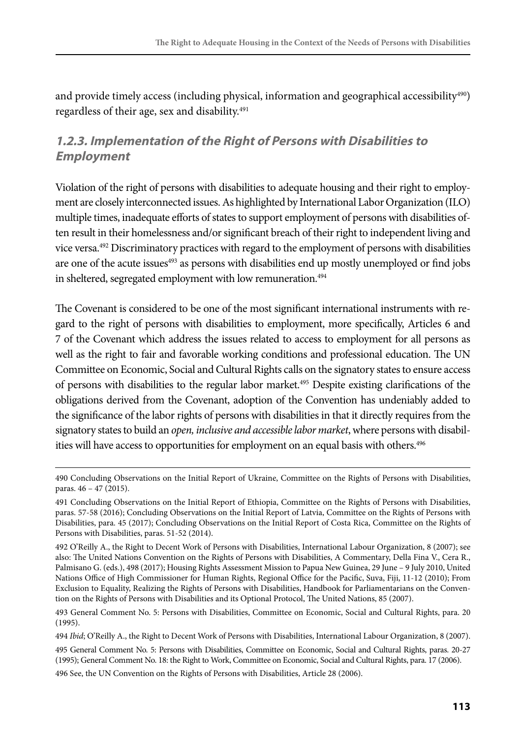and provide timely access (including physical, information and geographical accessibility[490]) regardless of their age, sex and disability.[491]

### *1.2.3. Implementation of the Right of Persons with Disabilities to Employment*

Violation of the right of persons with disabilities to adequate housing and their right to employment are closely interconnected issues. As highlighted by International Labor Organization (ILO) multiple times, inadequate efforts of states to support employment of persons with disabilities often result in their homelessness and/or significant breach of their right to independent living and vice versa.[492] Discriminatory practices with regard to the employment of persons with disabilities are one of the acute issues[493] as persons with disabilities end up mostly unemployed or find jobs in sheltered, segregated employment with low remuneration.[494]

The Covenant is considered to be one of the most significant international instruments with regard to the right of persons with disabilities to employment, more specifically, Articles 6 and 7 of the Covenant which address the issues related to access to employment for all persons as well as the right to fair and favorable working conditions and professional education. The UN Committee on Economic, Social and Cultural Rights calls on the signatory states to ensure access of persons with disabilities to the regular labor market.[495] Despite existing clarifications of the obligations derived from the Covenant, adoption of the Convention has undeniably added to the significance of the labor rights of persons with disabilities in that it directly requires from the signatory states to build an *open, inclusive and accessible labor market*, where persons with disabilities will have access to opportunities for employment on an equal basis with others.[496]

---

490 Concluding Observations on the Initial Report of Ukraine, Committee on the Rights of Persons with Disabilities, paras. 46 – 47 (2015).

491 Concluding Observations on the Initial Report of Ethiopia, Committee on the Rights of Persons with Disabilities, paras. 57-58 (2016); Concluding Observations on the Initial Report of Latvia, Committee on the Rights of Persons with Disabilities, para. 45 (2017); Concluding Observations on the Initial Report of Costa Rica, Committee on the Rights of Persons with Disabilities, paras. 51-52 (2014).

492 O'Reilly A., the Right to Decent Work of Persons with Disabilities, International Labour Organization, 8 (2007); see also: The United Nations Convention on the Rights of Persons with Disabilities, A Commentary, Della Fina V., Cera R., Palmisano G. (eds.), 498 (2017); Housing Rights Assessment Mission to Papua New Guinea, 29 June – 9 July 2010, United Nations Office of High Commissioner for Human Rights, Regional Office for the Pacific, Suva, Fiji, 11-12 (2010); From Exclusion to Equality, Realizing the Rights of Persons with Disabilities, Handbook for Parliamentarians on the Convention on the Rights of Persons with Disabilities and its Optional Protocol, The United Nations, 85 (2007).

493 General Comment No. 5: Persons with Disabilities, Committee on Economic, Social and Cultural Rights, para. 20 (1995).

494 *Ibid*; O'Reilly A., the Right to Decent Work of Persons with Disabilities, International Labour Organization, 8 (2007).

495 General Comment No. 5: Persons with Disabilities, Committee on Economic, Social and Cultural Rights, paras. 20-27 (1995); General Comment No. 18: the Right to Work, Committee on Economic, Social and Cultural Rights, para. 17 (2006).

496 See, the UN Convention on the Rights of Persons with Disabilities, Article 28 (2006).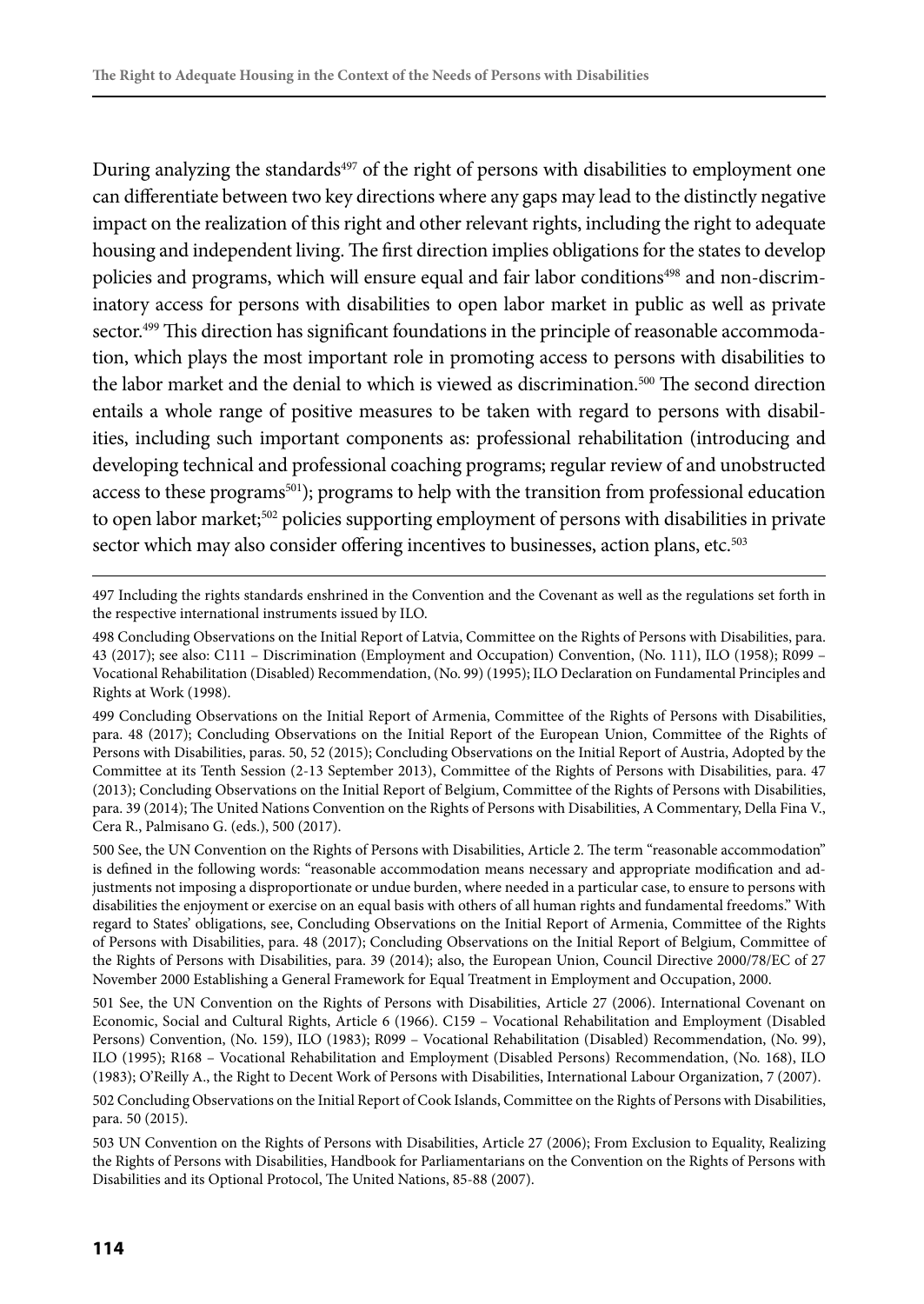During analyzing the standards[497] of the right of persons with disabilities to employment one can differentiate between two key directions where any gaps may lead to the distinctly negative impact on the realization of this right and other relevant rights, including the right to adequate housing and independent living. The first direction implies obligations for the states to develop policies and programs, which will ensure equal and fair labor conditions[498] and non-discriminatory access for persons with disabilities to open labor market in public as well as private sector.[499] This direction has significant foundations in the principle of reasonable accommodation, which plays the most important role in promoting access to persons with disabilities to the labor market and the denial to which is viewed as discrimination.[500] The second direction entails a whole range of positive measures to be taken with regard to persons with disabilities, including such important components as: professional rehabilitation (introducing and developing technical and professional coaching programs; regular review of and unobstructed access to these programs[501]); programs to help with the transition from professional education to open labor market;[502] policies supporting employment of persons with disabilities in private sector which may also consider offering incentives to businesses, action plans, etc.[503]

---

497 Including the rights standards enshrined in the Convention and the Covenant as well as the regulations set forth in the respective international instruments issued by ILO.

498 Concluding Observations on the Initial Report of Latvia, Committee on the Rights of Persons with Disabilities, para. 43 (2017); see also: C111 – Discrimination (Employment and Occupation) Convention, (No. 111), ILO (1958); R099 – Vocational Rehabilitation (Disabled) Recommendation, (No. 99) (1995); ILO Declaration on Fundamental Principles and Rights at Work (1998).

499 Concluding Observations on the Initial Report of Armenia, Committee of the Rights of Persons with Disabilities, para. 48 (2017); Concluding Observations on the Initial Report of the European Union, Committee of the Rights of Persons with Disabilities, paras. 50, 52 (2015); Concluding Observations on the Initial Report of Austria, Adopted by the Committee at its Tenth Session (2-13 September 2013), Committee of the Rights of Persons with Disabilities, para. 47 (2013); Concluding Observations on the Initial Report of Belgium, Committee of the Rights of Persons with Disabilities, para. 39 (2014); The United Nations Convention on the Rights of Persons with Disabilities, A Commentary, Della Fina V., Cera R., Palmisano G. (eds.), 500 (2017).

500 See, the UN Convention on the Rights of Persons with Disabilities, Article 2. The term "reasonable accommodation" is defined in the following words: "reasonable accommodation means necessary and appropriate modification and adjustments not imposing a disproportionate or undue burden, where needed in a particular case, to ensure to persons with disabilities the enjoyment or exercise on an equal basis with others of all human rights and fundamental freedoms." With regard to States' obligations, see, Concluding Observations on the Initial Report of Armenia, Committee of the Rights of Persons with Disabilities, para. 48 (2017); Concluding Observations on the Initial Report of Belgium, Committee of the Rights of Persons with Disabilities, para. 39 (2014); also, the European Union, Council Directive 2000/78/EC of 27 November 2000 Establishing a General Framework for Equal Treatment in Employment and Occupation, 2000.

501 See, the UN Convention on the Rights of Persons with Disabilities, Article 27 (2006). International Covenant on Economic, Social and Cultural Rights, Article 6 (1966). C159 – Vocational Rehabilitation and Employment (Disabled Persons) Convention, (No. 159), ILO (1983); R099 – Vocational Rehabilitation (Disabled) Recommendation, (No. 99), ILO (1995); R168 – Vocational Rehabilitation and Employment (Disabled Persons) Recommendation, (No. 168), ILO (1983); O'Reilly A., the Right to Decent Work of Persons with Disabilities, International Labour Organization, 7 (2007).

502 Concluding Observations on the Initial Report of Cook Islands, Committee on the Rights of Persons with Disabilities, para. 50 (2015).

503 UN Convention on the Rights of Persons with Disabilities, Article 27 (2006); From Exclusion to Equality, Realizing the Rights of Persons with Disabilities, Handbook for Parliamentarians on the Convention on the Rights of Persons with Disabilities and its Optional Protocol, The United Nations, 85-88 (2007).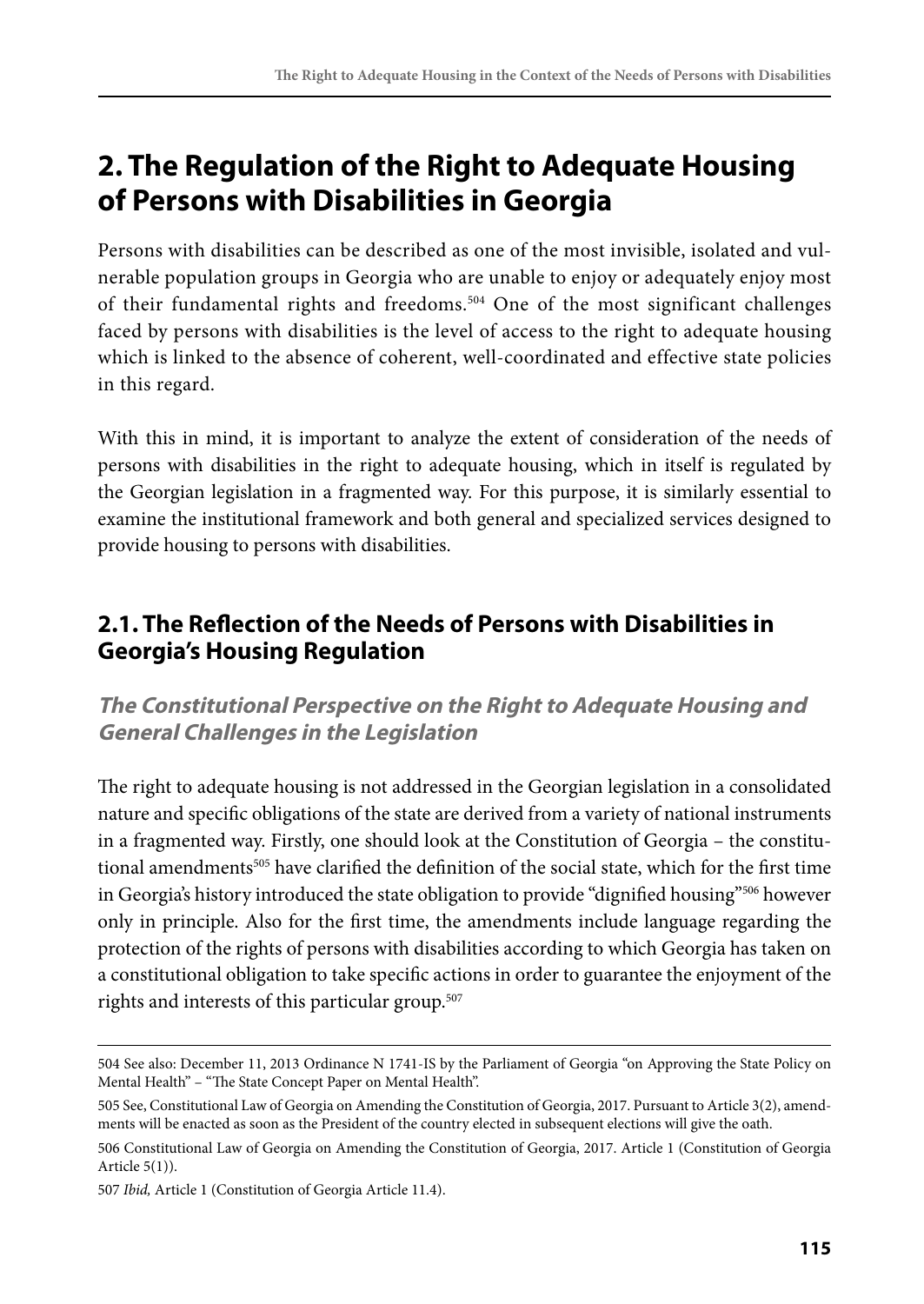# 2. The Regulation of the Right to Adequate Housing of Persons with Disabilities in Georgia

Persons with disabilities can be described as one of the most invisible, isolated and vulnerable population groups in Georgia who are unable to enjoy or adequately enjoy most of their fundamental rights and freedoms.[504] One of the most significant challenges faced by persons with disabilities is the level of access to the right to adequate housing which is linked to the absence of coherent, well-coordinated and effective state policies in this regard.

With this in mind, it is important to analyze the extent of consideration of the needs of persons with disabilities in the right to adequate housing, which in itself is regulated by the Georgian legislation in a fragmented way. For this purpose, it is similarly essential to examine the institutional framework and both general and specialized services designed to provide housing to persons with disabilities.

## 2.1. The Reflection of the Needs of Persons with Disabilities in Georgia's Housing Regulation

### *The Constitutional Perspective on the Right to Adequate Housing and General Challenges in the Legislation*

The right to adequate housing is not addressed in the Georgian legislation in a consolidated nature and specific obligations of the state are derived from a variety of national instruments in a fragmented way. Firstly, one should look at the Constitution of Georgia – the constitutional amendments[505] have clarified the definition of the social state, which for the first time in Georgia's history introduced the state obligation to provide "dignified housing"[506] however only in principle. Also for the first time, the amendments include language regarding the protection of the rights of persons with disabilities according to which Georgia has taken on a constitutional obligation to take specific actions in order to guarantee the enjoyment of the rights and interests of this particular group.[507]

---

504 See also: December 11, 2013 Ordinance N 1741-IS by the Parliament of Georgia "on Approving the State Policy on Mental Health" – "The State Concept Paper on Mental Health".

505 See, Constitutional Law of Georgia on Amending the Constitution of Georgia, 2017. Pursuant to Article 3(2), amendments will be enacted as soon as the President of the country elected in subsequent elections will give the oath.

506 Constitutional Law of Georgia on Amending the Constitution of Georgia, 2017. Article 1 (Constitution of Georgia Article 5(1)).

507 *Ibid,* Article 1 (Constitution of Georgia Article 11.4).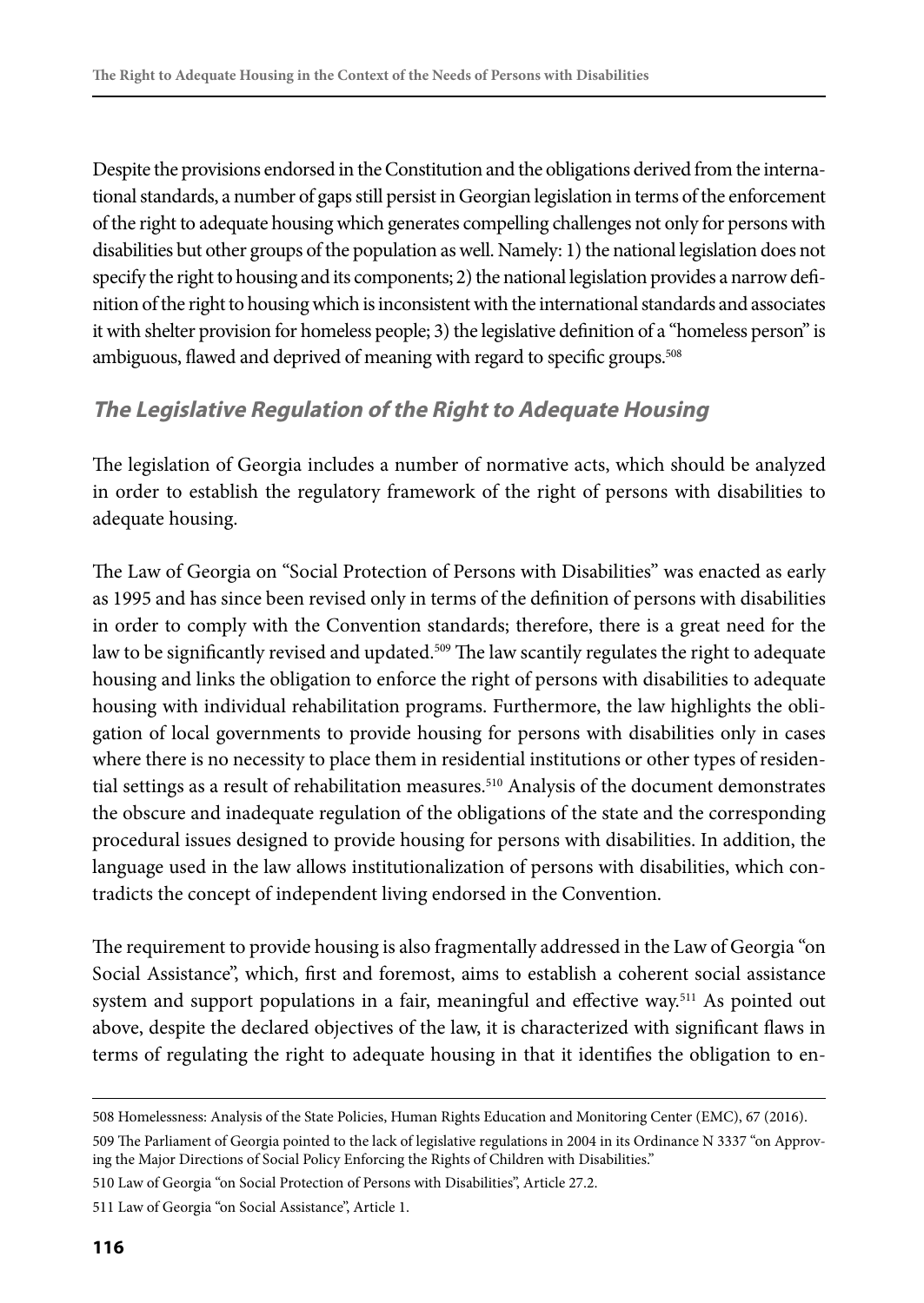Despite the provisions endorsed in the Constitution and the obligations derived from the international standards, a number of gaps still persist in Georgian legislation in terms of the enforcement of the right to adequate housing which generates compelling challenges not only for persons with disabilities but other groups of the population as well. Namely: 1) the national legislation does not specify the right to housing and its components; 2) the national legislation provides a narrow definition of the right to housing which is inconsistent with the international standards and associates it with shelter provision for homeless people; 3) the legislative definition of a "homeless person" is ambiguous, flawed and deprived of meaning with regard to specific groups.[508]

### *The Legislative Regulation of the Right to Adequate Housing*

The legislation of Georgia includes a number of normative acts, which should be analyzed in order to establish the regulatory framework of the right of persons with disabilities to adequate housing.

The Law of Georgia on "Social Protection of Persons with Disabilities" was enacted as early as 1995 and has since been revised only in terms of the definition of persons with disabilities in order to comply with the Convention standards; therefore, there is a great need for the law to be significantly revised and updated.[509] The law scantily regulates the right to adequate housing and links the obligation to enforce the right of persons with disabilities to adequate housing with individual rehabilitation programs. Furthermore, the law highlights the obligation of local governments to provide housing for persons with disabilities only in cases where there is no necessity to place them in residential institutions or other types of residential settings as a result of rehabilitation measures.[510] Analysis of the document demonstrates the obscure and inadequate regulation of the obligations of the state and the corresponding procedural issues designed to provide housing for persons with disabilities. In addition, the language used in the law allows institutionalization of persons with disabilities, which contradicts the concept of independent living endorsed in the Convention.

The requirement to provide housing is also fragmentally addressed in the Law of Georgia "on Social Assistance", which, first and foremost, aims to establish a coherent social assistance system and support populations in a fair, meaningful and effective way.[511] As pointed out above, despite the declared objectives of the law, it is characterized with significant flaws in terms of regulating the right to adequate housing in that it identifies the obligation to en-

---

508 Homelessness: Analysis of the State Policies, Human Rights Education and Monitoring Center (EMC), 67 (2016).

509 The Parliament of Georgia pointed to the lack of legislative regulations in 2004 in its Ordinance N 3337 "on Approving the Major Directions of Social Policy Enforcing the Rights of Children with Disabilities."

510 Law of Georgia "on Social Protection of Persons with Disabilities", Article 27.2.

511 Law of Georgia "on Social Assistance", Article 1.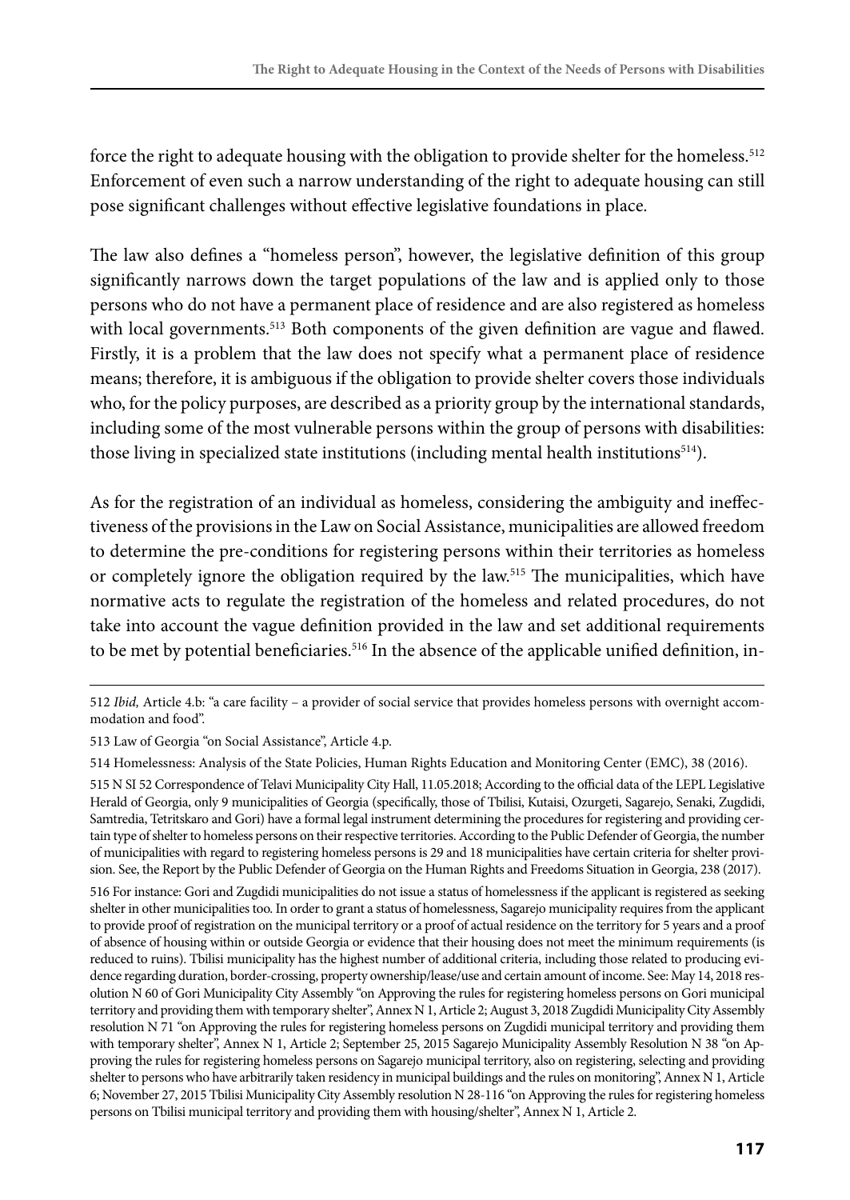force the right to adequate housing with the obligation to provide shelter for the homeless.[512] Enforcement of even such a narrow understanding of the right to adequate housing can still pose significant challenges without effective legislative foundations in place.

The law also defines a "homeless person", however, the legislative definition of this group significantly narrows down the target populations of the law and is applied only to those persons who do not have a permanent place of residence and are also registered as homeless with local governments.[513] Both components of the given definition are vague and flawed. Firstly, it is a problem that the law does not specify what a permanent place of residence means; therefore, it is ambiguous if the obligation to provide shelter covers those individuals who, for the policy purposes, are described as a priority group by the international standards, including some of the most vulnerable persons within the group of persons with disabilities: those living in specialized state institutions (including mental health institutions[514]).

As for the registration of an individual as homeless, considering the ambiguity and ineffectiveness of the provisions in the Law on Social Assistance, municipalities are allowed freedom to determine the pre-conditions for registering persons within their territories as homeless or completely ignore the obligation required by the law.[515] The municipalities, which have normative acts to regulate the registration of the homeless and related procedures, do not take into account the vague definition provided in the law and set additional requirements to be met by potential beneficiaries.[516] In the absence of the applicable unified definition, in-

---

512 *Ibid,* Article 4.b: "a care facility – a provider of social service that provides homeless persons with overnight accommodation and food".

513 Law of Georgia "on Social Assistance", Article 4.p.

514 Homelessness: Analysis of the State Policies, Human Rights Education and Monitoring Center (EMC), 38 (2016).

515 N SI 52 Correspondence of Telavi Municipality City Hall, 11.05.2018; According to the official data of the LEPL Legislative Herald of Georgia, only 9 municipalities of Georgia (specifically, those of Tbilisi, Kutaisi, Ozurgeti, Sagarejo, Senaki, Zugdidi, Samtredia, Tetritskaro and Gori) have a formal legal instrument determining the procedures for registering and providing certain type of shelter to homeless persons on their respective territories. According to the Public Defender of Georgia, the number of municipalities with regard to registering homeless persons is 29 and 18 municipalities have certain criteria for shelter provision. See, the Report by the Public Defender of Georgia on the Human Rights and Freedoms Situation in Georgia, 238 (2017).

516 For instance: Gori and Zugdidi municipalities do not issue a status of homelessness if the applicant is registered as seeking shelter in other municipalities too. In order to grant a status of homelessness, Sagarejo municipality requires from the applicant to provide proof of registration on the municipal territory or a proof of actual residence on the territory for 5 years and a proof of absence of housing within or outside Georgia or evidence that their housing does not meet the minimum requirements (is reduced to ruins). Tbilisi municipality has the highest number of additional criteria, including those related to producing evidence regarding duration, border-crossing, property ownership/lease/use and certain amount of income. See: May 14, 2018 resolution N 60 of Gori Municipality City Assembly "on Approving the rules for registering homeless persons on Gori municipal territory and providing them with temporary shelter", Annex N 1, Article 2; August 3, 2018 Zugdidi Municipality City Assembly resolution N 71 "on Approving the rules for registering homeless persons on Zugdidi municipal territory and providing them with temporary shelter", Annex N 1, Article 2; September 25, 2015 Sagarejo Municipality Assembly Resolution N 38 "on Approving the rules for registering homeless persons on Sagarejo municipal territory, also on registering, selecting and providing shelter to persons who have arbitrarily taken residency in municipal buildings and the rules on monitoring", Annex N 1, Article 6; November 27, 2015 Tbilisi Municipality City Assembly resolution N 28-116 "on Approving the rules for registering homeless persons on Tbilisi municipal territory and providing them with housing/shelter", Annex N 1, Article 2.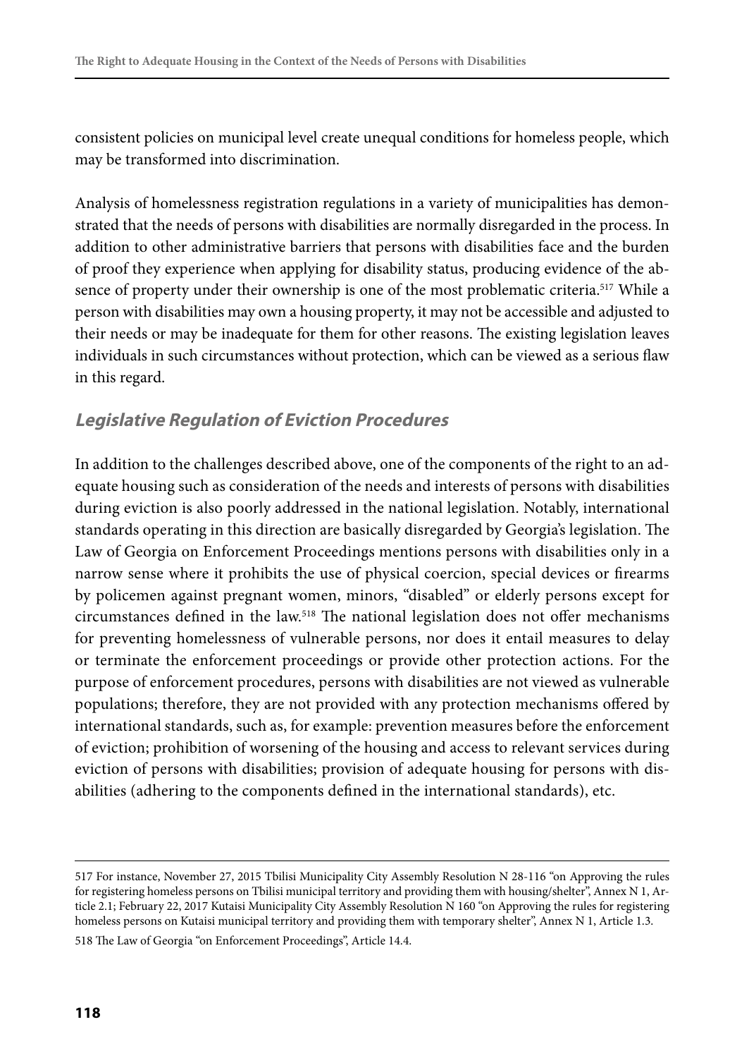consistent policies on municipal level create unequal conditions for homeless people, which may be transformed into discrimination.

Analysis of homelessness registration regulations in a variety of municipalities has demonstrated that the needs of persons with disabilities are normally disregarded in the process. In addition to other administrative barriers that persons with disabilities face and the burden of proof they experience when applying for disability status, producing evidence of the absence of property under their ownership is one of the most problematic criteria.[517] While a person with disabilities may own a housing property, it may not be accessible and adjusted to their needs or may be inadequate for them for other reasons. The existing legislation leaves individuals in such circumstances without protection, which can be viewed as a serious flaw in this regard.

### *Legislative Regulation of Eviction Procedures*

In addition to the challenges described above, one of the components of the right to an adequate housing such as consideration of the needs and interests of persons with disabilities during eviction is also poorly addressed in the national legislation. Notably, international standards operating in this direction are basically disregarded by Georgia's legislation. The Law of Georgia on Enforcement Proceedings mentions persons with disabilities only in a narrow sense where it prohibits the use of physical coercion, special devices or firearms by policemen against pregnant women, minors, "disabled" or elderly persons except for circumstances defined in the law.[518] The national legislation does not offer mechanisms for preventing homelessness of vulnerable persons, nor does it entail measures to delay or terminate the enforcement proceedings or provide other protection actions. For the purpose of enforcement procedures, persons with disabilities are not viewed as vulnerable populations; therefore, they are not provided with any protection mechanisms offered by international standards, such as, for example: prevention measures before the enforcement of eviction; prohibition of worsening of the housing and access to relevant services during eviction of persons with disabilities; provision of adequate housing for persons with disabilities (adhering to the components defined in the international standards), etc.

---

517 For instance, November 27, 2015 Tbilisi Municipality City Assembly Resolution N 28-116 "on Approving the rules for registering homeless persons on Tbilisi municipal territory and providing them with housing/shelter", Annex N 1, Article 2.1; February 22, 2017 Kutaisi Municipality City Assembly Resolution N 160 "on Approving the rules for registering homeless persons on Kutaisi municipal territory and providing them with temporary shelter", Annex N 1, Article 1.3.

518 The Law of Georgia "on Enforcement Proceedings", Article 14.4.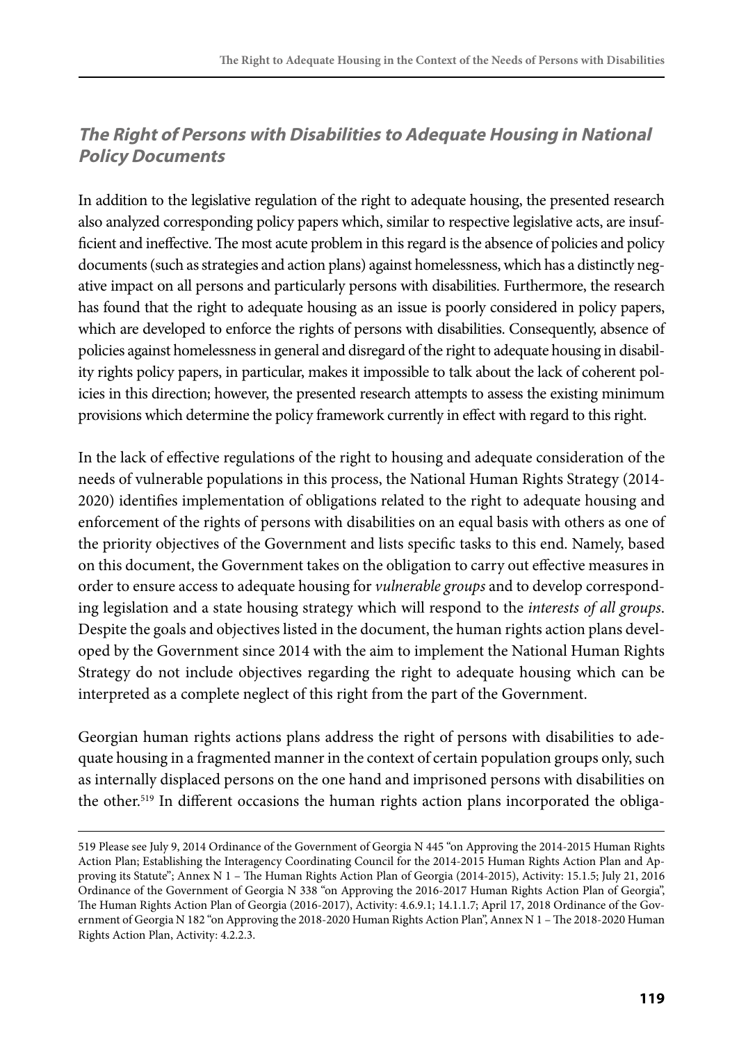### *The Right of Persons with Disabilities to Adequate Housing in National Policy Documents*

In addition to the legislative regulation of the right to adequate housing, the presented research also analyzed corresponding policy papers which, similar to respective legislative acts, are insufficient and ineffective. The most acute problem in this regard is the absence of policies and policy documents (such as strategies and action plans) against homelessness, which has a distinctly negative impact on all persons and particularly persons with disabilities. Furthermore, the research has found that the right to adequate housing as an issue is poorly considered in policy papers, which are developed to enforce the rights of persons with disabilities. Consequently, absence of policies against homelessness in general and disregard of the right to adequate housing in disability rights policy papers, in particular, makes it impossible to talk about the lack of coherent policies in this direction; however, the presented research attempts to assess the existing minimum provisions which determine the policy framework currently in effect with regard to this right.

In the lack of effective regulations of the right to housing and adequate consideration of the needs of vulnerable populations in this process, the National Human Rights Strategy (2014-2020) identifies implementation of obligations related to the right to adequate housing and enforcement of the rights of persons with disabilities on an equal basis with others as one of the priority objectives of the Government and lists specific tasks to this end. Namely, based on this document, the Government takes on the obligation to carry out effective measures in order to ensure access to adequate housing for *vulnerable groups* and to develop corresponding legislation and a state housing strategy which will respond to the *interests of all groups*. Despite the goals and objectives listed in the document, the human rights action plans developed by the Government since 2014 with the aim to implement the National Human Rights Strategy do not include objectives regarding the right to adequate housing which can be interpreted as a complete neglect of this right from the part of the Government.

Georgian human rights actions plans address the right of persons with disabilities to adequate housing in a fragmented manner in the context of certain population groups only, such as internally displaced persons on the one hand and imprisoned persons with disabilities on the other.[519] In different occasions the human rights action plans incorporated the obliga-

---

519 Please see July 9, 2014 Ordinance of the Government of Georgia N 445 "on Approving the 2014-2015 Human Rights Action Plan; Establishing the Interagency Coordinating Council for the 2014-2015 Human Rights Action Plan and Approving its Statute"; Annex N 1 – The Human Rights Action Plan of Georgia (2014-2015), Activity: 15.1.5; July 21, 2016 Ordinance of the Government of Georgia N 338 "on Approving the 2016-2017 Human Rights Action Plan of Georgia", The Human Rights Action Plan of Georgia (2016-2017), Activity: 4.6.9.1; 14.1.1.7; April 17, 2018 Ordinance of the Government of Georgia N 182 "on Approving the 2018-2020 Human Rights Action Plan", Annex N 1 – The 2018-2020 Human Rights Action Plan, Activity: 4.2.2.3.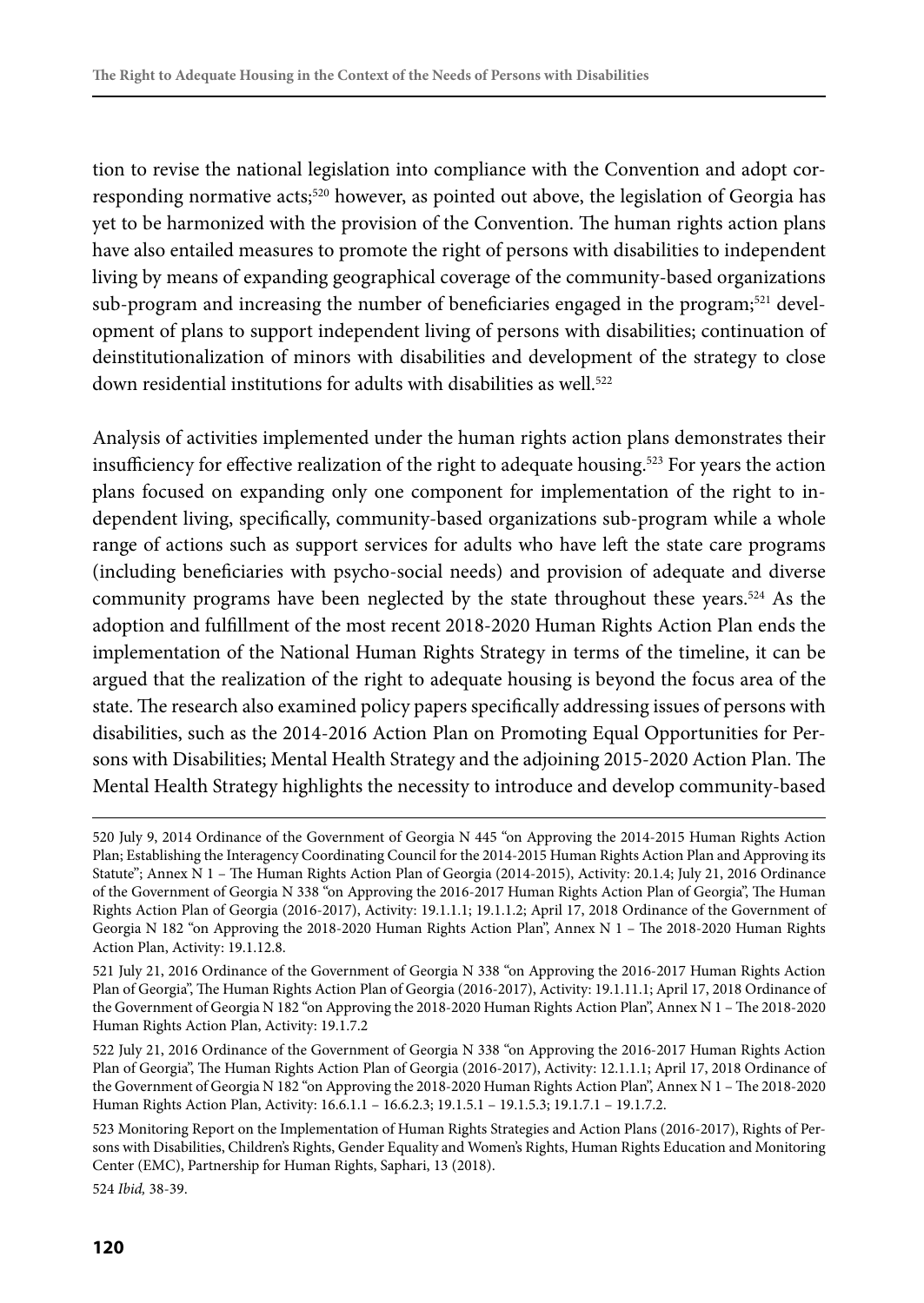tion to revise the national legislation into compliance with the Convention and adopt corresponding normative acts;[520] however, as pointed out above, the legislation of Georgia has yet to be harmonized with the provision of the Convention. The human rights action plans have also entailed measures to promote the right of persons with disabilities to independent living by means of expanding geographical coverage of the community-based organizations sub-program and increasing the number of beneficiaries engaged in the program;[521] development of plans to support independent living of persons with disabilities; continuation of deinstitutionalization of minors with disabilities and development of the strategy to close down residential institutions for adults with disabilities as well.[522]

Analysis of activities implemented under the human rights action plans demonstrates their insufficiency for effective realization of the right to adequate housing.[523] For years the action plans focused on expanding only one component for implementation of the right to independent living, specifically, community-based organizations sub-program while a whole range of actions such as support services for adults who have left the state care programs (including beneficiaries with psycho-social needs) and provision of adequate and diverse community programs have been neglected by the state throughout these years.[524] As the adoption and fulfillment of the most recent 2018-2020 Human Rights Action Plan ends the implementation of the National Human Rights Strategy in terms of the timeline, it can be argued that the realization of the right to adequate housing is beyond the focus area of the state. The research also examined policy papers specifically addressing issues of persons with disabilities, such as the 2014-2016 Action Plan on Promoting Equal Opportunities for Persons with Disabilities; Mental Health Strategy and the adjoining 2015-2020 Action Plan. The Mental Health Strategy highlights the necessity to introduce and develop community-based

---

520 July 9, 2014 Ordinance of the Government of Georgia N 445 "on Approving the 2014-2015 Human Rights Action Plan; Establishing the Interagency Coordinating Council for the 2014-2015 Human Rights Action Plan and Approving its Statute"; Annex N 1 – The Human Rights Action Plan of Georgia (2014-2015), Activity: 20.1.4; July 21, 2016 Ordinance of the Government of Georgia N 338 "on Approving the 2016-2017 Human Rights Action Plan of Georgia", The Human Rights Action Plan of Georgia (2016-2017), Activity: 19.1.1.1; 19.1.1.2; April 17, 2018 Ordinance of the Government of Georgia N 182 "on Approving the 2018-2020 Human Rights Action Plan", Annex N 1 – The 2018-2020 Human Rights Action Plan, Activity: 19.1.12.8.

521 July 21, 2016 Ordinance of the Government of Georgia N 338 "on Approving the 2016-2017 Human Rights Action Plan of Georgia", The Human Rights Action Plan of Georgia (2016-2017), Activity: 19.1.11.1; April 17, 2018 Ordinance of the Government of Georgia N 182 "on Approving the 2018-2020 Human Rights Action Plan", Annex N 1 – The 2018-2020 Human Rights Action Plan, Activity: 19.1.7.2

522 July 21, 2016 Ordinance of the Government of Georgia N 338 "on Approving the 2016-2017 Human Rights Action Plan of Georgia", The Human Rights Action Plan of Georgia (2016-2017), Activity: 12.1.1.1; April 17, 2018 Ordinance of the Government of Georgia N 182 "on Approving the 2018-2020 Human Rights Action Plan", Annex N 1 – The 2018-2020 Human Rights Action Plan, Activity: 16.6.1.1 – 16.6.2.3; 19.1.5.1 – 19.1.5.3; 19.1.7.1 – 19.1.7.2.

523 Monitoring Report on the Implementation of Human Rights Strategies and Action Plans (2016-2017), Rights of Persons with Disabilities, Children's Rights, Gender Equality and Women's Rights, Human Rights Education and Monitoring Center (EMC), Partnership for Human Rights, Saphari, 13 (2018).

524 *Ibid,* 38-39.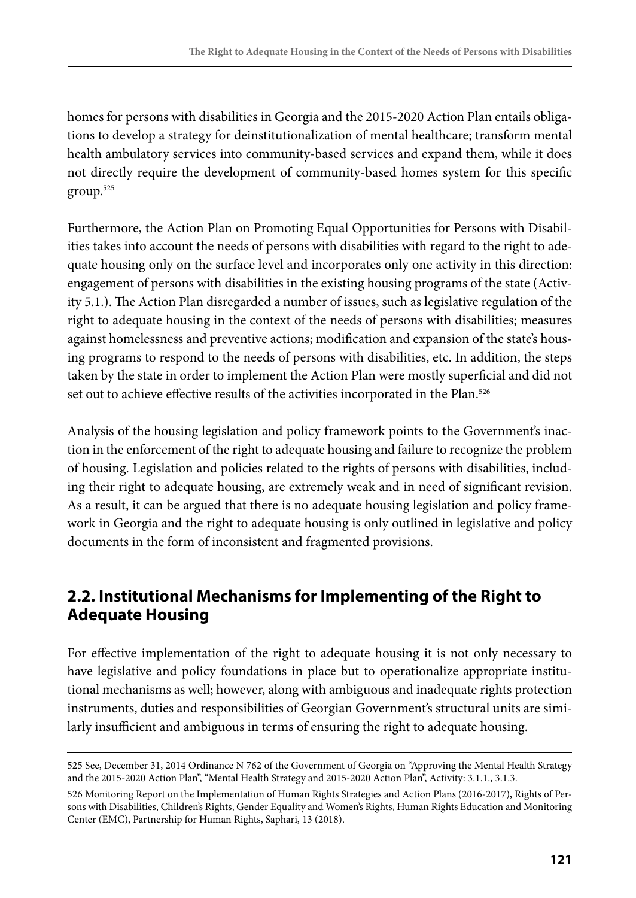homes for persons with disabilities in Georgia and the 2015-2020 Action Plan entails obligations to develop a strategy for deinstitutionalization of mental healthcare; transform mental health ambulatory services into community-based services and expand them, while it does not directly require the development of community-based homes system for this specific group.[525]

Furthermore, the Action Plan on Promoting Equal Opportunities for Persons with Disabilities takes into account the needs of persons with disabilities with regard to the right to adequate housing only on the surface level and incorporates only one activity in this direction: engagement of persons with disabilities in the existing housing programs of the state (Activity 5.1.). The Action Plan disregarded a number of issues, such as legislative regulation of the right to adequate housing in the context of the needs of persons with disabilities; measures against homelessness and preventive actions; modification and expansion of the state's housing programs to respond to the needs of persons with disabilities, etc. In addition, the steps taken by the state in order to implement the Action Plan were mostly superficial and did not set out to achieve effective results of the activities incorporated in the Plan.[526]

Analysis of the housing legislation and policy framework points to the Government's inaction in the enforcement of the right to adequate housing and failure to recognize the problem of housing. Legislation and policies related to the rights of persons with disabilities, including their right to adequate housing, are extremely weak and in need of significant revision. As a result, it can be argued that there is no adequate housing legislation and policy framework in Georgia and the right to adequate housing is only outlined in legislative and policy documents in the form of inconsistent and fragmented provisions.

## 2.2. Institutional Mechanisms for Implementing of the Right to Adequate Housing

For effective implementation of the right to adequate housing it is not only necessary to have legislative and policy foundations in place but to operationalize appropriate institutional mechanisms as well; however, along with ambiguous and inadequate rights protection instruments, duties and responsibilities of Georgian Government's structural units are similarly insufficient and ambiguous in terms of ensuring the right to adequate housing.

---

525 See, December 31, 2014 Ordinance N 762 of the Government of Georgia on "Approving the Mental Health Strategy and the 2015-2020 Action Plan", "Mental Health Strategy and 2015-2020 Action Plan", Activity: 3.1.1., 3.1.3.

526 Monitoring Report on the Implementation of Human Rights Strategies and Action Plans (2016-2017), Rights of Persons with Disabilities, Children's Rights, Gender Equality and Women's Rights, Human Rights Education and Monitoring Center (EMC), Partnership for Human Rights, Saphari, 13 (2018).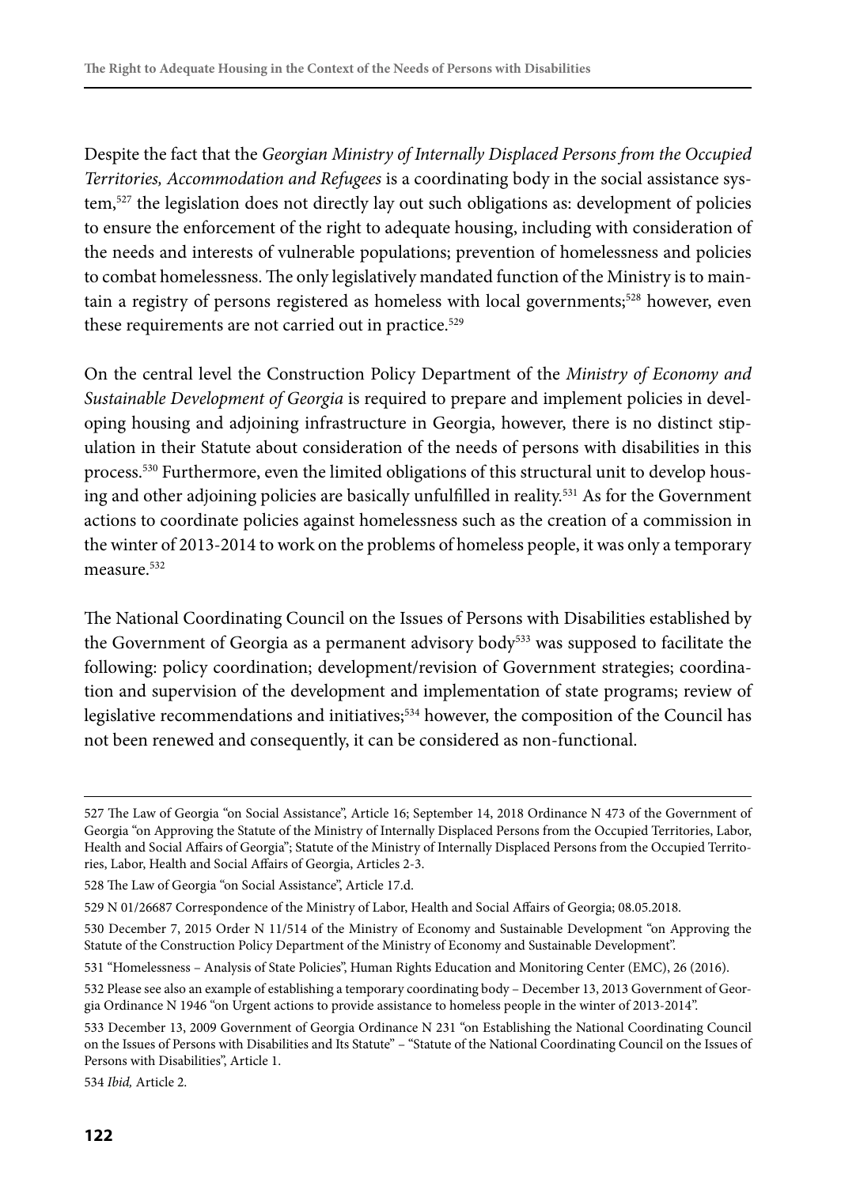Despite the fact that the *Georgian Ministry of Internally Displaced Persons from the Occupied Territories, Accommodation and Refugees* is a coordinating body in the social assistance system,[527] the legislation does not directly lay out such obligations as: development of policies to ensure the enforcement of the right to adequate housing, including with consideration of the needs and interests of vulnerable populations; prevention of homelessness and policies to combat homelessness. The only legislatively mandated function of the Ministry is to maintain a registry of persons registered as homeless with local governments;[528] however, even these requirements are not carried out in practice.[529]

On the central level the Construction Policy Department of the *Ministry of Economy and Sustainable Development of Georgia* is required to prepare and implement policies in developing housing and adjoining infrastructure in Georgia, however, there is no distinct stipulation in their Statute about consideration of the needs of persons with disabilities in this process.[530] Furthermore, even the limited obligations of this structural unit to develop housing and other adjoining policies are basically unfulfilled in reality.[531] As for the Government actions to coordinate policies against homelessness such as the creation of a commission in the winter of 2013-2014 to work on the problems of homeless people, it was only a temporary measure.[532]

The National Coordinating Council on the Issues of Persons with Disabilities established by the Government of Georgia as a permanent advisory body[533] was supposed to facilitate the following: policy coordination; development/revision of Government strategies; coordination and supervision of the development and implementation of state programs; review of legislative recommendations and initiatives;[534] however, the composition of the Council has not been renewed and consequently, it can be considered as non-functional.

---

527 The Law of Georgia "on Social Assistance", Article 16; September 14, 2018 Ordinance N 473 of the Government of Georgia "on Approving the Statute of the Ministry of Internally Displaced Persons from the Occupied Territories, Labor, Health and Social Affairs of Georgia"; Statute of the Ministry of Internally Displaced Persons from the Occupied Territories, Labor, Health and Social Affairs of Georgia, Articles 2-3.

528 The Law of Georgia "on Social Assistance", Article 17.d.

529 N 01/26687 Correspondence of the Ministry of Labor, Health and Social Affairs of Georgia; 08.05.2018.

530 December 7, 2015 Order N 11/514 of the Ministry of Economy and Sustainable Development "on Approving the Statute of the Construction Policy Department of the Ministry of Economy and Sustainable Development".

531 "Homelessness – Analysis of State Policies", Human Rights Education and Monitoring Center (EMC), 26 (2016).

532 Please see also an example of establishing a temporary coordinating body – December 13, 2013 Government of Georgia Ordinance N 1946 "on Urgent actions to provide assistance to homeless people in the winter of 2013-2014".

533 December 13, 2009 Government of Georgia Ordinance N 231 "on Establishing the National Coordinating Council on the Issues of Persons with Disabilities and Its Statute" – "Statute of the National Coordinating Council on the Issues of Persons with Disabilities", Article 1.

534 *Ibid,* Article 2.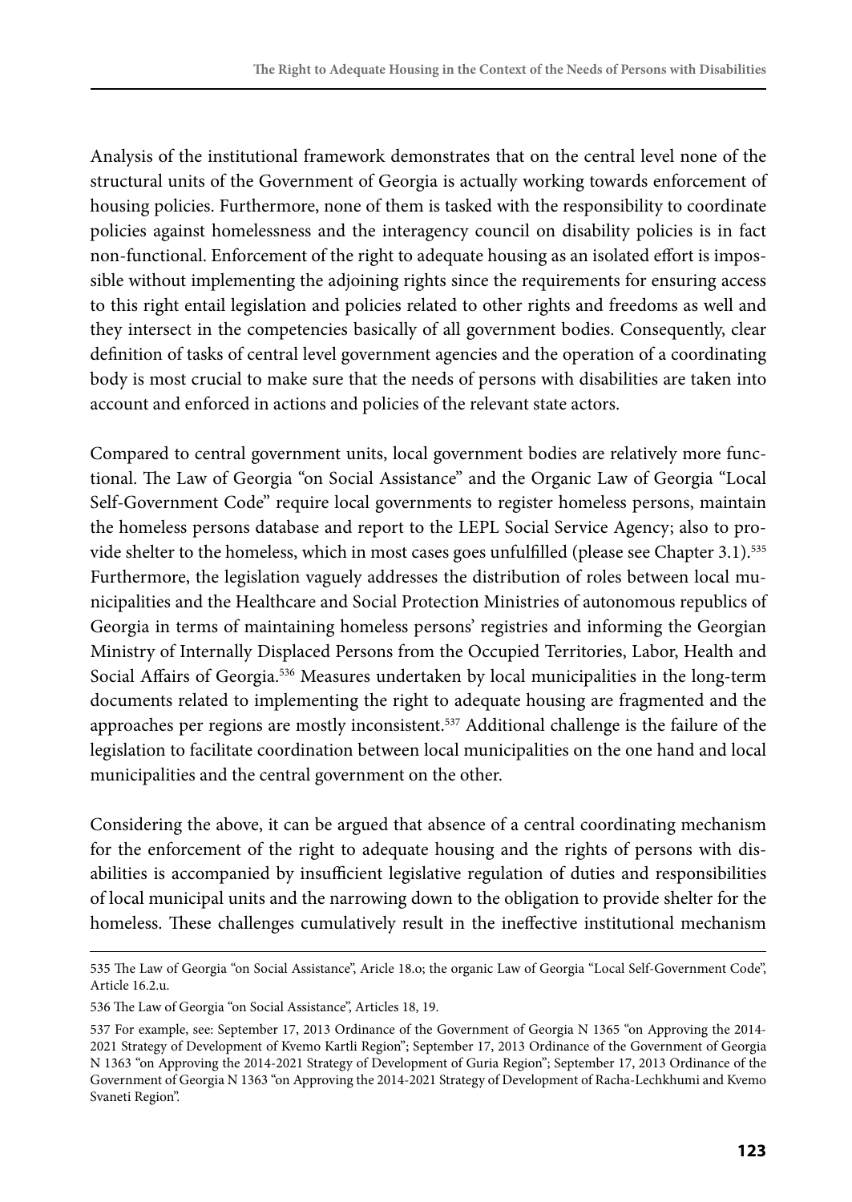Analysis of the institutional framework demonstrates that on the central level none of the structural units of the Government of Georgia is actually working towards enforcement of housing policies. Furthermore, none of them is tasked with the responsibility to coordinate policies against homelessness and the interagency council on disability policies is in fact non-functional. Enforcement of the right to adequate housing as an isolated effort is impossible without implementing the adjoining rights since the requirements for ensuring access to this right entail legislation and policies related to other rights and freedoms as well and they intersect in the competencies basically of all government bodies. Consequently, clear definition of tasks of central level government agencies and the operation of a coordinating body is most crucial to make sure that the needs of persons with disabilities are taken into account and enforced in actions and policies of the relevant state actors.

Compared to central government units, local government bodies are relatively more functional. The Law of Georgia "on Social Assistance" and the Organic Law of Georgia "Local Self-Government Code" require local governments to register homeless persons, maintain the homeless persons database and report to the LEPL Social Service Agency; also to provide shelter to the homeless, which in most cases goes unfulfilled (please see Chapter 3.1).[535] Furthermore, the legislation vaguely addresses the distribution of roles between local municipalities and the Healthcare and Social Protection Ministries of autonomous republics of Georgia in terms of maintaining homeless persons' registries and informing the Georgian Ministry of Internally Displaced Persons from the Occupied Territories, Labor, Health and Social Affairs of Georgia.[536] Measures undertaken by local municipalities in the long-term documents related to implementing the right to adequate housing are fragmented and the approaches per regions are mostly inconsistent.[537] Additional challenge is the failure of the legislation to facilitate coordination between local municipalities on the one hand and local municipalities and the central government on the other.

Considering the above, it can be argued that absence of a central coordinating mechanism for the enforcement of the right to adequate housing and the rights of persons with disabilities is accompanied by insufficient legislative regulation of duties and responsibilities of local municipal units and the narrowing down to the obligation to provide shelter for the homeless. These challenges cumulatively result in the ineffective institutional mechanism

---

535 The Law of Georgia "on Social Assistance", Aricle 18.o; the organic Law of Georgia "Local Self-Government Code", Article 16.2.u.

536 The Law of Georgia "on Social Assistance", Articles 18, 19.

537 For example, see: September 17, 2013 Ordinance of the Government of Georgia N 1365 "on Approving the 2014-2021 Strategy of Development of Kvemo Kartli Region"; September 17, 2013 Ordinance of the Government of Georgia N 1363 "on Approving the 2014-2021 Strategy of Development of Guria Region"; September 17, 2013 Ordinance of the Government of Georgia N 1363 "on Approving the 2014-2021 Strategy of Development of Racha-Lechkhumi and Kvemo Svaneti Region".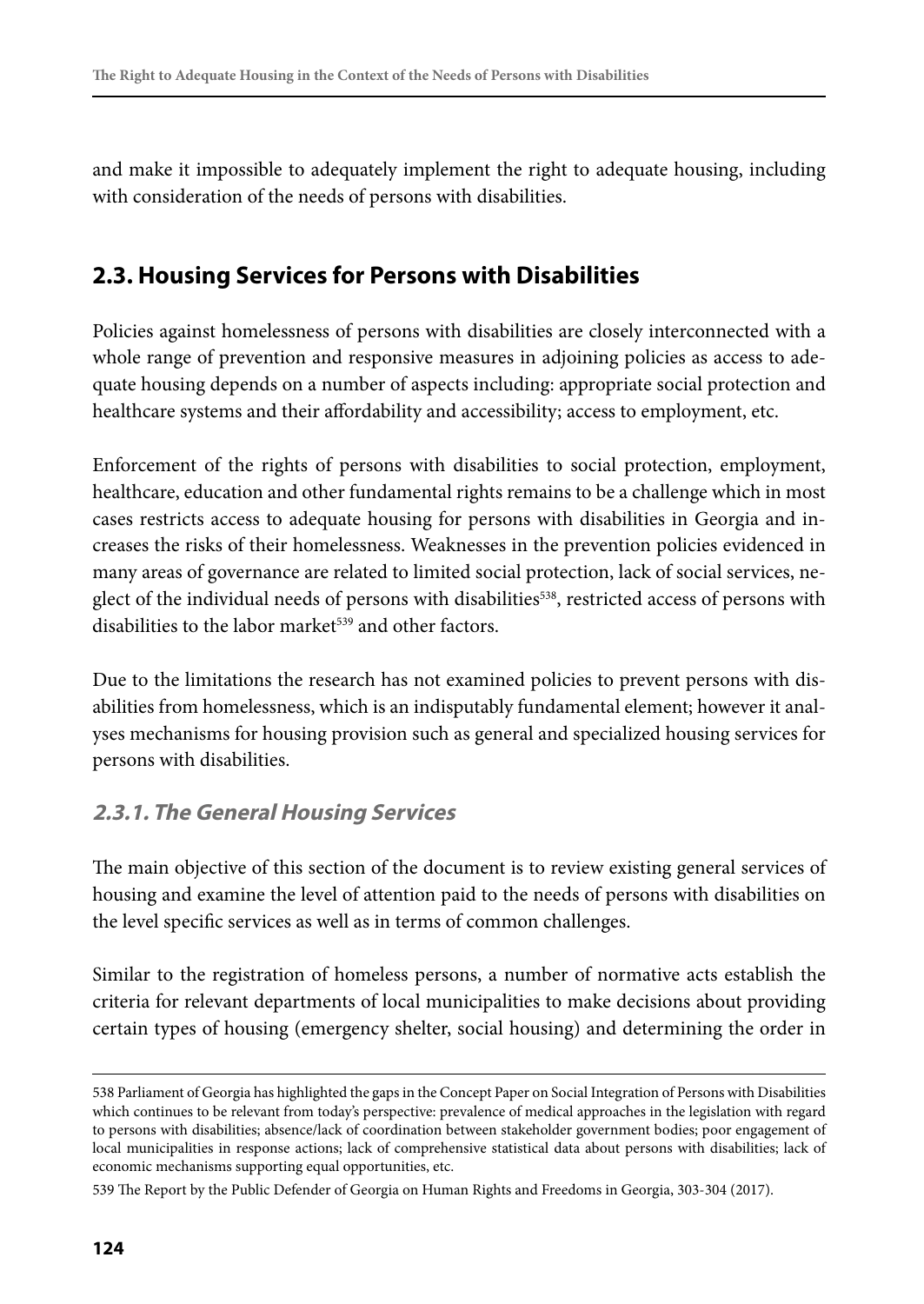and make it impossible to adequately implement the right to adequate housing, including with consideration of the needs of persons with disabilities.

## 2.3. Housing Services for Persons with Disabilities

Policies against homelessness of persons with disabilities are closely interconnected with a whole range of prevention and responsive measures in adjoining policies as access to adequate housing depends on a number of aspects including: appropriate social protection and healthcare systems and their affordability and accessibility; access to employment, etc.

Enforcement of the rights of persons with disabilities to social protection, employment, healthcare, education and other fundamental rights remains to be a challenge which in most cases restricts access to adequate housing for persons with disabilities in Georgia and increases the risks of their homelessness. Weaknesses in the prevention policies evidenced in many areas of governance are related to limited social protection, lack of social services, neglect of the individual needs of persons with disabilities[538], restricted access of persons with disabilities to the labor market[539] and other factors.

Due to the limitations the research has not examined policies to prevent persons with disabilities from homelessness, which is an indisputably fundamental element; however it analyses mechanisms for housing provision such as general and specialized housing services for persons with disabilities.

### *2.3.1. The General Housing Services*

The main objective of this section of the document is to review existing general services of housing and examine the level of attention paid to the needs of persons with disabilities on the level specific services as well as in terms of common challenges.

Similar to the registration of homeless persons, a number of normative acts establish the criteria for relevant departments of local municipalities to make decisions about providing certain types of housing (emergency shelter, social housing) and determining the order in

---

538 Parliament of Georgia has highlighted the gaps in the Concept Paper on Social Integration of Persons with Disabilities which continues to be relevant from today's perspective: prevalence of medical approaches in the legislation with regard to persons with disabilities; absence/lack of coordination between stakeholder government bodies; poor engagement of local municipalities in response actions; lack of comprehensive statistical data about persons with disabilities; lack of economic mechanisms supporting equal opportunities, etc.

539 The Report by the Public Defender of Georgia on Human Rights and Freedoms in Georgia, 303-304 (2017).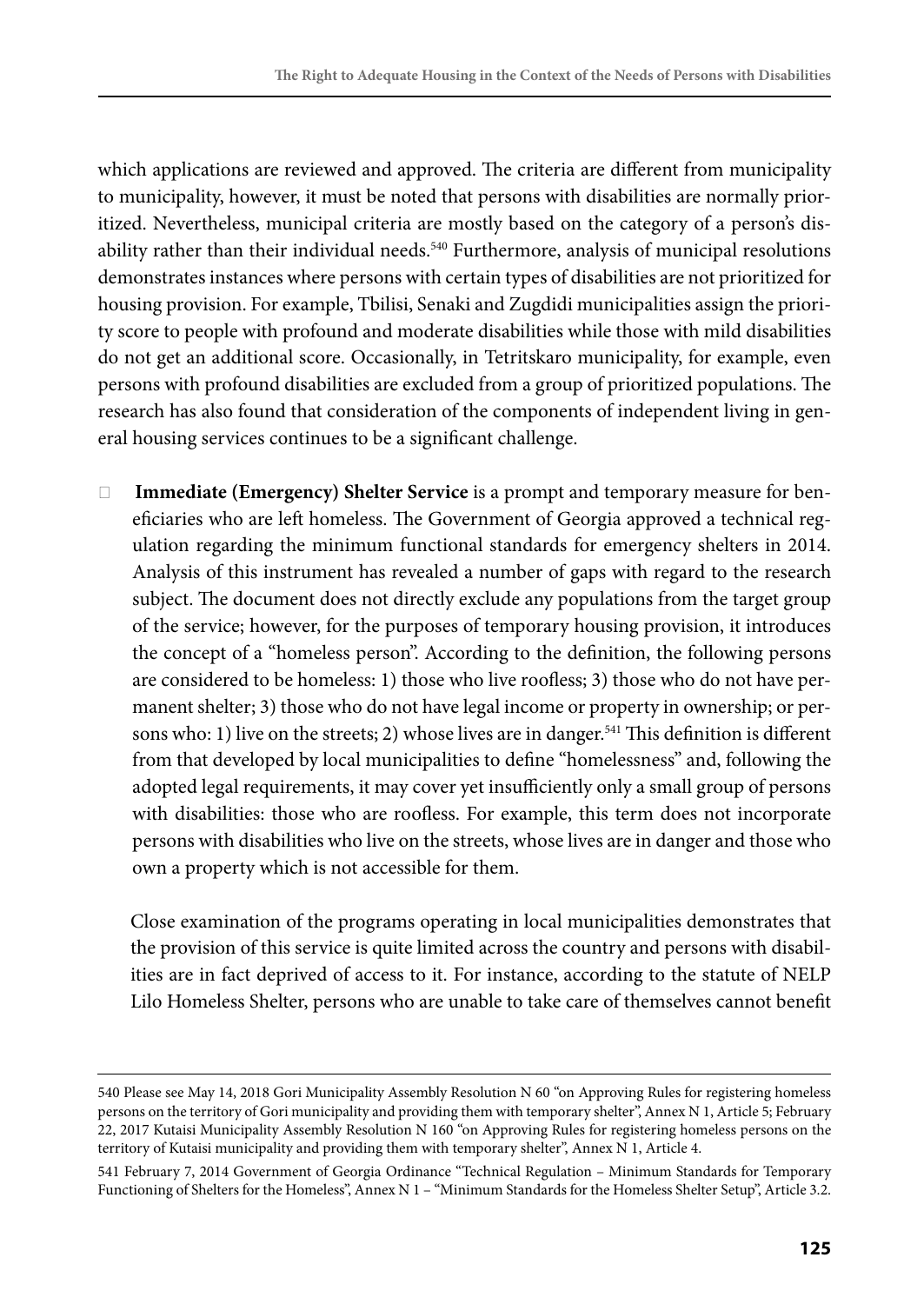which applications are reviewed and approved. The criteria are different from municipality to municipality, however, it must be noted that persons with disabilities are normally prioritized. Nevertheless, municipal criteria are mostly based on the category of a person's disability rather than their individual needs.[540] Furthermore, analysis of municipal resolutions demonstrates instances where persons with certain types of disabilities are not prioritized for housing provision. For example, Tbilisi, Senaki and Zugdidi municipalities assign the priority score to people with profound and moderate disabilities while those with mild disabilities do not get an additional score. Occasionally, in Tetritskaro municipality, for example, even persons with profound disabilities are excluded from a group of prioritized populations. The research has also found that consideration of the components of independent living in general housing services continues to be a significant challenge.

- **Immediate (Emergency) Shelter Service** is a prompt and temporary measure for beneficiaries who are left homeless. The Government of Georgia approved a technical regulation regarding the minimum functional standards for emergency shelters in 2014. Analysis of this instrument has revealed a number of gaps with regard to the research subject. The document does not directly exclude any populations from the target group of the service; however, for the purposes of temporary housing provision, it introduces the concept of a "homeless person". According to the definition, the following persons are considered to be homeless: 1) those who live roofless; 3) those who do not have permanent shelter; 3) those who do not have legal income or property in ownership; or persons who: 1) live on the streets; 2) whose lives are in danger.[541] This definition is different from that developed by local municipalities to define "homelessness" and, following the adopted legal requirements, it may cover yet insufficiently only a small group of persons with disabilities: those who are roofless. For example, this term does not incorporate persons with disabilities who live on the streets, whose lives are in danger and those who own a property which is not accessible for them.

  Close examination of the programs operating in local municipalities demonstrates that the provision of this service is quite limited across the country and persons with disabilities are in fact deprived of access to it. For instance, according to the statute of NELP Lilo Homeless Shelter, persons who are unable to take care of themselves cannot benefit

---

540 Please see May 14, 2018 Gori Municipality Assembly Resolution N 60 "on Approving Rules for registering homeless persons on the territory of Gori municipality and providing them with temporary shelter", Annex N 1, Article 5; February 22, 2017 Kutaisi Municipality Assembly Resolution N 160 "on Approving Rules for registering homeless persons on the territory of Kutaisi municipality and providing them with temporary shelter", Annex N 1, Article 4.

541 February 7, 2014 Government of Georgia Ordinance "Technical Regulation – Minimum Standards for Temporary Functioning of Shelters for the Homeless", Annex N 1 – "Minimum Standards for the Homeless Shelter Setup", Article 3.2.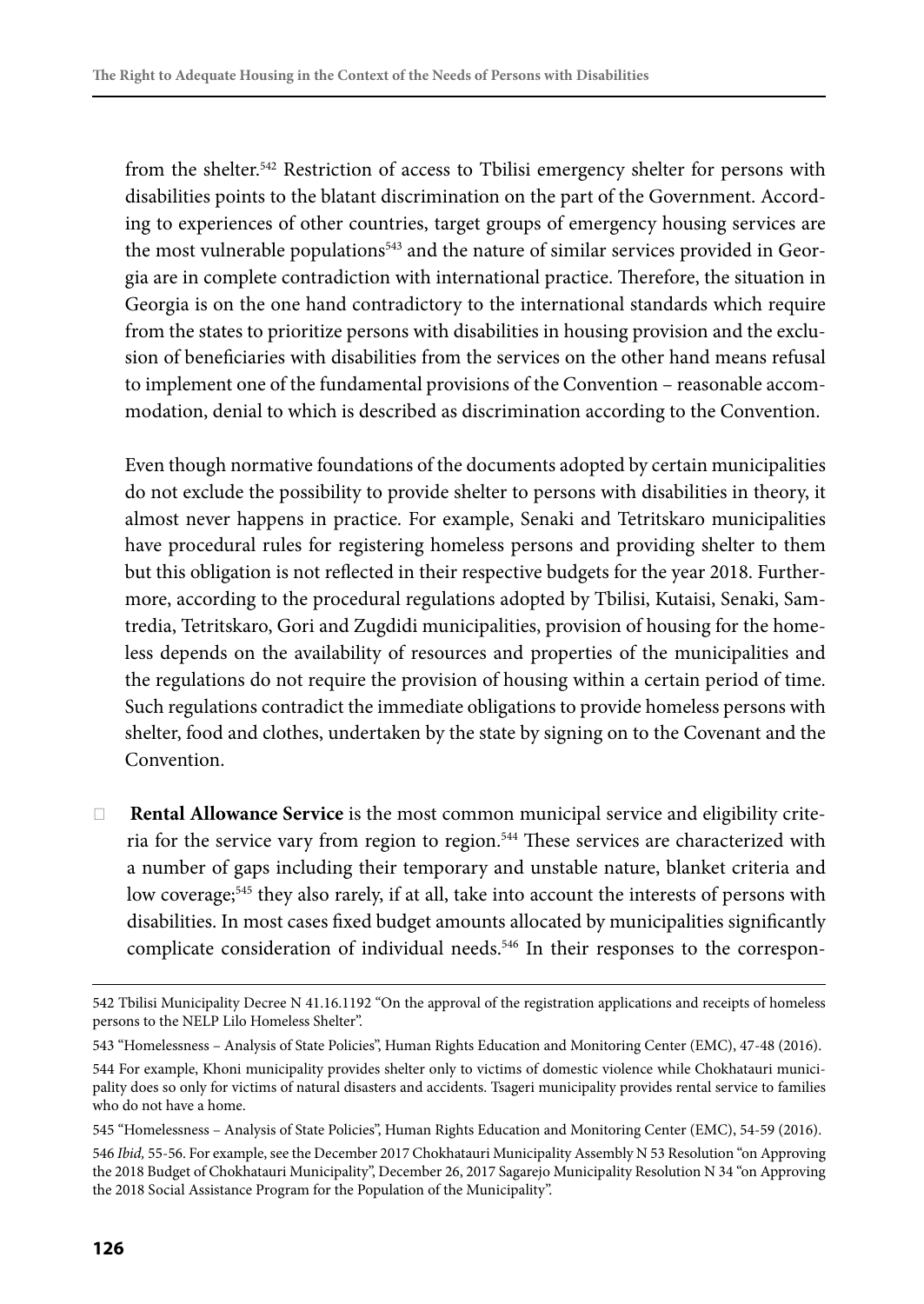from the shelter.[542] Restriction of access to Tbilisi emergency shelter for persons with disabilities points to the blatant discrimination on the part of the Government. According to experiences of other countries, target groups of emergency housing services are the most vulnerable populations[543] and the nature of similar services provided in Georgia are in complete contradiction with international practice. Therefore, the situation in Georgia is on the one hand contradictory to the international standards which require from the states to prioritize persons with disabilities in housing provision and the exclusion of beneficiaries with disabilities from the services on the other hand means refusal to implement one of the fundamental provisions of the Convention – reasonable accommodation, denial to which is described as discrimination according to the Convention.

Even though normative foundations of the documents adopted by certain municipalities do not exclude the possibility to provide shelter to persons with disabilities in theory, it almost never happens in practice. For example, Senaki and Tetritskaro municipalities have procedural rules for registering homeless persons and providing shelter to them but this obligation is not reflected in their respective budgets for the year 2018. Furthermore, according to the procedural regulations adopted by Tbilisi, Kutaisi, Senaki, Samtredia, Tetritskaro, Gori and Zugdidi municipalities, provision of housing for the homeless depends on the availability of resources and properties of the municipalities and the regulations do not require the provision of housing within a certain period of time. Such regulations contradict the immediate obligations to provide homeless persons with shelter, food and clothes, undertaken by the state by signing on to the Covenant and the Convention.

- **Rental Allowance Service** is the most common municipal service and eligibility criteria for the service vary from region to region.[544] These services are characterized with a number of gaps including their temporary and unstable nature, blanket criteria and low coverage;[545] they also rarely, if at all, take into account the interests of persons with disabilities. In most cases fixed budget amounts allocated by municipalities significantly complicate consideration of individual needs.[546] In their responses to the correspon-

542 Tbilisi Municipality Decree N 41.16.1192 "On the approval of the registration applications and receipts of homeless persons to the NELP Lilo Homeless Shelter".

543 "Homelessness – Analysis of State Policies", Human Rights Education and Monitoring Center (EMC), 47-48 (2016).

544 For example, Khoni municipality provides shelter only to victims of domestic violence while Chokhatauri municipality does so only for victims of natural disasters and accidents. Tsageri municipality provides rental service to families who do not have a home.

545 "Homelessness – Analysis of State Policies", Human Rights Education and Monitoring Center (EMC), 54-59 (2016).

546 *Ibid,* 55-56. For example, see the December 2017 Chokhatauri Municipality Assembly N 53 Resolution "on Approving the 2018 Budget of Chokhatauri Municipality", December 26, 2017 Sagarejo Municipality Resolution N 34 "on Approving the 2018 Social Assistance Program for the Population of the Municipality".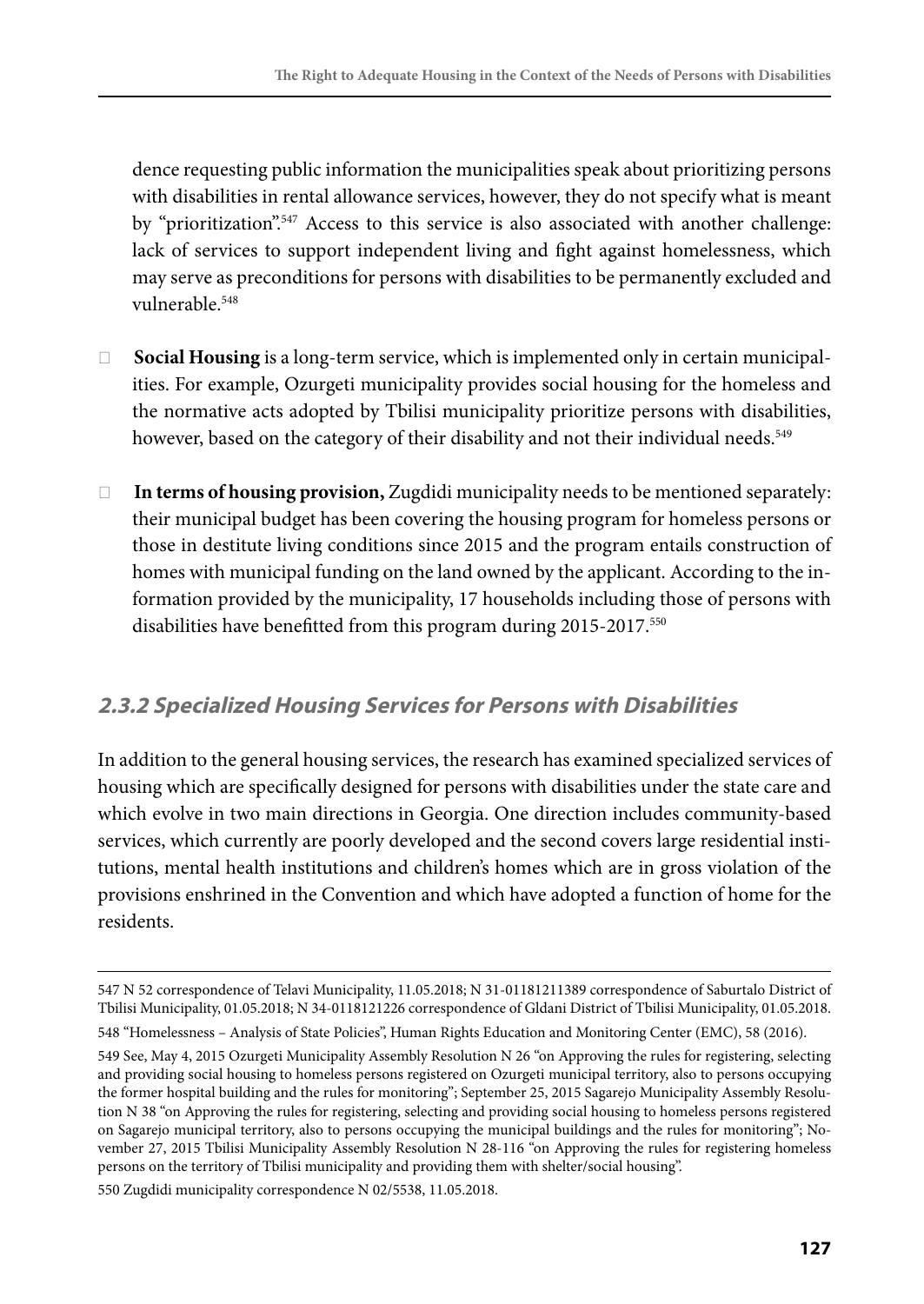dence requesting public information the municipalities speak about prioritizing persons with disabilities in rental allowance services, however, they do not specify what is meant by "prioritization".[547] Access to this service is also associated with another challenge: lack of services to support independent living and fight against homelessness, which may serve as preconditions for persons with disabilities to be permanently excluded and vulnerable.[548]

- **Social Housing** is a long-term service, which is implemented only in certain municipalities. For example, Ozurgeti municipality provides social housing for the homeless and the normative acts adopted by Tbilisi municipality prioritize persons with disabilities, however, based on the category of their disability and not their individual needs.[549]

- **In terms of housing provision,** Zugdidi municipality needs to be mentioned separately: their municipal budget has been covering the housing program for homeless persons or those in destitute living conditions since 2015 and the program entails construction of homes with municipal funding on the land owned by the applicant. According to the information provided by the municipality, 17 households including those of persons with disabilities have benefitted from this program during 2015-2017.[550]

### *2.3.2 Specialized Housing Services for Persons with Disabilities*

In addition to the general housing services, the research has examined specialized services of housing which are specifically designed for persons with disabilities under the state care and which evolve in two main directions in Georgia. One direction includes community-based services, which currently are poorly developed and the second covers large residential institutions, mental health institutions and children's homes which are in gross violation of the provisions enshrined in the Convention and which have adopted a function of home for the residents.

---

547 N 52 correspondence of Telavi Municipality, 11.05.2018; N 31-01181211389 correspondence of Saburtalo District of Tbilisi Municipality, 01.05.2018; N 34-0118121226 correspondence of Gldani District of Tbilisi Municipality, 01.05.2018.

548 "Homelessness – Analysis of State Policies", Human Rights Education and Monitoring Center (EMC), 58 (2016).

549 See, May 4, 2015 Ozurgeti Municipality Assembly Resolution N 26 "on Approving the rules for registering, selecting and providing social housing to homeless persons registered on Ozurgeti municipal territory, also to persons occupying the former hospital building and the rules for monitoring"; September 25, 2015 Sagarejo Municipality Assembly Resolution N 38 "on Approving the rules for registering, selecting and providing social housing to homeless persons registered on Sagarejo municipal territory, also to persons occupying the municipal buildings and the rules for monitoring"; November 27, 2015 Tbilisi Municipality Assembly Resolution N 28-116 "on Approving the rules for registering homeless persons on the territory of Tbilisi municipality and providing them with shelter/social housing".

550 Zugdidi municipality correspondence N 02/5538, 11.05.2018.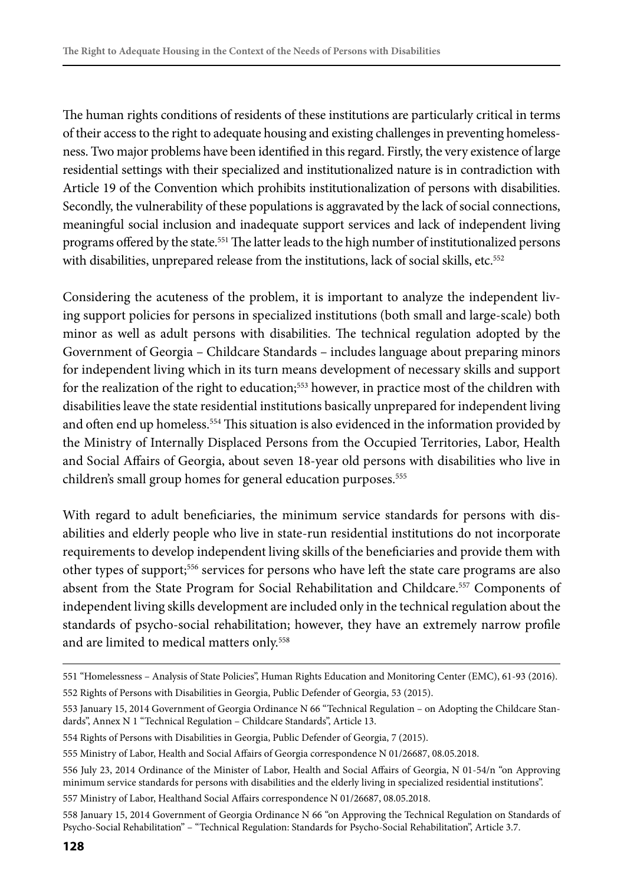The human rights conditions of residents of these institutions are particularly critical in terms of their access to the right to adequate housing and existing challenges in preventing homelessness. Two major problems have been identified in this regard. Firstly, the very existence of large residential settings with their specialized and institutionalized nature is in contradiction with Article 19 of the Convention which prohibits institutionalization of persons with disabilities. Secondly, the vulnerability of these populations is aggravated by the lack of social connections, meaningful social inclusion and inadequate support services and lack of independent living programs offered by the state.[551] The latter leads to the high number of institutionalized persons with disabilities, unprepared release from the institutions, lack of social skills, etc.[552]

Considering the acuteness of the problem, it is important to analyze the independent living support policies for persons in specialized institutions (both small and large-scale) both minor as well as adult persons with disabilities. The technical regulation adopted by the Government of Georgia – Childcare Standards – includes language about preparing minors for independent living which in its turn means development of necessary skills and support for the realization of the right to education;[553] however, in practice most of the children with disabilities leave the state residential institutions basically unprepared for independent living and often end up homeless.[554] This situation is also evidenced in the information provided by the Ministry of Internally Displaced Persons from the Occupied Territories, Labor, Health and Social Affairs of Georgia, about seven 18-year old persons with disabilities who live in children's small group homes for general education purposes.[555]

With regard to adult beneficiaries, the minimum service standards for persons with disabilities and elderly people who live in state-run residential institutions do not incorporate requirements to develop independent living skills of the beneficiaries and provide them with other types of support;[556] services for persons who have left the state care programs are also absent from the State Program for Social Rehabilitation and Childcare.[557] Components of independent living skills development are included only in the technical regulation about the standards of psycho-social rehabilitation; however, they have an extremely narrow profile and are limited to medical matters only.[558]

---

551 "Homelessness – Analysis of State Policies", Human Rights Education and Monitoring Center (EMC), 61-93 (2016).

552 Rights of Persons with Disabilities in Georgia, Public Defender of Georgia, 53 (2015).

553 January 15, 2014 Government of Georgia Ordinance N 66 "Technical Regulation – on Adopting the Childcare Standards", Annex N 1 "Technical Regulation – Childcare Standards", Article 13.

554 Rights of Persons with Disabilities in Georgia, Public Defender of Georgia, 7 (2015).

555 Ministry of Labor, Health and Social Affairs of Georgia correspondence N 01/26687, 08.05.2018.

556 July 23, 2014 Ordinance of the Minister of Labor, Health and Social Affairs of Georgia, N 01-54/n "on Approving minimum service standards for persons with disabilities and the elderly living in specialized residential institutions".

557 Ministry of Labor, Healthand Social Affairs correspondence N 01/26687, 08.05.2018.

558 January 15, 2014 Government of Georgia Ordinance N 66 "on Approving the Technical Regulation on Standards of Psycho-Social Rehabilitation" – "Technical Regulation: Standards for Psycho-Social Rehabilitation", Article 3.7.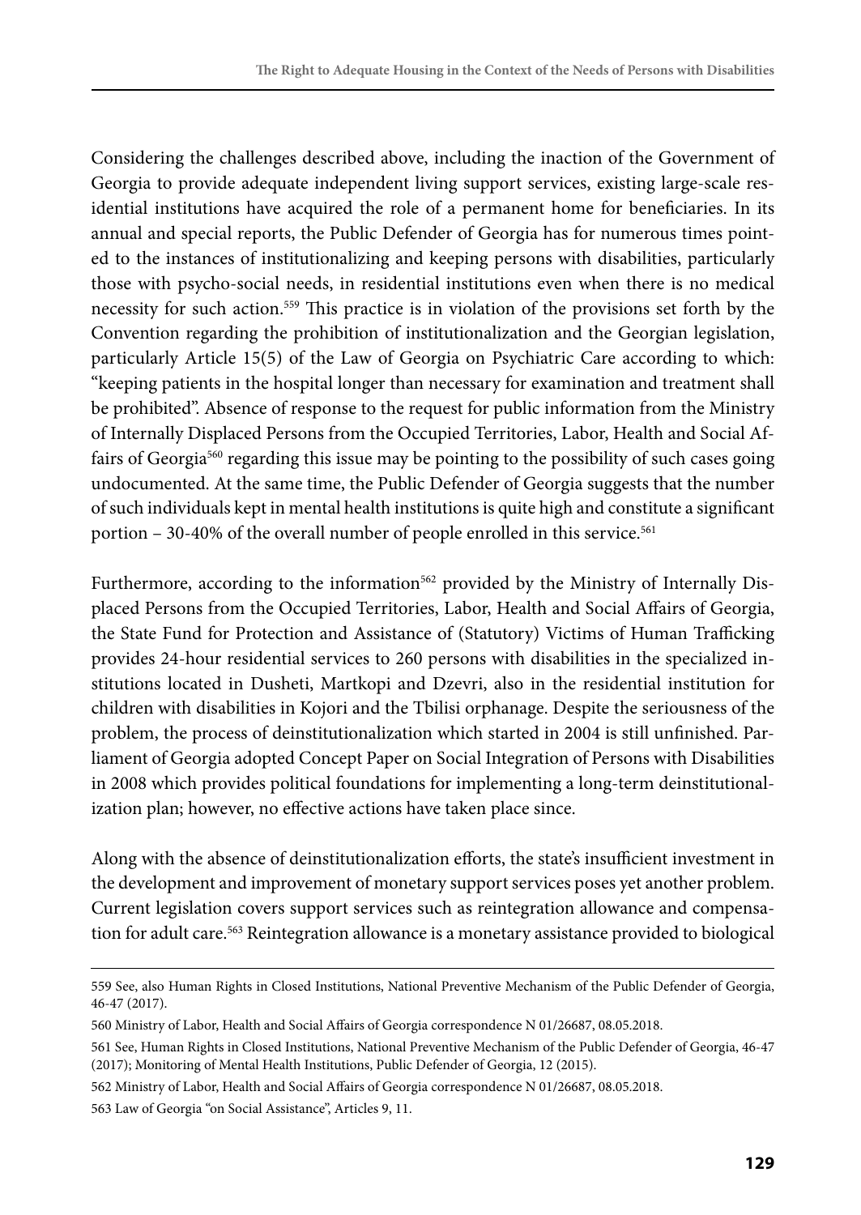Considering the challenges described above, including the inaction of the Government of Georgia to provide adequate independent living support services, existing large-scale residential institutions have acquired the role of a permanent home for beneficiaries. In its annual and special reports, the Public Defender of Georgia has for numerous times pointed to the instances of institutionalizing and keeping persons with disabilities, particularly those with psycho-social needs, in residential institutions even when there is no medical necessity for such action.[559] This practice is in violation of the provisions set forth by the Convention regarding the prohibition of institutionalization and the Georgian legislation, particularly Article 15(5) of the Law of Georgia on Psychiatric Care according to which: "keeping patients in the hospital longer than necessary for examination and treatment shall be prohibited". Absence of response to the request for public information from the Ministry of Internally Displaced Persons from the Occupied Territories, Labor, Health and Social Affairs of Georgia[560] regarding this issue may be pointing to the possibility of such cases going undocumented. At the same time, the Public Defender of Georgia suggests that the number of such individuals kept in mental health institutions is quite high and constitute a significant portion – 30-40% of the overall number of people enrolled in this service.[561]

Furthermore, according to the information[562] provided by the Ministry of Internally Displaced Persons from the Occupied Territories, Labor, Health and Social Affairs of Georgia, the State Fund for Protection and Assistance of (Statutory) Victims of Human Trafficking provides 24-hour residential services to 260 persons with disabilities in the specialized institutions located in Dusheti, Martkopi and Dzevri, also in the residential institution for children with disabilities in Kojori and the Tbilisi orphanage. Despite the seriousness of the problem, the process of deinstitutionalization which started in 2004 is still unfinished. Parliament of Georgia adopted Concept Paper on Social Integration of Persons with Disabilities in 2008 which provides political foundations for implementing a long-term deinstitutionalization plan; however, no effective actions have taken place since.

Along with the absence of deinstitutionalization efforts, the state's insufficient investment in the development and improvement of monetary support services poses yet another problem. Current legislation covers support services such as reintegration allowance and compensation for adult care.[563] Reintegration allowance is a monetary assistance provided to biological

---

559 See, also Human Rights in Closed Institutions, National Preventive Mechanism of the Public Defender of Georgia, 46-47 (2017).

560 Ministry of Labor, Health and Social Affairs of Georgia correspondence N 01/26687, 08.05.2018.

561 See, Human Rights in Closed Institutions, National Preventive Mechanism of the Public Defender of Georgia, 46-47 (2017); Monitoring of Mental Health Institutions, Public Defender of Georgia, 12 (2015).

562 Ministry of Labor, Health and Social Affairs of Georgia correspondence N 01/26687, 08.05.2018.

563 Law of Georgia "on Social Assistance", Articles 9, 11.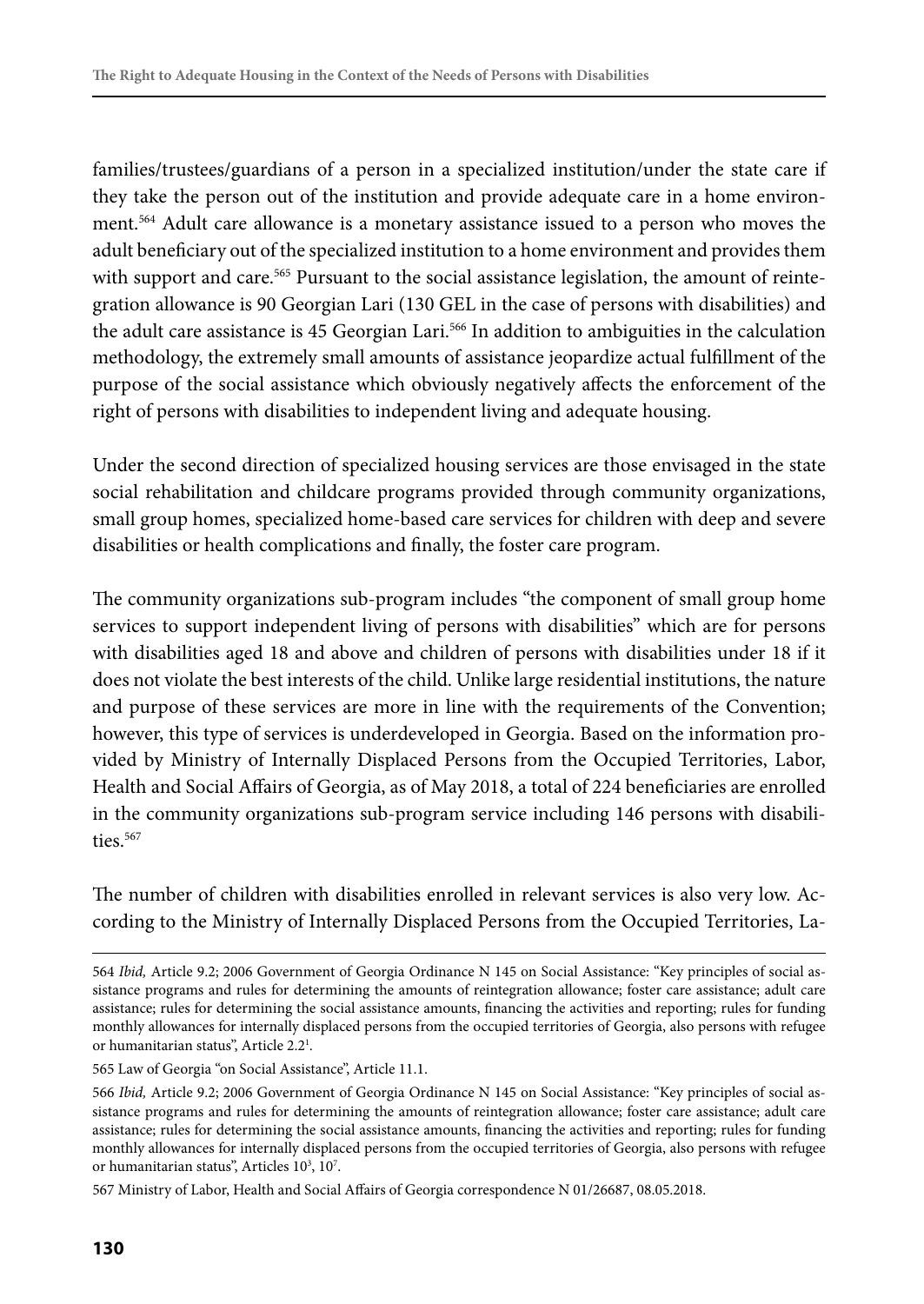families/trustees/guardians of a person in a specialized institution/under the state care if they take the person out of the institution and provide adequate care in a home environment.[564] Adult care allowance is a monetary assistance issued to a person who moves the adult beneficiary out of the specialized institution to a home environment and provides them with support and care.[565] Pursuant to the social assistance legislation, the amount of reintegration allowance is 90 Georgian Lari (130 GEL in the case of persons with disabilities) and the adult care assistance is 45 Georgian Lari.[566] In addition to ambiguities in the calculation methodology, the extremely small amounts of assistance jeopardize actual fulfillment of the purpose of the social assistance which obviously negatively affects the enforcement of the right of persons with disabilities to independent living and adequate housing.

Under the second direction of specialized housing services are those envisaged in the state social rehabilitation and childcare programs provided through community organizations, small group homes, specialized home-based care services for children with deep and severe disabilities or health complications and finally, the foster care program.

The community organizations sub-program includes "the component of small group home services to support independent living of persons with disabilities" which are for persons with disabilities aged 18 and above and children of persons with disabilities under 18 if it does not violate the best interests of the child. Unlike large residential institutions, the nature and purpose of these services are more in line with the requirements of the Convention; however, this type of services is underdeveloped in Georgia. Based on the information provided by Ministry of Internally Displaced Persons from the Occupied Territories, Labor, Health and Social Affairs of Georgia, as of May 2018, a total of 224 beneficiaries are enrolled in the community organizations sub-program service including 146 persons with disabilities.[567]

The number of children with disabilities enrolled in relevant services is also very low. According to the Ministry of Internally Displaced Persons from the Occupied Territories, La-

---

564 *Ibid,* Article 9.2; 2006 Government of Georgia Ordinance N 145 on Social Assistance: "Key principles of social assistance programs and rules for determining the amounts of reintegration allowance; foster care assistance; adult care assistance; rules for determining the social assistance amounts, financing the activities and reporting; rules for funding monthly allowances for internally displaced persons from the occupied territories of Georgia, also persons with refugee or humanitarian status", Article 2.2[1].

565 Law of Georgia "on Social Assistance", Article 11.1.

566 *Ibid,* Article 9.2; 2006 Government of Georgia Ordinance N 145 on Social Assistance: "Key principles of social assistance programs and rules for determining the amounts of reintegration allowance; foster care assistance; adult care assistance; rules for determining the social assistance amounts, financing the activities and reporting; rules for funding monthly allowances for internally displaced persons from the occupied territories of Georgia, also persons with refugee or humanitarian status", Articles 10[3], 10[7].

567 Ministry of Labor, Health and Social Affairs of Georgia correspondence N 01/26687, 08.05.2018.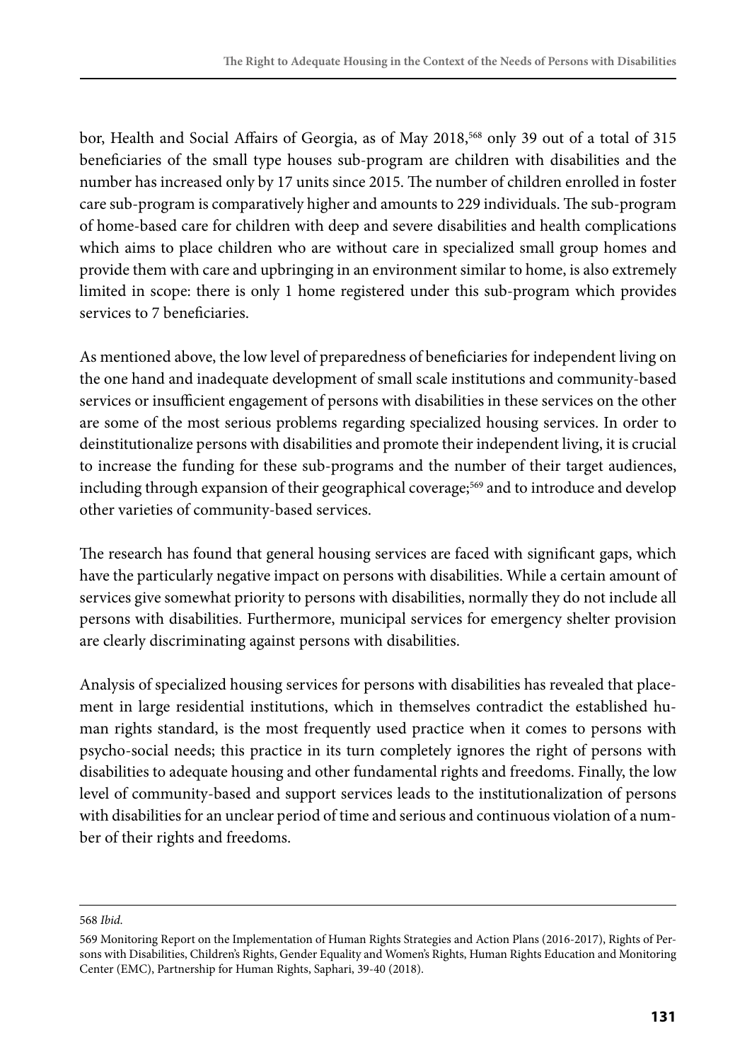bor, Health and Social Affairs of Georgia, as of May 2018,[568] only 39 out of a total of 315 beneficiaries of the small type houses sub-program are children with disabilities and the number has increased only by 17 units since 2015. The number of children enrolled in foster care sub-program is comparatively higher and amounts to 229 individuals. The sub-program of home-based care for children with deep and severe disabilities and health complications which aims to place children who are without care in specialized small group homes and provide them with care and upbringing in an environment similar to home, is also extremely limited in scope: there is only 1 home registered under this sub-program which provides services to 7 beneficiaries.

As mentioned above, the low level of preparedness of beneficiaries for independent living on the one hand and inadequate development of small scale institutions and community-based services or insufficient engagement of persons with disabilities in these services on the other are some of the most serious problems regarding specialized housing services. In order to deinstitutionalize persons with disabilities and promote their independent living, it is crucial to increase the funding for these sub-programs and the number of their target audiences, including through expansion of their geographical coverage;[569] and to introduce and develop other varieties of community-based services.

The research has found that general housing services are faced with significant gaps, which have the particularly negative impact on persons with disabilities. While a certain amount of services give somewhat priority to persons with disabilities, normally they do not include all persons with disabilities. Furthermore, municipal services for emergency shelter provision are clearly discriminating against persons with disabilities.

Analysis of specialized housing services for persons with disabilities has revealed that placement in large residential institutions, which in themselves contradict the established human rights standard, is the most frequently used practice when it comes to persons with psycho-social needs; this practice in its turn completely ignores the right of persons with disabilities to adequate housing and other fundamental rights and freedoms. Finally, the low level of community-based and support services leads to the institutionalization of persons with disabilities for an unclear period of time and serious and continuous violation of a number of their rights and freedoms.

---

568 *Ibid*.

569 Monitoring Report on the Implementation of Human Rights Strategies and Action Plans (2016-2017), Rights of Persons with Disabilities, Children's Rights, Gender Equality and Women's Rights, Human Rights Education and Monitoring Center (EMC), Partnership for Human Rights, Saphari, 39-40 (2018).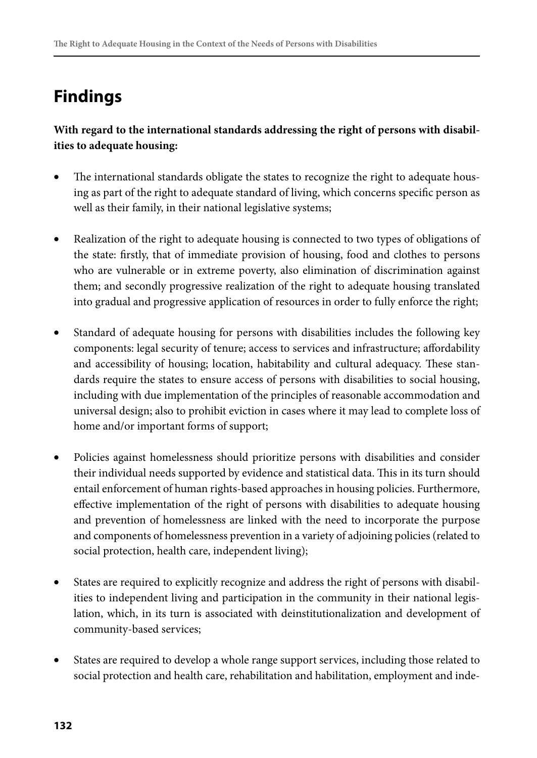# Findings

**With regard to the international standards addressing the right of persons with disabilities to adequate housing:**

- The international standards obligate the states to recognize the right to adequate housing as part of the right to adequate standard of living, which concerns specific person as well as their family, in their national legislative systems;

- Realization of the right to adequate housing is connected to two types of obligations of the state: firstly, that of immediate provision of housing, food and clothes to persons who are vulnerable or in extreme poverty, also elimination of discrimination against them; and secondly progressive realization of the right to adequate housing translated into gradual and progressive application of resources in order to fully enforce the right;

- Standard of adequate housing for persons with disabilities includes the following key components: legal security of tenure; access to services and infrastructure; affordability and accessibility of housing; location, habitability and cultural adequacy. These standards require the states to ensure access of persons with disabilities to social housing, including with due implementation of the principles of reasonable accommodation and universal design; also to prohibit eviction in cases where it may lead to complete loss of home and/or important forms of support;

- Policies against homelessness should prioritize persons with disabilities and consider their individual needs supported by evidence and statistical data. This in its turn should entail enforcement of human rights-based approaches in housing policies. Furthermore, effective implementation of the right of persons with disabilities to adequate housing and prevention of homelessness are linked with the need to incorporate the purpose and components of homelessness prevention in a variety of adjoining policies (related to social protection, health care, independent living);

- States are required to explicitly recognize and address the right of persons with disabilities to independent living and participation in the community in their national legislation, which, in its turn is associated with deinstitutionalization and development of community-based services;

- States are required to develop a whole range support services, including those related to social protection and health care, rehabilitation and habilitation, employment and inde-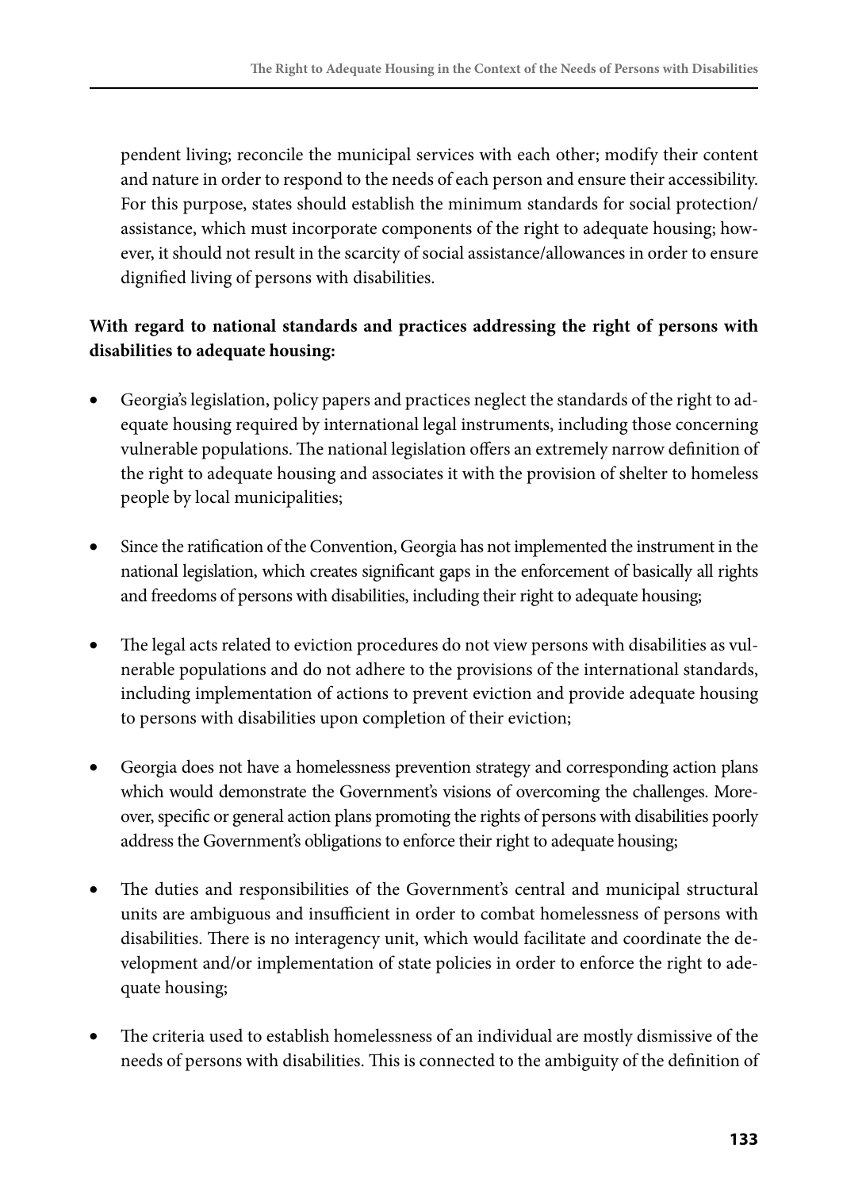pendent living; reconcile the municipal services with each other; modify their content and nature in order to respond to the needs of each person and ensure their accessibility. For this purpose, states should establish the minimum standards for social protection/assistance, which must incorporate components of the right to adequate housing; however, it should not result in the scarcity of social assistance/allowances in order to ensure dignified living of persons with disabilities.

**With regard to national standards and practices addressing the right of persons with disabilities to adequate housing:**

- Georgia's legislation, policy papers and practices neglect the standards of the right to adequate housing required by international legal instruments, including those concerning vulnerable populations. The national legislation offers an extremely narrow definition of the right to adequate housing and associates it with the provision of shelter to homeless people by local municipalities;

- Since the ratification of the Convention, Georgia has not implemented the instrument in the national legislation, which creates significant gaps in the enforcement of basically all rights and freedoms of persons with disabilities, including their right to adequate housing;

- The legal acts related to eviction procedures do not view persons with disabilities as vulnerable populations and do not adhere to the provisions of the international standards, including implementation of actions to prevent eviction and provide adequate housing to persons with disabilities upon completion of their eviction;

- Georgia does not have a homelessness prevention strategy and corresponding action plans which would demonstrate the Government's visions of overcoming the challenges. Moreover, specific or general action plans promoting the rights of persons with disabilities poorly address the Government's obligations to enforce their right to adequate housing;

- The duties and responsibilities of the Government's central and municipal structural units are ambiguous and insufficient in order to combat homelessness of persons with disabilities. There is no interagency unit, which would facilitate and coordinate the development and/or implementation of state policies in order to enforce the right to adequate housing;

- The criteria used to establish homelessness of an individual are mostly dismissive of the needs of persons with disabilities. This is connected to the ambiguity of the definition of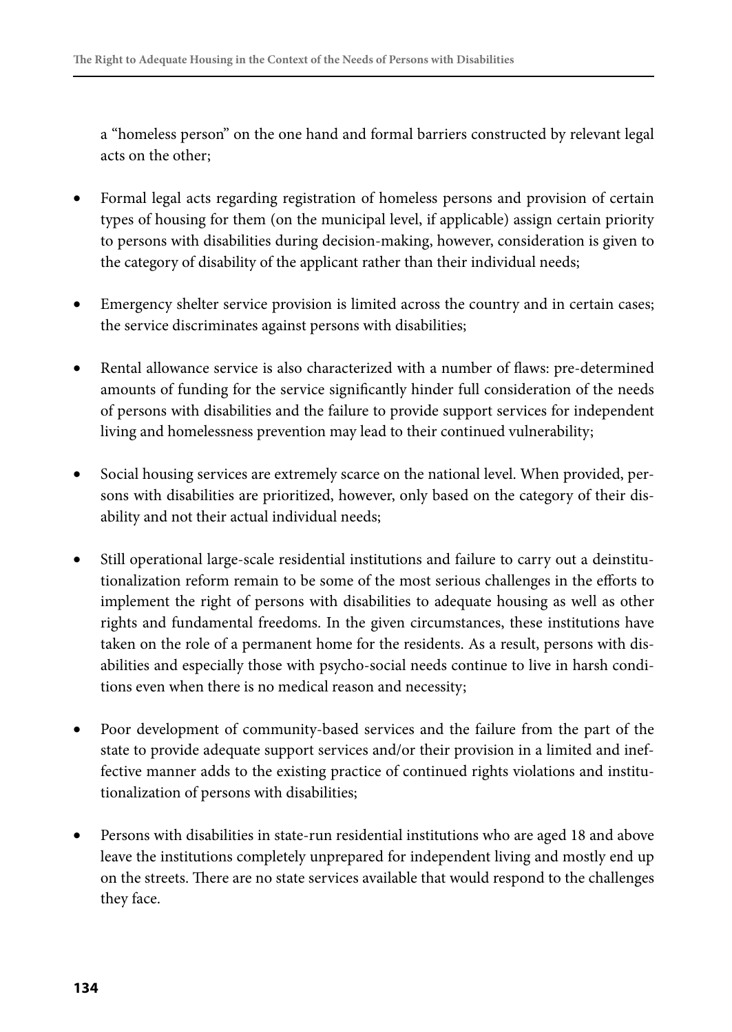a “homeless person” on the one hand and formal barriers constructed by relevant legal acts on the other;

- Formal legal acts regarding registration of homeless persons and provision of certain types of housing for them (on the municipal level, if applicable) assign certain priority to persons with disabilities during decision-making, however, consideration is given to the category of disability of the applicant rather than their individual needs;

- Emergency shelter service provision is limited across the country and in certain cases; the service discriminates against persons with disabilities;

- Rental allowance service is also characterized with a number of flaws: pre-determined amounts of funding for the service significantly hinder full consideration of the needs of persons with disabilities and the failure to provide support services for independent living and homelessness prevention may lead to their continued vulnerability;

- Social housing services are extremely scarce on the national level. When provided, persons with disabilities are prioritized, however, only based on the category of their disability and not their actual individual needs;

- Still operational large-scale residential institutions and failure to carry out a deinstitutionalization reform remain to be some of the most serious challenges in the efforts to implement the right of persons with disabilities to adequate housing as well as other rights and fundamental freedoms. In the given circumstances, these institutions have taken on the role of a permanent home for the residents. As a result, persons with disabilities and especially those with psycho-social needs continue to live in harsh conditions even when there is no medical reason and necessity;

- Poor development of community-based services and the failure from the part of the state to provide adequate support services and/or their provision in a limited and ineffective manner adds to the existing practice of continued rights violations and institutionalization of persons with disabilities;

- Persons with disabilities in state-run residential institutions who are aged 18 and above leave the institutions completely unprepared for independent living and mostly end up on the streets. There are no state services available that would respond to the challenges they face.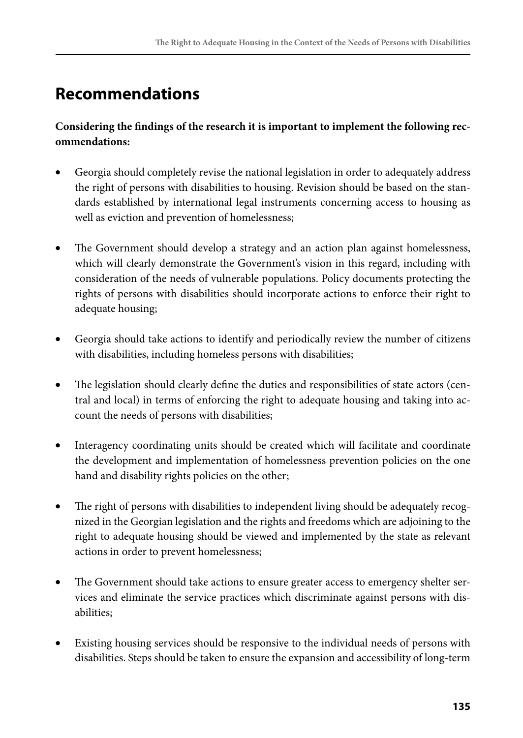## Recommendations

**Considering the findings of the research it is important to implement the following recommendations:**

- Georgia should completely revise the national legislation in order to adequately address the right of persons with disabilities to housing. Revision should be based on the standards established by international legal instruments concerning access to housing as well as eviction and prevention of homelessness;

- The Government should develop a strategy and an action plan against homelessness, which will clearly demonstrate the Government's vision in this regard, including with consideration of the needs of vulnerable populations. Policy documents protecting the rights of persons with disabilities should incorporate actions to enforce their right to adequate housing;

- Georgia should take actions to identify and periodically review the number of citizens with disabilities, including homeless persons with disabilities;

- The legislation should clearly define the duties and responsibilities of state actors (central and local) in terms of enforcing the right to adequate housing and taking into account the needs of persons with disabilities;

- Interagency coordinating units should be created which will facilitate and coordinate the development and implementation of homelessness prevention policies on the one hand and disability rights policies on the other;

- The right of persons with disabilities to independent living should be adequately recognized in the Georgian legislation and the rights and freedoms which are adjoining to the right to adequate housing should be viewed and implemented by the state as relevant actions in order to prevent homelessness;

- The Government should take actions to ensure greater access to emergency shelter services and eliminate the service practices which discriminate against persons with disabilities;

- Existing housing services should be responsive to the individual needs of persons with disabilities. Steps should be taken to ensure the expansion and accessibility of long-term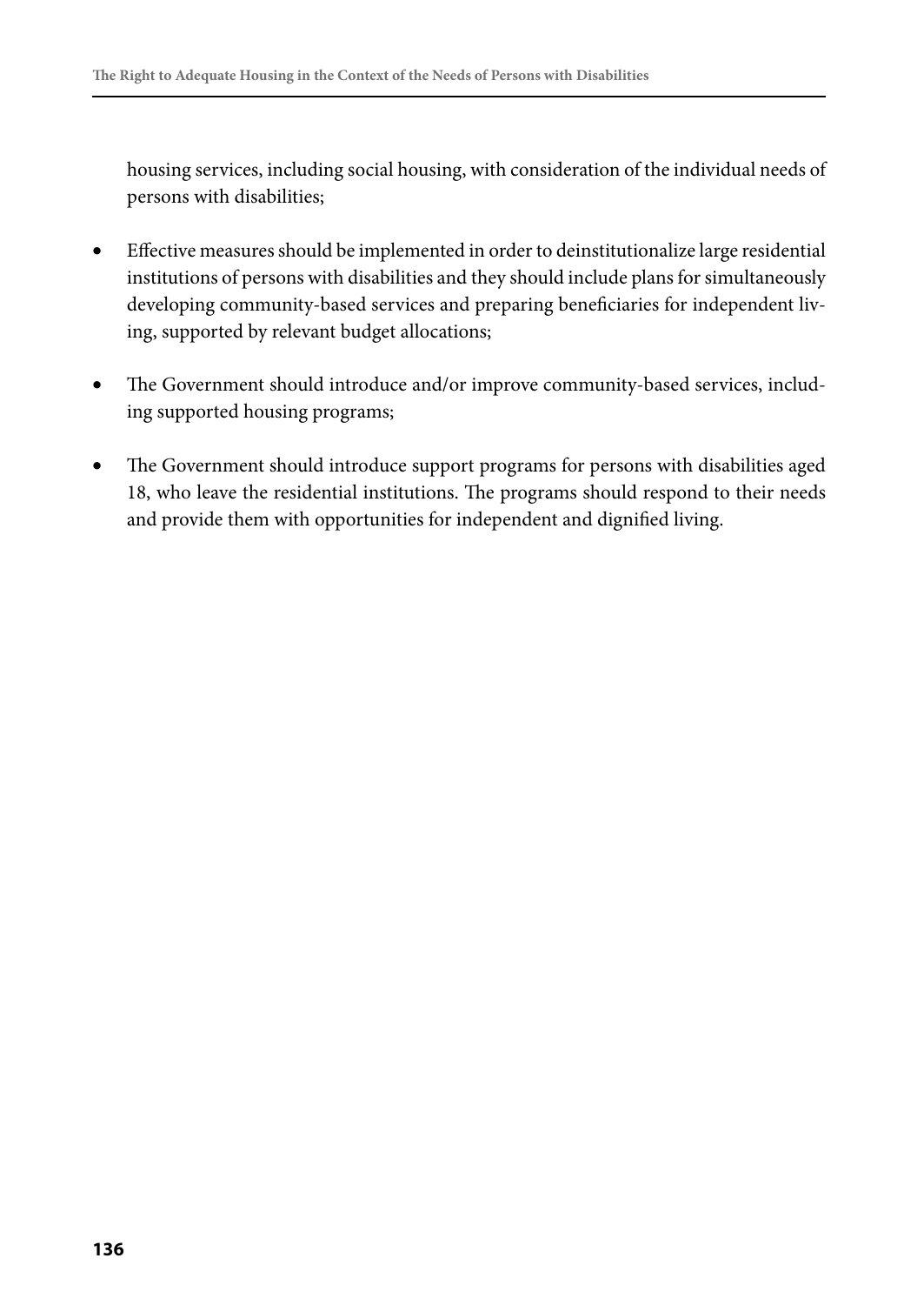housing services, including social housing, with consideration of the individual needs of persons with disabilities;

- Effective measures should be implemented in order to deinstitutionalize large residential institutions of persons with disabilities and they should include plans for simultaneously developing community-based services and preparing beneficiaries for independent living, supported by relevant budget allocations;
- The Government should introduce and/or improve community-based services, including supported housing programs;
- The Government should introduce support programs for persons with disabilities aged 18, who leave the residential institutions. The programs should respond to their needs and provide them with opportunities for independent and dignified living.